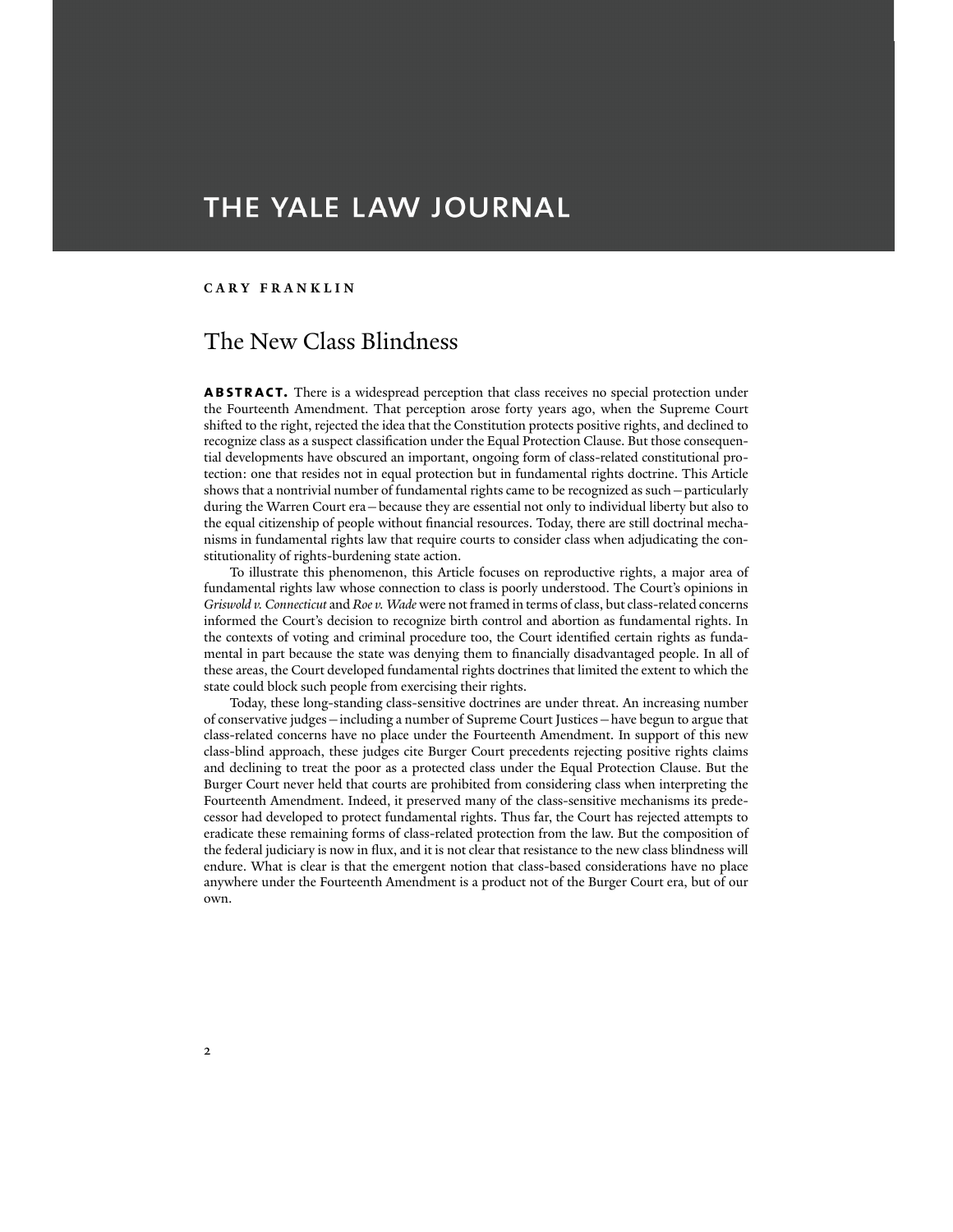# THE YALE LAW JOURNAL

**CARY FRANKLIN**

## The New Class Blindness

**ABSTRACT.** There is a widespread perception that class receives no special protection under the Fourteenth Amendment. That perception arose forty years ago, when the Supreme Court shifted to the right, rejected the idea that the Constitution protects positive rights, and declined to recognize class as a suspect classification under the Equal Protection Clause. But those consequential developments have obscured an important, ongoing form of class-related constitutional protection: one that resides not in equal protection but in fundamental rights doctrine. This Article shows that a nontrivial number of fundamental rights came to be recognized as such—particularly during the Warren Court era—because they are essential not only to individual liberty but also to the equal citizenship of people without financial resources. Today, there are still doctrinal mechanisms in fundamental rights law that require courts to consider class when adjudicating the constitutionality of rights-burdening state action.

To illustrate this phenomenon, this Article focuses on reproductive rights, a major area of fundamental rights law whose connection to class is poorly understood. The Court's opinions in *Griswold v. Connecticut* and *Roe v. Wade* were not framed in terms of class, but class-related concerns informed the Court's decision to recognize birth control and abortion as fundamental rights. In the contexts of voting and criminal procedure too, the Court identified certain rights as fundamental in part because the state was denying them to financially disadvantaged people. In all of these areas, the Court developed fundamental rights doctrines that limited the extent to which the state could block such people from exercising their rights.

Today, these long-standing class-sensitive doctrines are under threat. An increasing number of conservative judges—including a number of Supreme Court Justices—have begun to argue that class-related concerns have no place under the Fourteenth Amendment. In support of this new class-blind approach, these judges cite Burger Court precedents rejecting positive rights claims and declining to treat the poor as a protected class under the Equal Protection Clause. But the Burger Court never held that courts are prohibited from considering class when interpreting the Fourteenth Amendment. Indeed, it preserved many of the class-sensitive mechanisms its predecessor had developed to protect fundamental rights. Thus far, the Court has rejected attempts to eradicate these remaining forms of class-related protection from the law. But the composition of the federal judiciary is now in flux, and it is not clear that resistance to the new class blindness will endure. What is clear is that the emergent notion that class-based considerations have no place anywhere under the Fourteenth Amendment is a product not of the Burger Court era, but of our own.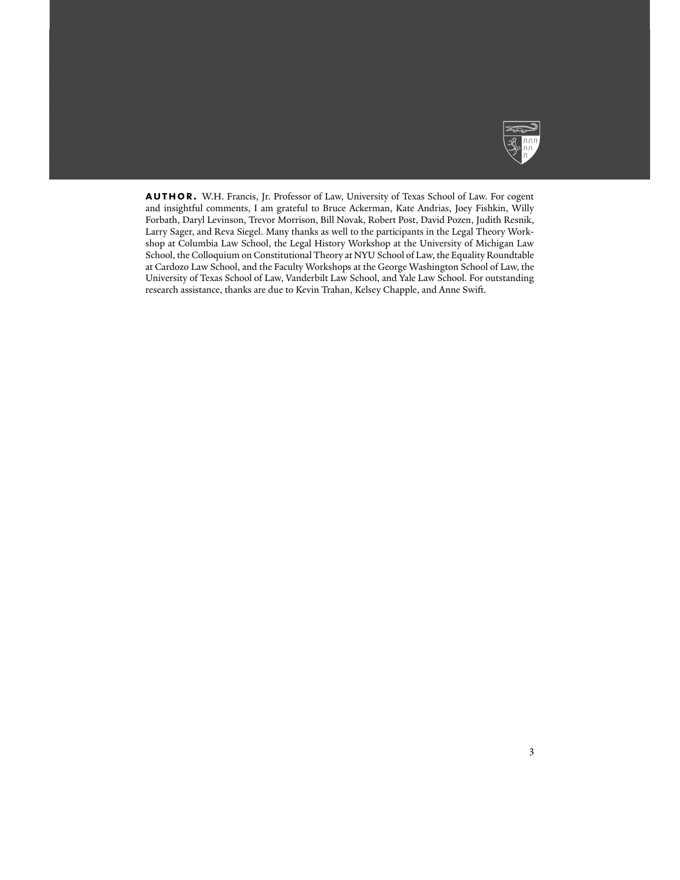**AUTHOR.** W.H. Francis, Jr. Professor of Law, University of Texas School of Law. For cogent and insightful comments, I am grateful to Bruce Ackerman, Kate Andrias, Joey Fishkin, Willy Forbath, Daryl Levinson, Trevor Morrison, Bill Novak, Robert Post, David Pozen, Judith Resnik, Larry Sager, and Reva Siegel. Many thanks as well to the participants in the Legal Theory Workshop at Columbia Law School, the Legal History Workshop at the University of Michigan Law School, the Colloquium on Constitutional Theory at NYU School of Law, the Equality Roundtable at Cardozo Law School, and the Faculty Workshops at the George Washington School of Law, the University of Texas School of Law, Vanderbilt Law School, and Yale Law School. For outstanding research assistance, thanks are due to Kevin Trahan, Kelsey Chapple, and Anne Swift.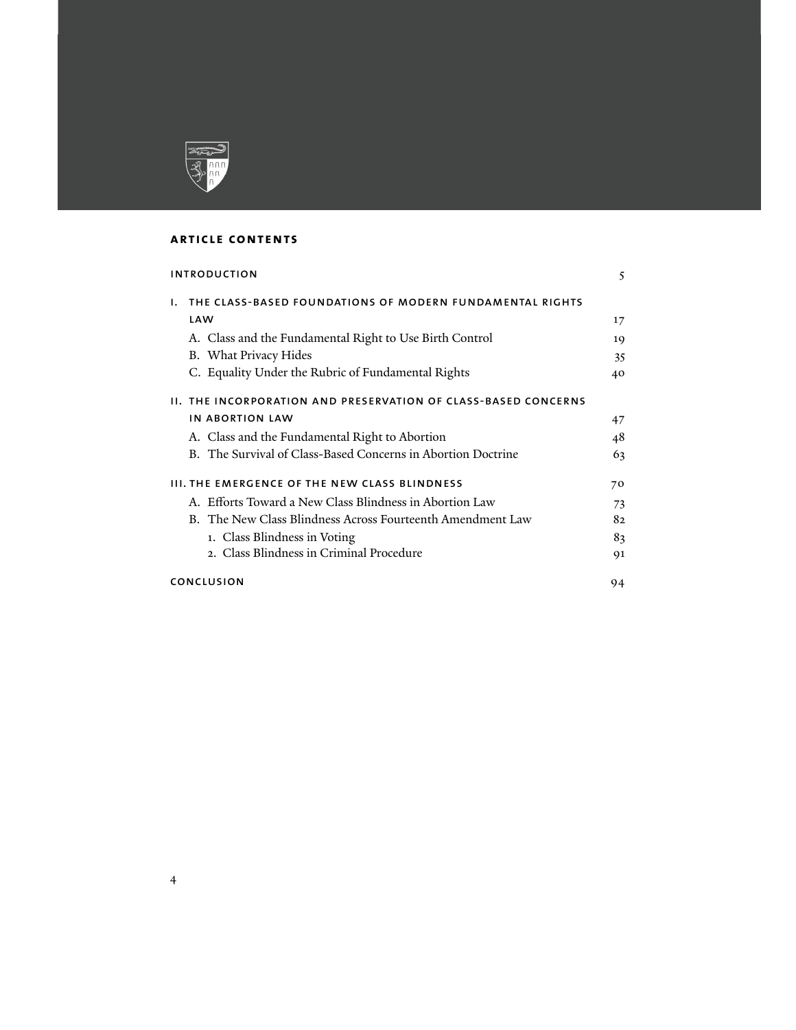## ARTICLE CONTENTS

| | |
|---|---|
| INTRODUCTION | 5 |
| I. THE CLASS-BASED FOUNDATIONS OF MODERN FUNDAMENTAL RIGHTS LAW | 17 |
| A. Class and the Fundamental Right to Use Birth Control | 19 |
| B. What Privacy Hides | 35 |
| C. Equality Under the Rubric of Fundamental Rights | 40 |
| II. THE INCORPORATION AND PRESERVATION OF CLASS-BASED CONCERNS IN ABORTION LAW | 47 |
| A. Class and the Fundamental Right to Abortion | 48 |
| B. The Survival of Class-Based Concerns in Abortion Doctrine | 63 |
| III. THE EMERGENCE OF THE NEW CLASS BLINDNESS | 70 |
| A. Efforts Toward a New Class Blindness in Abortion Law | 73 |
| B. The New Class Blindness Across Fourteenth Amendment Law | 82 |
| 1. Class Blindness in Voting | 83 |
| 2. Class Blindness in Criminal Procedure | 91 |
| CONCLUSION | 94 |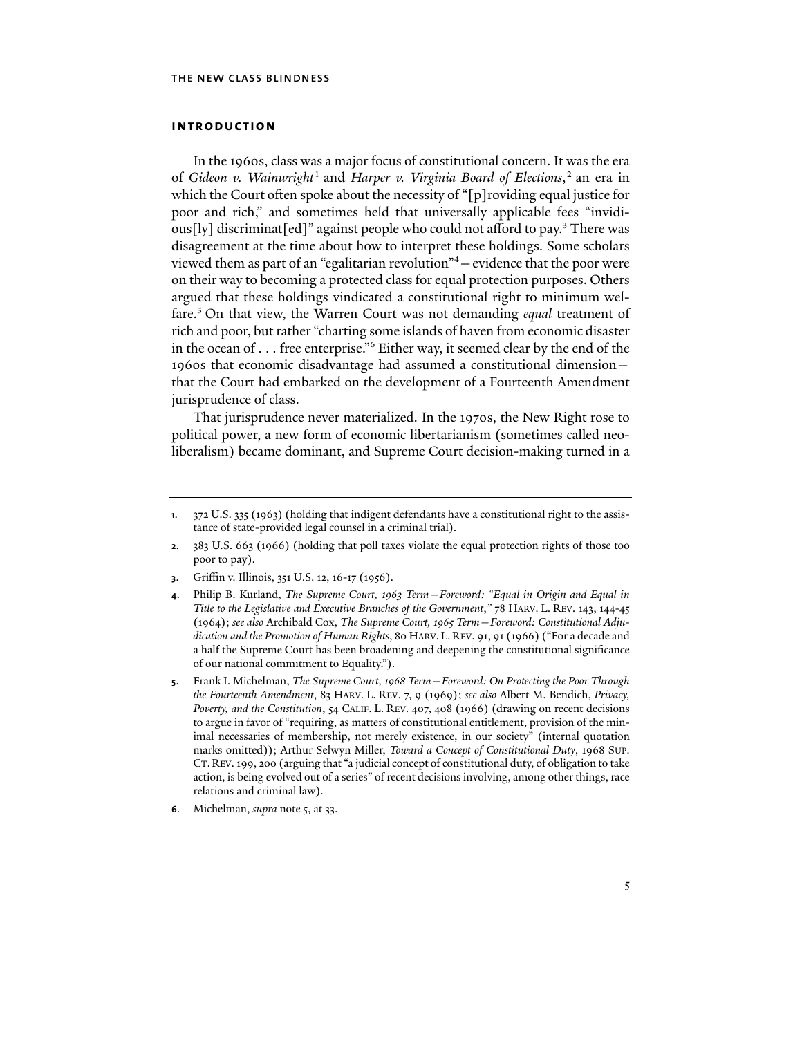## INTRODUCTION

In the 1960s, class was a major focus of constitutional concern. It was the era of *Gideon v. Wainwright*[1] and *Harper v. Virginia Board of Elections*,[2] an era in which the Court often spoke about the necessity of "[p]roviding equal justice for poor and rich," and sometimes held that universally applicable fees "invidious[ly] discriminat[ed]" against people who could not afford to pay.[3] There was disagreement at the time about how to interpret these holdings. Some scholars viewed them as part of an "egalitarian revolution"[4] – evidence that the poor were on their way to becoming a protected class for equal protection purposes. Others argued that these holdings vindicated a constitutional right to minimum welfare.[5] On that view, the Warren Court was not demanding *equal* treatment of rich and poor, but rather "charting some islands of haven from economic disaster in the ocean of . . . free enterprise."[6] Either way, it seemed clear by the end of the 1960s that economic disadvantage had assumed a constitutional dimension – that the Court had embarked on the development of a Fourteenth Amendment jurisprudence of class.

That jurisprudence never materialized. In the 1970s, the New Right rose to political power, a new form of economic libertarianism (sometimes called neoliberalism) became dominant, and Supreme Court decision-making turned in a

---

1. 372 U.S. 335 (1963) (holding that indigent defendants have a constitutional right to the assistance of state-provided legal counsel in a criminal trial).

2. 383 U.S. 663 (1966) (holding that poll taxes violate the equal protection rights of those too poor to pay).

3. Griffin v. Illinois, 351 U.S. 12, 16-17 (1956).

4. Philip B. Kurland, *The Supreme Court, 1963 Term – Foreword: "Equal in Origin and Equal in Title to the Legislative and Executive Branches of the Government*,*"* 78 HARV. L. REV. 143, 144-45 (1964); *see also* Archibald Cox, *The Supreme Court, 1965 Term – Foreword: Constitutional Adjudication and the Promotion of Human Rights*, 80 HARV. L. REV. 91, 91 (1966) ("For a decade and a half the Supreme Court has been broadening and deepening the constitutional significance of our national commitment to Equality.").

5. Frank I. Michelman, *The Supreme Court, 1968 Term – Foreword: On Protecting the Poor Through the Fourteenth Amendment*, 83 HARV. L. REV. 7, 9 (1969); *see also* Albert M. Bendich, *Privacy, Poverty, and the Constitution*, 54 CALIF. L. REV. 407, 408 (1966) (drawing on recent decisions to argue in favor of "requiring, as matters of constitutional entitlement, provision of the minimal necessaries of membership, not merely existence, in our society" (internal quotation marks omitted)); Arthur Selwyn Miller, *Toward a Concept of Constitutional Duty*, 1968 SUP. CT. REV. 199, 200 (arguing that "a judicial concept of constitutional duty, of obligation to take action, is being evolved out of a series" of recent decisions involving, among other things, race relations and criminal law).

6. Michelman, *supra* note 5, at 33.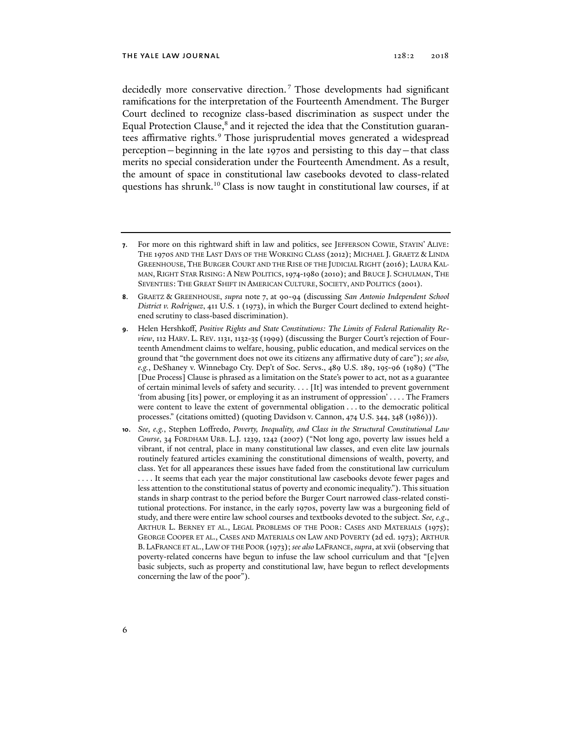decidedly more conservative direction.[7] Those developments had significant ramifications for the interpretation of the Fourteenth Amendment. The Burger Court declined to recognize class-based discrimination as suspect under the Equal Protection Clause,[8] and it rejected the idea that the Constitution guarantees affirmative rights.[9] Those jurisprudential moves generated a widespread perception—beginning in the late 1970s and persisting to this day—that class merits no special consideration under the Fourteenth Amendment. As a result, the amount of space in constitutional law casebooks devoted to class-related questions has shrunk.[10] Class is now taught in constitutional law courses, if at

---

**7.** For more on this rightward shift in law and politics, see JEFFERSON COWIE, STAYIN' ALIVE: THE 1970S AND THE LAST DAYS OF THE WORKING CLASS (2012); MICHAEL J. GRAETZ & LINDA GREENHOUSE, THE BURGER COURT AND THE RISE OF THE JUDICIAL RIGHT (2016); LAURA KALMAN, RIGHT STAR RISING: A NEW POLITICS, 1974-1980 (2010); and BRUCE J. SCHULMAN, THE SEVENTIES: THE GREAT SHIFT IN AMERICAN CULTURE, SOCIETY, AND POLITICS (2001).

**8.** GRAETZ & GREENHOUSE, *supra* note 7, at 90-94 (discussing *San Antonio Independent School District v. Rodriguez*, 411 U.S. 1 (1973), in which the Burger Court declined to extend heightened scrutiny to class-based discrimination).

**9.** Helen Hershkoff, *Positive Rights and State Constitutions: The Limits of Federal Rationality Review*, 112 HARV. L. REV. 1131, 1132-35 (1999) (discussing the Burger Court's rejection of Fourteenth Amendment claims to welfare, housing, public education, and medical services on the ground that "the government does not owe its citizens any affirmative duty of care"); *see also, e.g.*, DeShaney v. Winnebago Cty. Dep't of Soc. Servs., 489 U.S. 189, 195-96 (1989) ("The [Due Process] Clause is phrased as a limitation on the State's power to act, not as a guarantee of certain minimal levels of safety and security. . . . [It] was intended to prevent government 'from abusing [its] power, or employing it as an instrument of oppression' . . . . The Framers were content to leave the extent of governmental obligation . . . to the democratic political processes." (citations omitted) (quoting Davidson v. Cannon, 474 U.S. 344, 348 (1986))).

**10.** *See, e.g.*, Stephen Loffredo, *Poverty, Inequality, and Class in the Structural Constitutional Law Course*, 34 FORDHAM URB. L.J. 1239, 1242 (2007) ("Not long ago, poverty law issues held a vibrant, if not central, place in many constitutional law classes, and even elite law journals routinely featured articles examining the constitutional dimensions of wealth, poverty, and class. Yet for all appearances these issues have faded from the constitutional law curriculum . . . . It seems that each year the major constitutional law casebooks devote fewer pages and less attention to the constitutional status of poverty and economic inequality."). This situation stands in sharp contrast to the period before the Burger Court narrowed class-related constitutional protections. For instance, in the early 1970s, poverty law was a burgeoning field of study, and there were entire law school courses and textbooks devoted to the subject. *See, e.g.*, ARTHUR L. BERNEY ET AL., LEGAL PROBLEMS OF THE POOR: CASES AND MATERIALS (1975); GEORGE COOPER ET AL., CASES AND MATERIALS ON LAW AND POVERTY (2d ed. 1973); ARTHUR B. LAFRANCE ET AL., LAW OF THE POOR (1973); *see also* LAFRANCE, *supra*, at xvii (observing that poverty-related concerns have begun to infuse the law school curriculum and that "[e]ven basic subjects, such as property and constitutional law, have begun to reflect developments concerning the law of the poor").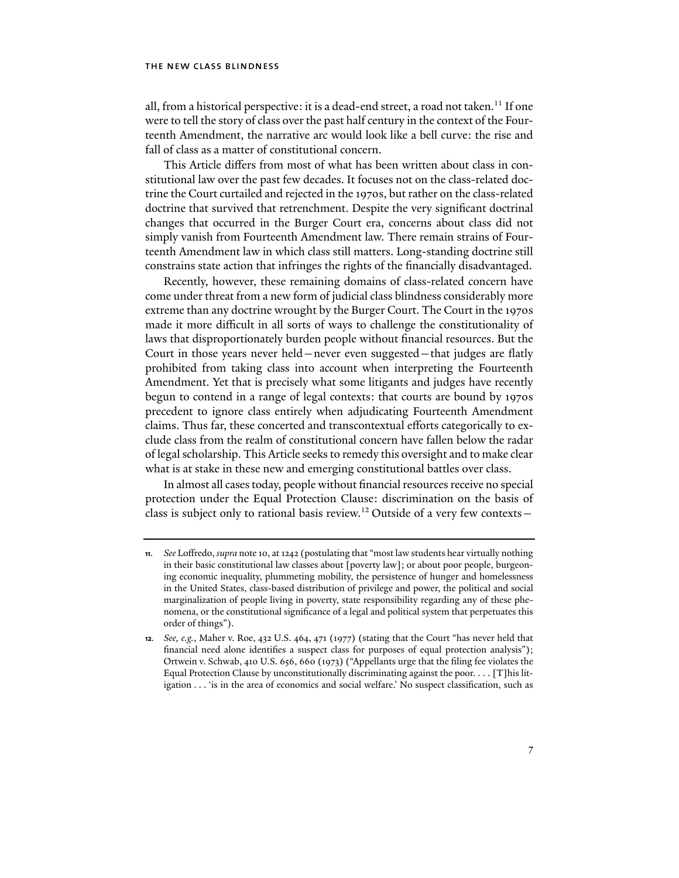all, from a historical perspective: it is a dead-end street, a road not taken.[11] If one were to tell the story of class over the past half century in the context of the Fourteenth Amendment, the narrative arc would look like a bell curve: the rise and fall of class as a matter of constitutional concern.

This Article differs from most of what has been written about class in constitutional law over the past few decades. It focuses not on the class-related doctrine the Court curtailed and rejected in the 1970s, but rather on the class-related doctrine that survived that retrenchment. Despite the very significant doctrinal changes that occurred in the Burger Court era, concerns about class did not simply vanish from Fourteenth Amendment law. There remain strains of Fourteenth Amendment law in which class still matters. Long-standing doctrine still constrains state action that infringes the rights of the financially disadvantaged.

Recently, however, these remaining domains of class-related concern have come under threat from a new form of judicial class blindness considerably more extreme than any doctrine wrought by the Burger Court. The Court in the 1970s made it more difficult in all sorts of ways to challenge the constitutionality of laws that disproportionately burden people without financial resources. But the Court in those years never held—never even suggested—that judges are flatly prohibited from taking class into account when interpreting the Fourteenth Amendment. Yet that is precisely what some litigants and judges have recently begun to contend in a range of legal contexts: that courts are bound by 1970s precedent to ignore class entirely when adjudicating Fourteenth Amendment claims. Thus far, these concerted and transcontextual efforts categorically to exclude class from the realm of constitutional concern have fallen below the radar of legal scholarship. This Article seeks to remedy this oversight and to make clear what is at stake in these new and emerging constitutional battles over class.

In almost all cases today, people without financial resources receive no special protection under the Equal Protection Clause: discrimination on the basis of class is subject only to rational basis review.[12] Outside of a very few contexts—

---

11. *See* Loffredo, *supra* note 10, at 1242 (postulating that "most law students hear virtually nothing in their basic constitutional law classes about [poverty law]; or about poor people, burgeoning economic inequality, plummeting mobility, the persistence of hunger and homelessness in the United States, class-based distribution of privilege and power, the political and social marginalization of people living in poverty, state responsibility regarding any of these phenomena, or the constitutional significance of a legal and political system that perpetuates this order of things").

12. *See, e.g.*, Maher v. Roe, 432 U.S. 464, 471 (1977) (stating that the Court "has never held that financial need alone identifies a suspect class for purposes of equal protection analysis"); Ortwein v. Schwab, 410 U.S. 656, 660 (1973) ("Appellants urge that the filing fee violates the Equal Protection Clause by unconstitutionally discriminating against the poor. . . . [T]his litigation . . . 'is in the area of economics and social welfare.' No suspect classification, such as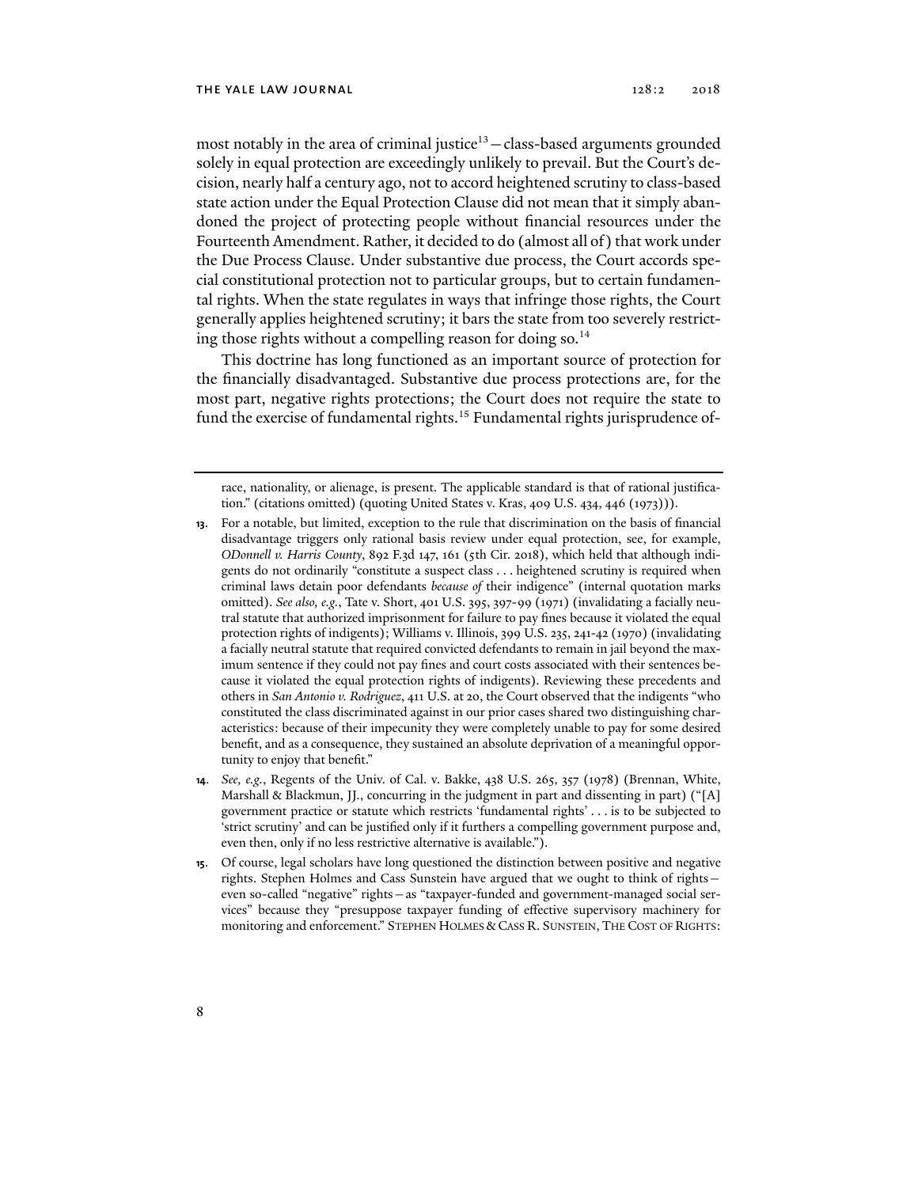most notably in the area of criminal justice[13] – class-based arguments grounded solely in equal protection are exceedingly unlikely to prevail. But the Court's decision, nearly half a century ago, not to accord heightened scrutiny to class-based state action under the Equal Protection Clause did not mean that it simply abandoned the project of protecting people without financial resources under the Fourteenth Amendment. Rather, it decided to do (almost all of) that work under the Due Process Clause. Under substantive due process, the Court accords special constitutional protection not to particular groups, but to certain fundamental rights. When the state regulates in ways that infringe those rights, the Court generally applies heightened scrutiny; it bars the state from too severely restricting those rights without a compelling reason for doing so.[14]

This doctrine has long functioned as an important source of protection for the financially disadvantaged. Substantive due process protections are, for the most part, negative rights protections; the Court does not require the state to fund the exercise of fundamental rights.[15] Fundamental rights jurisprudence of-

---

race, nationality, or alienage, is present. The applicable standard is that of rational justification." (citations omitted) (quoting United States v. Kras, 409 U.S. 434, 446 (1973))).

13. For a notable, but limited, exception to the rule that discrimination on the basis of financial disadvantage triggers only rational basis review under equal protection, see, for example, *ODonnell v. Harris County*, 892 F.3d 147, 161 (5th Cir. 2018), which held that although indigents do not ordinarily "constitute a suspect class . . . heightened scrutiny is required when criminal laws detain poor defendants *because of* their indigence" (internal quotation marks omitted). *See also, e.g.*, Tate v. Short, 401 U.S. 395, 397-99 (1971) (invalidating a facially neutral statute that authorized imprisonment for failure to pay fines because it violated the equal protection rights of indigents); Williams v. Illinois, 399 U.S. 235, 241-42 (1970) (invalidating a facially neutral statute that required convicted defendants to remain in jail beyond the maximum sentence if they could not pay fines and court costs associated with their sentences because it violated the equal protection rights of indigents). Reviewing these precedents and others in *San Antonio v. Rodriguez*, 411 U.S. at 20, the Court observed that the indigents "who constituted the class discriminated against in our prior cases shared two distinguishing characteristics: because of their impecunity they were completely unable to pay for some desired benefit, and as a consequence, they sustained an absolute deprivation of a meaningful opportunity to enjoy that benefit."

14. *See, e.g.*, Regents of the Univ. of Cal. v. Bakke, 438 U.S. 265, 357 (1978) (Brennan, White, Marshall & Blackmun, JJ., concurring in the judgment in part and dissenting in part) ("[A] government practice or statute which restricts 'fundamental rights' . . . is to be subjected to 'strict scrutiny' and can be justified only if it furthers a compelling government purpose and, even then, only if no less restrictive alternative is available.").

15. Of course, legal scholars have long questioned the distinction between positive and negative rights. Stephen Holmes and Cass Sunstein have argued that we ought to think of rights – even so-called "negative" rights – as "taxpayer-funded and government-managed social services" because they "presuppose taxpayer funding of effective supervisory machinery for monitoring and enforcement." STEPHEN HOLMES & CASS R. SUNSTEIN, THE COST OF RIGHTS: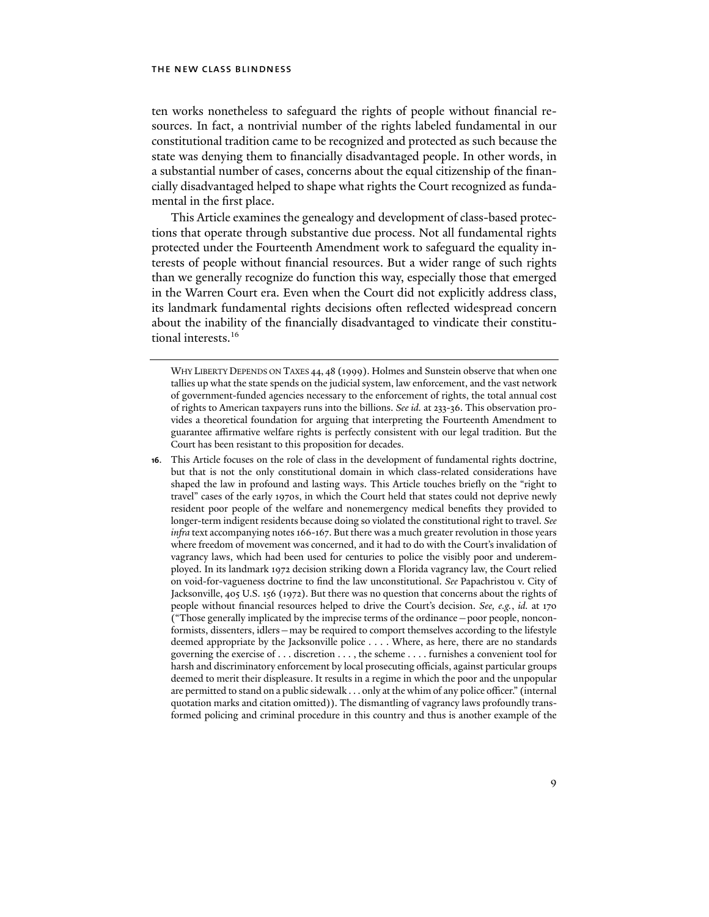ten works nonetheless to safeguard the rights of people without financial resources. In fact, a nontrivial number of the rights labeled fundamental in our constitutional tradition came to be recognized and protected as such because the state was denying them to financially disadvantaged people. In other words, in a substantial number of cases, concerns about the equal citizenship of the financially disadvantaged helped to shape what rights the Court recognized as fundamental in the first place.

This Article examines the genealogy and development of class-based protections that operate through substantive due process. Not all fundamental rights protected under the Fourteenth Amendment work to safeguard the equality interests of people without financial resources. But a wider range of such rights than we generally recognize do function this way, especially those that emerged in the Warren Court era. Even when the Court did not explicitly address class, its landmark fundamental rights decisions often reflected widespread concern about the inability of the financially disadvantaged to vindicate their constitutional interests.[16]

---

WHY LIBERTY DEPENDS ON TAXES 44, 48 (1999). Holmes and Sunstein observe that when one tallies up what the state spends on the judicial system, law enforcement, and the vast network of government-funded agencies necessary to the enforcement of rights, the total annual cost of rights to American taxpayers runs into the billions. *See id.* at 233-36. This observation provides a theoretical foundation for arguing that interpreting the Fourteenth Amendment to guarantee affirmative welfare rights is perfectly consistent with our legal tradition. But the Court has been resistant to this proposition for decades.

**16.** This Article focuses on the role of class in the development of fundamental rights doctrine, but that is not the only constitutional domain in which class-related considerations have shaped the law in profound and lasting ways. This Article touches briefly on the "right to travel" cases of the early 1970s, in which the Court held that states could not deprive newly resident poor people of the welfare and nonemergency medical benefits they provided to longer-term indigent residents because doing so violated the constitutional right to travel. *See infra* text accompanying notes 166-167. But there was a much greater revolution in those years where freedom of movement was concerned, and it had to do with the Court's invalidation of vagrancy laws, which had been used for centuries to police the visibly poor and underemployed. In its landmark 1972 decision striking down a Florida vagrancy law, the Court relied on void-for-vagueness doctrine to find the law unconstitutional. *See* Papachristou v. City of Jacksonville, 405 U.S. 156 (1972). But there was no question that concerns about the rights of people without financial resources helped to drive the Court's decision. *See, e.g.*, *id.* at 170 ("Those generally implicated by the imprecise terms of the ordinance—poor people, nonconformists, dissenters, idlers—may be required to comport themselves according to the lifestyle deemed appropriate by the Jacksonville police . . . . Where, as here, there are no standards governing the exercise of . . . discretion . . . , the scheme . . . . furnishes a convenient tool for harsh and discriminatory enforcement by local prosecuting officials, against particular groups deemed to merit their displeasure. It results in a regime in which the poor and the unpopular are permitted to stand on a public sidewalk . . . only at the whim of any police officer." (internal quotation marks and citation omitted)). The dismantling of vagrancy laws profoundly transformed policing and criminal procedure in this country and thus is another example of the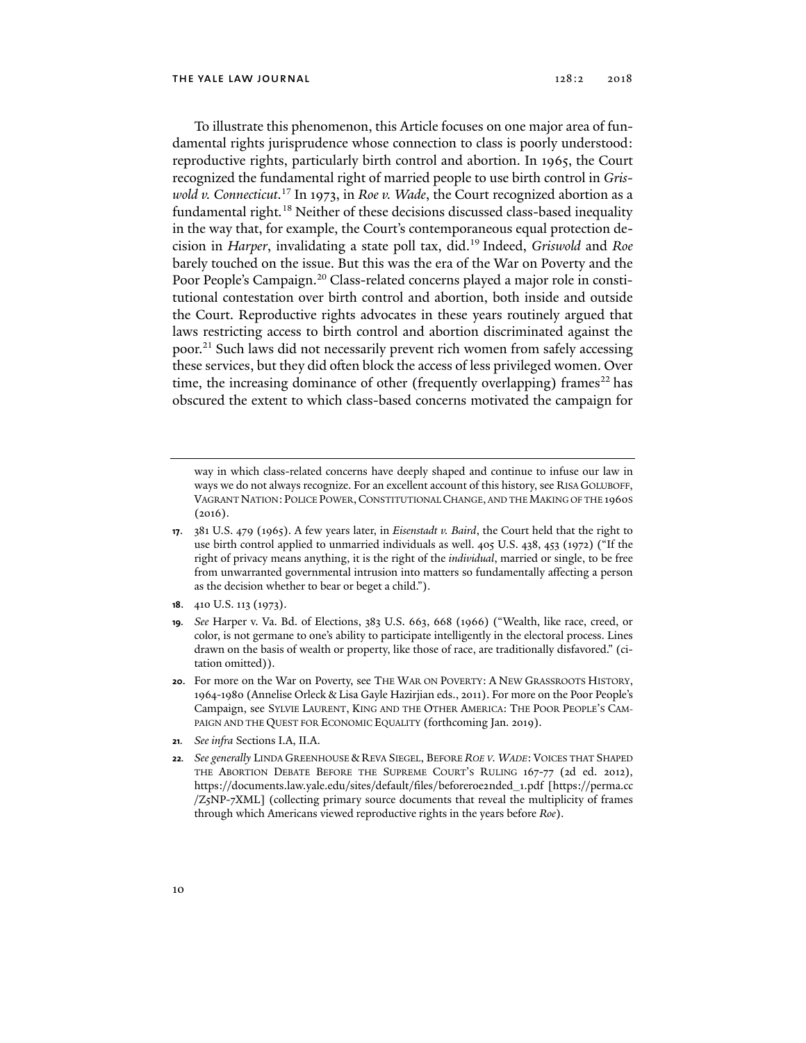To illustrate this phenomenon, this Article focuses on one major area of fundamental rights jurisprudence whose connection to class is poorly understood: reproductive rights, particularly birth control and abortion. In 1965, the Court recognized the fundamental right of married people to use birth control in *Griswold v. Connecticut*.[17] In 1973, in *Roe v. Wade*, the Court recognized abortion as a fundamental right.[18] Neither of these decisions discussed class-based inequality in the way that, for example, the Court's contemporaneous equal protection decision in *Harper*, invalidating a state poll tax, did.[19] Indeed, *Griswold* and *Roe* barely touched on the issue. But this was the era of the War on Poverty and the Poor People's Campaign.[20] Class-related concerns played a major role in constitutional contestation over birth control and abortion, both inside and outside the Court. Reproductive rights advocates in these years routinely argued that laws restricting access to birth control and abortion discriminated against the poor.[21] Such laws did not necessarily prevent rich women from safely accessing these services, but they did often block the access of less privileged women. Over time, the increasing dominance of other (frequently overlapping) frames[22] has obscured the extent to which class-based concerns motivated the campaign for

---

way in which class-related concerns have deeply shaped and continue to infuse our law in ways we do not always recognize. For an excellent account of this history, see RISA GOLUBOFF, VAGRANT NATION: POLICE POWER, CONSTITUTIONAL CHANGE, AND THE MAKING OF THE 1960S (2016).

17. 381 U.S. 479 (1965). A few years later, in *Eisenstadt v. Baird*, the Court held that the right to use birth control applied to unmarried individuals as well. 405 U.S. 438, 453 (1972) ("If the right of privacy means anything, it is the right of the *individual*, married or single, to be free from unwarranted governmental intrusion into matters so fundamentally affecting a person as the decision whether to bear or beget a child.").

18. 410 U.S. 113 (1973).

19. *See* Harper v. Va. Bd. of Elections, 383 U.S. 663, 668 (1966) ("Wealth, like race, creed, or color, is not germane to one's ability to participate intelligently in the electoral process. Lines drawn on the basis of wealth or property, like those of race, are traditionally disfavored." (citation omitted)).

20. For more on the War on Poverty, see THE WAR ON POVERTY: A NEW GRASSROOTS HISTORY, 1964-1980 (Annelise Orleck & Lisa Gayle Hazirjian eds., 2011). For more on the Poor People's Campaign, see SYLVIE LAURENT, KING AND THE OTHER AMERICA: THE POOR PEOPLE'S CAMPAIGN AND THE QUEST FOR ECONOMIC EQUALITY (forthcoming Jan. 2019).

21. *See infra* Sections I.A, II.A.

22. *See generally* LINDA GREENHOUSE & REVA SIEGEL, BEFORE *ROE V. WADE*: VOICES THAT SHAPED THE ABORTION DEBATE BEFORE THE SUPREME COURT'S RULING 167-77 (2d ed. 2012), https://documents.law.yale.edu/sites/default/files/beforeroe2nded_1.pdf [https://perma.cc/Z5NP-7XML] (collecting primary source documents that reveal the multiplicity of frames through which Americans viewed reproductive rights in the years before *Roe*).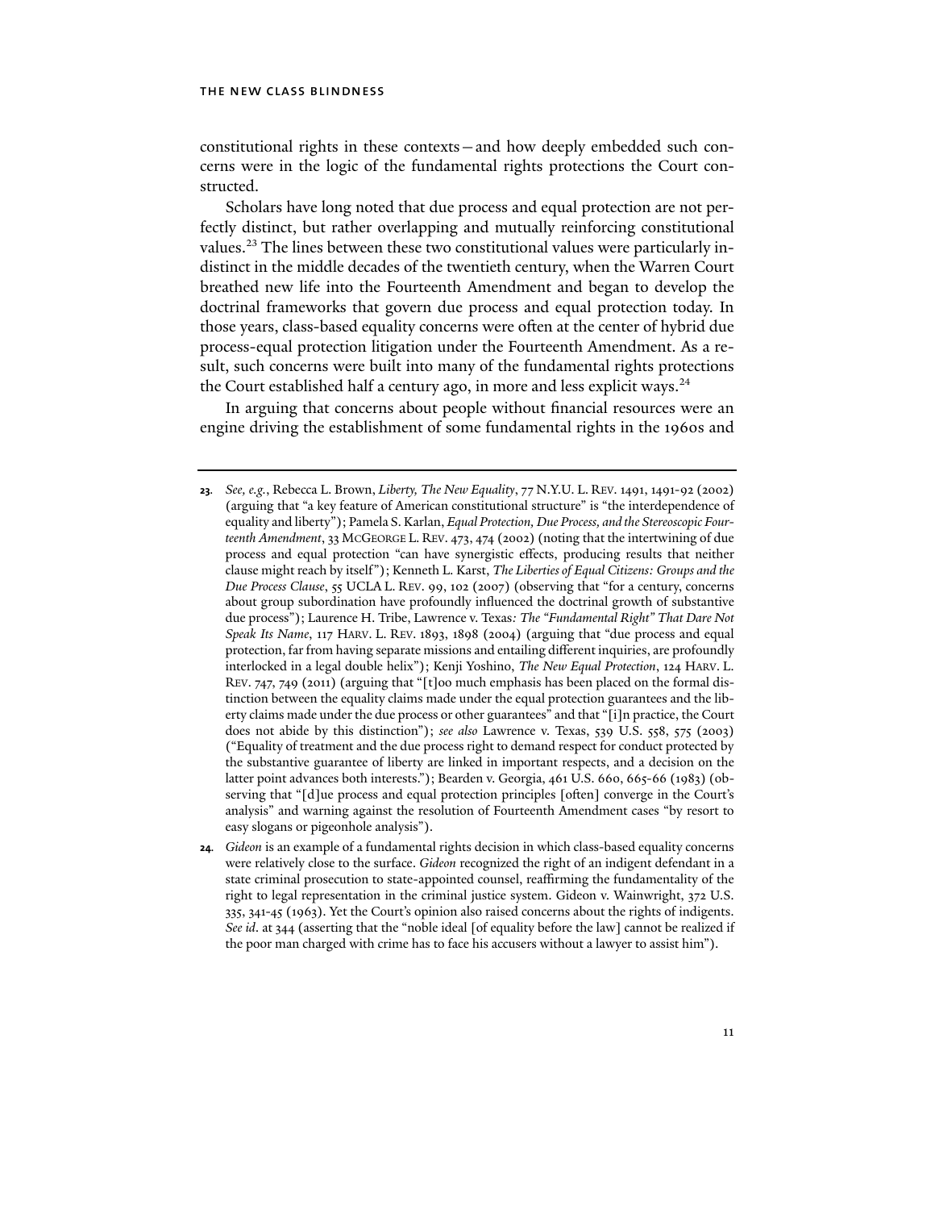constitutional rights in these contexts—and how deeply embedded such concerns were in the logic of the fundamental rights protections the Court constructed.

Scholars have long noted that due process and equal protection are not perfectly distinct, but rather overlapping and mutually reinforcing constitutional values.[23] The lines between these two constitutional values were particularly indistinct in the middle decades of the twentieth century, when the Warren Court breathed new life into the Fourteenth Amendment and began to develop the doctrinal frameworks that govern due process and equal protection today. In those years, class-based equality concerns were often at the center of hybrid due process-equal protection litigation under the Fourteenth Amendment. As a result, such concerns were built into many of the fundamental rights protections the Court established half a century ago, in more and less explicit ways.[24]

In arguing that concerns about people without financial resources were an engine driving the establishment of some fundamental rights in the 1960s and

---

**23.** *See, e.g.*, Rebecca L. Brown, *Liberty, The New Equality*, 77 N.Y.U. L. REV. 1491, 1491-92 (2002) (arguing that "a key feature of American constitutional structure" is "the interdependence of equality and liberty"); Pamela S. Karlan, *Equal Protection, Due Process, and the Stereoscopic Fourteenth Amendment*, 33 MCGEORGE L. REV. 473, 474 (2002) (noting that the intertwining of due process and equal protection "can have synergistic effects, producing results that neither clause might reach by itself"); Kenneth L. Karst, *The Liberties of Equal Citizens: Groups and the Due Process Clause*, 55 UCLA L. REV. 99, 102 (2007) (observing that "for a century, concerns about group subordination have profoundly influenced the doctrinal growth of substantive due process"); Laurence H. Tribe, Lawrence v. Texas*: The "Fundamental Right" That Dare Not Speak Its Name*, 117 HARV. L. REV. 1893, 1898 (2004) (arguing that "due process and equal protection, far from having separate missions and entailing different inquiries, are profoundly interlocked in a legal double helix"); Kenji Yoshino, *The New Equal Protection*, 124 HARV. L. REV. 747, 749 (2011) (arguing that "[t]oo much emphasis has been placed on the formal distinction between the equality claims made under the equal protection guarantees and the liberty claims made under the due process or other guarantees" and that "[i]n practice, the Court does not abide by this distinction"); *see also* Lawrence v. Texas, 539 U.S. 558, 575 (2003) ("Equality of treatment and the due process right to demand respect for conduct protected by the substantive guarantee of liberty are linked in important respects, and a decision on the latter point advances both interests."); Bearden v. Georgia, 461 U.S. 660, 665-66 (1983) (observing that "[d]ue process and equal protection principles [often] converge in the Court's analysis" and warning against the resolution of Fourteenth Amendment cases "by resort to easy slogans or pigeonhole analysis").

**24.** *Gideon* is an example of a fundamental rights decision in which class-based equality concerns were relatively close to the surface. *Gideon* recognized the right of an indigent defendant in a state criminal prosecution to state-appointed counsel, reaffirming the fundamentality of the right to legal representation in the criminal justice system. Gideon v. Wainwright, 372 U.S. 335, 341-45 (1963). Yet the Court's opinion also raised concerns about the rights of indigents. *See id*. at 344 (asserting that the "noble ideal [of equality before the law] cannot be realized if the poor man charged with crime has to face his accusers without a lawyer to assist him").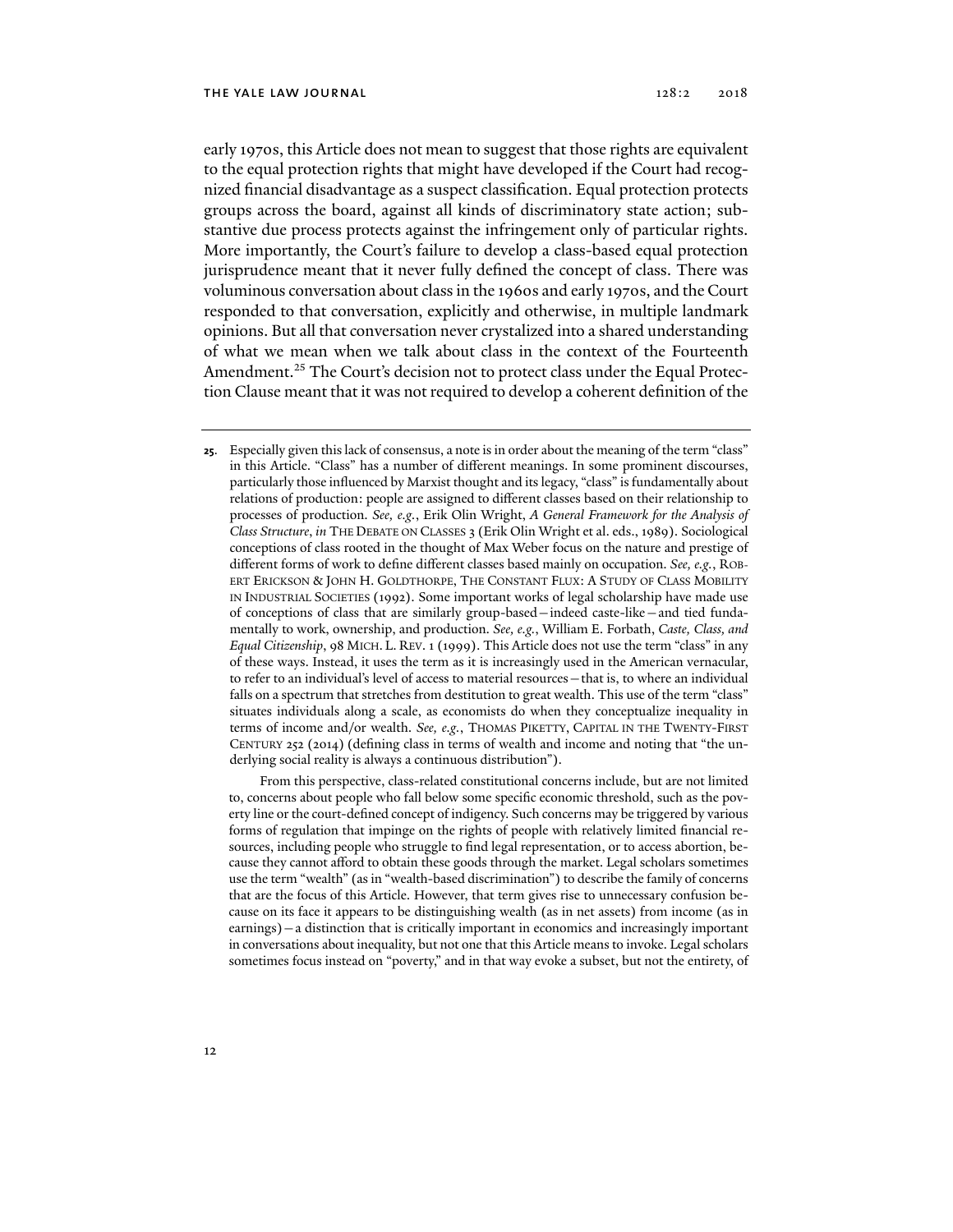early 1970s, this Article does not mean to suggest that those rights are equivalent to the equal protection rights that might have developed if the Court had recognized financial disadvantage as a suspect classification. Equal protection protects groups across the board, against all kinds of discriminatory state action; substantive due process protects against the infringement only of particular rights. More importantly, the Court's failure to develop a class-based equal protection jurisprudence meant that it never fully defined the concept of class. There was voluminous conversation about class in the 1960s and early 1970s, and the Court responded to that conversation, explicitly and otherwise, in multiple landmark opinions. But all that conversation never crystalized into a shared understanding of what we mean when we talk about class in the context of the Fourteenth Amendment.[25] The Court's decision not to protect class under the Equal Protection Clause meant that it was not required to develop a coherent definition of the

---

**25.** Especially given this lack of consensus, a note is in order about the meaning of the term "class" in this Article. "Class" has a number of different meanings. In some prominent discourses, particularly those influenced by Marxist thought and its legacy, "class" is fundamentally about relations of production: people are assigned to different classes based on their relationship to processes of production. *See, e.g.*, Erik Olin Wright, *A General Framework for the Analysis of Class Structure*, *in* THE DEBATE ON CLASSES 3 (Erik Olin Wright et al. eds., 1989). Sociological conceptions of class rooted in the thought of Max Weber focus on the nature and prestige of different forms of work to define different classes based mainly on occupation. *See, e.g.*, ROBERT ERICKSON & JOHN H. GOLDTHORPE, THE CONSTANT FLUX: A STUDY OF CLASS MOBILITY IN INDUSTRIAL SOCIETIES (1992). Some important works of legal scholarship have made use of conceptions of class that are similarly group-based—indeed caste-like—and tied fundamentally to work, ownership, and production. *See, e.g.*, William E. Forbath, *Caste, Class, and Equal Citizenship*, 98 MICH. L. REV. 1 (1999). This Article does not use the term "class" in any of these ways. Instead, it uses the term as it is increasingly used in the American vernacular, to refer to an individual's level of access to material resources—that is, to where an individual falls on a spectrum that stretches from destitution to great wealth. This use of the term "class" situates individuals along a scale, as economists do when they conceptualize inequality in terms of income and/or wealth. *See, e.g.*, THOMAS PIKETTY, CAPITAL IN THE TWENTY-FIRST CENTURY 252 (2014) (defining class in terms of wealth and income and noting that "the underlying social reality is always a continuous distribution").

From this perspective, class-related constitutional concerns include, but are not limited to, concerns about people who fall below some specific economic threshold, such as the poverty line or the court-defined concept of indigency. Such concerns may be triggered by various forms of regulation that impinge on the rights of people with relatively limited financial resources, including people who struggle to find legal representation, or to access abortion, because they cannot afford to obtain these goods through the market. Legal scholars sometimes use the term "wealth" (as in "wealth-based discrimination") to describe the family of concerns that are the focus of this Article. However, that term gives rise to unnecessary confusion because on its face it appears to be distinguishing wealth (as in net assets) from income (as in earnings)—a distinction that is critically important in economics and increasingly important in conversations about inequality, but not one that this Article means to invoke. Legal scholars sometimes focus instead on "poverty," and in that way evoke a subset, but not the entirety, of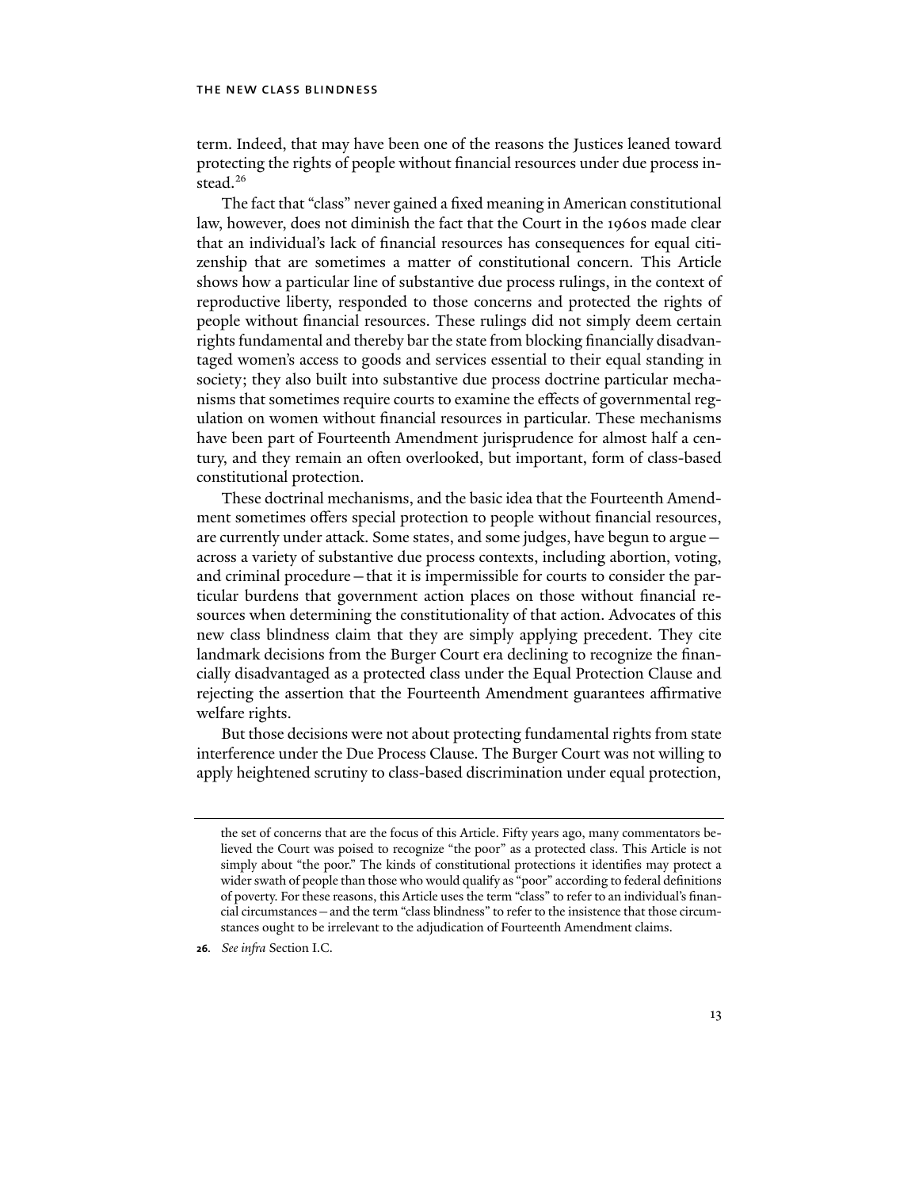term. Indeed, that may have been one of the reasons the Justices leaned toward protecting the rights of people without financial resources under due process instead.[26]

The fact that "class" never gained a fixed meaning in American constitutional law, however, does not diminish the fact that the Court in the 1960s made clear that an individual's lack of financial resources has consequences for equal citizenship that are sometimes a matter of constitutional concern. This Article shows how a particular line of substantive due process rulings, in the context of reproductive liberty, responded to those concerns and protected the rights of people without financial resources. These rulings did not simply deem certain rights fundamental and thereby bar the state from blocking financially disadvantaged women's access to goods and services essential to their equal standing in society; they also built into substantive due process doctrine particular mechanisms that sometimes require courts to examine the effects of governmental regulation on women without financial resources in particular. These mechanisms have been part of Fourteenth Amendment jurisprudence for almost half a century, and they remain an often overlooked, but important, form of class-based constitutional protection.

These doctrinal mechanisms, and the basic idea that the Fourteenth Amendment sometimes offers special protection to people without financial resources, are currently under attack. Some states, and some judges, have begun to argue—across a variety of substantive due process contexts, including abortion, voting, and criminal procedure—that it is impermissible for courts to consider the particular burdens that government action places on those without financial resources when determining the constitutionality of that action. Advocates of this new class blindness claim that they are simply applying precedent. They cite landmark decisions from the Burger Court era declining to recognize the financially disadvantaged as a protected class under the Equal Protection Clause and rejecting the assertion that the Fourteenth Amendment guarantees affirmative welfare rights.

But those decisions were not about protecting fundamental rights from state interference under the Due Process Clause. The Burger Court was not willing to apply heightened scrutiny to class-based discrimination under equal protection,

---

the set of concerns that are the focus of this Article. Fifty years ago, many commentators believed the Court was poised to recognize "the poor" as a protected class. This Article is not simply about "the poor." The kinds of constitutional protections it identifies may protect a wider swath of people than those who would qualify as "poor" according to federal definitions of poverty. For these reasons, this Article uses the term "class" to refer to an individual's financial circumstances—and the term "class blindness" to refer to the insistence that those circumstances ought to be irrelevant to the adjudication of Fourteenth Amendment claims.

**26.** *See infra* Section I.C.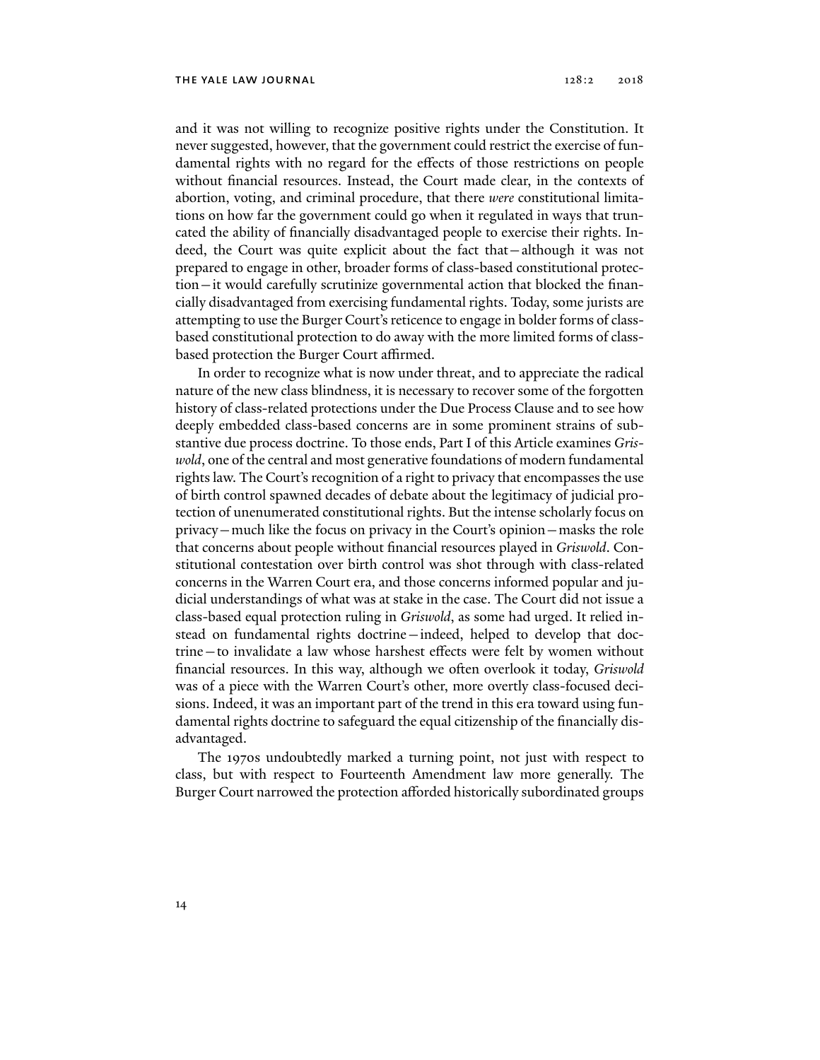and it was not willing to recognize positive rights under the Constitution. It never suggested, however, that the government could restrict the exercise of fundamental rights with no regard for the effects of those restrictions on people without financial resources. Instead, the Court made clear, in the contexts of abortion, voting, and criminal procedure, that there *were* constitutional limitations on how far the government could go when it regulated in ways that truncated the ability of financially disadvantaged people to exercise their rights. Indeed, the Court was quite explicit about the fact that—although it was not prepared to engage in other, broader forms of class-based constitutional protection—it would carefully scrutinize governmental action that blocked the financially disadvantaged from exercising fundamental rights. Today, some jurists are attempting to use the Burger Court's reticence to engage in bolder forms of class-based constitutional protection to do away with the more limited forms of class-based protection the Burger Court affirmed.

In order to recognize what is now under threat, and to appreciate the radical nature of the new class blindness, it is necessary to recover some of the forgotten history of class-related protections under the Due Process Clause and to see how deeply embedded class-based concerns are in some prominent strains of substantive due process doctrine. To those ends, Part I of this Article examines *Griswold*, one of the central and most generative foundations of modern fundamental rights law. The Court's recognition of a right to privacy that encompasses the use of birth control spawned decades of debate about the legitimacy of judicial protection of unenumerated constitutional rights. But the intense scholarly focus on privacy—much like the focus on privacy in the Court's opinion—masks the role that concerns about people without financial resources played in *Griswold*. Constitutional contestation over birth control was shot through with class-related concerns in the Warren Court era, and those concerns informed popular and judicial understandings of what was at stake in the case. The Court did not issue a class-based equal protection ruling in *Griswold*, as some had urged. It relied instead on fundamental rights doctrine—indeed, helped to develop that doctrine—to invalidate a law whose harshest effects were felt by women without financial resources. In this way, although we often overlook it today, *Griswold* was of a piece with the Warren Court's other, more overtly class-focused decisions. Indeed, it was an important part of the trend in this era toward using fundamental rights doctrine to safeguard the equal citizenship of the financially disadvantaged.

The 1970s undoubtedly marked a turning point, not just with respect to class, but with respect to Fourteenth Amendment law more generally. The Burger Court narrowed the protection afforded historically subordinated groups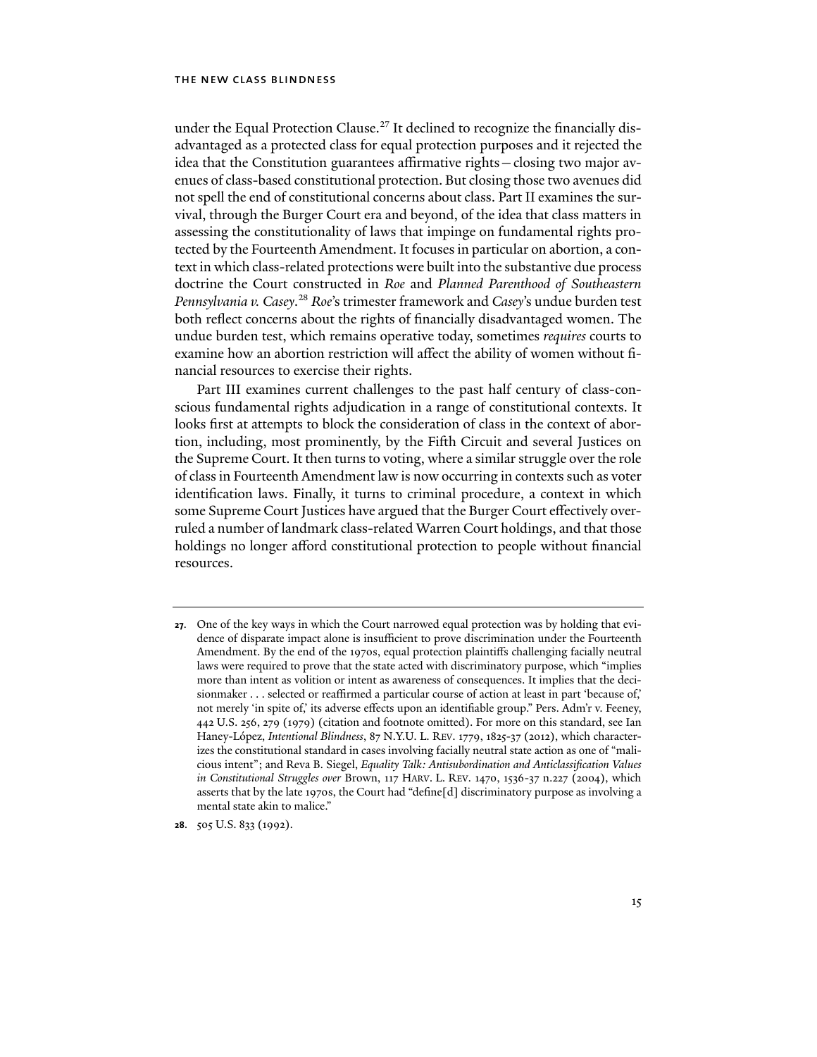under the Equal Protection Clause.[27] It declined to recognize the financially disadvantaged as a protected class for equal protection purposes and it rejected the idea that the Constitution guarantees affirmative rights—closing two major avenues of class-based constitutional protection. But closing those two avenues did not spell the end of constitutional concerns about class. Part II examines the survival, through the Burger Court era and beyond, of the idea that class matters in assessing the constitutionality of laws that impinge on fundamental rights protected by the Fourteenth Amendment. It focuses in particular on abortion, a context in which class-related protections were built into the substantive due process doctrine the Court constructed in *Roe* and *Planned Parenthood of Southeastern Pennsylvania v. Casey*.[28] *Roe*'s trimester framework and *Casey*'s undue burden test both reflect concerns about the rights of financially disadvantaged women. The undue burden test, which remains operative today, sometimes *requires* courts to examine how an abortion restriction will affect the ability of women without financial resources to exercise their rights.

Part III examines current challenges to the past half century of class-conscious fundamental rights adjudication in a range of constitutional contexts. It looks first at attempts to block the consideration of class in the context of abortion, including, most prominently, by the Fifth Circuit and several Justices on the Supreme Court. It then turns to voting, where a similar struggle over the role of class in Fourteenth Amendment law is now occurring in contexts such as voter identification laws. Finally, it turns to criminal procedure, a context in which some Supreme Court Justices have argued that the Burger Court effectively overruled a number of landmark class-related Warren Court holdings, and that those holdings no longer afford constitutional protection to people without financial resources.

---

**27.** One of the key ways in which the Court narrowed equal protection was by holding that evidence of disparate impact alone is insufficient to prove discrimination under the Fourteenth Amendment. By the end of the 1970s, equal protection plaintiffs challenging facially neutral laws were required to prove that the state acted with discriminatory purpose, which "implies more than intent as volition or intent as awareness of consequences. It implies that the decisionmaker . . . selected or reaffirmed a particular course of action at least in part 'because of,' not merely 'in spite of,' its adverse effects upon an identifiable group." Pers. Adm'r v. Feeney, 442 U.S. 256, 279 (1979) (citation and footnote omitted). For more on this standard, see Ian Haney-López, *Intentional Blindness*, 87 N.Y.U. L. REV. 1779, 1825-37 (2012), which characterizes the constitutional standard in cases involving facially neutral state action as one of "malicious intent"; and Reva B. Siegel, *Equality Talk: Antisubordination and Anticlassification Values in Constitutional Struggles over* Brown, 117 HARV. L. REV. 1470, 1536-37 n.227 (2004), which asserts that by the late 1970s, the Court had "define[d] discriminatory purpose as involving a mental state akin to malice."

**28.** 505 U.S. 833 (1992).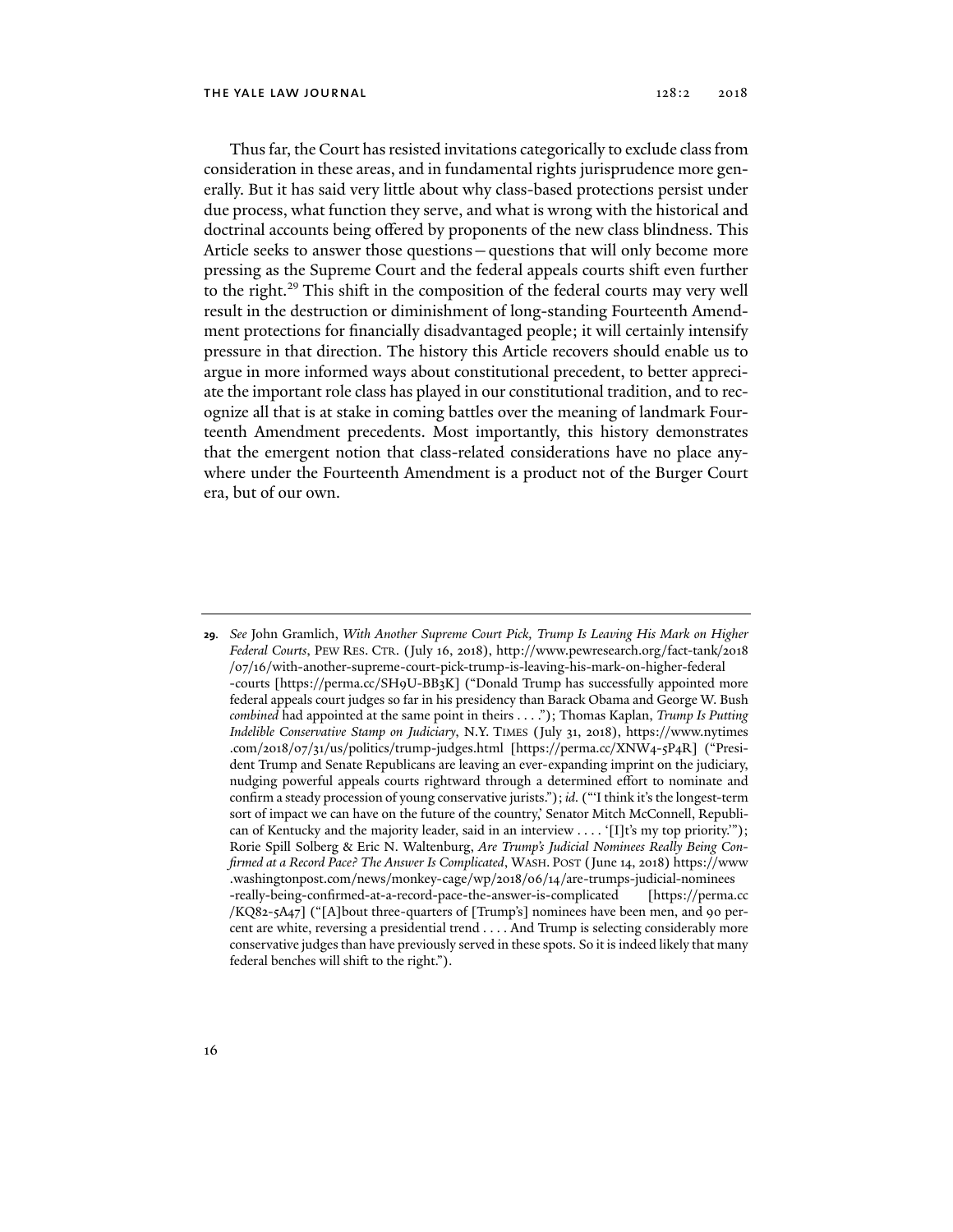Thus far, the Court has resisted invitations categorically to exclude class from consideration in these areas, and in fundamental rights jurisprudence more generally. But it has said very little about why class-based protections persist under due process, what function they serve, and what is wrong with the historical and doctrinal accounts being offered by proponents of the new class blindness. This Article seeks to answer those questions—questions that will only become more pressing as the Supreme Court and the federal appeals courts shift even further to the right.[29] This shift in the composition of the federal courts may very well result in the destruction or diminishment of long-standing Fourteenth Amendment protections for financially disadvantaged people; it will certainly intensify pressure in that direction. The history this Article recovers should enable us to argue in more informed ways about constitutional precedent, to better appreciate the important role class has played in our constitutional tradition, and to recognize all that is at stake in coming battles over the meaning of landmark Fourteenth Amendment precedents. Most importantly, this history demonstrates that the emergent notion that class-related considerations have no place anywhere under the Fourteenth Amendment is a product not of the Burger Court era, but of our own.

---

**29.** *See* John Gramlich, *With Another Supreme Court Pick, Trump Is Leaving His Mark on Higher Federal Courts*, PEW RES. CTR. (July 16, 2018), http://www.pewresearch.org/fact-tank/2018/07/16/with-another-supreme-court-pick-trump-is-leaving-his-mark-on-higher-federal-courts [https://perma.cc/SH9U-BB3K] ("Donald Trump has successfully appointed more federal appeals court judges so far in his presidency than Barack Obama and George W. Bush *combined* had appointed at the same point in theirs . . . ."); Thomas Kaplan, *Trump Is Putting Indelible Conservative Stamp on Judiciary*, N.Y. TIMES (July 31, 2018), https://www.nytimes.com/2018/07/31/us/politics/trump-judges.html [https://perma.cc/XNW4-5P4R] ("President Trump and Senate Republicans are leaving an ever-expanding imprint on the judiciary, nudging powerful appeals courts rightward through a determined effort to nominate and confirm a steady procession of young conservative jurists."); *id.* ("'I think it's the longest-term sort of impact we can have on the future of the country,' Senator Mitch McConnell, Republican of Kentucky and the majority leader, said in an interview . . . . '[I]t's my top priority.'"); Rorie Spill Solberg & Eric N. Waltenburg, *Are Trump's Judicial Nominees Really Being Confirmed at a Record Pace? The Answer Is Complicated*, WASH. POST (June 14, 2018) https://www.washingtonpost.com/news/monkey-cage/wp/2018/06/14/are-trumps-judicial-nominees-really-being-confirmed-at-a-record-pace-the-answer-is-complicated [https://perma.cc/KQ82-5A47] ("[A]bout three-quarters of [Trump's] nominees have been men, and 90 percent are white, reversing a presidential trend . . . . And Trump is selecting considerably more conservative judges than have previously served in these spots. So it is indeed likely that many federal benches will shift to the right.").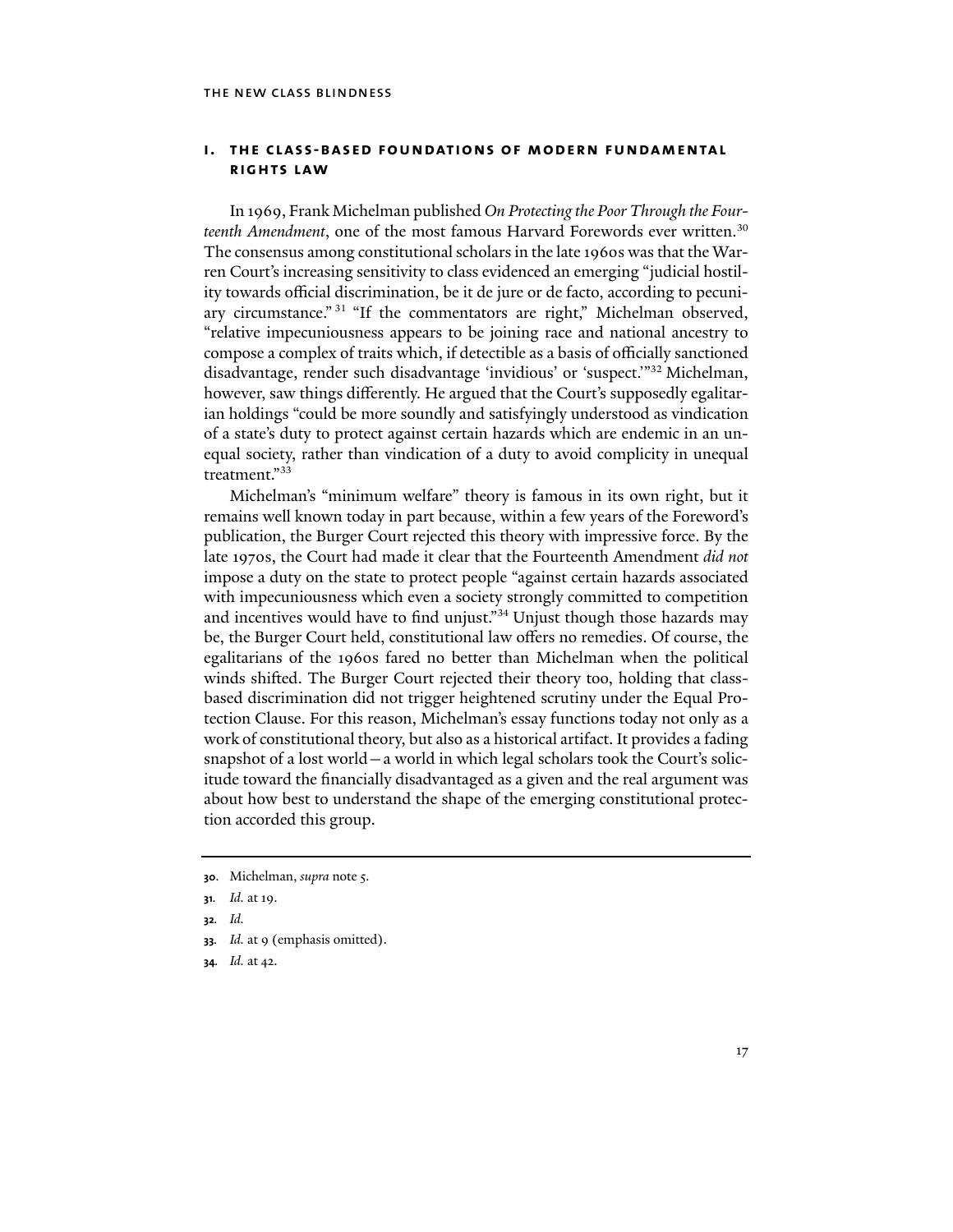## I. THE CLASS-BASED FOUNDATIONS OF MODERN FUNDAMENTAL RIGHTS LAW

In 1969, Frank Michelman published *On Protecting the Poor Through the Fourteenth Amendment*, one of the most famous Harvard Forewords ever written.[30] The consensus among constitutional scholars in the late 1960s was that the Warren Court's increasing sensitivity to class evidenced an emerging "judicial hostility towards official discrimination, be it de jure or de facto, according to pecuniary circumstance."[31] "If the commentators are right," Michelman observed, "relative impecuniousness appears to be joining race and national ancestry to compose a complex of traits which, if detectible as a basis of officially sanctioned disadvantage, render such disadvantage 'invidious' or 'suspect.'"[32] Michelman, however, saw things differently. He argued that the Court's supposedly egalitarian holdings "could be more soundly and satisfyingly understood as vindication of a state's duty to protect against certain hazards which are endemic in an unequal society, rather than vindication of a duty to avoid complicity in unequal treatment."[33]

Michelman's "minimum welfare" theory is famous in its own right, but it remains well known today in part because, within a few years of the Foreword's publication, the Burger Court rejected this theory with impressive force. By the late 1970s, the Court had made it clear that the Fourteenth Amendment *did not* impose a duty on the state to protect people "against certain hazards associated with impecuniousness which even a society strongly committed to competition and incentives would have to find unjust."[34] Unjust though those hazards may be, the Burger Court held, constitutional law offers no remedies. Of course, the egalitarians of the 1960s fared no better than Michelman when the political winds shifted. The Burger Court rejected their theory too, holding that class-based discrimination did not trigger heightened scrutiny under the Equal Protection Clause. For this reason, Michelman's essay functions today not only as a work of constitutional theory, but also as a historical artifact. It provides a fading snapshot of a lost world—a world in which legal scholars took the Court's solicitude toward the financially disadvantaged as a given and the real argument was about how best to understand the shape of the emerging constitutional protection accorded this group.

---

30. Michelman, *supra* note 5.

31. *Id.* at 19.

32. *Id.*

33. *Id.* at 9 (emphasis omitted).

34. *Id.* at 42.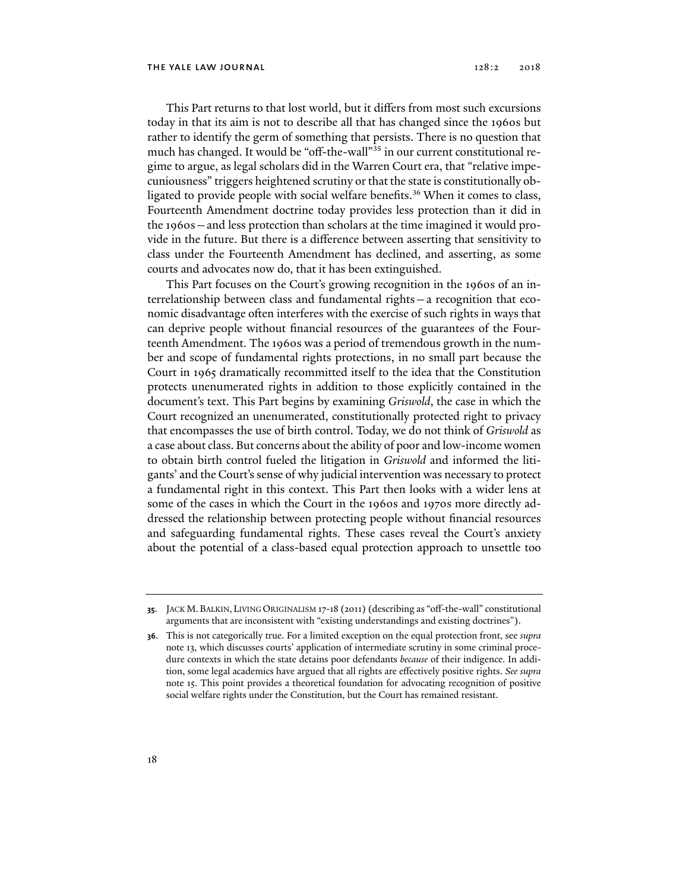This Part returns to that lost world, but it differs from most such excursions today in that its aim is not to describe all that has changed since the 1960s but rather to identify the germ of something that persists. There is no question that much has changed. It would be "off-the-wall"[35] in our current constitutional regime to argue, as legal scholars did in the Warren Court era, that "relative impecuniousness" triggers heightened scrutiny or that the state is constitutionally obligated to provide people with social welfare benefits.[36] When it comes to class, Fourteenth Amendment doctrine today provides less protection than it did in the 1960s—and less protection than scholars at the time imagined it would provide in the future. But there is a difference between asserting that sensitivity to class under the Fourteenth Amendment has declined, and asserting, as some courts and advocates now do, that it has been extinguished.

This Part focuses on the Court's growing recognition in the 1960s of an interrelationship between class and fundamental rights—a recognition that economic disadvantage often interferes with the exercise of such rights in ways that can deprive people without financial resources of the guarantees of the Fourteenth Amendment. The 1960s was a period of tremendous growth in the number and scope of fundamental rights protections, in no small part because the Court in 1965 dramatically recommitted itself to the idea that the Constitution protects unenumerated rights in addition to those explicitly contained in the document's text. This Part begins by examining *Griswold*, the case in which the Court recognized an unenumerated, constitutionally protected right to privacy that encompasses the use of birth control. Today, we do not think of *Griswold* as a case about class. But concerns about the ability of poor and low-income women to obtain birth control fueled the litigation in *Griswold* and informed the litigants' and the Court's sense of why judicial intervention was necessary to protect a fundamental right in this context. This Part then looks with a wider lens at some of the cases in which the Court in the 1960s and 1970s more directly addressed the relationship between protecting people without financial resources and safeguarding fundamental rights. These cases reveal the Court's anxiety about the potential of a class-based equal protection approach to unsettle too

---

**35.** Jack M. Balkin, Living Originalism 17-18 (2011) (describing as "off-the-wall" constitutional arguments that are inconsistent with "existing understandings and existing doctrines").

**36.** This is not categorically true. For a limited exception on the equal protection front, see *supra* note 13, which discusses courts' application of intermediate scrutiny in some criminal procedure contexts in which the state detains poor defendants *because* of their indigence. In addition, some legal academics have argued that all rights are effectively positive rights. *See supra* note 15. This point provides a theoretical foundation for advocating recognition of positive social welfare rights under the Constitution, but the Court has remained resistant.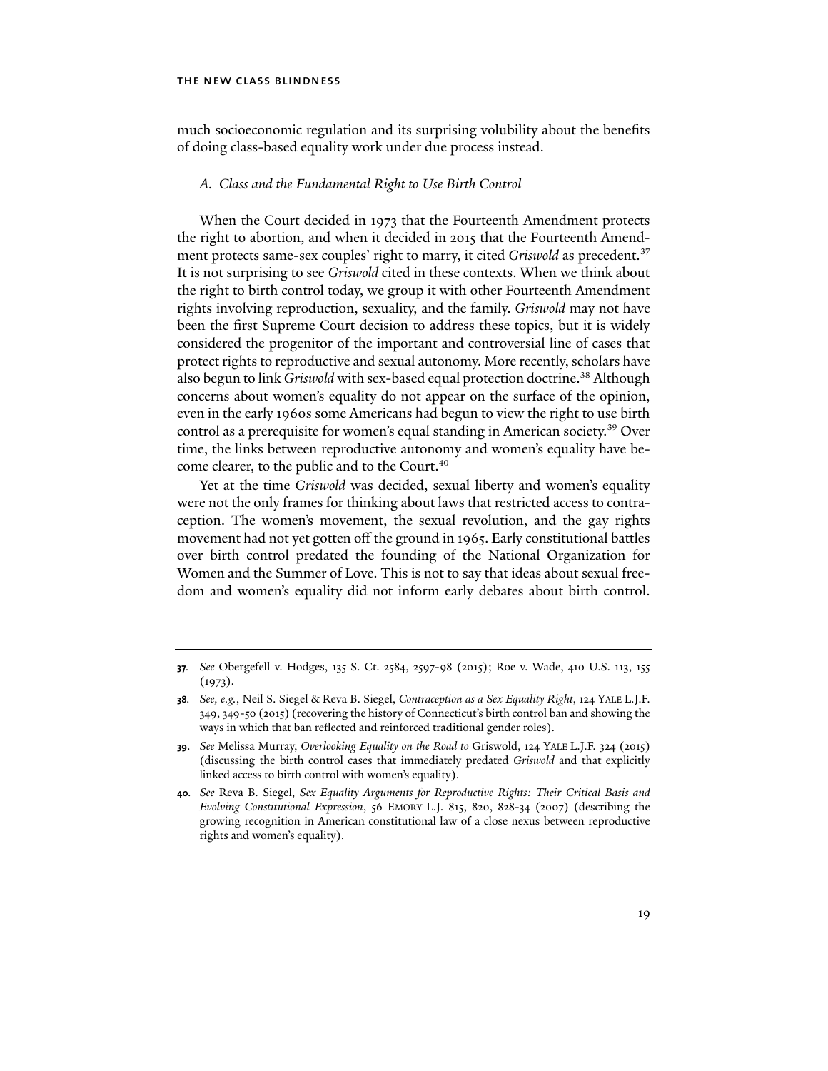much socioeconomic regulation and its surprising volubility about the benefits of doing class-based equality work under due process instead.

### *A. Class and the Fundamental Right to Use Birth Control*

When the Court decided in 1973 that the Fourteenth Amendment protects the right to abortion, and when it decided in 2015 that the Fourteenth Amendment protects same-sex couples' right to marry, it cited *Griswold* as precedent.[37] It is not surprising to see *Griswold* cited in these contexts. When we think about the right to birth control today, we group it with other Fourteenth Amendment rights involving reproduction, sexuality, and the family. *Griswold* may not have been the first Supreme Court decision to address these topics, but it is widely considered the progenitor of the important and controversial line of cases that protect rights to reproductive and sexual autonomy. More recently, scholars have also begun to link *Griswold* with sex-based equal protection doctrine.[38] Although concerns about women's equality do not appear on the surface of the opinion, even in the early 1960s some Americans had begun to view the right to use birth control as a prerequisite for women's equal standing in American society.[39] Over time, the links between reproductive autonomy and women's equality have become clearer, to the public and to the Court.[40]

Yet at the time *Griswold* was decided, sexual liberty and women's equality were not the only frames for thinking about laws that restricted access to contraception. The women's movement, the sexual revolution, and the gay rights movement had not yet gotten off the ground in 1965. Early constitutional battles over birth control predated the founding of the National Organization for Women and the Summer of Love. This is not to say that ideas about sexual freedom and women's equality did not inform early debates about birth control.

---

**37.** *See* Obergefell v. Hodges, 135 S. Ct. 2584, 2597-98 (2015); Roe v. Wade, 410 U.S. 113, 155 (1973).

**38.** *See, e.g.*, Neil S. Siegel & Reva B. Siegel, *Contraception as a Sex Equality Right*, 124 YALE L.J.F. 349, 349-50 (2015) (recovering the history of Connecticut's birth control ban and showing the ways in which that ban reflected and reinforced traditional gender roles).

**39.** *See* Melissa Murray, *Overlooking Equality on the Road to* Griswold, 124 YALE L.J.F. 324 (2015) (discussing the birth control cases that immediately predated *Griswold* and that explicitly linked access to birth control with women's equality).

**40.** *See* Reva B. Siegel, *Sex Equality Arguments for Reproductive Rights: Their Critical Basis and Evolving Constitutional Expression*, 56 EMORY L.J. 815, 820, 828-34 (2007) (describing the growing recognition in American constitutional law of a close nexus between reproductive rights and women's equality).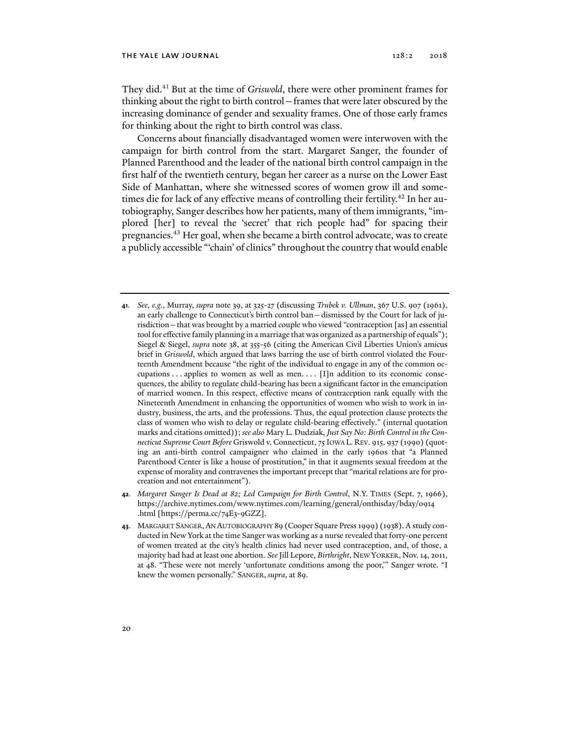They did.[41] But at the time of *Griswold*, there were other prominent frames for thinking about the right to birth control—frames that were later obscured by the increasing dominance of gender and sexuality frames. One of those early frames for thinking about the right to birth control was class.

Concerns about financially disadvantaged women were interwoven with the campaign for birth control from the start. Margaret Sanger, the founder of Planned Parenthood and the leader of the national birth control campaign in the first half of the twentieth century, began her career as a nurse on the Lower East Side of Manhattan, where she witnessed scores of women grow ill and sometimes die for lack of any effective means of controlling their fertility.[42] In her autobiography, Sanger describes how her patients, many of them immigrants, "implored [her] to reveal the 'secret' that rich people had" for spacing their pregnancies.[43] Her goal, when she became a birth control advocate, was to create a publicly accessible "'chain' of clinics" throughout the country that would enable

---

**41.** *See, e.g.*, Murray, *supra* note 39, at 325-27 (discussing *Trubek v. Ullman*, 367 U.S. 907 (1961), an early challenge to Connecticut's birth control ban—dismissed by the Court for lack of jurisdiction—that was brought by a married couple who viewed "contraception [as] an essential tool for effective family planning in a marriage that was organized as a partnership of equals"); Siegel & Siegel, *supra* note 38, at 355-56 (citing the American Civil Liberties Union's amicus brief in *Griswold*, which argued that laws barring the use of birth control violated the Fourteenth Amendment because "the right of the individual to engage in any of the common occupations . . . applies to women as well as men. . . . [I]n addition to its economic consequences, the ability to regulate child-bearing has been a significant factor in the emancipation of married women. In this respect, effective means of contraception rank equally with the Nineteenth Amendment in enhancing the opportunities of women who wish to work in industry, business, the arts, and the professions. Thus, the equal protection clause protects the class of women who wish to delay or regulate child-bearing effectively." (internal quotation marks and citations omitted)); *see also* Mary L. Dudziak, *Just Say No: Birth Control in the Connecticut Supreme Court Before* Griswold v. Connecticut, 75 IOWA L. REV. 915, 937 (1990) (quoting an anti-birth control campaigner who claimed in the early 1960s that "a Planned Parenthood Center is like a house of prostitution," in that it augments sexual freedom at the expense of morality and contravenes the important precept that "marital relations are for procreation and not entertainment").

**42.** *Margaret Sanger Is Dead at 82; Led Campaign for Birth Control*, N.Y. TIMES (Sept. 7, 1966), https://archive.nytimes.com/www.nytimes.com/learning/general/onthisday/bday/0914.html [https://perma.cc/74E3-9GZZ].

**43.** MARGARET SANGER, AN AUTOBIOGRAPHY 89 (Cooper Square Press 1999) (1938). A study conducted in New York at the time Sanger was working as a nurse revealed that forty-one percent of women treated at the city's health clinics had never used contraception, and, of those, a majority had had at least one abortion. *See* Jill Lepore, *Birthright*, NEW YORKER, Nov. 14, 2011, at 48. "These were not merely 'unfortunate conditions among the poor,'" Sanger wrote. "I knew the women personally." SANGER, *supra*, at 89.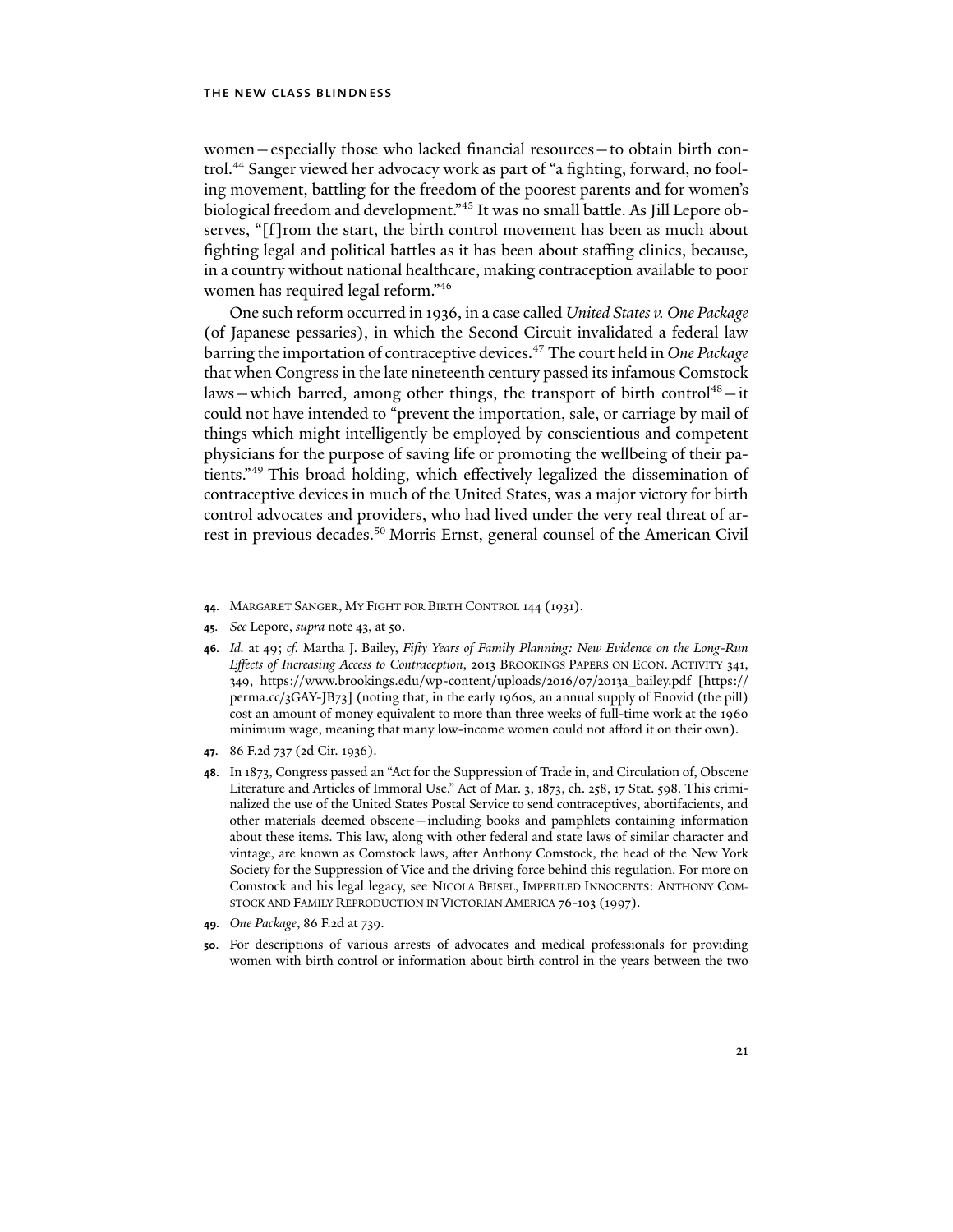women—especially those who lacked financial resources—to obtain birth control.[44] Sanger viewed her advocacy work as part of "a fighting, forward, no fooling movement, battling for the freedom of the poorest parents and for women's biological freedom and development."[45] It was no small battle. As Jill Lepore observes, "[f]rom the start, the birth control movement has been as much about fighting legal and political battles as it has been about staffing clinics, because, in a country without national healthcare, making contraception available to poor women has required legal reform."[46]

One such reform occurred in 1936, in a case called *United States v. One Package* (of Japanese pessaries), in which the Second Circuit invalidated a federal law barring the importation of contraceptive devices.[47] The court held in *One Package* that when Congress in the late nineteenth century passed its infamous Comstock laws—which barred, among other things, the transport of birth control[48]—it could not have intended to "prevent the importation, sale, or carriage by mail of things which might intelligently be employed by conscientious and competent physicians for the purpose of saving life or promoting the wellbeing of their patients."[49] This broad holding, which effectively legalized the dissemination of contraceptive devices in much of the United States, was a major victory for birth control advocates and providers, who had lived under the very real threat of arrest in previous decades.[50] Morris Ernst, general counsel of the American Civil

---

**44.** MARGARET SANGER, MY FIGHT FOR BIRTH CONTROL 144 (1931).

**45.** *See* Lepore, *supra* note 43, at 50.

**46.** *Id.* at 49; *cf.* Martha J. Bailey, *Fifty Years of Family Planning: New Evidence on the Long-Run Effects of Increasing Access to Contraception*, 2013 BROOKINGS PAPERS ON ECON. ACTIVITY 341, 349, https://www.brookings.edu/wp-content/uploads/2016/07/2013a_bailey.pdf [https://perma.cc/3GAY-JB73] (noting that, in the early 1960s, an annual supply of Enovid (the pill) cost an amount of money equivalent to more than three weeks of full-time work at the 1960 minimum wage, meaning that many low-income women could not afford it on their own).

**47.** 86 F.2d 737 (2d Cir. 1936).

**48.** In 1873, Congress passed an "Act for the Suppression of Trade in, and Circulation of, Obscene Literature and Articles of Immoral Use." Act of Mar. 3, 1873, ch. 258, 17 Stat. 598. This criminalized the use of the United States Postal Service to send contraceptives, abortifacients, and other materials deemed obscene—including books and pamphlets containing information about these items. This law, along with other federal and state laws of similar character and vintage, are known as Comstock laws, after Anthony Comstock, the head of the New York Society for the Suppression of Vice and the driving force behind this regulation. For more on Comstock and his legal legacy, see NICOLA BEISEL, IMPERILED INNOCENTS: ANTHONY COMSTOCK AND FAMILY REPRODUCTION IN VICTORIAN AMERICA 76-103 (1997).

**49.** *One Package*, 86 F.2d at 739.

**50.** For descriptions of various arrests of advocates and medical professionals for providing women with birth control or information about birth control in the years between the two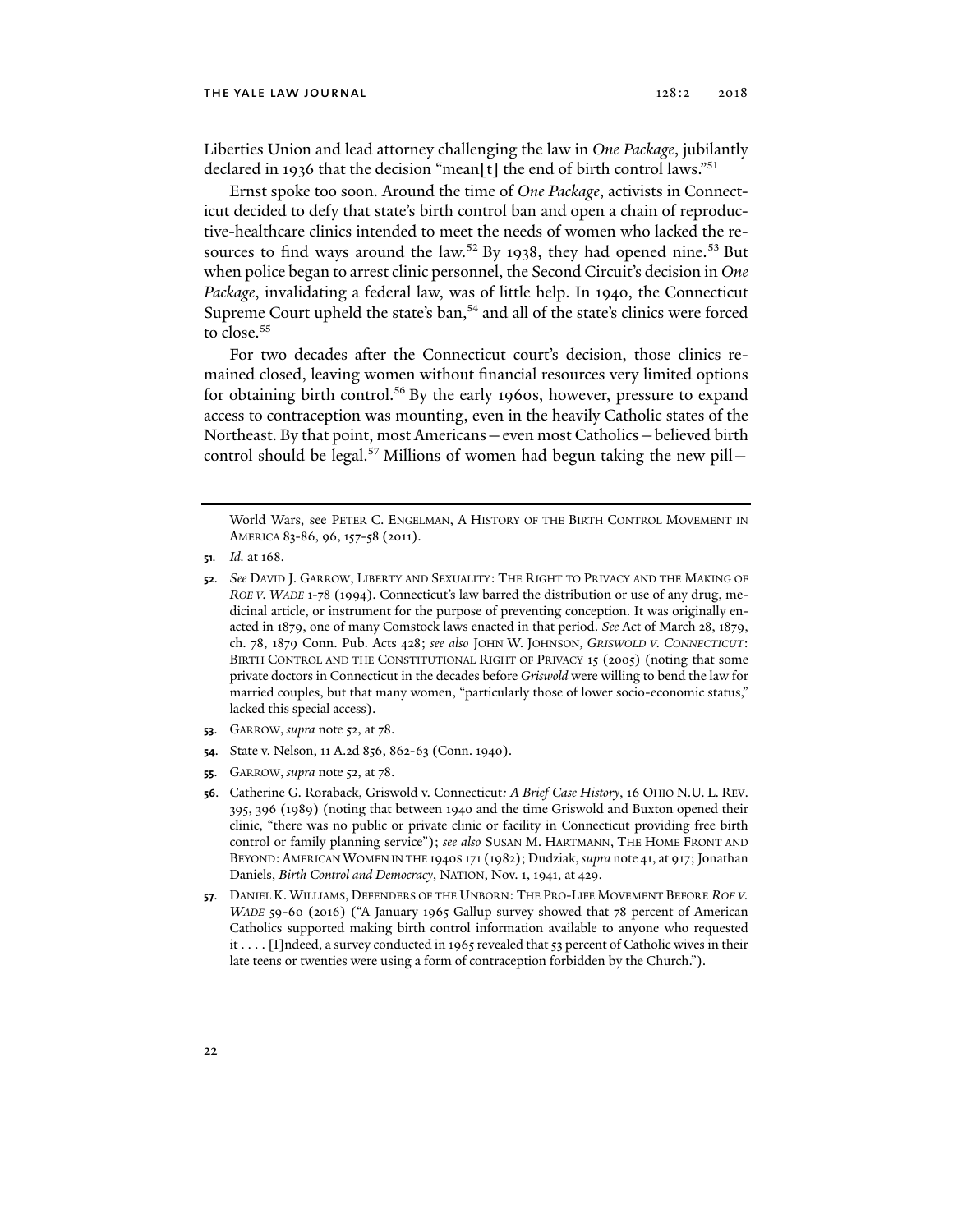Liberties Union and lead attorney challenging the law in *One Package*, jubilantly declared in 1936 that the decision "mean[t] the end of birth control laws."[51]

Ernst spoke too soon. Around the time of *One Package*, activists in Connecticut decided to defy that state's birth control ban and open a chain of reproductive-healthcare clinics intended to meet the needs of women who lacked the resources to find ways around the law.[52] By 1938, they had opened nine.[53] But when police began to arrest clinic personnel, the Second Circuit's decision in *One Package*, invalidating a federal law, was of little help. In 1940, the Connecticut Supreme Court upheld the state's ban,[54] and all of the state's clinics were forced to close.[55]

For two decades after the Connecticut court's decision, those clinics remained closed, leaving women without financial resources very limited options for obtaining birth control.[56] By the early 1960s, however, pressure to expand access to contraception was mounting, even in the heavily Catholic states of the Northeast. By that point, most Americans—even most Catholics—believed birth control should be legal.[57] Millions of women had begun taking the new pill—

---

World Wars, see PETER C. ENGELMAN, A HISTORY OF THE BIRTH CONTROL MOVEMENT IN AMERICA 83-86, 96, 157-58 (2011).

**51.** *Id.* at 168.

**52.** *See* DAVID J. GARROW, LIBERTY AND SEXUALITY: THE RIGHT TO PRIVACY AND THE MAKING OF *ROE V. WADE* 1-78 (1994). Connecticut's law barred the distribution or use of any drug, medicinal article, or instrument for the purpose of preventing conception. It was originally enacted in 1879, one of many Comstock laws enacted in that period. *See* Act of March 28, 1879, ch. 78, 1879 Conn. Pub. Acts 428; *see also* JOHN W. JOHNSON, *GRISWOLD V. CONNECTICUT*: BIRTH CONTROL AND THE CONSTITUTIONAL RIGHT OF PRIVACY 15 (2005) (noting that some private doctors in Connecticut in the decades before *Griswold* were willing to bend the law for married couples, but that many women, "particularly those of lower socio-economic status," lacked this special access).

**53.** GARROW, *supra* note 52, at 78.

**54.** State v. Nelson, 11 A.2d 856, 862-63 (Conn. 1940).

**55.** GARROW, *supra* note 52, at 78.

**56.** Catherine G. Roraback, Griswold v. Connecticut*: A Brief Case History*, 16 OHIO N.U. L. REV. 395, 396 (1989) (noting that between 1940 and the time Griswold and Buxton opened their clinic, "there was no public or private clinic or facility in Connecticut providing free birth control or family planning service"); *see also* SUSAN M. HARTMANN, THE HOME FRONT AND BEYOND: AMERICAN WOMEN IN THE 1940S 171 (1982); Dudziak, *supra* note 41, at 917; Jonathan Daniels, *Birth Control and Democracy*, NATION, Nov. 1, 1941, at 429.

**57.** DANIEL K. WILLIAMS, DEFENDERS OF THE UNBORN: THE PRO-LIFE MOVEMENT BEFORE *ROE V. WADE* 59-60 (2016) ("A January 1965 Gallup survey showed that 78 percent of American Catholics supported making birth control information available to anyone who requested it . . . . [I]ndeed, a survey conducted in 1965 revealed that 53 percent of Catholic wives in their late teens or twenties were using a form of contraception forbidden by the Church.").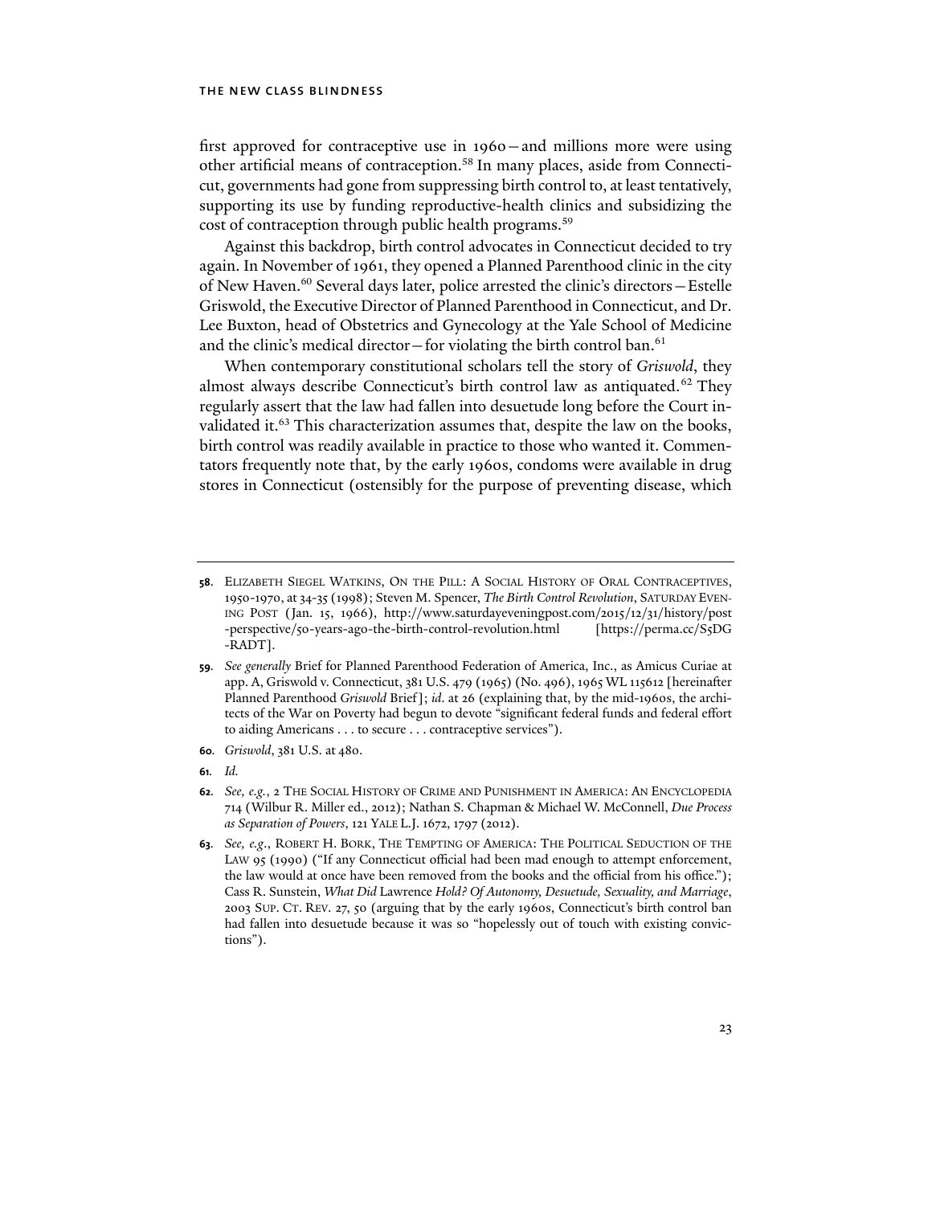first approved for contraceptive use in 1960—and millions more were using other artificial means of contraception.[58] In many places, aside from Connecticut, governments had gone from suppressing birth control to, at least tentatively, supporting its use by funding reproductive-health clinics and subsidizing the cost of contraception through public health programs.[59]

Against this backdrop, birth control advocates in Connecticut decided to try again. In November of 1961, they opened a Planned Parenthood clinic in the city of New Haven.[60] Several days later, police arrested the clinic's directors—Estelle Griswold, the Executive Director of Planned Parenthood in Connecticut, and Dr. Lee Buxton, head of Obstetrics and Gynecology at the Yale School of Medicine and the clinic's medical director—for violating the birth control ban.[61]

When contemporary constitutional scholars tell the story of *Griswold*, they almost always describe Connecticut's birth control law as antiquated.[62] They regularly assert that the law had fallen into desuetude long before the Court invalidated it.[63] This characterization assumes that, despite the law on the books, birth control was readily available in practice to those who wanted it. Commentators frequently note that, by the early 1960s, condoms were available in drug stores in Connecticut (ostensibly for the purpose of preventing disease, which

---

**58**. Elizabeth Siegel Watkins, On the Pill: A Social History of Oral Contraceptives, 1950-1970, at 34-35 (1998); Steven M. Spencer, *The Birth Control Revolution*, Saturday Evening Post (Jan. 15, 1966), http://www.saturdayeveningpost.com/2015/12/31/history/post-perspective/50-years-ago-the-birth-control-revolution.html [https://perma.cc/S5DG-RADT].

**59**. *See generally* Brief for Planned Parenthood Federation of America, Inc., as Amicus Curiae at app. A, Griswold v. Connecticut, 381 U.S. 479 (1965) (No. 496), 1965 WL 115612 [hereinafter Planned Parenthood *Griswold* Brief]; *id*. at 26 (explaining that, by the mid-1960s, the architects of the War on Poverty had begun to devote "significant federal funds and federal effort to aiding Americans . . . to secure . . . contraceptive services").

**60**. *Griswold*, 381 U.S. at 480.

**61**. *Id.*

**62**. *See, e.g.*, 2 The Social History of Crime and Punishment in America: An Encyclopedia 714 (Wilbur R. Miller ed., 2012); Nathan S. Chapman & Michael W. McConnell, *Due Process as Separation of Powers*, 121 Yale L.J. 1672, 1797 (2012).

**63**. *See, e.g.*, Robert H. Bork, The Tempting of America: The Political Seduction of the Law 95 (1990) ("If any Connecticut official had been mad enough to attempt enforcement, the law would at once have been removed from the books and the official from his office."); Cass R. Sunstein, *What Did* Lawrence *Hold? Of Autonomy, Desuetude, Sexuality, and Marriage*, 2003 Sup. Ct. Rev. 27, 50 (arguing that by the early 1960s, Connecticut's birth control ban had fallen into desuetude because it was so "hopelessly out of touch with existing convictions").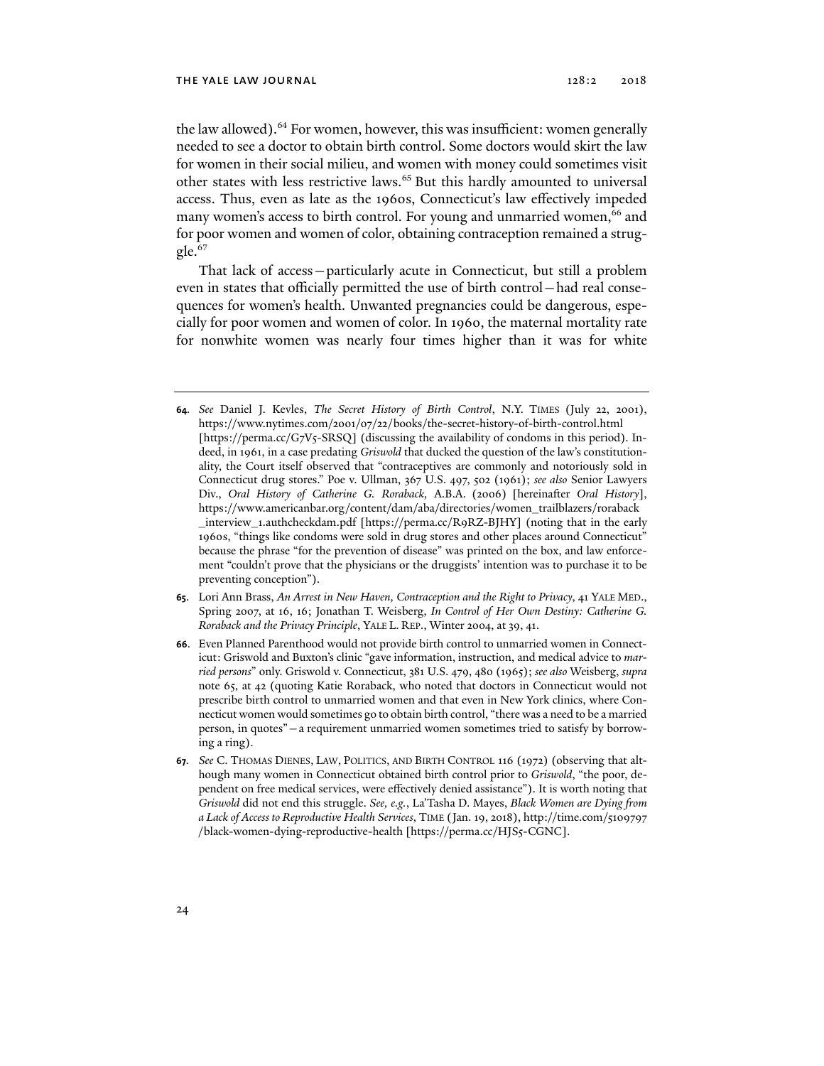the law allowed).[64] For women, however, this was insufficient: women generally needed to see a doctor to obtain birth control. Some doctors would skirt the law for women in their social milieu, and women with money could sometimes visit other states with less restrictive laws.[65] But this hardly amounted to universal access. Thus, even as late as the 1960s, Connecticut's law effectively impeded many women's access to birth control. For young and unmarried women,[66] and for poor women and women of color, obtaining contraception remained a struggle.[67]

That lack of access—particularly acute in Connecticut, but still a problem even in states that officially permitted the use of birth control—had real consequences for women's health. Unwanted pregnancies could be dangerous, especially for poor women and women of color. In 1960, the maternal mortality rate for nonwhite women was nearly four times higher than it was for white

---

**64.** *See* Daniel J. Kevles, *The Secret History of Birth Control*, N.Y. TIMES (July 22, 2001), https://www.nytimes.com/2001/07/22/books/the-secret-history-of-birth-control.html [https://perma.cc/G7V5-SRSQ] (discussing the availability of condoms in this period). Indeed, in 1961, in a case predating *Griswold* that ducked the question of the law's constitutionality, the Court itself observed that "contraceptives are commonly and notoriously sold in Connecticut drug stores." Poe v. Ullman, 367 U.S. 497, 502 (1961); *see also* Senior Lawyers Div., *Oral History of Catherine G. Roraback,* A.B.A. (2006) [hereinafter *Oral History*], https://www.americanbar.org/content/dam/aba/directories/women_trailblazers/roraback_interview_1.authcheckdam.pdf [https://perma.cc/R9RZ-BJHY] (noting that in the early 1960s, "things like condoms were sold in drug stores and other places around Connecticut" because the phrase "for the prevention of disease" was printed on the box, and law enforcement "couldn't prove that the physicians or the druggists' intention was to purchase it to be preventing conception").

**65.** Lori Ann Brass, *An Arrest in New Haven, Contraception and the Right to Privacy*, 41 YALE MED., Spring 2007, at 16, 16; Jonathan T. Weisberg, *In Control of Her Own Destiny: Catherine G. Roraback and the Privacy Principle*, YALE L. REP., Winter 2004, at 39, 41.

**66.** Even Planned Parenthood would not provide birth control to unmarried women in Connecticut: Griswold and Buxton's clinic "gave information, instruction, and medical advice to *married persons*" only. Griswold v. Connecticut, 381 U.S. 479, 480 (1965); *see also* Weisberg, *supra* note 65, at 42 (quoting Katie Roraback, who noted that doctors in Connecticut would not prescribe birth control to unmarried women and that even in New York clinics, where Connecticut women would sometimes go to obtain birth control, "there was a need to be a married person, in quotes"—a requirement unmarried women sometimes tried to satisfy by borrowing a ring).

**67.** *See* C. THOMAS DIENES, LAW, POLITICS, AND BIRTH CONTROL 116 (1972) (observing that although many women in Connecticut obtained birth control prior to *Griswold*, "the poor, dependent on free medical services, were effectively denied assistance"). It is worth noting that *Griswold* did not end this struggle. *See, e.g.*, La'Tasha D. Mayes, *Black Women are Dying from a Lack of Access to Reproductive Health Services*, TIME (Jan. 19, 2018), http://time.com/5109797/black-women-dying-reproductive-health [https://perma.cc/HJS5-CGNC].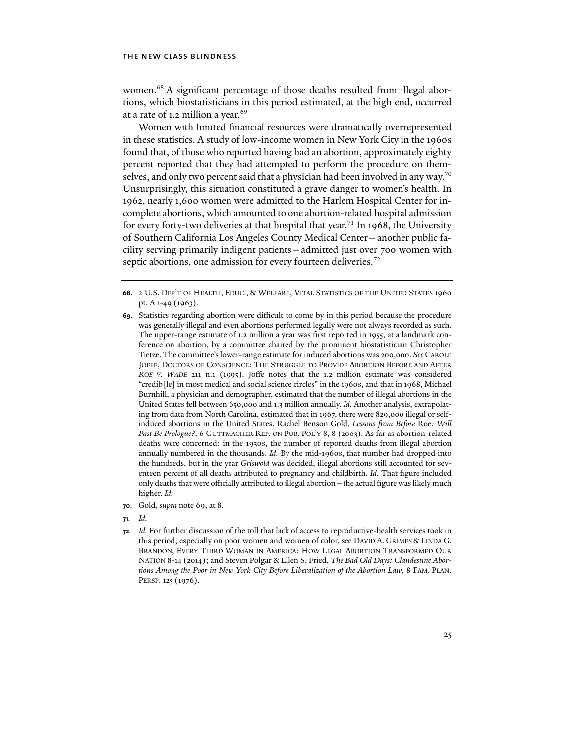women.[68] A significant percentage of those deaths resulted from illegal abortions, which biostatisticians in this period estimated, at the high end, occurred at a rate of 1.2 million a year.[69]

Women with limited financial resources were dramatically overrepresented in these statistics. A study of low-income women in New York City in the 1960s found that, of those who reported having had an abortion, approximately eighty percent reported that they had attempted to perform the procedure on themselves, and only two percent said that a physician had been involved in any way.[70] Unsurprisingly, this situation constituted a grave danger to women's health. In 1962, nearly 1,600 women were admitted to the Harlem Hospital Center for incomplete abortions, which amounted to one abortion-related hospital admission for every forty-two deliveries at that hospital that year.[71] In 1968, the University of Southern California Los Angeles County Medical Center—another public facility serving primarily indigent patients—admitted just over 700 women with septic abortions, one admission for every fourteen deliveries.[72]

---

**68**. 2 U.S. DEP'T OF HEALTH, EDUC., & WELFARE, VITAL STATISTICS OF THE UNITED STATES 1960 pt. A 1-49 (1963).

**69**. Statistics regarding abortion were difficult to come by in this period because the procedure was generally illegal and even abortions performed legally were not always recorded as such. The upper-range estimate of 1.2 million a year was first reported in 1955, at a landmark conference on abortion, by a committee chaired by the prominent biostatistician Christopher Tietze. The committee's lower-range estimate for induced abortions was 200,000. *See* CAROLE JOFFE, DOCTORS OF CONSCIENCE: THE STRUGGLE TO PROVIDE ABORTION BEFORE AND AFTER *ROE V. WADE* 211 n.1 (1995). Joffe notes that the 1.2 million estimate was considered "credib[le] in most medical and social science circles" in the 1960s, and that in 1968, Michael Burnhill, a physician and demographer, estimated that the number of illegal abortions in the United States fell between 650,000 and 1.3 million annually. *Id.* Another analysis, extrapolating from data from North Carolina, estimated that in 1967, there were 829,000 illegal or self-induced abortions in the United States. Rachel Benson Gold, *Lessons from Before* Roe*: Will Past Be Prologue?*, 6 GUTTMACHER REP. ON PUB. POL'Y 8, 8 (2003). As far as abortion-related deaths were concerned: in the 1930s, the number of reported deaths from illegal abortion annually numbered in the thousands. *Id.* By the mid-1960s, that number had dropped into the hundreds, but in the year *Griswold* was decided, illegal abortions still accounted for seventeen percent of all deaths attributed to pregnancy and childbirth. *Id.* That figure included only deaths that were officially attributed to illegal abortion—the actual figure was likely much higher. *Id.*

**70**. Gold, *supra* note 69, at 8.

**71**. *Id.*

**72**. *Id.* For further discussion of the toll that lack of access to reproductive-health services took in this period, especially on poor women and women of color, see DAVID A. GRIMES & LINDA G. BRANDON, EVERY THIRD WOMAN IN AMERICA: HOW LEGAL ABORTION TRANSFORMED OUR NATION 8-14 (2014); and Steven Polgar & Ellen S. Fried, *The Bad Old Days: Clandestine Abortions Among the Poor in New York City Before Liberalization of the Abortion Law*, 8 FAM. PLAN. PERSP. 125 (1976).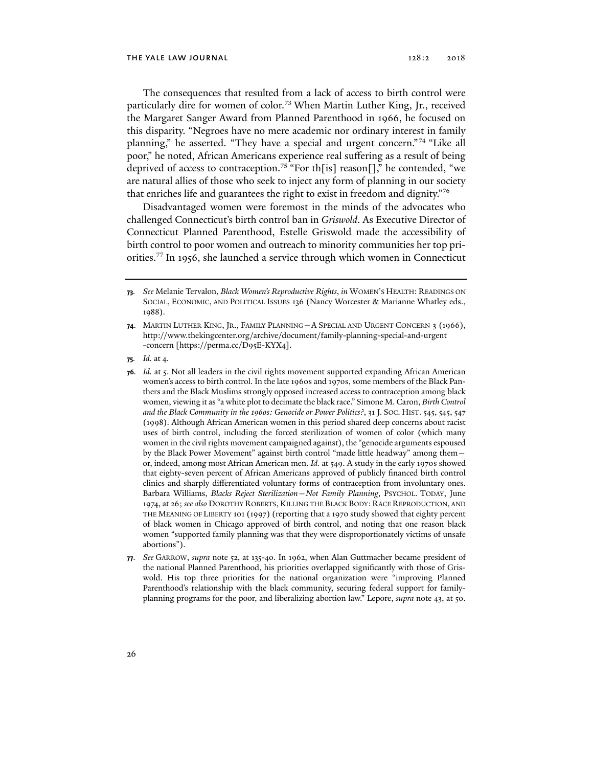The consequences that resulted from a lack of access to birth control were particularly dire for women of color.[73] When Martin Luther King, Jr., received the Margaret Sanger Award from Planned Parenthood in 1966, he focused on this disparity. "Negroes have no mere academic nor ordinary interest in family planning," he asserted. "They have a special and urgent concern."[74] "Like all poor," he noted, African Americans experience real suffering as a result of being deprived of access to contraception.[75] "For th[is] reason[]," he contended, "we are natural allies of those who seek to inject any form of planning in our society that enriches life and guarantees the right to exist in freedom and dignity."[76]

Disadvantaged women were foremost in the minds of the advocates who challenged Connecticut's birth control ban in *Griswold*. As Executive Director of Connecticut Planned Parenthood, Estelle Griswold made the accessibility of birth control to poor women and outreach to minority communities her top priorities.[77] In 1956, she launched a service through which women in Connecticut

---

**73.** *See* Melanie Tervalon, *Black Women's Reproductive Rights*, *in* WOMEN'S HEALTH: READINGS ON SOCIAL, ECONOMIC, AND POLITICAL ISSUES 136 (Nancy Worcester & Marianne Whatley eds., 1988).

**74.** MARTIN LUTHER KING, JR., FAMILY PLANNING—A SPECIAL AND URGENT CONCERN 3 (1966), http://www.thekingcenter.org/archive/document/family-planning-special-and-urgent-concern [https://perma.cc/D95E-KYX4].

**75.** *Id.* at 4.

**76.** *Id.* at 5. Not all leaders in the civil rights movement supported expanding African American women's access to birth control. In the late 1960s and 1970s, some members of the Black Panthers and the Black Muslims strongly opposed increased access to contraception among black women, viewing it as "a white plot to decimate the black race." Simone M. Caron, *Birth Control and the Black Community in the 1960s: Genocide or Power Politics?*, 31 J. SOC. HIST. 545, 545, 547 (1998). Although African American women in this period shared deep concerns about racist uses of birth control, including the forced sterilization of women of color (which many women in the civil rights movement campaigned against), the "genocide arguments espoused by the Black Power Movement" against birth control "made little headway" among them—or, indeed, among most African American men. *Id.* at 549. A study in the early 1970s showed that eighty-seven percent of African Americans approved of publicly financed birth control clinics and sharply differentiated voluntary forms of contraception from involuntary ones. Barbara Williams, *Blacks Reject Sterilization—Not Family Planning*, PSYCHOL. TODAY, June 1974, at 26; *see also* DOROTHY ROBERTS, KILLING THE BLACK BODY: RACE REPRODUCTION, AND THE MEANING OF LIBERTY 101 (1997) (reporting that a 1970 study showed that eighty percent of black women in Chicago approved of birth control, and noting that one reason black women "supported family planning was that they were disproportionately victims of unsafe abortions").

**77.** *See* GARROW, *supra* note 52, at 135-40. In 1962, when Alan Guttmacher became president of the national Planned Parenthood, his priorities overlapped significantly with those of Griswold. His top three priorities for the national organization were "improving Planned Parenthood's relationship with the black community, securing federal support for family-planning programs for the poor, and liberalizing abortion law." Lepore, *supra* note 43, at 50.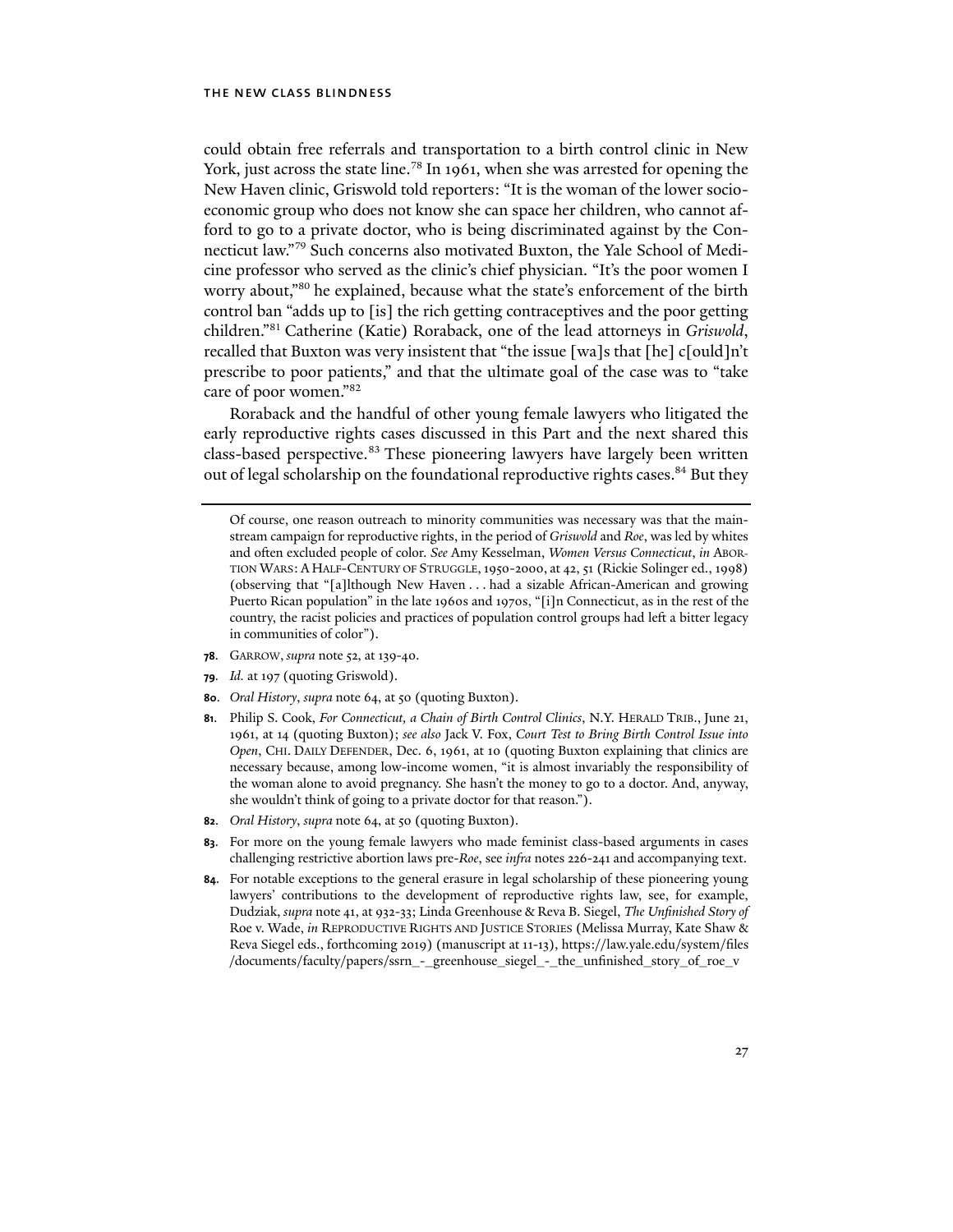could obtain free referrals and transportation to a birth control clinic in New York, just across the state line.[78] In 1961, when she was arrested for opening the New Haven clinic, Griswold told reporters: "It is the woman of the lower socioeconomic group who does not know she can space her children, who cannot afford to go to a private doctor, who is being discriminated against by the Connecticut law."[79] Such concerns also motivated Buxton, the Yale School of Medicine professor who served as the clinic's chief physician. "It's the poor women I worry about,"[80] he explained, because what the state's enforcement of the birth control ban "adds up to [is] the rich getting contraceptives and the poor getting children."[81] Catherine (Katie) Roraback, one of the lead attorneys in *Griswold*, recalled that Buxton was very insistent that "the issue [wa]s that [he] c[ould]n't prescribe to poor patients," and that the ultimate goal of the case was to "take care of poor women."[82]

Roraback and the handful of other young female lawyers who litigated the early reproductive rights cases discussed in this Part and the next shared this class-based perspective.[83] These pioneering lawyers have largely been written out of legal scholarship on the foundational reproductive rights cases.[84] But they

---

Of course, one reason outreach to minority communities was necessary was that the mainstream campaign for reproductive rights, in the period of *Griswold* and *Roe*, was led by whites and often excluded people of color. *See* Amy Kesselman, *Women Versus Connecticut*, *in* ABORTION WARS: A HALF-CENTURY OF STRUGGLE, 1950-2000, at 42, 51 (Rickie Solinger ed., 1998) (observing that "[a]lthough New Haven . . . had a sizable African-American and growing Puerto Rican population" in the late 1960s and 1970s, "[i]n Connecticut, as in the rest of the country, the racist policies and practices of population control groups had left a bitter legacy in communities of color").

78. GARROW, *supra* note 52, at 139-40.

79. *Id.* at 197 (quoting Griswold).

80. *Oral History*, *supra* note 64, at 50 (quoting Buxton).

81. Philip S. Cook, *For Connecticut, a Chain of Birth Control Clinics*, N.Y. HERALD TRIB., June 21, 1961, at 14 (quoting Buxton); *see also* Jack V. Fox, *Court Test to Bring Birth Control Issue into Open*, CHI. DAILY DEFENDER, Dec. 6, 1961, at 10 (quoting Buxton explaining that clinics are necessary because, among low-income women, "it is almost invariably the responsibility of the woman alone to avoid pregnancy. She hasn't the money to go to a doctor. And, anyway, she wouldn't think of going to a private doctor for that reason.").

82. *Oral History*, *supra* note 64, at 50 (quoting Buxton).

83. For more on the young female lawyers who made feminist class-based arguments in cases challenging restrictive abortion laws pre-*Roe*, see *infra* notes 226-241 and accompanying text.

84. For notable exceptions to the general erasure in legal scholarship of these pioneering young lawyers' contributions to the development of reproductive rights law, see, for example, Dudziak, *supra* note 41, at 932-33; Linda Greenhouse & Reva B. Siegel, *The Unfinished Story of* Roe v. Wade, *in* REPRODUCTIVE RIGHTS AND JUSTICE STORIES (Melissa Murray, Kate Shaw & Reva Siegel eds., forthcoming 2019) (manuscript at 11-13), https://law.yale.edu/system/files/documents/faculty/papers/ssrn_-_greenhouse_siegel_-_the_unfinished_story_of_roe_v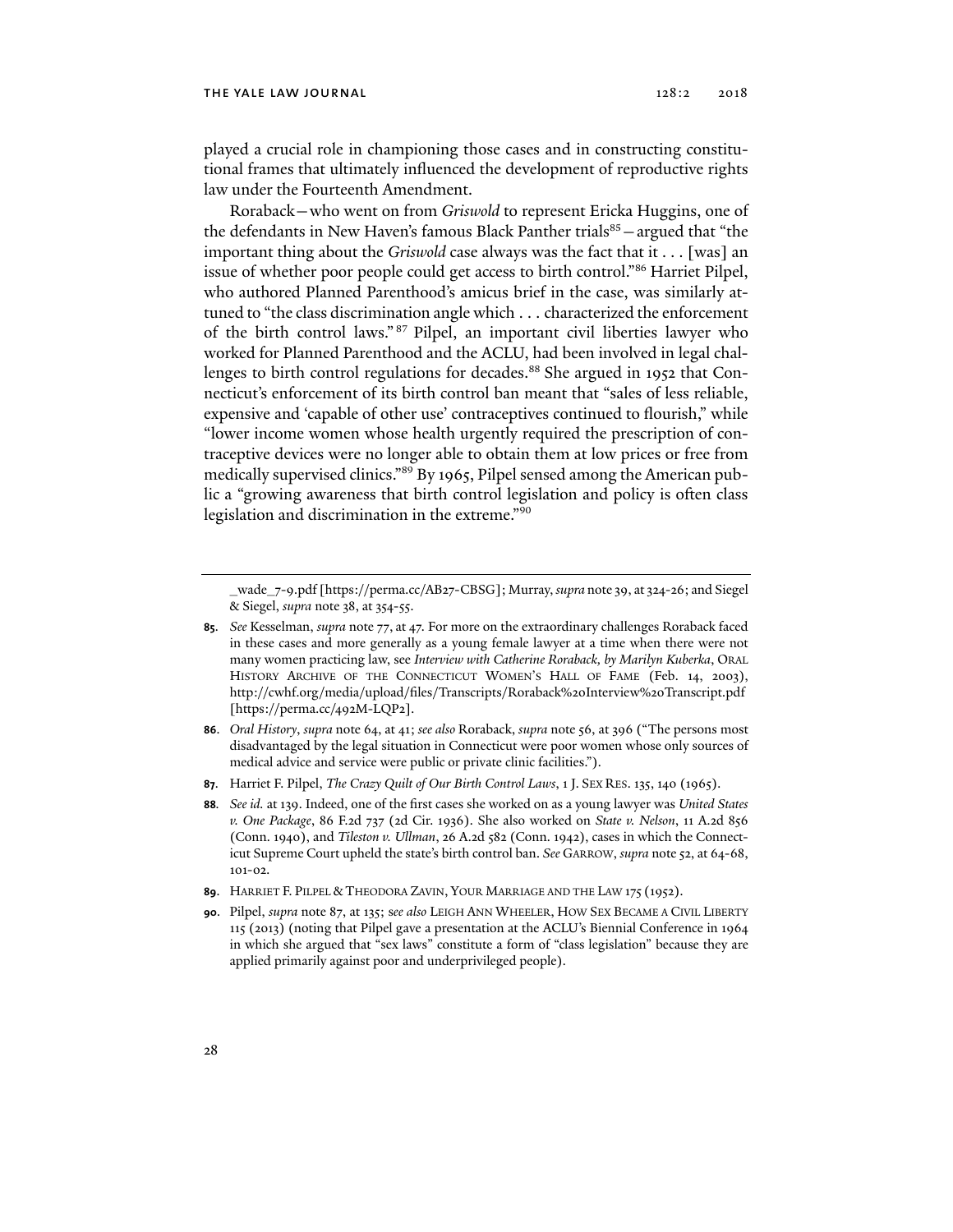played a crucial role in championing those cases and in constructing constitutional frames that ultimately influenced the development of reproductive rights law under the Fourteenth Amendment.

Roraback—who went on from *Griswold* to represent Ericka Huggins, one of the defendants in New Haven's famous Black Panther trials[85]—argued that "the important thing about the *Griswold* case always was the fact that it . . . [was] an issue of whether poor people could get access to birth control."[86] Harriet Pilpel, who authored Planned Parenthood's amicus brief in the case, was similarly attuned to "the class discrimination angle which . . . characterized the enforcement of the birth control laws."[87] Pilpel, an important civil liberties lawyer who worked for Planned Parenthood and the ACLU, had been involved in legal challenges to birth control regulations for decades.[88] She argued in 1952 that Connecticut's enforcement of its birth control ban meant that "sales of less reliable, expensive and 'capable of other use' contraceptives continued to flourish," while "lower income women whose health urgently required the prescription of contraceptive devices were no longer able to obtain them at low prices or free from medically supervised clinics."[89] By 1965, Pilpel sensed among the American public a "growing awareness that birth control legislation and policy is often class legislation and discrimination in the extreme."[90]

---

_wade_7-9.pdf [https://perma.cc/AB27-CBSG]; Murray, *supra* note 39, at 324-26; and Siegel & Siegel, *supra* note 38, at 354-55.

**85.** *See* Kesselman, *supra* note 77, at 47. For more on the extraordinary challenges Roraback faced in these cases and more generally as a young female lawyer at a time when there were not many women practicing law, see *Interview with Catherine Roraback, by Marilyn Kuberka*, ORAL HISTORY ARCHIVE OF THE CONNECTICUT WOMEN'S HALL OF FAME (Feb. 14, 2003), http://cwhf.org/media/upload/files/Transcripts/Roraback%20Interview%20Transcript.pdf [https://perma.cc/492M-LQP2].

**86.** *Oral History*, *supra* note 64, at 41; *see also* Roraback, *supra* note 56, at 396 ("The persons most disadvantaged by the legal situation in Connecticut were poor women whose only sources of medical advice and service were public or private clinic facilities.").

**87.** Harriet F. Pilpel, *The Crazy Quilt of Our Birth Control Laws*, 1 J. SEX RES. 135, 140 (1965).

**88.** *See id.* at 139. Indeed, one of the first cases she worked on as a young lawyer was *United States v. One Package*, 86 F.2d 737 (2d Cir. 1936). She also worked on *State v. Nelson*, 11 A.2d 856 (Conn. 1940), and *Tileston v. Ullman*, 26 A.2d 582 (Conn. 1942), cases in which the Connecticut Supreme Court upheld the state's birth control ban. *See* GARROW, *supra* note 52, at 64-68, 101-02.

**89.** HARRIET F. PILPEL & THEODORA ZAVIN, YOUR MARRIAGE AND THE LAW 175 (1952).

**90.** Pilpel, *supra* note 87, at 135; *see also* LEIGH ANN WHEELER, HOW SEX BECAME A CIVIL LIBERTY 115 (2013) (noting that Pilpel gave a presentation at the ACLU's Biennial Conference in 1964 in which she argued that "sex laws" constitute a form of "class legislation" because they are applied primarily against poor and underprivileged people).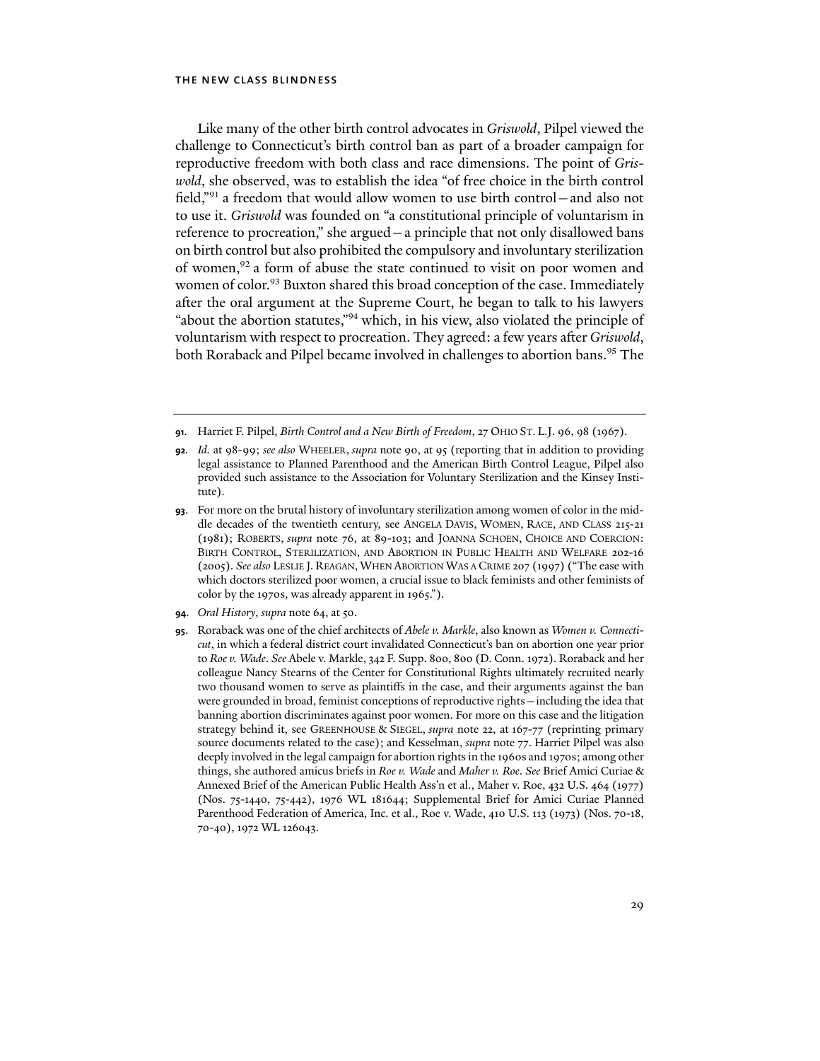Like many of the other birth control advocates in *Griswold*, Pilpel viewed the challenge to Connecticut's birth control ban as part of a broader campaign for reproductive freedom with both class and race dimensions. The point of *Griswold*, she observed, was to establish the idea "of free choice in the birth control field,"[91] a freedom that would allow women to use birth control—and also not to use it. *Griswold* was founded on "a constitutional principle of voluntarism in reference to procreation," she argued—a principle that not only disallowed bans on birth control but also prohibited the compulsory and involuntary sterilization of women,[92] a form of abuse the state continued to visit on poor women and women of color.[93] Buxton shared this broad conception of the case. Immediately after the oral argument at the Supreme Court, he began to talk to his lawyers "about the abortion statutes,"[94] which, in his view, also violated the principle of voluntarism with respect to procreation. They agreed: a few years after *Griswold*, both Roraback and Pilpel became involved in challenges to abortion bans.[95] The

---

**91.** Harriet F. Pilpel, *Birth Control and a New Birth of Freedom*, 27 OHIO ST. L.J. 96, 98 (1967).

**92.** *Id.* at 98-99; *see also* WHEELER, *supra* note 90, at 95 (reporting that in addition to providing legal assistance to Planned Parenthood and the American Birth Control League, Pilpel also provided such assistance to the Association for Voluntary Sterilization and the Kinsey Institute).

**93.** For more on the brutal history of involuntary sterilization among women of color in the middle decades of the twentieth century, see ANGELA DAVIS, WOMEN, RACE, AND CLASS 215-21 (1981); ROBERTS, *supra* note 76, at 89-103; and JOANNA SCHOEN, CHOICE AND COERCION: BIRTH CONTROL, STERILIZATION, AND ABORTION IN PUBLIC HEALTH AND WELFARE 202-16 (2005). *See also* LESLIE J. REAGAN, WHEN ABORTION WAS A CRIME 207 (1997) ("The ease with which doctors sterilized poor women, a crucial issue to black feminists and other feminists of color by the 1970s, was already apparent in 1965.").

**94.** *Oral History*, *supra* note 64, at 50.

**95.** Roraback was one of the chief architects of *Abele v. Markle*, also known as *Women v. Connecticut*, in which a federal district court invalidated Connecticut's ban on abortion one year prior to *Roe v. Wade*. *See* Abele v. Markle, 342 F. Supp. 800, 800 (D. Conn. 1972). Roraback and her colleague Nancy Stearns of the Center for Constitutional Rights ultimately recruited nearly two thousand women to serve as plaintiffs in the case, and their arguments against the ban were grounded in broad, feminist conceptions of reproductive rights—including the idea that banning abortion discriminates against poor women. For more on this case and the litigation strategy behind it, see GREENHOUSE & SIEGEL, *supra* note 22, at 167-77 (reprinting primary source documents related to the case); and Kesselman, *supra* note 77. Harriet Pilpel was also deeply involved in the legal campaign for abortion rights in the 1960s and 1970s; among other things, she authored amicus briefs in *Roe v. Wade* and *Maher v. Roe*. *See* Brief Amici Curiae & Annexed Brief of the American Public Health Ass'n et al., Maher v. Roe, 432 U.S. 464 (1977) (Nos. 75-1440, 75-442), 1976 WL 181644; Supplemental Brief for Amici Curiae Planned Parenthood Federation of America, Inc. et al., Roe v. Wade, 410 U.S. 113 (1973) (Nos. 70-18, 70-40), 1972 WL 126043.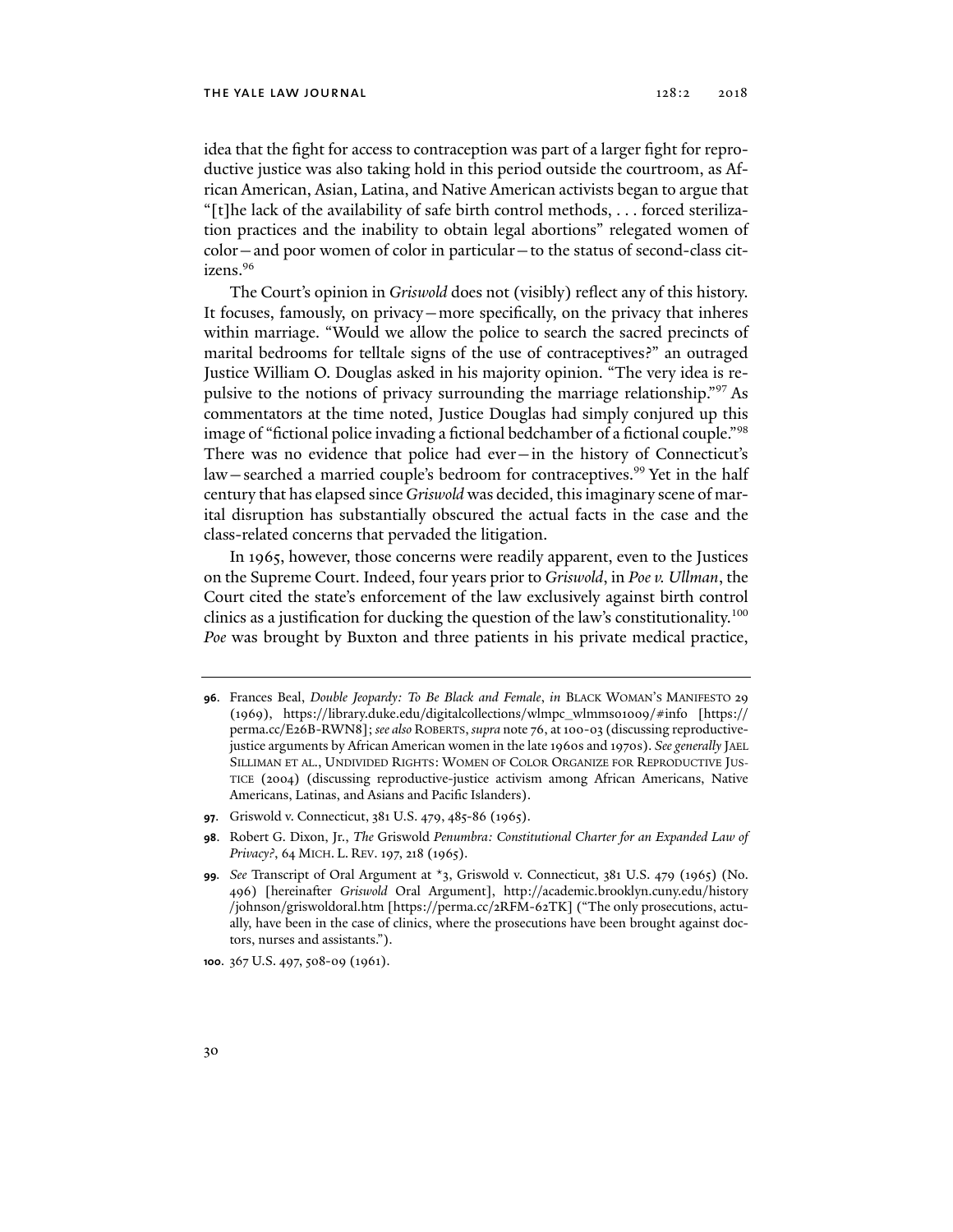idea that the fight for access to contraception was part of a larger fight for reproductive justice was also taking hold in this period outside the courtroom, as African American, Asian, Latina, and Native American activists began to argue that "[t]he lack of the availability of safe birth control methods, . . . forced sterilization practices and the inability to obtain legal abortions" relegated women of color—and poor women of color in particular—to the status of second-class citizens.[96]

The Court's opinion in *Griswold* does not (visibly) reflect any of this history. It focuses, famously, on privacy—more specifically, on the privacy that inheres within marriage. "Would we allow the police to search the sacred precincts of marital bedrooms for telltale signs of the use of contraceptives?" an outraged Justice William O. Douglas asked in his majority opinion. "The very idea is repulsive to the notions of privacy surrounding the marriage relationship."[97] As commentators at the time noted, Justice Douglas had simply conjured up this image of "fictional police invading a fictional bedchamber of a fictional couple."[98] There was no evidence that police had ever—in the history of Connecticut's law—searched a married couple's bedroom for contraceptives.[99] Yet in the half century that has elapsed since *Griswold* was decided, this imaginary scene of marital disruption has substantially obscured the actual facts in the case and the class-related concerns that pervaded the litigation.

In 1965, however, those concerns were readily apparent, even to the Justices on the Supreme Court. Indeed, four years prior to *Griswold*, in *Poe v. Ullman*, the Court cited the state's enforcement of the law exclusively against birth control clinics as a justification for ducking the question of the law's constitutionality.[100] *Poe* was brought by Buxton and three patients in his private medical practice,

---

**96**. Frances Beal, *Double Jeopardy: To Be Black and Female*, *in* BLACK WOMAN'S MANIFESTO 29 (1969), https://library.duke.edu/digitalcollections/wlmpc_wlmms01009/#info [https://perma.cc/E26B-RWN8]; *see also* ROBERTS, *supra* note 76, at 100-03 (discussing reproductive-justice arguments by African American women in the late 1960s and 1970s). *See generally* JAEL SILLIMAN ET AL., UNDIVIDED RIGHTS: WOMEN OF COLOR ORGANIZE FOR REPRODUCTIVE JUSTICE (2004) (discussing reproductive-justice activism among African Americans, Native Americans, Latinas, and Asians and Pacific Islanders).

**97**. Griswold v. Connecticut, 381 U.S. 479, 485-86 (1965).

**98**. Robert G. Dixon, Jr., *The* Griswold *Penumbra: Constitutional Charter for an Expanded Law of Privacy?*, 64 MICH. L. REV. 197, 218 (1965).

**99**. *See* Transcript of Oral Argument at *3, Griswold v. Connecticut, 381 U.S. 479 (1965) (No. 496) [hereinafter *Griswold* Oral Argument], http://academic.brooklyn.cuny.edu/history/johnson/griswoldoral.htm [https://perma.cc/2RFM-62TK] ("The only prosecutions, actually, have been in the case of clinics, where the prosecutions have been brought against doctors, nurses and assistants.").

**100**. 367 U.S. 497, 508-09 (1961).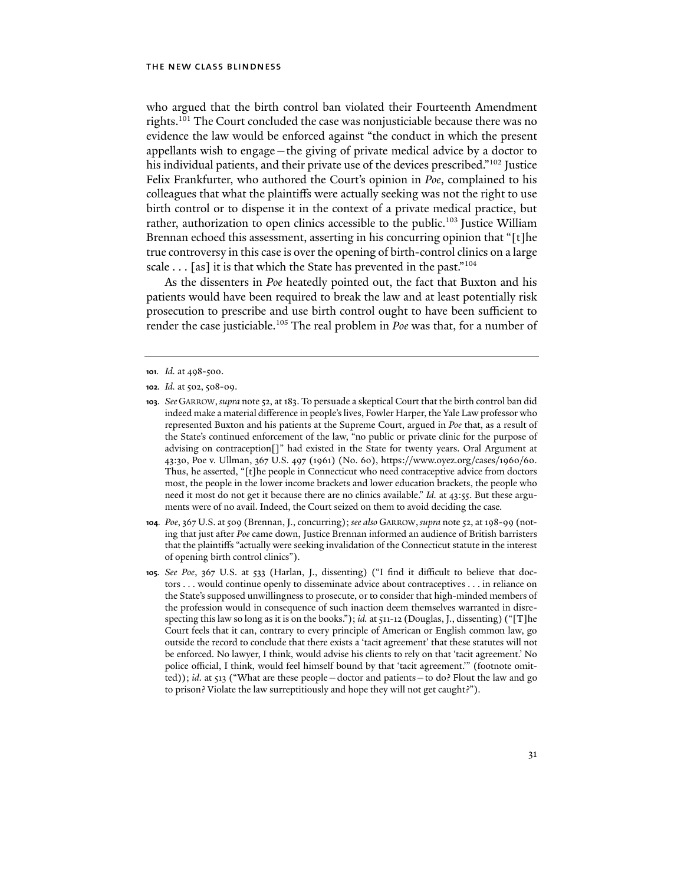who argued that the birth control ban violated their Fourteenth Amendment rights.[101] The Court concluded the case was nonjusticiable because there was no evidence the law would be enforced against "the conduct in which the present appellants wish to engage—the giving of private medical advice by a doctor to his individual patients, and their private use of the devices prescribed."[102] Justice Felix Frankfurter, who authored the Court's opinion in *Poe*, complained to his colleagues that what the plaintiffs were actually seeking was not the right to use birth control or to dispense it in the context of a private medical practice, but rather, authorization to open clinics accessible to the public.[103] Justice William Brennan echoed this assessment, asserting in his concurring opinion that "[t]he true controversy in this case is over the opening of birth-control clinics on a large scale . . . [as] it is that which the State has prevented in the past."[104]

As the dissenters in *Poe* heatedly pointed out, the fact that Buxton and his patients would have been required to break the law and at least potentially risk prosecution to prescribe and use birth control ought to have been sufficient to render the case justiciable.[105] The real problem in *Poe* was that, for a number of

---

**101.** *Id.* at 498-500.

**102.** *Id.* at 502, 508-09.

**103.** *See* GARROW, *supra* note 52, at 183. To persuade a skeptical Court that the birth control ban did indeed make a material difference in people's lives, Fowler Harper, the Yale Law professor who represented Buxton and his patients at the Supreme Court, argued in *Poe* that, as a result of the State's continued enforcement of the law, "no public or private clinic for the purpose of advising on contraception[]" had existed in the State for twenty years. Oral Argument at 43:30, Poe v. Ullman, 367 U.S. 497 (1961) (No. 60), https://www.oyez.org/cases/1960/60. Thus, he asserted, "[t]he people in Connecticut who need contraceptive advice from doctors most, the people in the lower income brackets and lower education brackets, the people who need it most do not get it because there are no clinics available." *Id.* at 43:55. But these arguments were of no avail. Indeed, the Court seized on them to avoid deciding the case.

**104.** *Poe*, 367 U.S. at 509 (Brennan, J., concurring); *see also* GARROW, *supra* note 52, at 198-99 (noting that just after *Poe* came down, Justice Brennan informed an audience of British barristers that the plaintiffs "actually were seeking invalidation of the Connecticut statute in the interest of opening birth control clinics").

**105.** *See Poe*, 367 U.S. at 533 (Harlan, J., dissenting) ("I find it difficult to believe that doctors . . . would continue openly to disseminate advice about contraceptives . . . in reliance on the State's supposed unwillingness to prosecute, or to consider that high-minded members of the profession would in consequence of such inaction deem themselves warranted in disrespecting this law so long as it is on the books."); *id.* at 511-12 (Douglas, J., dissenting) ("[T]he Court feels that it can, contrary to every principle of American or English common law, go outside the record to conclude that there exists a 'tacit agreement' that these statutes will not be enforced. No lawyer, I think, would advise his clients to rely on that 'tacit agreement.' No police official, I think, would feel himself bound by that 'tacit agreement.'" (footnote omitted)); *id.* at 513 ("What are these people—doctor and patients—to do? Flout the law and go to prison? Violate the law surreptitiously and hope they will not get caught?").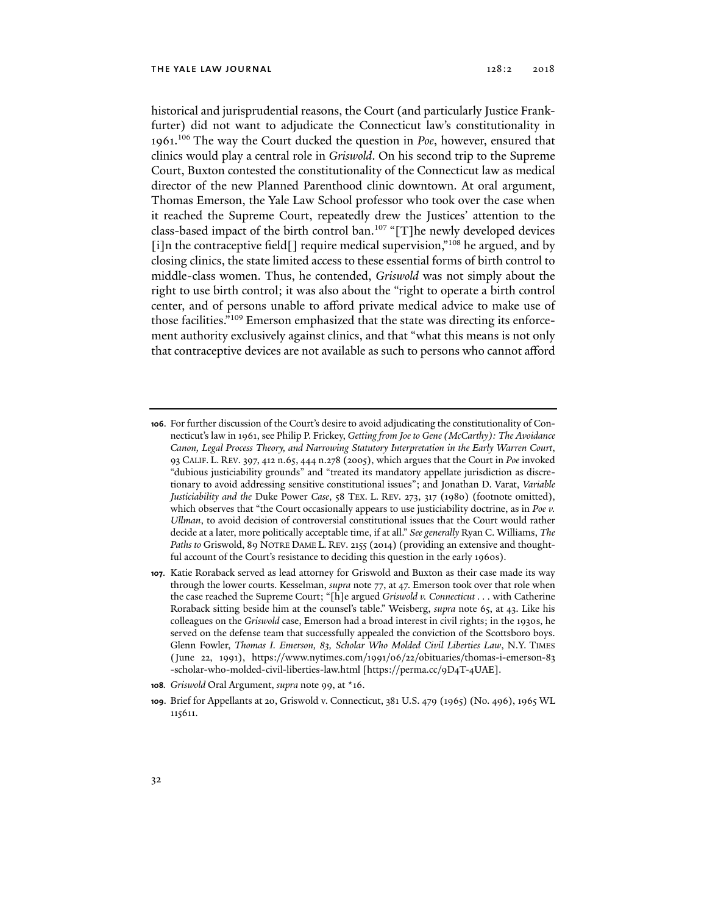historical and jurisprudential reasons, the Court (and particularly Justice Frankfurter) did not want to adjudicate the Connecticut law's constitutionality in 1961.[106] The way the Court ducked the question in *Poe*, however, ensured that clinics would play a central role in *Griswold*. On his second trip to the Supreme Court, Buxton contested the constitutionality of the Connecticut law as medical director of the new Planned Parenthood clinic downtown. At oral argument, Thomas Emerson, the Yale Law School professor who took over the case when it reached the Supreme Court, repeatedly drew the Justices' attention to the class-based impact of the birth control ban.[107] "[T]he newly developed devices [i]n the contraceptive field[] require medical supervision,"[108] he argued, and by closing clinics, the state limited access to these essential forms of birth control to middle-class women. Thus, he contended, *Griswold* was not simply about the right to use birth control; it was also about the "right to operate a birth control center, and of persons unable to afford private medical advice to make use of those facilities."[109] Emerson emphasized that the state was directing its enforcement authority exclusively against clinics, and that "what this means is not only that contraceptive devices are not available as such to persons who cannot afford

---

**106.** For further discussion of the Court's desire to avoid adjudicating the constitutionality of Connecticut's law in 1961, see Philip P. Frickey, *Getting from Joe to Gene (McCarthy): The Avoidance Canon, Legal Process Theory, and Narrowing Statutory Interpretation in the Early Warren Court*, 93 CALIF. L. REV. 397, 412 n.65, 444 n.278 (2005), which argues that the Court in *Poe* invoked "dubious justiciability grounds" and "treated its mandatory appellate jurisdiction as discretionary to avoid addressing sensitive constitutional issues"; and Jonathan D. Varat, *Variable Justiciability and the* Duke Power *Case*, 58 TEX. L. REV. 273, 317 (1980) (footnote omitted), which observes that "the Court occasionally appears to use justiciability doctrine, as in *Poe v. Ullman*, to avoid decision of controversial constitutional issues that the Court would rather decide at a later, more politically acceptable time, if at all." *See generally* Ryan C. Williams, *The Paths to* Griswold, 89 NOTRE DAME L. REV. 2155 (2014) (providing an extensive and thoughtful account of the Court's resistance to deciding this question in the early 1960s).

**107.** Katie Roraback served as lead attorney for Griswold and Buxton as their case made its way through the lower courts. Kesselman, *supra* note 77, at 47. Emerson took over that role when the case reached the Supreme Court; "[h]e argued *Griswold v. Connecticut* . . . with Catherine Roraback sitting beside him at the counsel's table." Weisberg, *supra* note 65, at 43. Like his colleagues on the *Griswold* case, Emerson had a broad interest in civil rights; in the 1930s, he served on the defense team that successfully appealed the conviction of the Scottsboro boys. Glenn Fowler, *Thomas I. Emerson, 83, Scholar Who Molded Civil Liberties Law*, N.Y. TIMES (June 22, 1991), https://www.nytimes.com/1991/06/22/obituaries/thomas-i-emerson-83-scholar-who-molded-civil-liberties-law.html [https://perma.cc/9D4T-4UAE].

**108.** *Griswold* Oral Argument, *supra* note 99, at *16.

**109.** Brief for Appellants at 20, Griswold v. Connecticut, 381 U.S. 479 (1965) (No. 496), 1965 WL 115611.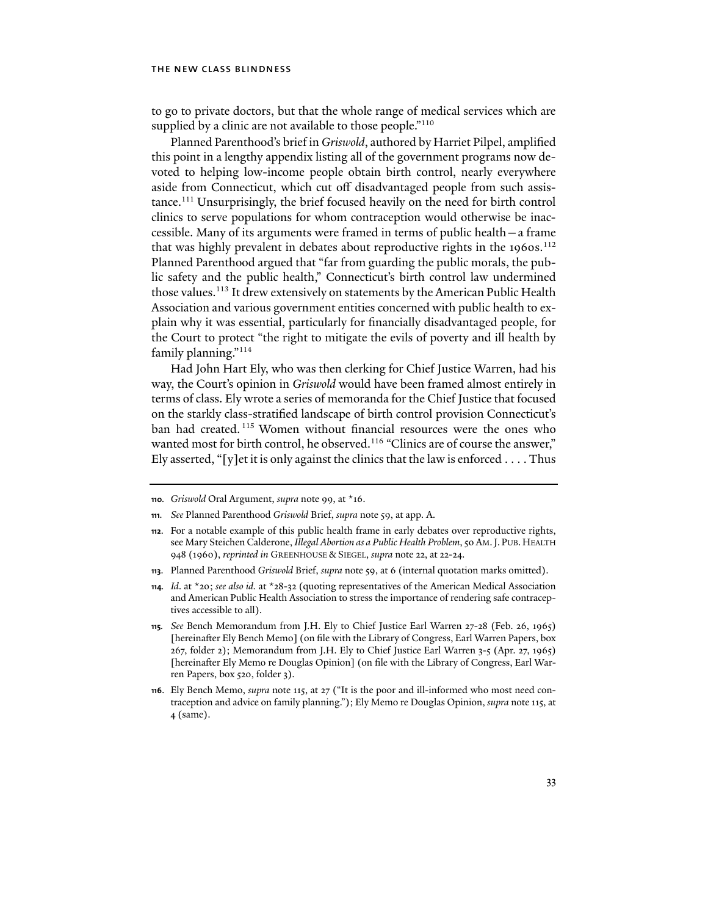to go to private doctors, but that the whole range of medical services which are supplied by a clinic are not available to those people."[110]

Planned Parenthood's brief in *Griswold*, authored by Harriet Pilpel, amplified this point in a lengthy appendix listing all of the government programs now devoted to helping low-income people obtain birth control, nearly everywhere aside from Connecticut, which cut off disadvantaged people from such assistance.[111] Unsurprisingly, the brief focused heavily on the need for birth control clinics to serve populations for whom contraception would otherwise be inaccessible. Many of its arguments were framed in terms of public health—a frame that was highly prevalent in debates about reproductive rights in the 1960s.[112] Planned Parenthood argued that "far from guarding the public morals, the public safety and the public health," Connecticut's birth control law undermined those values.[113] It drew extensively on statements by the American Public Health Association and various government entities concerned with public health to explain why it was essential, particularly for financially disadvantaged people, for the Court to protect "the right to mitigate the evils of poverty and ill health by family planning."[114]

Had John Hart Ely, who was then clerking for Chief Justice Warren, had his way, the Court's opinion in *Griswold* would have been framed almost entirely in terms of class. Ely wrote a series of memoranda for the Chief Justice that focused on the starkly class-stratified landscape of birth control provision Connecticut's ban had created.[115] Women without financial resources were the ones who wanted most for birth control, he observed.[116] "Clinics are of course the answer," Ely asserted, "[y]et it is only against the clinics that the law is enforced . . . . Thus

---

110. *Griswold* Oral Argument, *supra* note 99, at *16.

111. *See* Planned Parenthood *Griswold* Brief, *supra* note 59, at app. A.

112. For a notable example of this public health frame in early debates over reproductive rights, see Mary Steichen Calderone, *Illegal Abortion as a Public Health Problem*, 50 AM. J. PUB. HEALTH 948 (1960), *reprinted in* GREENHOUSE & SIEGEL, *supra* note 22, at 22-24.

113. Planned Parenthood *Griswold* Brief, *supra* note 59, at 6 (internal quotation marks omitted).

114. *Id*. at *20; *see also id.* at *28-32 (quoting representatives of the American Medical Association and American Public Health Association to stress the importance of rendering safe contraceptives accessible to all).

115. *See* Bench Memorandum from J.H. Ely to Chief Justice Earl Warren 27-28 (Feb. 26, 1965) [hereinafter Ely Bench Memo] (on file with the Library of Congress, Earl Warren Papers, box 267, folder 2); Memorandum from J.H. Ely to Chief Justice Earl Warren 3-5 (Apr. 27, 1965) [hereinafter Ely Memo re Douglas Opinion] (on file with the Library of Congress, Earl Warren Papers, box 520, folder 3).

116. Ely Bench Memo, *supra* note 115, at 27 ("It is the poor and ill-informed who most need contraception and advice on family planning."); Ely Memo re Douglas Opinion, *supra* note 115, at 4 (same).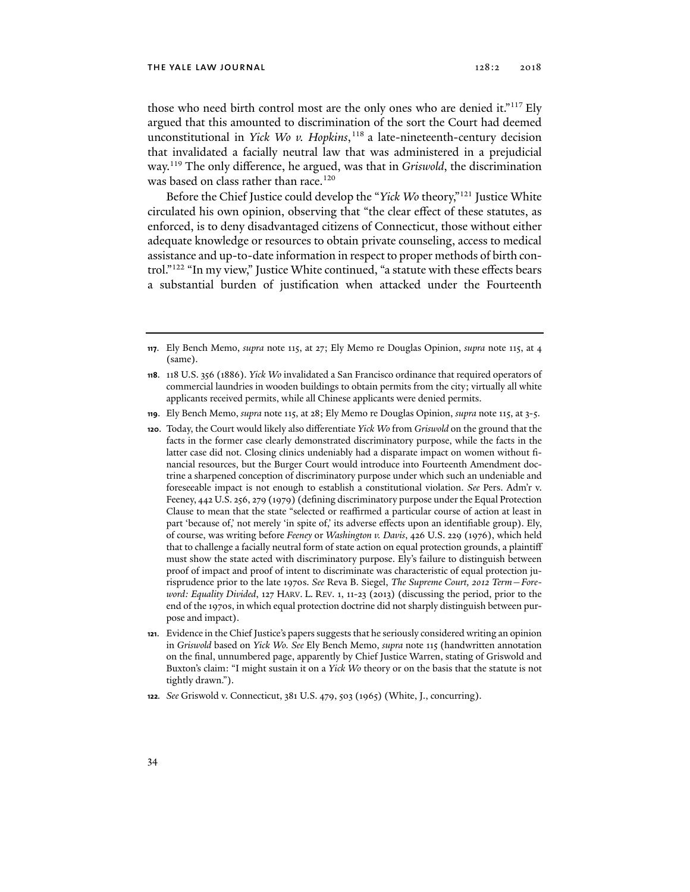those who need birth control most are the only ones who are denied it."[117] Ely argued that this amounted to discrimination of the sort the Court had deemed unconstitutional in *Yick Wo v. Hopkins*,[118] a late-nineteenth-century decision that invalidated a facially neutral law that was administered in a prejudicial way.[119] The only difference, he argued, was that in *Griswold*, the discrimination was based on class rather than race.[120]

Before the Chief Justice could develop the "*Yick Wo* theory,"[121] Justice White circulated his own opinion, observing that "the clear effect of these statutes, as enforced, is to deny disadvantaged citizens of Connecticut, those without either adequate knowledge or resources to obtain private counseling, access to medical assistance and up-to-date information in respect to proper methods of birth control."[122] "In my view," Justice White continued, "a statute with these effects bears a substantial burden of justification when attacked under the Fourteenth

---

**117.** Ely Bench Memo, *supra* note 115, at 27; Ely Memo re Douglas Opinion, *supra* note 115, at 4 (same).

**118.** 118 U.S. 356 (1886). *Yick Wo* invalidated a San Francisco ordinance that required operators of commercial laundries in wooden buildings to obtain permits from the city; virtually all white applicants received permits, while all Chinese applicants were denied permits.

**119.** Ely Bench Memo, *supra* note 115, at 28; Ely Memo re Douglas Opinion, *supra* note 115, at 3-5.

**120.** Today, the Court would likely also differentiate *Yick Wo* from *Griswold* on the ground that the facts in the former case clearly demonstrated discriminatory purpose, while the facts in the latter case did not. Closing clinics undeniably had a disparate impact on women without financial resources, but the Burger Court would introduce into Fourteenth Amendment doctrine a sharpened conception of discriminatory purpose under which such an undeniable and foreseeable impact is not enough to establish a constitutional violation. *See* Pers. Adm'r v. Feeney, 442 U.S. 256, 279 (1979) (defining discriminatory purpose under the Equal Protection Clause to mean that the state "selected or reaffirmed a particular course of action at least in part 'because of,' not merely 'in spite of,' its adverse effects upon an identifiable group). Ely, of course, was writing before *Feeney* or *Washington v. Davis*, 426 U.S. 229 (1976), which held that to challenge a facially neutral form of state action on equal protection grounds, a plaintiff must show the state acted with discriminatory purpose. Ely's failure to distinguish between proof of impact and proof of intent to discriminate was characteristic of equal protection jurisprudence prior to the late 1970s. *See* Reva B. Siegel, *The Supreme Court, 2012 Term—Foreword: Equality Divided*, 127 HARV. L. REV. 1, 11-23 (2013) (discussing the period, prior to the end of the 1970s, in which equal protection doctrine did not sharply distinguish between purpose and impact).

**121.** Evidence in the Chief Justice's papers suggests that he seriously considered writing an opinion in *Griswold* based on *Yick Wo*. *See* Ely Bench Memo, *supra* note 115 (handwritten annotation on the final, unnumbered page, apparently by Chief Justice Warren, stating of Griswold and Buxton's claim: "I might sustain it on a *Yick Wo* theory or on the basis that the statute is not tightly drawn.").

**122.** *See* Griswold v. Connecticut, 381 U.S. 479, 503 (1965) (White, J., concurring).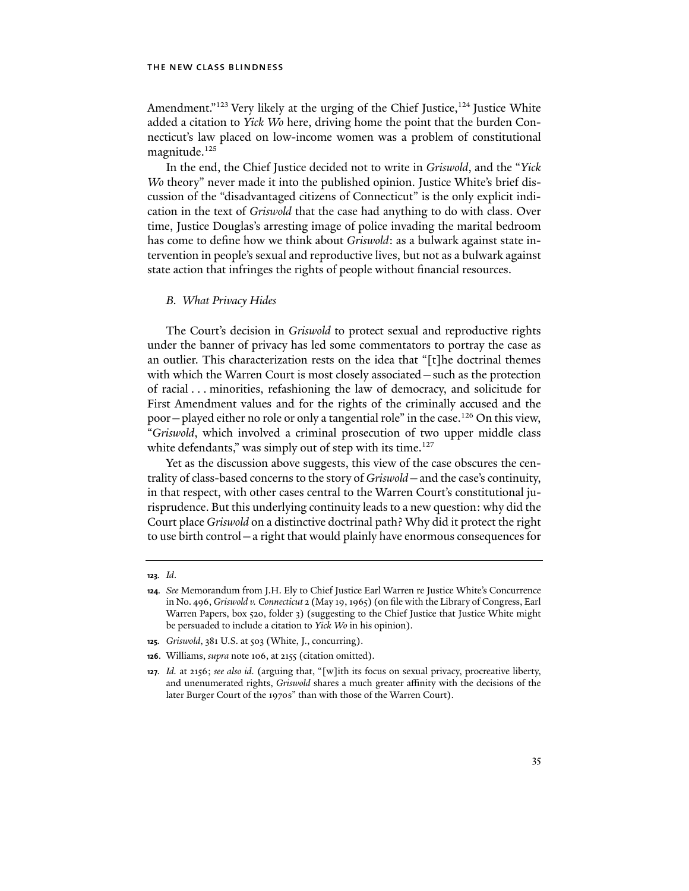Amendment."[123] Very likely at the urging of the Chief Justice,[124] Justice White added a citation to *Yick Wo* here, driving home the point that the burden Connecticut's law placed on low-income women was a problem of constitutional magnitude.[125]

In the end, the Chief Justice decided not to write in *Griswold*, and the "*Yick Wo* theory" never made it into the published opinion. Justice White's brief discussion of the "disadvantaged citizens of Connecticut" is the only explicit indication in the text of *Griswold* that the case had anything to do with class. Over time, Justice Douglas's arresting image of police invading the marital bedroom has come to define how we think about *Griswold*: as a bulwark against state intervention in people's sexual and reproductive lives, but not as a bulwark against state action that infringes the rights of people without financial resources.

### *B. What Privacy Hides*

The Court's decision in *Griswold* to protect sexual and reproductive rights under the banner of privacy has led some commentators to portray the case as an outlier. This characterization rests on the idea that "[t]he doctrinal themes with which the Warren Court is most closely associated—such as the protection of racial . . . minorities, refashioning the law of democracy, and solicitude for First Amendment values and for the rights of the criminally accused and the poor—played either no role or only a tangential role" in the case.[126] On this view, "*Griswold*, which involved a criminal prosecution of two upper middle class white defendants," was simply out of step with its time.[127]

Yet as the discussion above suggests, this view of the case obscures the centrality of class-based concerns to the story of *Griswold*—and the case's continuity, in that respect, with other cases central to the Warren Court's constitutional jurisprudence. But this underlying continuity leads to a new question: why did the Court place *Griswold* on a distinctive doctrinal path? Why did it protect the right to use birth control—a right that would plainly have enormous consequences for

---

**123.** *Id.*

**124.** *See* Memorandum from J.H. Ely to Chief Justice Earl Warren re Justice White's Concurrence in No. 496, *Griswold v. Connecticut* 2 (May 19, 1965) (on file with the Library of Congress, Earl Warren Papers, box 520, folder 3) (suggesting to the Chief Justice that Justice White might be persuaded to include a citation to *Yick Wo* in his opinion).

**125.** *Griswold*, 381 U.S. at 503 (White, J., concurring).

**126.** Williams, *supra* note 106, at 2155 (citation omitted).

**127.** *Id.* at 2156; *see also id.* (arguing that, "[w]ith its focus on sexual privacy, procreative liberty, and unenumerated rights, *Griswold* shares a much greater affinity with the decisions of the later Burger Court of the 1970s" than with those of the Warren Court).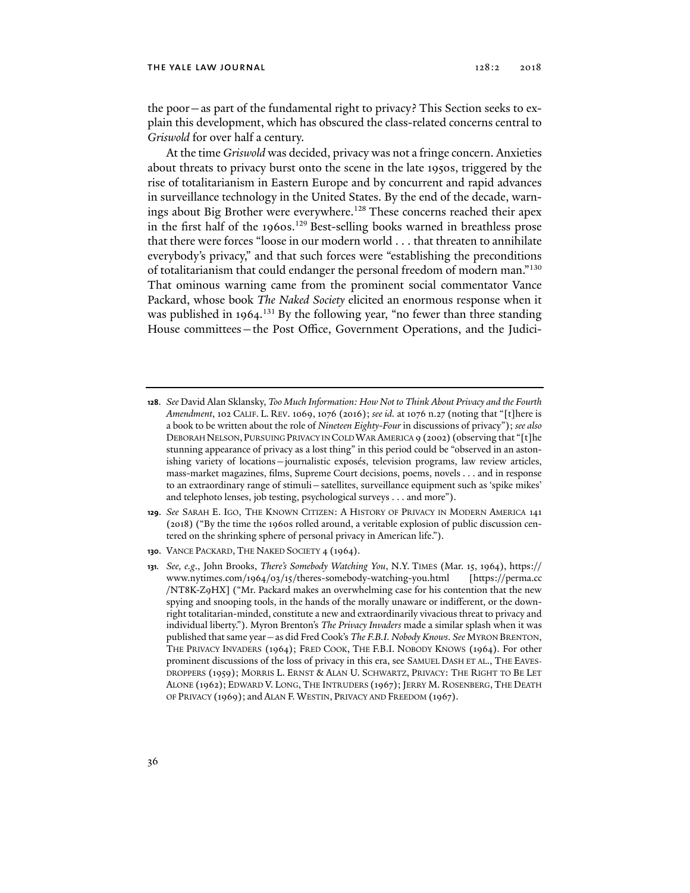the poor—as part of the fundamental right to privacy? This Section seeks to explain this development, which has obscured the class-related concerns central to *Griswold* for over half a century.

At the time *Griswold* was decided, privacy was not a fringe concern. Anxieties about threats to privacy burst onto the scene in the late 1950s, triggered by the rise of totalitarianism in Eastern Europe and by concurrent and rapid advances in surveillance technology in the United States. By the end of the decade, warnings about Big Brother were everywhere.[128] These concerns reached their apex in the first half of the 1960s.[129] Best-selling books warned in breathless prose that there were forces "loose in our modern world . . . that threaten to annihilate everybody's privacy," and that such forces were "establishing the preconditions of totalitarianism that could endanger the personal freedom of modern man."[130] That ominous warning came from the prominent social commentator Vance Packard, whose book *The Naked Society* elicited an enormous response when it was published in 1964.[131] By the following year, "no fewer than three standing House committees—the Post Office, Government Operations, and the Judici-

---

**128**. *See* David Alan Sklansky, *Too Much Information: How Not to Think About Privacy and the Fourth Amendment*, 102 CALIF. L. REV. 1069, 1076 (2016); *see id.* at 1076 n.27 (noting that "[t]here is a book to be written about the role of *Nineteen Eighty-Four* in discussions of privacy"); *see also* DEBORAH NELSON, PURSUING PRIVACY IN COLD WAR AMERICA 9 (2002) (observing that "[t]he stunning appearance of privacy as a lost thing" in this period could be "observed in an astonishing variety of locations—journalistic exposés, television programs, law review articles, mass-market magazines, films, Supreme Court decisions, poems, novels . . . and in response to an extraordinary range of stimuli—satellites, surveillance equipment such as 'spike mikes' and telephoto lenses, job testing, psychological surveys . . . and more").

**129**. *See* SARAH E. IGO, THE KNOWN CITIZEN: A HISTORY OF PRIVACY IN MODERN AMERICA 141 (2018) ("By the time the 1960s rolled around, a veritable explosion of public discussion centered on the shrinking sphere of personal privacy in American life.").

**130**. VANCE PACKARD, THE NAKED SOCIETY 4 (1964).

**131**. *See, e.g.*, John Brooks, *There's Somebody Watching You*, N.Y. TIMES (Mar. 15, 1964), https://www.nytimes.com/1964/03/15/theres-somebody-watching-you.html [https://perma.cc/NT8K-Z9HX] ("Mr. Packard makes an overwhelming case for his contention that the new spying and snooping tools, in the hands of the morally unaware or indifferent, or the downright totalitarian-minded, constitute a new and extraordinarily vivacious threat to privacy and individual liberty."). Myron Brenton's *The Privacy Invaders* made a similar splash when it was published that same year—as did Fred Cook's *The F.B.I. Nobody Knows*. *See* MYRON BRENTON, THE PRIVACY INVADERS (1964); FRED COOK, THE F.B.I. NOBODY KNOWS (1964). For other prominent discussions of the loss of privacy in this era, see SAMUEL DASH ET AL., THE EAVESDROPPERS (1959); MORRIS L. ERNST & ALAN U. SCHWARTZ, PRIVACY: THE RIGHT TO BE LET ALONE (1962); EDWARD V. LONG, THE INTRUDERS (1967); JERRY M. ROSENBERG, THE DEATH OF PRIVACY (1969); and ALAN F. WESTIN, PRIVACY AND FREEDOM (1967).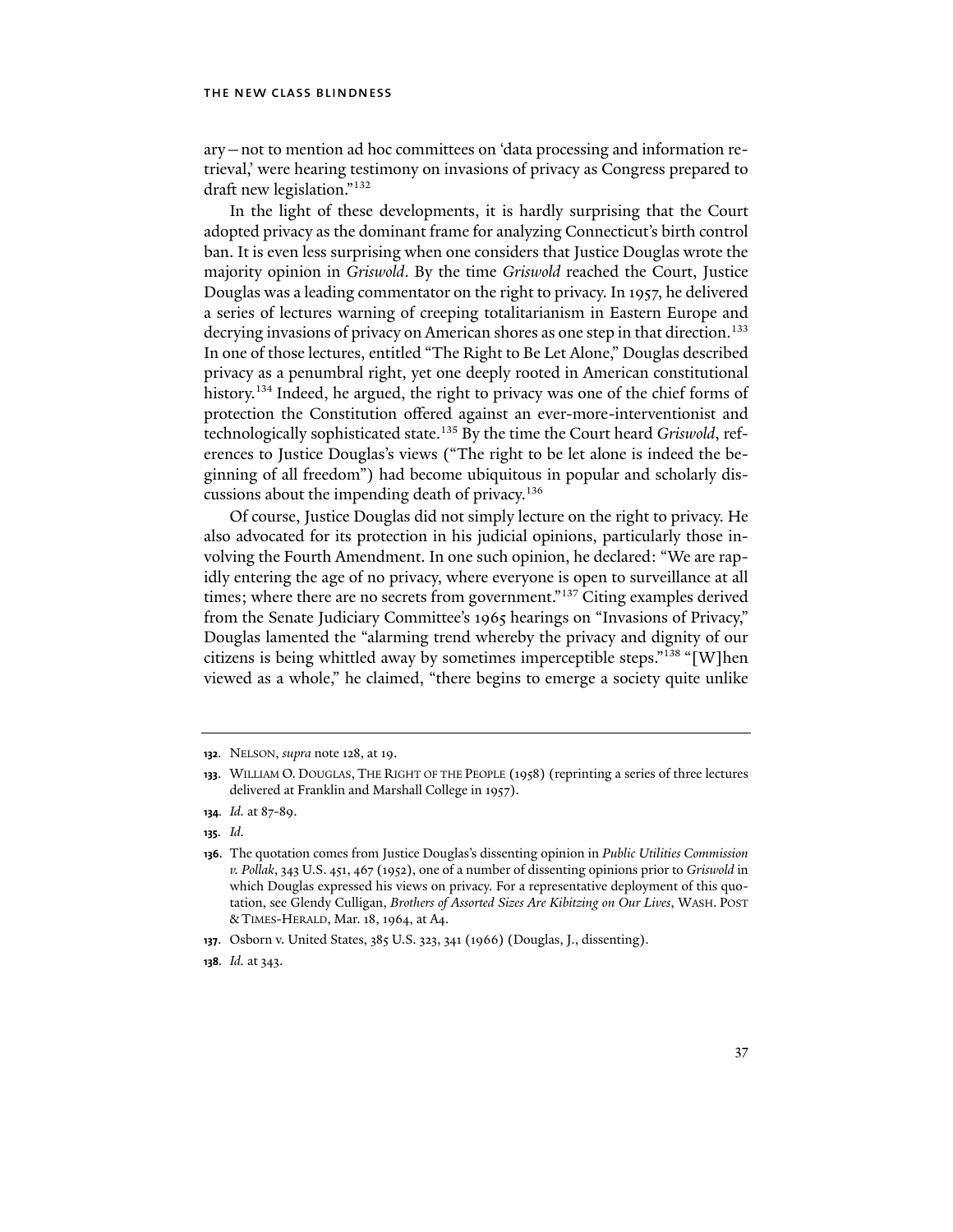ary—not to mention ad hoc committees on 'data processing and information retrieval,' were hearing testimony on invasions of privacy as Congress prepared to draft new legislation."[132]

In the light of these developments, it is hardly surprising that the Court adopted privacy as the dominant frame for analyzing Connecticut's birth control ban. It is even less surprising when one considers that Justice Douglas wrote the majority opinion in *Griswold*. By the time *Griswold* reached the Court, Justice Douglas was a leading commentator on the right to privacy. In 1957, he delivered a series of lectures warning of creeping totalitarianism in Eastern Europe and decrying invasions of privacy on American shores as one step in that direction.[133] In one of those lectures, entitled "The Right to Be Let Alone," Douglas described privacy as a penumbral right, yet one deeply rooted in American constitutional history.[134] Indeed, he argued, the right to privacy was one of the chief forms of protection the Constitution offered against an ever-more-interventionist and technologically sophisticated state.[135] By the time the Court heard *Griswold*, references to Justice Douglas's views ("The right to be let alone is indeed the beginning of all freedom") had become ubiquitous in popular and scholarly discussions about the impending death of privacy.[136]

Of course, Justice Douglas did not simply lecture on the right to privacy. He also advocated for its protection in his judicial opinions, particularly those involving the Fourth Amendment. In one such opinion, he declared: "We are rapidly entering the age of no privacy, where everyone is open to surveillance at all times; where there are no secrets from government."[137] Citing examples derived from the Senate Judiciary Committee's 1965 hearings on "Invasions of Privacy," Douglas lamented the "alarming trend whereby the privacy and dignity of our citizens is being whittled away by sometimes imperceptible steps."[138] "[W]hen viewed as a whole," he claimed, "there begins to emerge a society quite unlike

---

**132.** NELSON, *supra* note 128, at 19.

**133.** WILLIAM O. DOUGLAS, THE RIGHT OF THE PEOPLE (1958) (reprinting a series of three lectures delivered at Franklin and Marshall College in 1957).

**134.** *Id.* at 87-89.

**135.** *Id.*

**136.** The quotation comes from Justice Douglas's dissenting opinion in *Public Utilities Commission v. Pollak*, 343 U.S. 451, 467 (1952), one of a number of dissenting opinions prior to *Griswold* in which Douglas expressed his views on privacy. For a representative deployment of this quotation, see Glendy Culligan, *Brothers of Assorted Sizes Are Kibitzing on Our Lives*, WASH. POST & TIMES-HERALD, Mar. 18, 1964, at A4.

**137.** Osborn v. United States, 385 U.S. 323, 341 (1966) (Douglas, J., dissenting).

**138.** *Id.* at 343.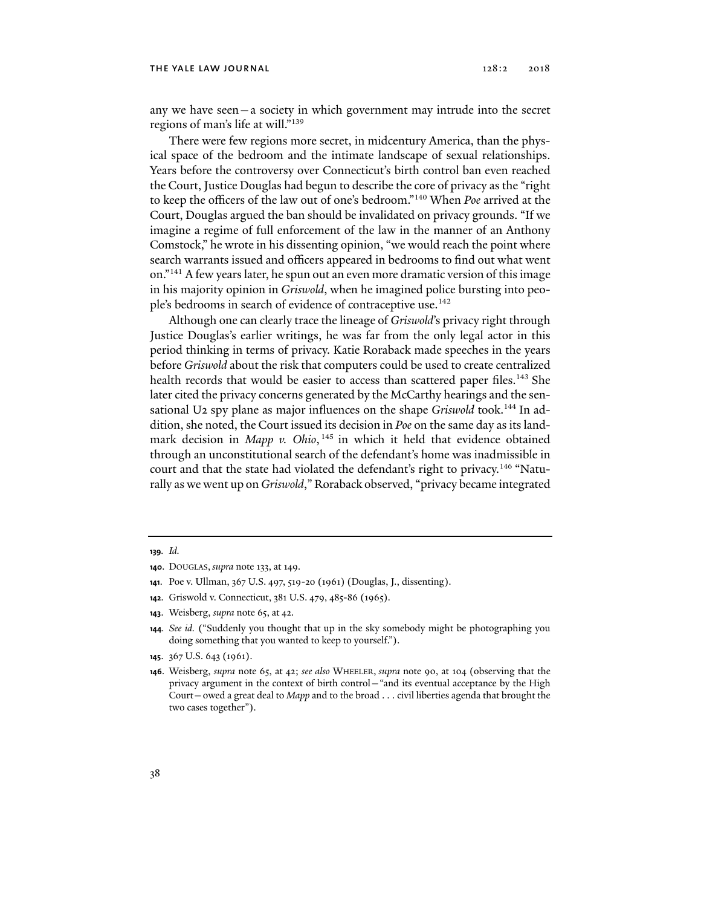any we have seen—a society in which government may intrude into the secret regions of man's life at will."[139]

There were few regions more secret, in midcentury America, than the physical space of the bedroom and the intimate landscape of sexual relationships. Years before the controversy over Connecticut's birth control ban even reached the Court, Justice Douglas had begun to describe the core of privacy as the "right to keep the officers of the law out of one's bedroom."[140] When *Poe* arrived at the Court, Douglas argued the ban should be invalidated on privacy grounds. "If we imagine a regime of full enforcement of the law in the manner of an Anthony Comstock," he wrote in his dissenting opinion, "we would reach the point where search warrants issued and officers appeared in bedrooms to find out what went on."[141] A few years later, he spun out an even more dramatic version of this image in his majority opinion in *Griswold*, when he imagined police bursting into people's bedrooms in search of evidence of contraceptive use.[142]

Although one can clearly trace the lineage of *Griswold*'s privacy right through Justice Douglas's earlier writings, he was far from the only legal actor in this period thinking in terms of privacy. Katie Roraback made speeches in the years before *Griswold* about the risk that computers could be used to create centralized health records that would be easier to access than scattered paper files.[143] She later cited the privacy concerns generated by the McCarthy hearings and the sensational U2 spy plane as major influences on the shape *Griswold* took.[144] In addition, she noted, the Court issued its decision in *Poe* on the same day as its landmark decision in *Mapp v. Ohio*,[145] in which it held that evidence obtained through an unconstitutional search of the defendant's home was inadmissible in court and that the state had violated the defendant's right to privacy.[146] "Naturally as we went up on *Griswold*," Roraback observed, "privacy became integrated

---

**139.** *Id.*

**140.** DOUGLAS, *supra* note 133, at 149.

**141.** Poe v. Ullman, 367 U.S. 497, 519-20 (1961) (Douglas, J., dissenting).

**142.** Griswold v. Connecticut, 381 U.S. 479, 485-86 (1965).

**143.** Weisberg, *supra* note 65, at 42.

**144.** *See id.* ("Suddenly you thought that up in the sky somebody might be photographing you doing something that you wanted to keep to yourself.").

**145.** 367 U.S. 643 (1961).

**146.** Weisberg, *supra* note 65, at 42; *see also* WHEELER, *supra* note 90, at 104 (observing that the privacy argument in the context of birth control—"and its eventual acceptance by the High Court—owed a great deal to *Mapp* and to the broad . . . civil liberties agenda that brought the two cases together").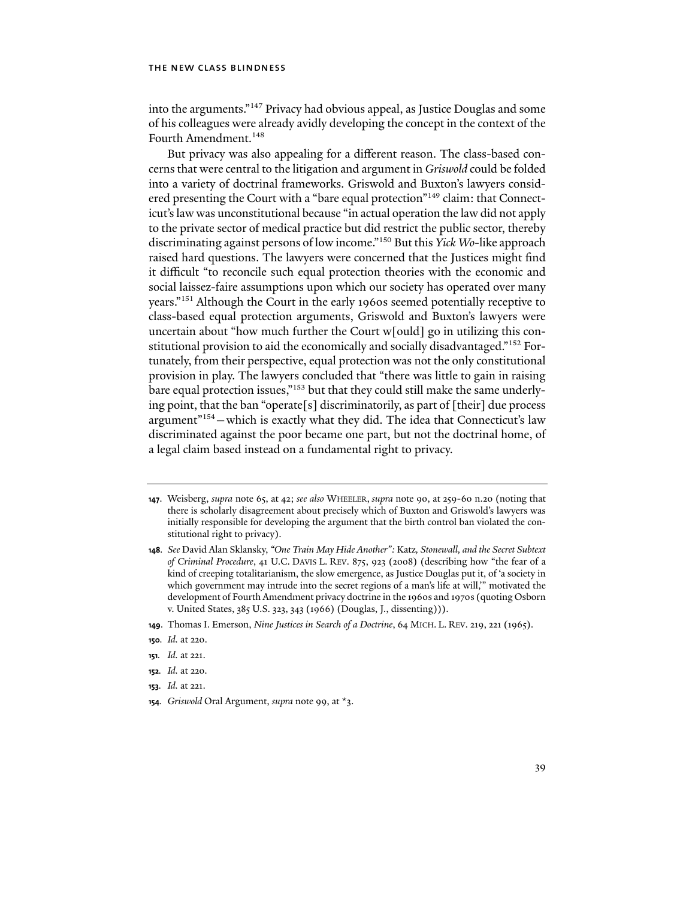into the arguments."[147] Privacy had obvious appeal, as Justice Douglas and some of his colleagues were already avidly developing the concept in the context of the Fourth Amendment.[148]

But privacy was also appealing for a different reason. The class-based concerns that were central to the litigation and argument in *Griswold* could be folded into a variety of doctrinal frameworks. Griswold and Buxton's lawyers considered presenting the Court with a "bare equal protection"[149] claim: that Connecticut's law was unconstitutional because "in actual operation the law did not apply to the private sector of medical practice but did restrict the public sector, thereby discriminating against persons of low income."[150] But this *Yick Wo*-like approach raised hard questions. The lawyers were concerned that the Justices might find it difficult "to reconcile such equal protection theories with the economic and social laissez-faire assumptions upon which our society has operated over many years."[151] Although the Court in the early 1960s seemed potentially receptive to class-based equal protection arguments, Griswold and Buxton's lawyers were uncertain about "how much further the Court w[ould] go in utilizing this constitutional provision to aid the economically and socially disadvantaged."[152] Fortunately, from their perspective, equal protection was not the only constitutional provision in play. The lawyers concluded that "there was little to gain in raising bare equal protection issues,"[153] but that they could still make the same underlying point, that the ban "operate[s] discriminatorily, as part of [their] due process argument"[154]—which is exactly what they did. The idea that Connecticut's law discriminated against the poor became one part, but not the doctrinal home, of a legal claim based instead on a fundamental right to privacy.

---

**147.** Weisberg, *supra* note 65, at 42; *see also* WHEELER, *supra* note 90, at 259-60 n.20 (noting that there is scholarly disagreement about precisely which of Buxton and Griswold's lawyers was initially responsible for developing the argument that the birth control ban violated the constitutional right to privacy).

**148.** *See* David Alan Sklansky, *"One Train May Hide Another":* Katz*, Stonewall, and the Secret Subtext of Criminal Procedure*, 41 U.C. DAVIS L. REV. 875, 923 (2008) (describing how "the fear of a kind of creeping totalitarianism, the slow emergence, as Justice Douglas put it, of 'a society in which government may intrude into the secret regions of a man's life at will,'" motivated the development of Fourth Amendment privacy doctrine in the 1960s and 1970s (quoting Osborn v. United States, 385 U.S. 323, 343 (1966) (Douglas, J., dissenting))).

**149.** Thomas I. Emerson, *Nine Justices in Search of a Doctrine*, 64 MICH. L. REV. 219, 221 (1965).

**150.** *Id.* at 220.

**151.** *Id.* at 221.

**152.** *Id.* at 220.

**153.** *Id.* at 221.

**154.** *Griswold* Oral Argument, *supra* note 99, at *3.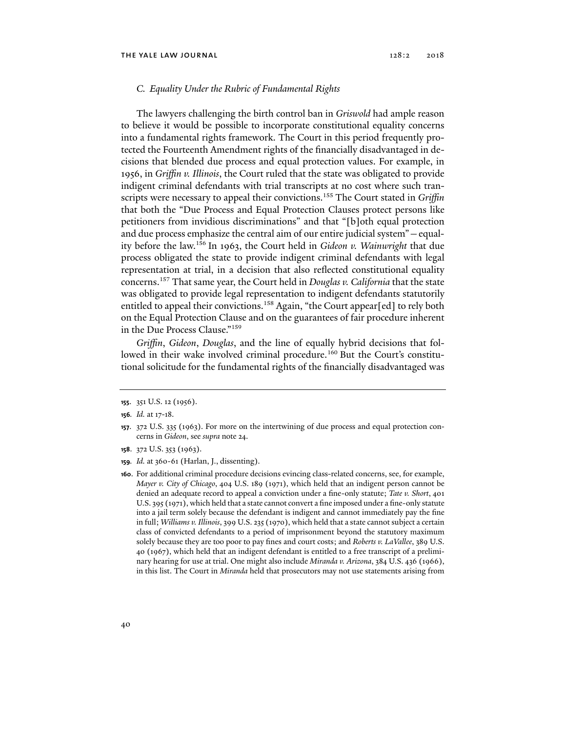### C. Equality Under the Rubric of Fundamental Rights

The lawyers challenging the birth control ban in *Griswold* had ample reason to believe it would be possible to incorporate constitutional equality concerns into a fundamental rights framework. The Court in this period frequently protected the Fourteenth Amendment rights of the financially disadvantaged in decisions that blended due process and equal protection values. For example, in 1956, in *Griffin v. Illinois*, the Court ruled that the state was obligated to provide indigent criminal defendants with trial transcripts at no cost where such transcripts were necessary to appeal their convictions.[155] The Court stated in *Griffin* that both the "Due Process and Equal Protection Clauses protect persons like petitioners from invidious discriminations" and that "[b]oth equal protection and due process emphasize the central aim of our entire judicial system"—equality before the law.[156] In 1963, the Court held in *Gideon v. Wainwright* that due process obligated the state to provide indigent criminal defendants with legal representation at trial, in a decision that also reflected constitutional equality concerns.[157] That same year, the Court held in *Douglas v. California* that the state was obligated to provide legal representation to indigent defendants statutorily entitled to appeal their convictions.[158] Again, "the Court appear[ed] to rely both on the Equal Protection Clause and on the guarantees of fair procedure inherent in the Due Process Clause."[159]

*Griffin*, *Gideon*, *Douglas*, and the line of equally hybrid decisions that followed in their wake involved criminal procedure.[160] But the Court's constitutional solicitude for the fundamental rights of the financially disadvantaged was

---

**155**. 351 U.S. 12 (1956).

**156**. *Id.* at 17-18.

**157**. 372 U.S. 335 (1963). For more on the intertwining of due process and equal protection concerns in *Gideon*, see *supra* note 24.

**158**. 372 U.S. 353 (1963).

**159**. *Id.* at 360-61 (Harlan, J., dissenting).

**160**. For additional criminal procedure decisions evincing class-related concerns, see, for example, *Mayer v. City of Chicago*, 404 U.S. 189 (1971), which held that an indigent person cannot be denied an adequate record to appeal a conviction under a fine-only statute; *Tate v. Short*, 401 U.S. 395 (1971), which held that a state cannot convert a fine imposed under a fine-only statute into a jail term solely because the defendant is indigent and cannot immediately pay the fine in full; *Williams v. Illinois*, 399 U.S. 235 (1970), which held that a state cannot subject a certain class of convicted defendants to a period of imprisonment beyond the statutory maximum solely because they are too poor to pay fines and court costs; and *Roberts v. LaVallee*, 389 U.S. 40 (1967), which held that an indigent defendant is entitled to a free transcript of a preliminary hearing for use at trial. One might also include *Miranda v. Arizona*, 384 U.S. 436 (1966), in this list. The Court in *Miranda* held that prosecutors may not use statements arising from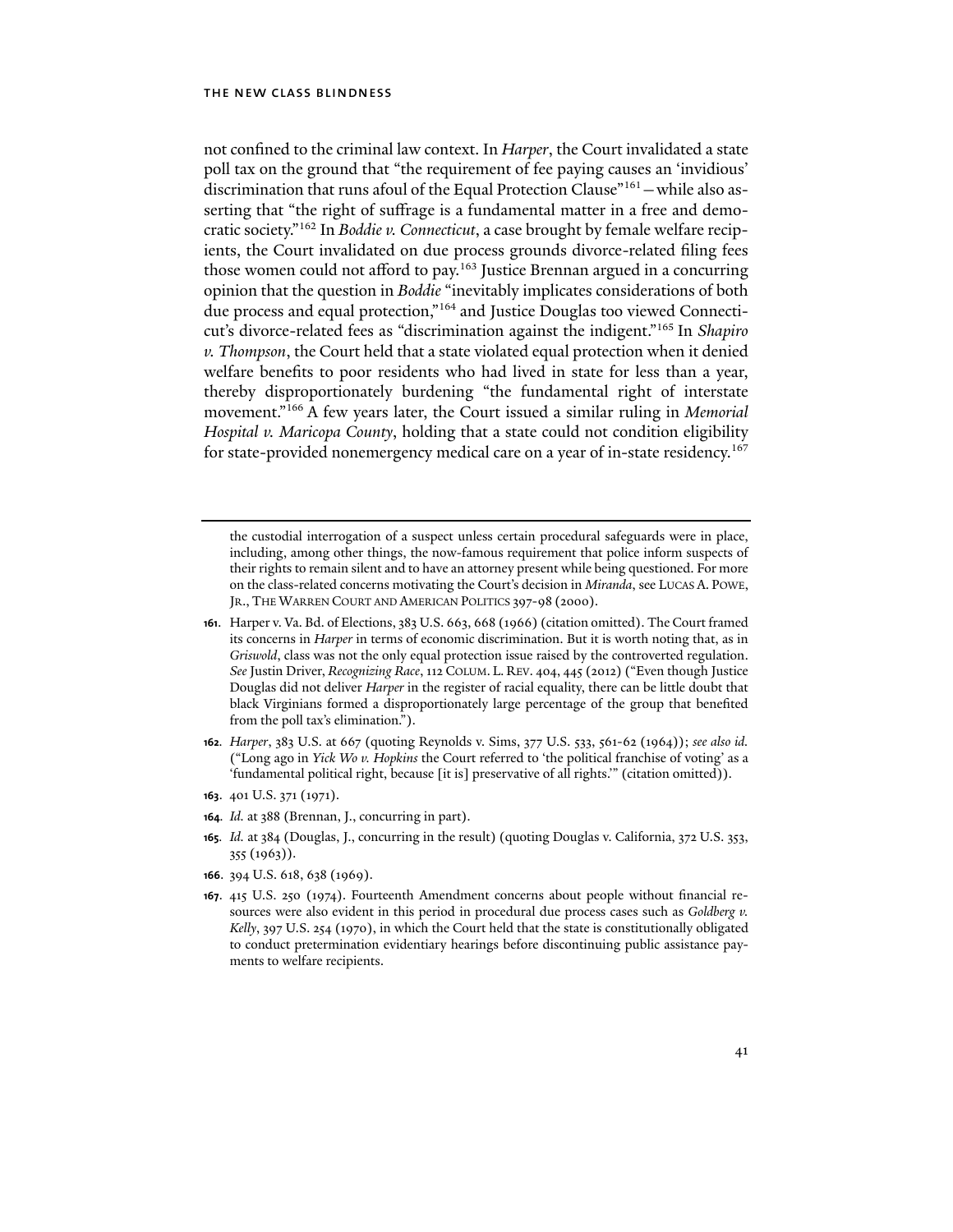not confined to the criminal law context. In *Harper*, the Court invalidated a state poll tax on the ground that "the requirement of fee paying causes an 'invidious' discrimination that runs afoul of the Equal Protection Clause"[161]—while also asserting that "the right of suffrage is a fundamental matter in a free and democratic society."[162] In *Boddie v. Connecticut*, a case brought by female welfare recipients, the Court invalidated on due process grounds divorce-related filing fees those women could not afford to pay.[163] Justice Brennan argued in a concurring opinion that the question in *Boddie* "inevitably implicates considerations of both due process and equal protection,"[164] and Justice Douglas too viewed Connecticut's divorce-related fees as "discrimination against the indigent."[165] In *Shapiro v. Thompson*, the Court held that a state violated equal protection when it denied welfare benefits to poor residents who had lived in state for less than a year, thereby disproportionately burdening "the fundamental right of interstate movement."[166] A few years later, the Court issued a similar ruling in *Memorial Hospital v. Maricopa County*, holding that a state could not condition eligibility for state-provided nonemergency medical care on a year of in-state residency.[167]

---

the custodial interrogation of a suspect unless certain procedural safeguards were in place, including, among other things, the now-famous requirement that police inform suspects of their rights to remain silent and to have an attorney present while being questioned. For more on the class-related concerns motivating the Court's decision in *Miranda*, see LUCAS A. POWE, JR., THE WARREN COURT AND AMERICAN POLITICS 397-98 (2000).

**161**. Harper v. Va. Bd. of Elections, 383 U.S. 663, 668 (1966) (citation omitted). The Court framed its concerns in *Harper* in terms of economic discrimination. But it is worth noting that, as in *Griswold*, class was not the only equal protection issue raised by the controverted regulation. *See* Justin Driver, *Recognizing Race*, 112 COLUM. L. REV. 404, 445 (2012) ("Even though Justice Douglas did not deliver *Harper* in the register of racial equality, there can be little doubt that black Virginians formed a disproportionately large percentage of the group that benefited from the poll tax's elimination.").

**162**. *Harper*, 383 U.S. at 667 (quoting Reynolds v. Sims, 377 U.S. 533, 561-62 (1964)); *see also id.* ("Long ago in *Yick Wo v. Hopkins* the Court referred to 'the political franchise of voting' as a 'fundamental political right, because [it is] preservative of all rights.'" (citation omitted)).

**163**. 401 U.S. 371 (1971).

**164**. *Id.* at 388 (Brennan, J., concurring in part).

**165**. *Id.* at 384 (Douglas, J., concurring in the result) (quoting Douglas v. California, 372 U.S. 353, 355 (1963)).

**166**. 394 U.S. 618, 638 (1969).

**167**. 415 U.S. 250 (1974). Fourteenth Amendment concerns about people without financial resources were also evident in this period in procedural due process cases such as *Goldberg v. Kelly*, 397 U.S. 254 (1970), in which the Court held that the state is constitutionally obligated to conduct pretermination evidentiary hearings before discontinuing public assistance payments to welfare recipients.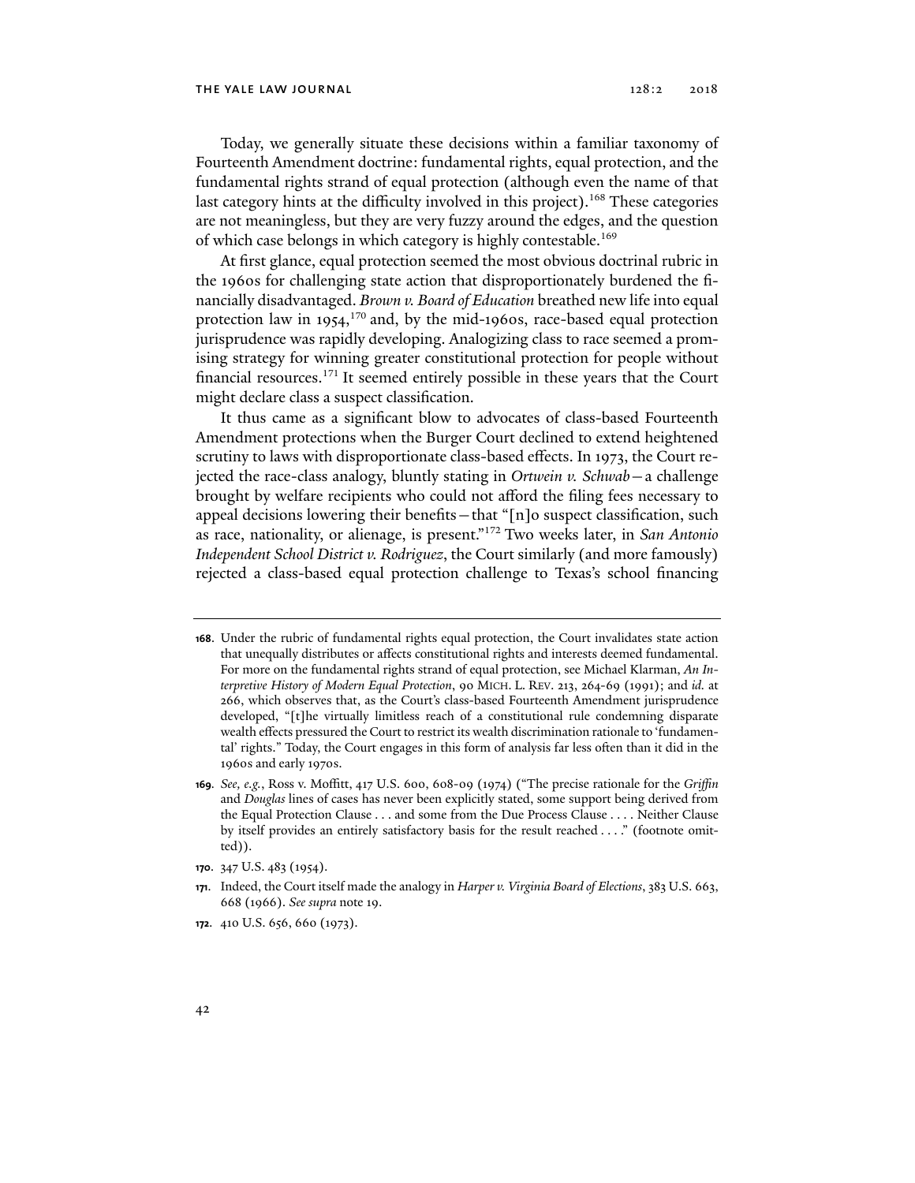Today, we generally situate these decisions within a familiar taxonomy of Fourteenth Amendment doctrine: fundamental rights, equal protection, and the fundamental rights strand of equal protection (although even the name of that last category hints at the difficulty involved in this project).[168] These categories are not meaningless, but they are very fuzzy around the edges, and the question of which case belongs in which category is highly contestable.[169]

At first glance, equal protection seemed the most obvious doctrinal rubric in the 1960s for challenging state action that disproportionately burdened the financially disadvantaged. *Brown v. Board of Education* breathed new life into equal protection law in 1954,[170] and, by the mid-1960s, race-based equal protection jurisprudence was rapidly developing. Analogizing class to race seemed a promising strategy for winning greater constitutional protection for people without financial resources.[171] It seemed entirely possible in these years that the Court might declare class a suspect classification.

It thus came as a significant blow to advocates of class-based Fourteenth Amendment protections when the Burger Court declined to extend heightened scrutiny to laws with disproportionate class-based effects. In 1973, the Court rejected the race-class analogy, bluntly stating in *Ortwein v. Schwab*—a challenge brought by welfare recipients who could not afford the filing fees necessary to appeal decisions lowering their benefits—that "[n]o suspect classification, such as race, nationality, or alienage, is present."[172] Two weeks later, in *San Antonio Independent School District v. Rodriguez*, the Court similarly (and more famously) rejected a class-based equal protection challenge to Texas's school financing

---

**168.** Under the rubric of fundamental rights equal protection, the Court invalidates state action that unequally distributes or affects constitutional rights and interests deemed fundamental. For more on the fundamental rights strand of equal protection, see Michael Klarman, *An Interpretive History of Modern Equal Protection*, 90 MICH. L. REV. 213, 264-69 (1991); and *id.* at 266, which observes that, as the Court's class-based Fourteenth Amendment jurisprudence developed, "[t]he virtually limitless reach of a constitutional rule condemning disparate wealth effects pressured the Court to restrict its wealth discrimination rationale to 'fundamental' rights." Today, the Court engages in this form of analysis far less often than it did in the 1960s and early 1970s.

**169.** *See, e.g.*, Ross v. Moffitt, 417 U.S. 600, 608-09 (1974) ("The precise rationale for the *Griffin* and *Douglas* lines of cases has never been explicitly stated, some support being derived from the Equal Protection Clause . . . and some from the Due Process Clause . . . . Neither Clause by itself provides an entirely satisfactory basis for the result reached . . . ." (footnote omitted)).

**170.** 347 U.S. 483 (1954).

**171.** Indeed, the Court itself made the analogy in *Harper v. Virginia Board of Elections*, 383 U.S. 663, 668 (1966). *See supra* note 19.

**172.** 410 U.S. 656, 660 (1973).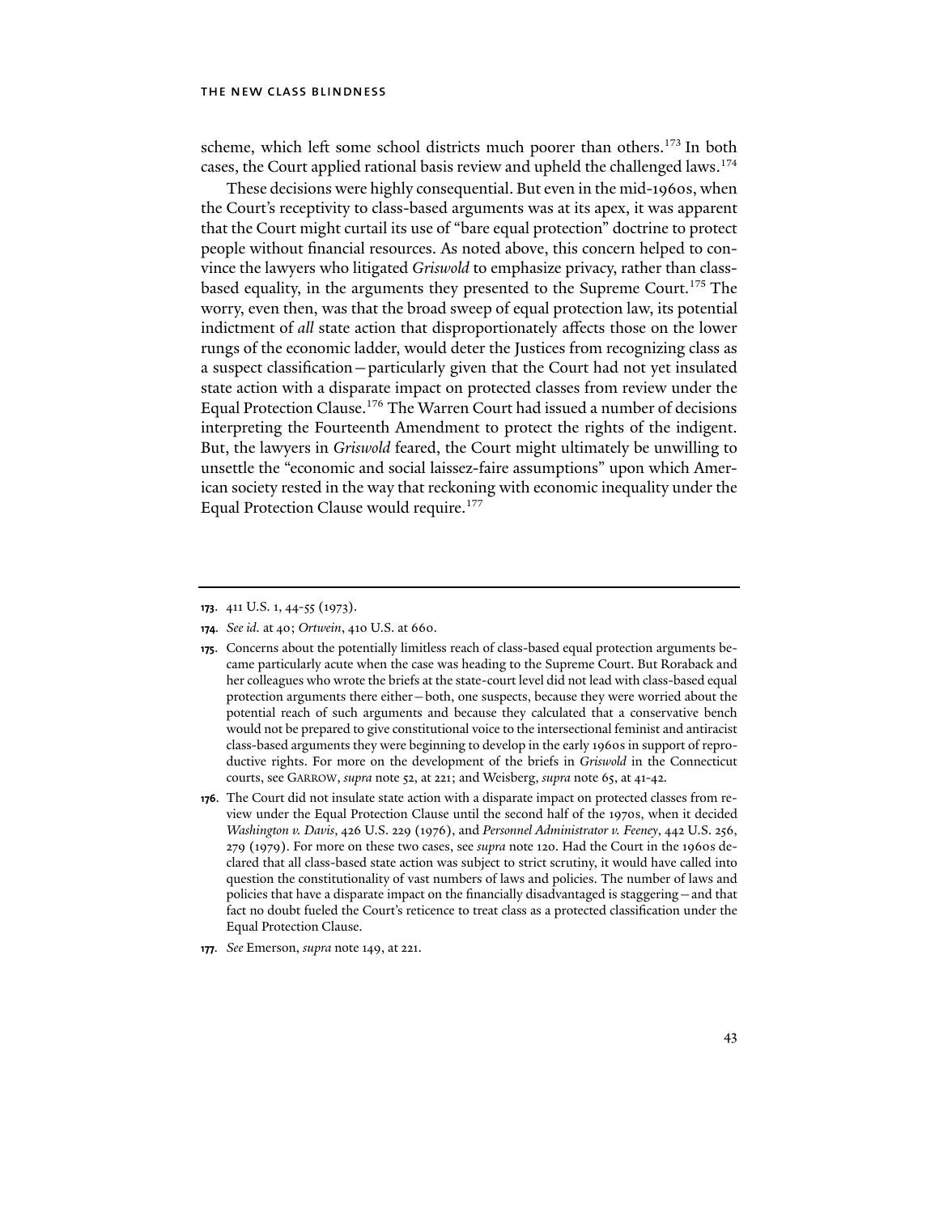scheme, which left some school districts much poorer than others.[173] In both cases, the Court applied rational basis review and upheld the challenged laws.[174]

These decisions were highly consequential. But even in the mid-1960s, when the Court's receptivity to class-based arguments was at its apex, it was apparent that the Court might curtail its use of "bare equal protection" doctrine to protect people without financial resources. As noted above, this concern helped to convince the lawyers who litigated *Griswold* to emphasize privacy, rather than class-based equality, in the arguments they presented to the Supreme Court.[175] The worry, even then, was that the broad sweep of equal protection law, its potential indictment of *all* state action that disproportionately affects those on the lower rungs of the economic ladder, would deter the Justices from recognizing class as a suspect classification—particularly given that the Court had not yet insulated state action with a disparate impact on protected classes from review under the Equal Protection Clause.[176] The Warren Court had issued a number of decisions interpreting the Fourteenth Amendment to protect the rights of the indigent. But, the lawyers in *Griswold* feared, the Court might ultimately be unwilling to unsettle the "economic and social laissez-faire assumptions" upon which American society rested in the way that reckoning with economic inequality under the Equal Protection Clause would require.[177]

---

**173.** 411 U.S. 1, 44-55 (1973).

**174.** *See id.* at 40; *Ortwein*, 410 U.S. at 660.

**175.** Concerns about the potentially limitless reach of class-based equal protection arguments became particularly acute when the case was heading to the Supreme Court. But Roraback and her colleagues who wrote the briefs at the state-court level did not lead with class-based equal protection arguments there either—both, one suspects, because they were worried about the potential reach of such arguments and because they calculated that a conservative bench would not be prepared to give constitutional voice to the intersectional feminist and antiracist class-based arguments they were beginning to develop in the early 1960s in support of reproductive rights. For more on the development of the briefs in *Griswold* in the Connecticut courts, see GARROW, *supra* note 52, at 221; and Weisberg, *supra* note 65, at 41-42.

**176.** The Court did not insulate state action with a disparate impact on protected classes from review under the Equal Protection Clause until the second half of the 1970s, when it decided *Washington v. Davis*, 426 U.S. 229 (1976), and *Personnel Administrator v. Feeney*, 442 U.S. 256, 279 (1979). For more on these two cases, see *supra* note 120. Had the Court in the 1960s declared that all class-based state action was subject to strict scrutiny, it would have called into question the constitutionality of vast numbers of laws and policies. The number of laws and policies that have a disparate impact on the financially disadvantaged is staggering—and that fact no doubt fueled the Court's reticence to treat class as a protected classification under the Equal Protection Clause.

**177.** *See* Emerson, *supra* note 149, at 221.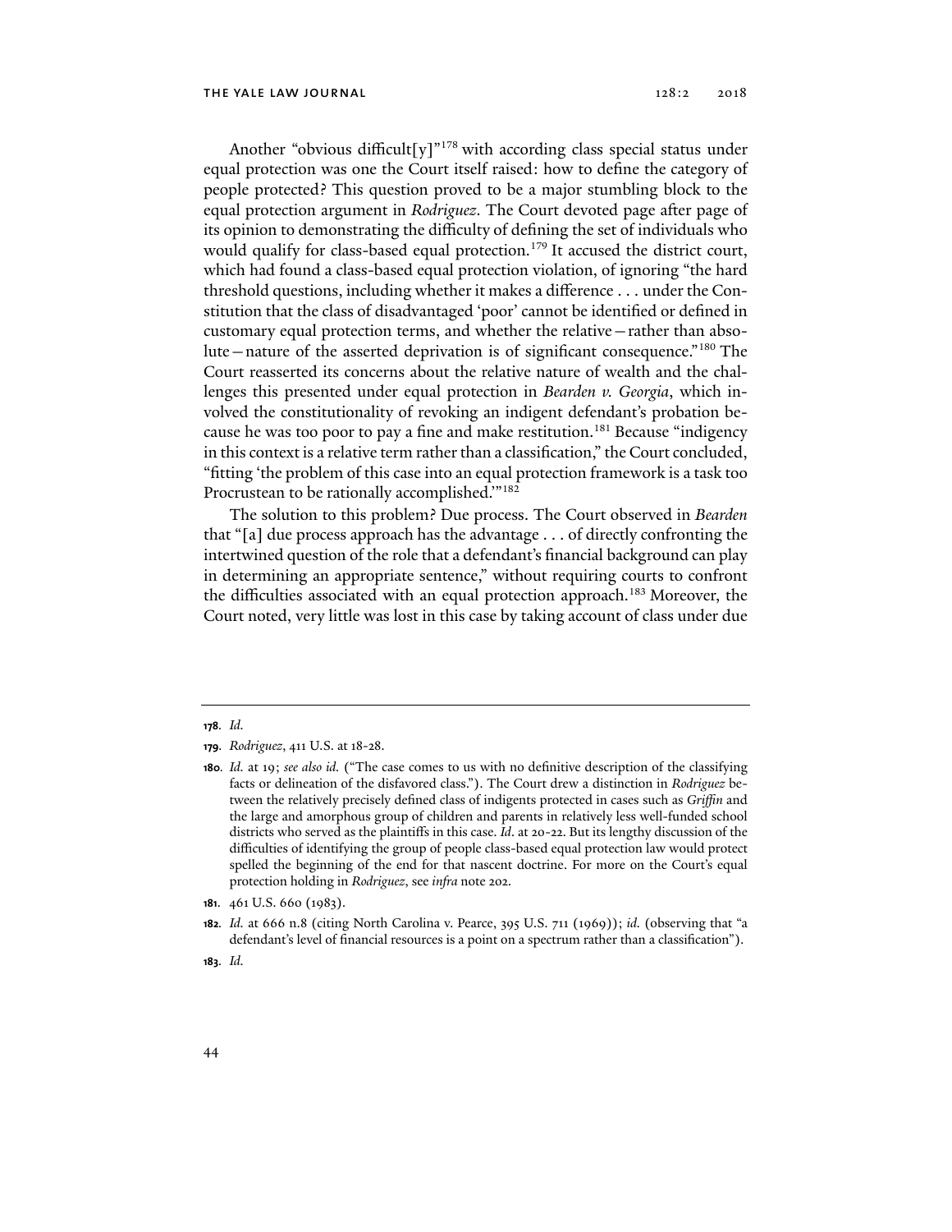Another "obvious difficult[y]"[178] with according class special status under equal protection was one the Court itself raised: how to define the category of people protected? This question proved to be a major stumbling block to the equal protection argument in *Rodriguez*. The Court devoted page after page of its opinion to demonstrating the difficulty of defining the set of individuals who would qualify for class-based equal protection.[179] It accused the district court, which had found a class-based equal protection violation, of ignoring "the hard threshold questions, including whether it makes a difference . . . under the Constitution that the class of disadvantaged 'poor' cannot be identified or defined in customary equal protection terms, and whether the relative—rather than absolute—nature of the asserted deprivation is of significant consequence."[180] The Court reasserted its concerns about the relative nature of wealth and the challenges this presented under equal protection in *Bearden v. Georgia*, which involved the constitutionality of revoking an indigent defendant's probation because he was too poor to pay a fine and make restitution.[181] Because "indigency in this context is a relative term rather than a classification," the Court concluded, "fitting 'the problem of this case into an equal protection framework is a task too Procrustean to be rationally accomplished.'"[182]

The solution to this problem? Due process. The Court observed in *Bearden* that "[a] due process approach has the advantage . . . of directly confronting the intertwined question of the role that a defendant's financial background can play in determining an appropriate sentence," without requiring courts to confront the difficulties associated with an equal protection approach.[183] Moreover, the Court noted, very little was lost in this case by taking account of class under due

---

**178.** *Id.*

**179.** *Rodriguez*, 411 U.S. at 18-28.

**180.** *Id.* at 19; *see also id.* ("The case comes to us with no definitive description of the classifying facts or delineation of the disfavored class."). The Court drew a distinction in *Rodriguez* between the relatively precisely defined class of indigents protected in cases such as *Griffin* and the large and amorphous group of children and parents in relatively less well-funded school districts who served as the plaintiffs in this case. *Id*. at 20-22. But its lengthy discussion of the difficulties of identifying the group of people class-based equal protection law would protect spelled the beginning of the end for that nascent doctrine. For more on the Court's equal protection holding in *Rodriguez*, see *infra* note 202.

**181.** 461 U.S. 660 (1983).

**182.** *Id.* at 666 n.8 (citing North Carolina v. Pearce, 395 U.S. 711 (1969)); *id.* (observing that "a defendant's level of financial resources is a point on a spectrum rather than a classification").

**183.** *Id.*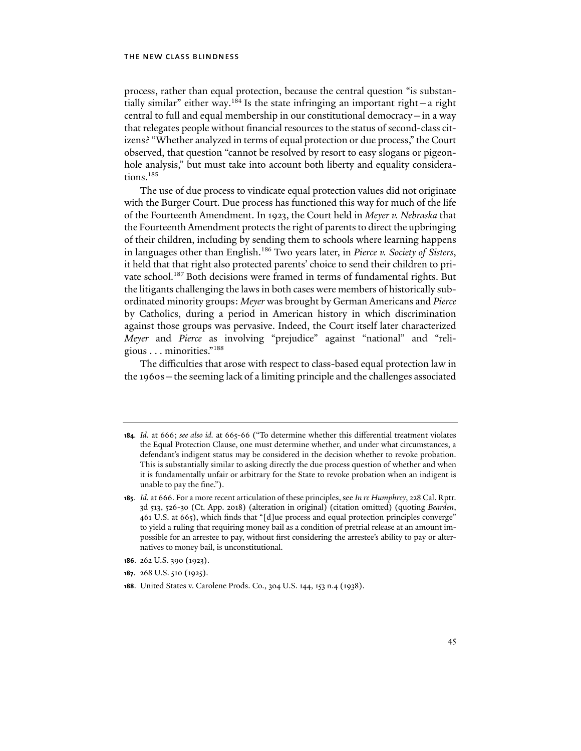process, rather than equal protection, because the central question "is substantially similar" either way.[184] Is the state infringing an important right—a right central to full and equal membership in our constitutional democracy—in a way that relegates people without financial resources to the status of second-class citizens? "Whether analyzed in terms of equal protection or due process," the Court observed, that question "cannot be resolved by resort to easy slogans or pigeonhole analysis," but must take into account both liberty and equality considerations.[185]

The use of due process to vindicate equal protection values did not originate with the Burger Court. Due process has functioned this way for much of the life of the Fourteenth Amendment. In 1923, the Court held in *Meyer v. Nebraska* that the Fourteenth Amendment protects the right of parents to direct the upbringing of their children, including by sending them to schools where learning happens in languages other than English.[186] Two years later, in *Pierce v. Society of Sisters*, it held that that right also protected parents' choice to send their children to private school.[187] Both decisions were framed in terms of fundamental rights. But the litigants challenging the laws in both cases were members of historically subordinated minority groups: *Meyer* was brought by German Americans and *Pierce* by Catholics, during a period in American history in which discrimination against those groups was pervasive. Indeed, the Court itself later characterized *Meyer* and *Pierce* as involving "prejudice" against "national" and "religious . . . minorities."[188]

The difficulties that arose with respect to class-based equal protection law in the 1960s—the seeming lack of a limiting principle and the challenges associated

---

**184.** *Id.* at 666; *see also id.* at 665-66 ("To determine whether this differential treatment violates the Equal Protection Clause, one must determine whether, and under what circumstances, a defendant's indigent status may be considered in the decision whether to revoke probation. This is substantially similar to asking directly the due process question of whether and when it is fundamentally unfair or arbitrary for the State to revoke probation when an indigent is unable to pay the fine.").

**185.** *Id.* at 666. For a more recent articulation of these principles, see *In re Humphrey*, 228 Cal. Rptr. 3d 513, 526-30 (Ct. App. 2018) (alteration in original) (citation omitted) (quoting *Bearden*, 461 U.S. at 665), which finds that "[d]ue process and equal protection principles converge" to yield a ruling that requiring money bail as a condition of pretrial release at an amount impossible for an arrestee to pay, without first considering the arrestee's ability to pay or alternatives to money bail, is unconstitutional.

**186.** 262 U.S. 390 (1923).

**187.** 268 U.S. 510 (1925).

**188.** United States v. Carolene Prods. Co., 304 U.S. 144, 153 n.4 (1938).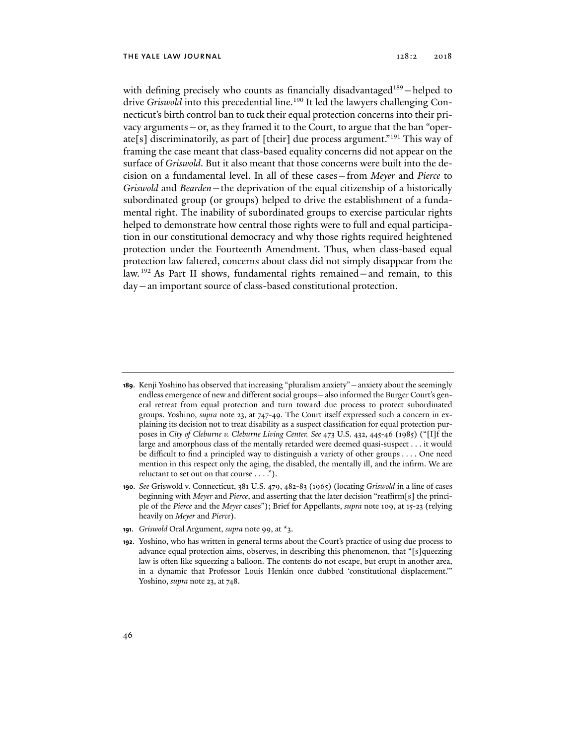with defining precisely who counts as financially disadvantaged[189]—helped to drive *Griswold* into this precedential line.[190] It led the lawyers challenging Connecticut's birth control ban to tuck their equal protection concerns into their privacy arguments—or, as they framed it to the Court, to argue that the ban "operate[s] discriminatorily, as part of [their] due process argument."[191] This way of framing the case meant that class-based equality concerns did not appear on the surface of *Griswold*. But it also meant that those concerns were built into the decision on a fundamental level. In all of these cases—from *Meyer* and *Pierce* to *Griswold* and *Bearden*—the deprivation of the equal citizenship of a historically subordinated group (or groups) helped to drive the establishment of a fundamental right. The inability of subordinated groups to exercise particular rights helped to demonstrate how central those rights were to full and equal participation in our constitutional democracy and why those rights required heightened protection under the Fourteenth Amendment. Thus, when class-based equal protection law faltered, concerns about class did not simply disappear from the law.[192] As Part II shows, fundamental rights remained—and remain, to this day—an important source of class-based constitutional protection.

---

189. Kenji Yoshino has observed that increasing "pluralism anxiety"—anxiety about the seemingly endless emergence of new and different social groups—also informed the Burger Court's general retreat from equal protection and turn toward due process to protect subordinated groups. Yoshino, *supra* note 23, at 747-49. The Court itself expressed such a concern in explaining its decision not to treat disability as a suspect classification for equal protection purposes in *City of Cleburne v. Cleburne Living Center*. *See* 473 U.S. 432, 445-46 (1985) ("[I]f the large and amorphous class of the mentally retarded were deemed quasi-suspect . . . it would be difficult to find a principled way to distinguish a variety of other groups . . . . One need mention in this respect only the aging, the disabled, the mentally ill, and the infirm. We are reluctant to set out on that course . . . .").

190. *See* Griswold v. Connecticut, 381 U.S. 479, 482-83 (1965) (locating *Griswold* in a line of cases beginning with *Meyer* and *Pierce*, and asserting that the later decision "reaffirm[s] the principle of the *Pierce* and the *Meyer* cases"); Brief for Appellants, *supra* note 109, at 15-23 (relying heavily on *Meyer* and *Pierce*).

191. *Griswold* Oral Argument, *supra* note 99, at *3.

192. Yoshino, who has written in general terms about the Court's practice of using due process to advance equal protection aims, observes, in describing this phenomenon, that "[s]queezing law is often like squeezing a balloon. The contents do not escape, but erupt in another area, in a dynamic that Professor Louis Henkin once dubbed 'constitutional displacement.'" Yoshino, *supra* note 23, at 748.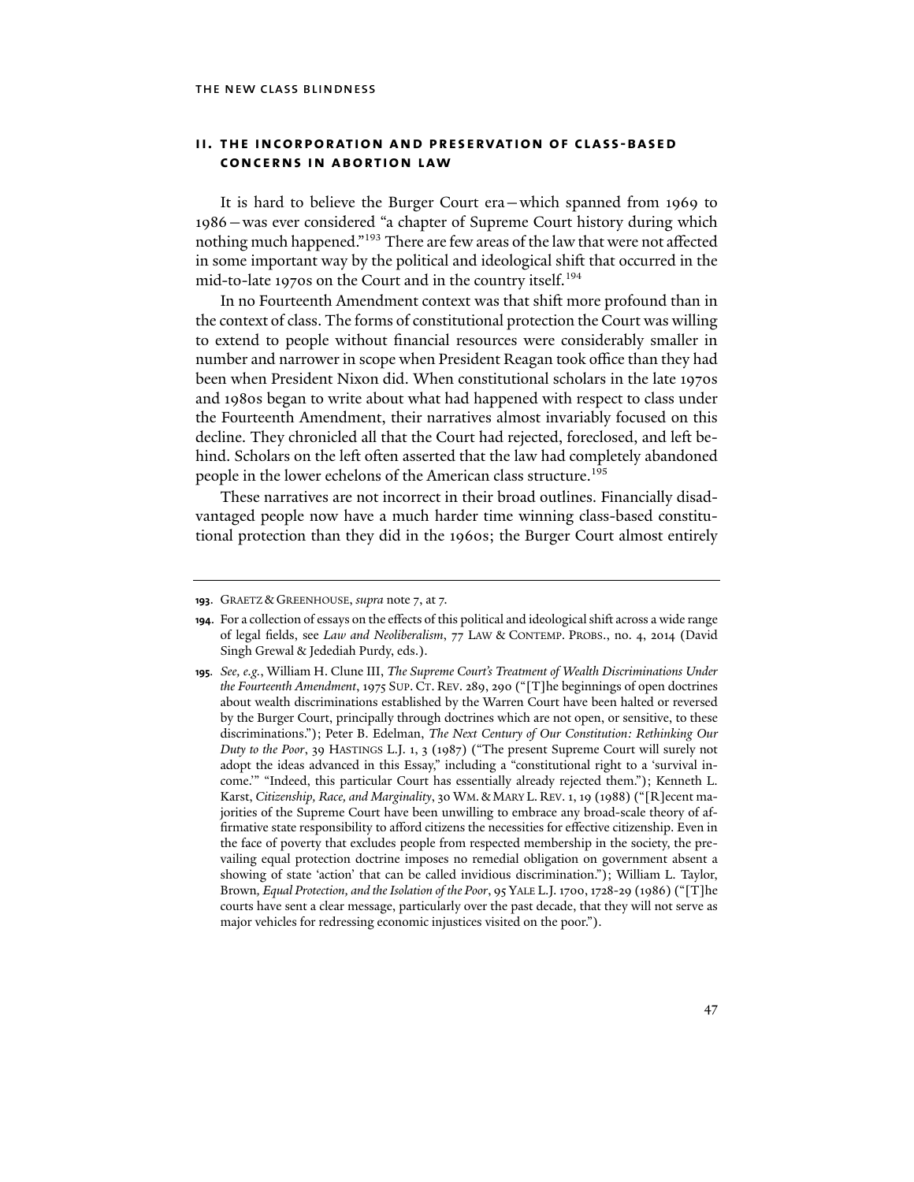## II. THE INCORPORATION AND PRESERVATION OF CLASS-BASED CONCERNS IN ABORTION LAW

It is hard to believe the Burger Court era—which spanned from 1969 to 1986—was ever considered "a chapter of Supreme Court history during which nothing much happened."[193] There are few areas of the law that were not affected in some important way by the political and ideological shift that occurred in the mid-to-late 1970s on the Court and in the country itself.[194]

In no Fourteenth Amendment context was that shift more profound than in the context of class. The forms of constitutional protection the Court was willing to extend to people without financial resources were considerably smaller in number and narrower in scope when President Reagan took office than they had been when President Nixon did. When constitutional scholars in the late 1970s and 1980s began to write about what had happened with respect to class under the Fourteenth Amendment, their narratives almost invariably focused on this decline. They chronicled all that the Court had rejected, foreclosed, and left behind. Scholars on the left often asserted that the law had completely abandoned people in the lower echelons of the American class structure.[195]

These narratives are not incorrect in their broad outlines. Financially disadvantaged people now have a much harder time winning class-based constitutional protection than they did in the 1960s; the Burger Court almost entirely

---

**193.** GRAETZ & GREENHOUSE, *supra* note 7, at 7.

**194.** For a collection of essays on the effects of this political and ideological shift across a wide range of legal fields, see *Law and Neoliberalism*, 77 LAW & CONTEMP. PROBS., no. 4, 2014 (David Singh Grewal & Jedediah Purdy, eds.).

**195.** *See, e.g.*, William H. Clune III, *The Supreme Court's Treatment of Wealth Discriminations Under the Fourteenth Amendment*, 1975 SUP. CT. REV. 289, 290 ("[T]he beginnings of open doctrines about wealth discriminations established by the Warren Court have been halted or reversed by the Burger Court, principally through doctrines which are not open, or sensitive, to these discriminations."); Peter B. Edelman, *The Next Century of Our Constitution: Rethinking Our Duty to the Poor*, 39 HASTINGS L.J. 1, 3 (1987) ("The present Supreme Court will surely not adopt the ideas advanced in this Essay," including a "constitutional right to a 'survival income.'" "Indeed, this particular Court has essentially already rejected them."); Kenneth L. Karst, *Citizenship, Race, and Marginality*, 30 WM. & MARY L. REV. 1, 19 (1988) ("[R]ecent majorities of the Supreme Court have been unwilling to embrace any broad-scale theory of affirmative state responsibility to afford citizens the necessities for effective citizenship. Even in the face of poverty that excludes people from respected membership in the society, the prevailing equal protection doctrine imposes no remedial obligation on government absent a showing of state 'action' that can be called invidious discrimination."); William L. Taylor, Brown*, Equal Protection, and the Isolation of the Poor*, 95 YALE L.J. 1700, 1728-29 (1986) ("[T]he courts have sent a clear message, particularly over the past decade, that they will not serve as major vehicles for redressing economic injustices visited on the poor.").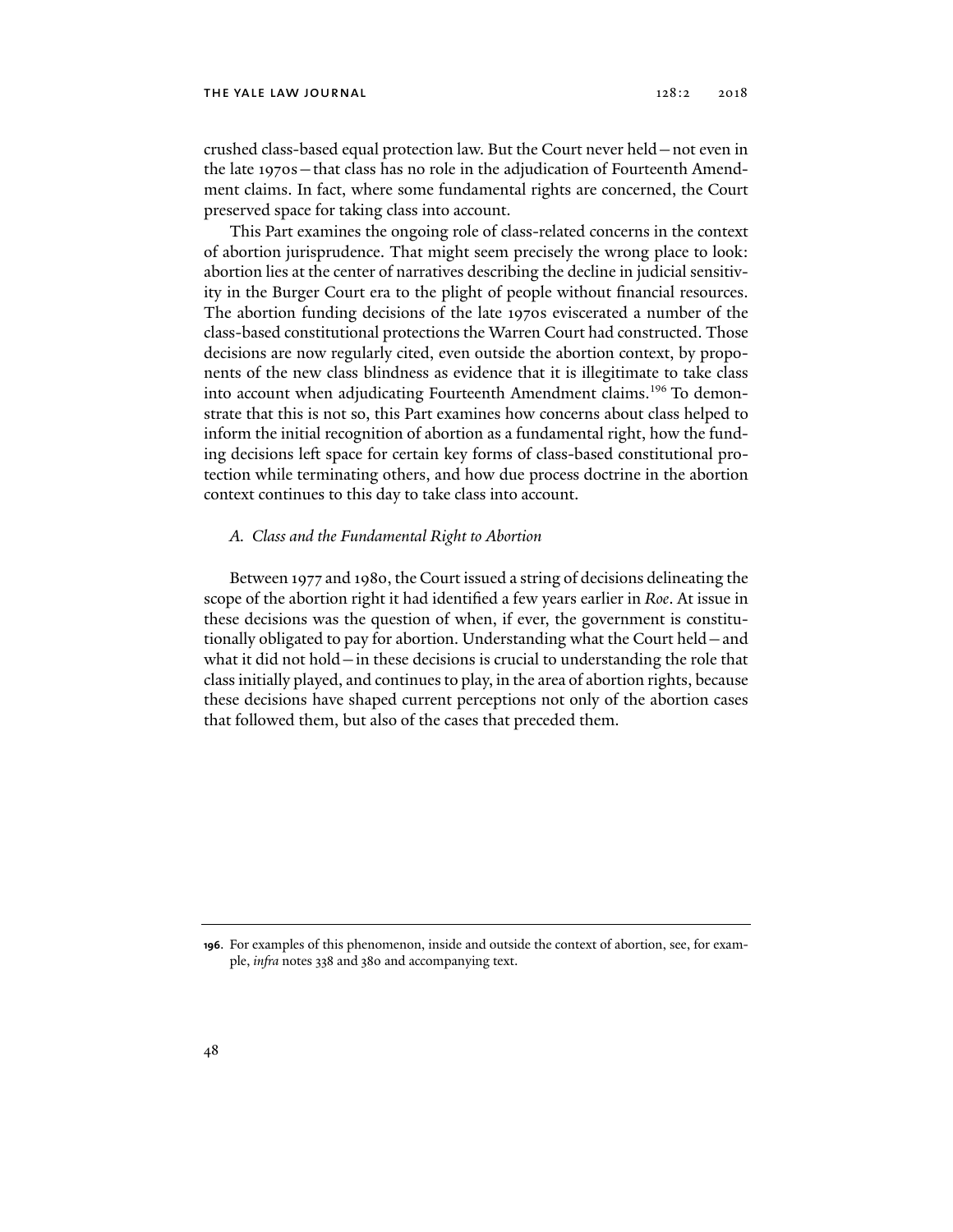crushed class-based equal protection law. But the Court never held—not even in the late 1970s—that class has no role in the adjudication of Fourteenth Amendment claims. In fact, where some fundamental rights are concerned, the Court preserved space for taking class into account.

This Part examines the ongoing role of class-related concerns in the context of abortion jurisprudence. That might seem precisely the wrong place to look: abortion lies at the center of narratives describing the decline in judicial sensitivity in the Burger Court era to the plight of people without financial resources. The abortion funding decisions of the late 1970s eviscerated a number of the class-based constitutional protections the Warren Court had constructed. Those decisions are now regularly cited, even outside the abortion context, by proponents of the new class blindness as evidence that it is illegitimate to take class into account when adjudicating Fourteenth Amendment claims.[196] To demonstrate that this is not so, this Part examines how concerns about class helped to inform the initial recognition of abortion as a fundamental right, how the funding decisions left space for certain key forms of class-based constitutional protection while terminating others, and how due process doctrine in the abortion context continues to this day to take class into account.

### *A. Class and the Fundamental Right to Abortion*

Between 1977 and 1980, the Court issued a string of decisions delineating the scope of the abortion right it had identified a few years earlier in *Roe*. At issue in these decisions was the question of when, if ever, the government is constitutionally obligated to pay for abortion. Understanding what the Court held—and what it did not hold—in these decisions is crucial to understanding the role that class initially played, and continues to play, in the area of abortion rights, because these decisions have shaped current perceptions not only of the abortion cases that followed them, but also of the cases that preceded them.

---

**196.** For examples of this phenomenon, inside and outside the context of abortion, see, for example, *infra* notes 338 and 380 and accompanying text.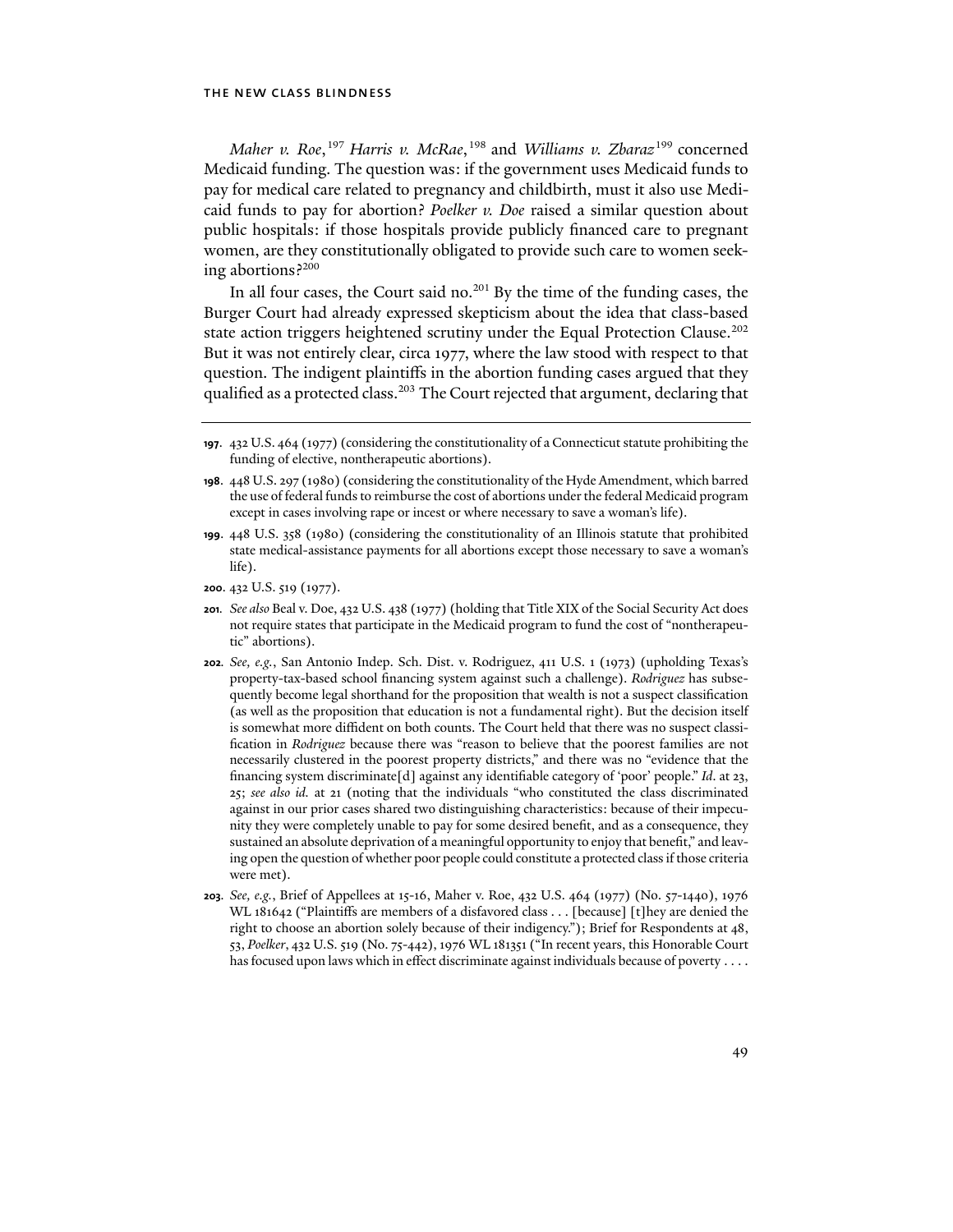*Maher v. Roe*,[197] *Harris v. McRae*,[198] and *Williams v. Zbaraz*[199] concerned Medicaid funding. The question was: if the government uses Medicaid funds to pay for medical care related to pregnancy and childbirth, must it also use Medicaid funds to pay for abortion? *Poelker v. Doe* raised a similar question about public hospitals: if those hospitals provide publicly financed care to pregnant women, are they constitutionally obligated to provide such care to women seeking abortions?[200]

In all four cases, the Court said no.[201] By the time of the funding cases, the Burger Court had already expressed skepticism about the idea that class-based state action triggers heightened scrutiny under the Equal Protection Clause.[202] But it was not entirely clear, circa 1977, where the law stood with respect to that question. The indigent plaintiffs in the abortion funding cases argued that they qualified as a protected class.[203] The Court rejected that argument, declaring that

---

**197.** 432 U.S. 464 (1977) (considering the constitutionality of a Connecticut statute prohibiting the funding of elective, nontherapeutic abortions).

**198.** 448 U.S. 297 (1980) (considering the constitutionality of the Hyde Amendment, which barred the use of federal funds to reimburse the cost of abortions under the federal Medicaid program except in cases involving rape or incest or where necessary to save a woman's life).

**199.** 448 U.S. 358 (1980) (considering the constitutionality of an Illinois statute that prohibited state medical-assistance payments for all abortions except those necessary to save a woman's life).

**200.** 432 U.S. 519 (1977).

**201.** *See also* Beal v. Doe, 432 U.S. 438 (1977) (holding that Title XIX of the Social Security Act does not require states that participate in the Medicaid program to fund the cost of "nontherapeutic" abortions).

**202.** *See, e.g.*, San Antonio Indep. Sch. Dist. v. Rodriguez, 411 U.S. 1 (1973) (upholding Texas's property-tax-based school financing system against such a challenge). *Rodriguez* has subsequently become legal shorthand for the proposition that wealth is not a suspect classification (as well as the proposition that education is not a fundamental right). But the decision itself is somewhat more diffident on both counts. The Court held that there was no suspect classification in *Rodriguez* because there was "reason to believe that the poorest families are not necessarily clustered in the poorest property districts," and there was no "evidence that the financing system discriminate[d] against any identifiable category of 'poor' people." *Id*. at 23, 25; *see also id.* at 21 (noting that the individuals "who constituted the class discriminated against in our prior cases shared two distinguishing characteristics: because of their impecunity they were completely unable to pay for some desired benefit, and as a consequence, they sustained an absolute deprivation of a meaningful opportunity to enjoy that benefit," and leaving open the question of whether poor people could constitute a protected class if those criteria were met).

**203.** *See, e.g.*, Brief of Appellees at 15-16, Maher v. Roe, 432 U.S. 464 (1977) (No. 57-1440), 1976 WL 181642 ("Plaintiffs are members of a disfavored class . . . [because] [t]hey are denied the right to choose an abortion solely because of their indigency."); Brief for Respondents at 48, 53, *Poelker*, 432 U.S. 519 (No. 75-442), 1976 WL 181351 ("In recent years, this Honorable Court has focused upon laws which in effect discriminate against individuals because of poverty . . . .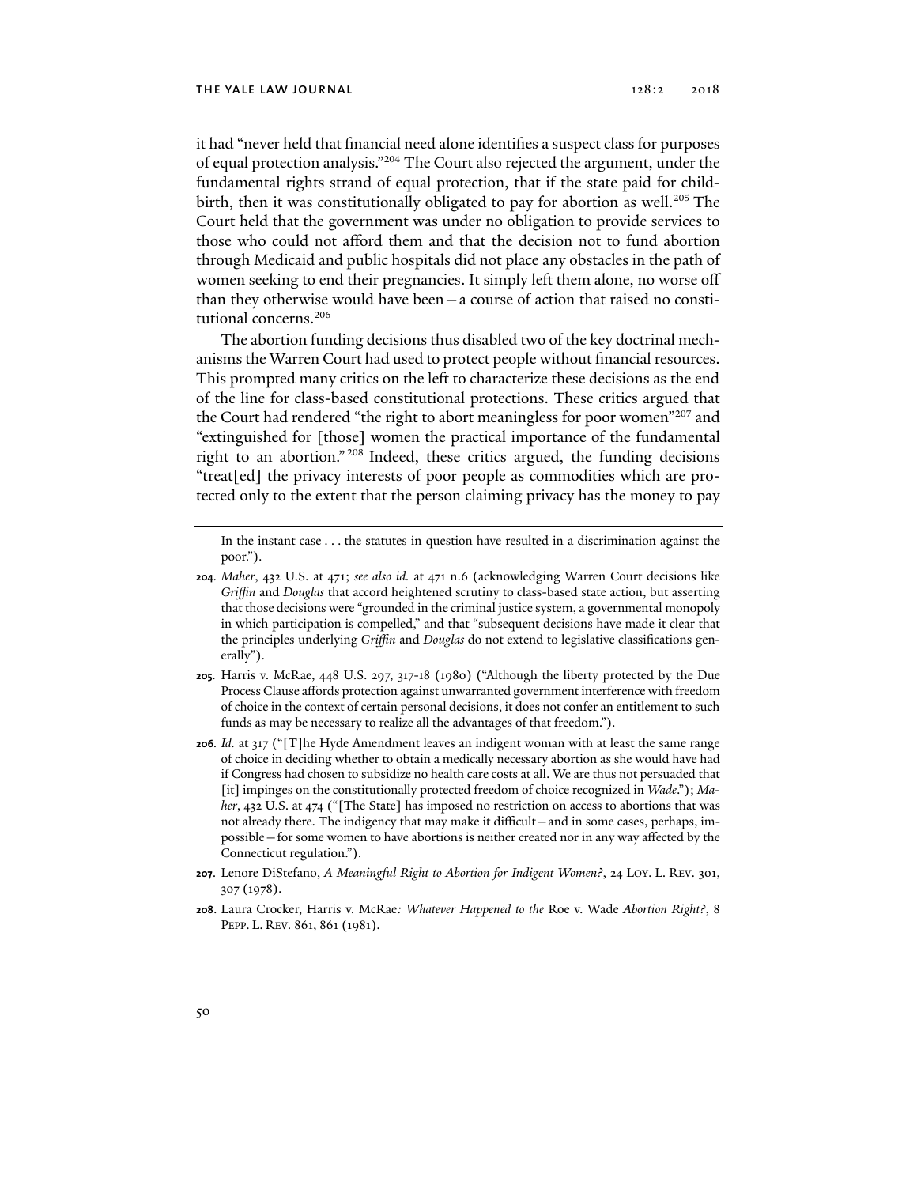it had "never held that financial need alone identifies a suspect class for purposes of equal protection analysis."[204] The Court also rejected the argument, under the fundamental rights strand of equal protection, that if the state paid for childbirth, then it was constitutionally obligated to pay for abortion as well.[205] The Court held that the government was under no obligation to provide services to those who could not afford them and that the decision not to fund abortion through Medicaid and public hospitals did not place any obstacles in the path of women seeking to end their pregnancies. It simply left them alone, no worse off than they otherwise would have been—a course of action that raised no constitutional concerns.[206]

The abortion funding decisions thus disabled two of the key doctrinal mechanisms the Warren Court had used to protect people without financial resources. This prompted many critics on the left to characterize these decisions as the end of the line for class-based constitutional protections. These critics argued that the Court had rendered "the right to abort meaningless for poor women"[207] and "extinguished for [those] women the practical importance of the fundamental right to an abortion."[208] Indeed, these critics argued, the funding decisions "treat[ed] the privacy interests of poor people as commodities which are protected only to the extent that the person claiming privacy has the money to pay

---

In the instant case . . . the statutes in question have resulted in a discrimination against the poor.").

**204**. *Maher*, 432 U.S. at 471; *see also id.* at 471 n.6 (acknowledging Warren Court decisions like *Griffin* and *Douglas* that accord heightened scrutiny to class-based state action, but asserting that those decisions were "grounded in the criminal justice system, a governmental monopoly in which participation is compelled," and that "subsequent decisions have made it clear that the principles underlying *Griffin* and *Douglas* do not extend to legislative classifications generally").

**205**. Harris v. McRae, 448 U.S. 297, 317-18 (1980) ("Although the liberty protected by the Due Process Clause affords protection against unwarranted government interference with freedom of choice in the context of certain personal decisions, it does not confer an entitlement to such funds as may be necessary to realize all the advantages of that freedom.").

**206**. *Id.* at 317 ("[T]he Hyde Amendment leaves an indigent woman with at least the same range of choice in deciding whether to obtain a medically necessary abortion as she would have had if Congress had chosen to subsidize no health care costs at all. We are thus not persuaded that [it] impinges on the constitutionally protected freedom of choice recognized in *Wade*."); *Maher*, 432 U.S. at 474 ("[The State] has imposed no restriction on access to abortions that was not already there. The indigency that may make it difficult—and in some cases, perhaps, impossible—for some women to have abortions is neither created nor in any way affected by the Connecticut regulation.").

**207**. Lenore DiStefano, *A Meaningful Right to Abortion for Indigent Women?*, 24 LOY. L. REV. 301, 307 (1978).

**208**. Laura Crocker, Harris v. McRae*: Whatever Happened to the* Roe v. Wade *Abortion Right?*, 8 PEPP. L. REV. 861, 861 (1981).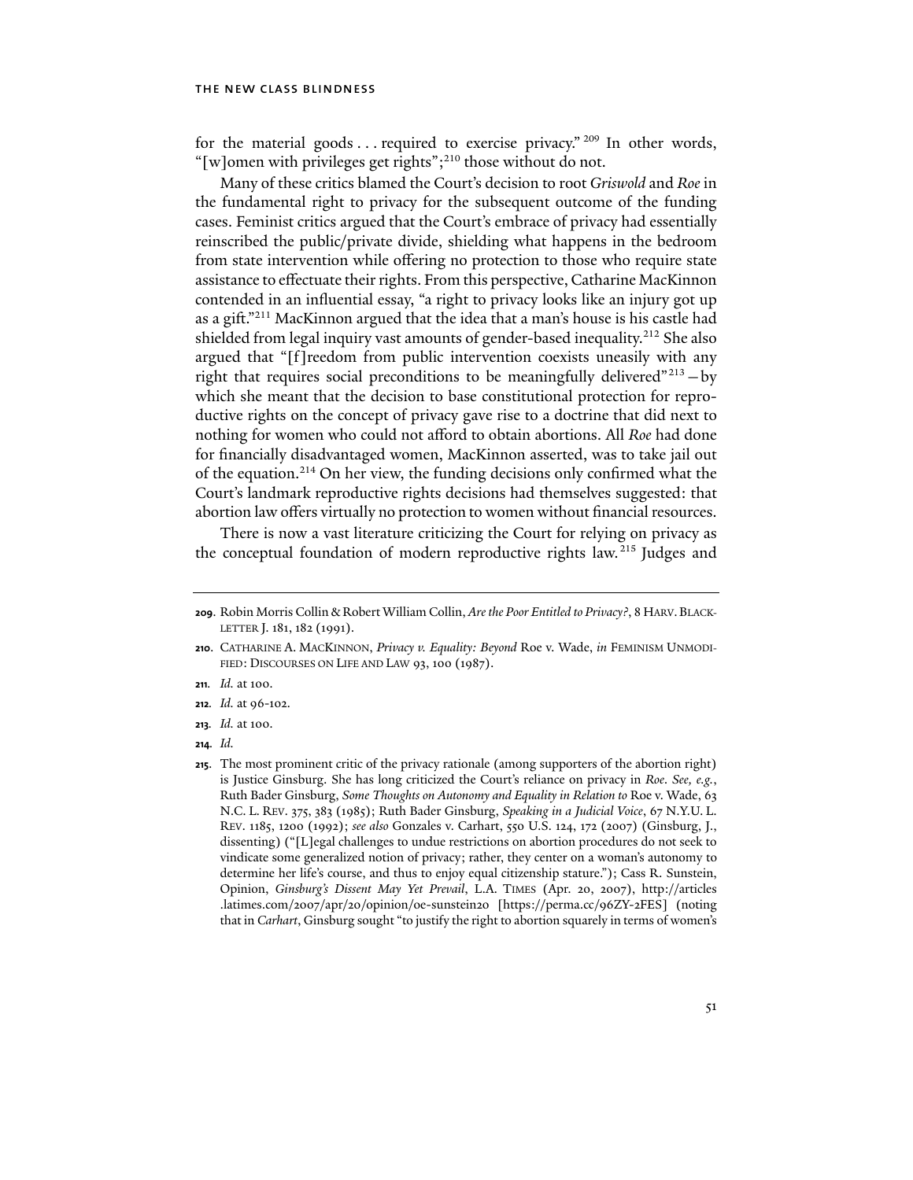for the material goods . . . required to exercise privacy."[209] In other words, "[w]omen with privileges get rights";[210] those without do not.

Many of these critics blamed the Court's decision to root *Griswold* and *Roe* in the fundamental right to privacy for the subsequent outcome of the funding cases. Feminist critics argued that the Court's embrace of privacy had essentially reinscribed the public/private divide, shielding what happens in the bedroom from state intervention while offering no protection to those who require state assistance to effectuate their rights. From this perspective, Catharine MacKinnon contended in an influential essay, "a right to privacy looks like an injury got up as a gift."[211] MacKinnon argued that the idea that a man's house is his castle had shielded from legal inquiry vast amounts of gender-based inequality.[212] She also argued that "[f]reedom from public intervention coexists uneasily with any right that requires social preconditions to be meaningfully delivered"[213]—by which she meant that the decision to base constitutional protection for reproductive rights on the concept of privacy gave rise to a doctrine that did next to nothing for women who could not afford to obtain abortions. All *Roe* had done for financially disadvantaged women, MacKinnon asserted, was to take jail out of the equation.[214] On her view, the funding decisions only confirmed what the Court's landmark reproductive rights decisions had themselves suggested: that abortion law offers virtually no protection to women without financial resources.

There is now a vast literature criticizing the Court for relying on privacy as the conceptual foundation of modern reproductive rights law.[215] Judges and

---

209. Robin Morris Collin & Robert William Collin, *Are the Poor Entitled to Privacy?*, 8 HARV. BLACKLETTER J. 181, 182 (1991).

210. CATHARINE A. MACKINNON, *Privacy v. Equality: Beyond* Roe v. Wade, *in* FEMINISM UNMODIFIED: DISCOURSES ON LIFE AND LAW 93, 100 (1987).

211. *Id.* at 100.

212. *Id.* at 96-102.

213. *Id.* at 100.

214. *Id.*

215. The most prominent critic of the privacy rationale (among supporters of the abortion right) is Justice Ginsburg. She has long criticized the Court's reliance on privacy in *Roe*. *See, e.g.*, Ruth Bader Ginsburg, *Some Thoughts on Autonomy and Equality in Relation to* Roe v. Wade, 63 N.C. L. REV. 375, 383 (1985); Ruth Bader Ginsburg, *Speaking in a Judicial Voice*, 67 N.Y.U. L. REV. 1185, 1200 (1992); *see also* Gonzales v. Carhart, 550 U.S. 124, 172 (2007) (Ginsburg, J., dissenting) ("[L]egal challenges to undue restrictions on abortion procedures do not seek to vindicate some generalized notion of privacy; rather, they center on a woman's autonomy to determine her life's course, and thus to enjoy equal citizenship stature."); Cass R. Sunstein, Opinion, *Ginsburg's Dissent May Yet Prevail*, L.A. TIMES (Apr. 20, 2007), http://articles.latimes.com/2007/apr/20/opinion/oe-sunstein20 [https://perma.cc/96ZY-2FES] (noting that in *Carhart*, Ginsburg sought "to justify the right to abortion squarely in terms of women's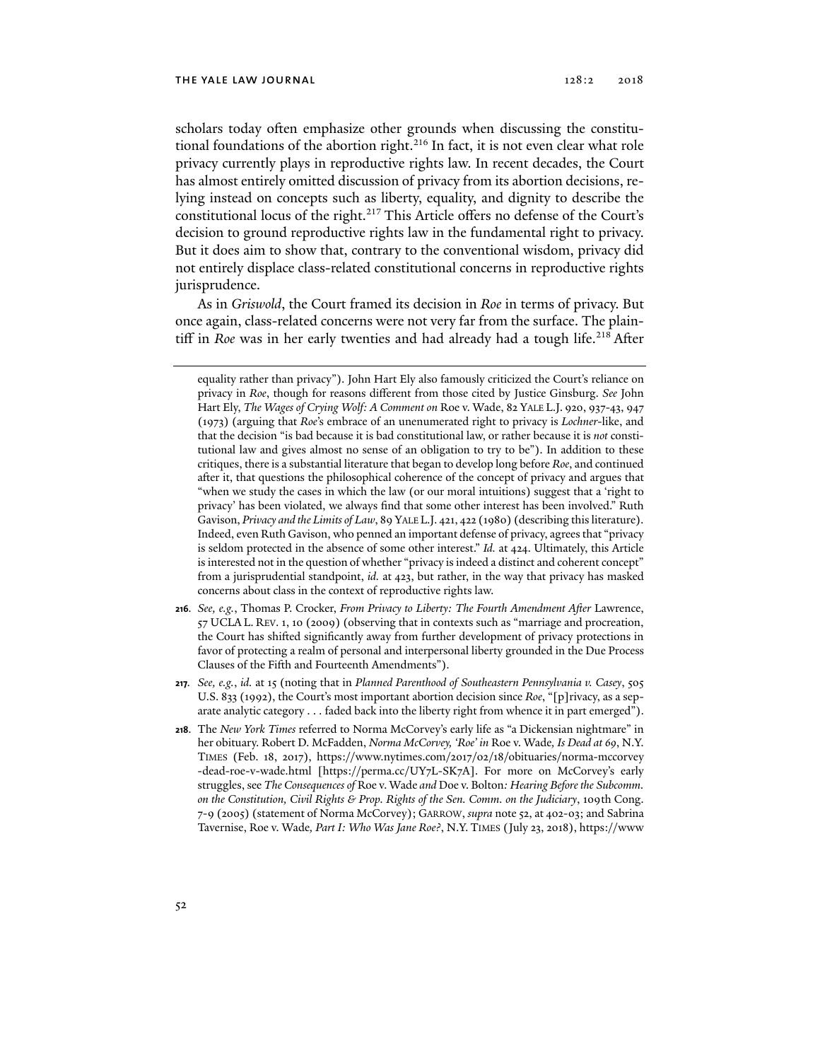scholars today often emphasize other grounds when discussing the constitutional foundations of the abortion right.[216] In fact, it is not even clear what role privacy currently plays in reproductive rights law. In recent decades, the Court has almost entirely omitted discussion of privacy from its abortion decisions, relying instead on concepts such as liberty, equality, and dignity to describe the constitutional locus of the right.[217] This Article offers no defense of the Court's decision to ground reproductive rights law in the fundamental right to privacy. But it does aim to show that, contrary to the conventional wisdom, privacy did not entirely displace class-related constitutional concerns in reproductive rights jurisprudence.

As in *Griswold*, the Court framed its decision in *Roe* in terms of privacy. But once again, class-related concerns were not very far from the surface. The plaintiff in *Roe* was in her early twenties and had already had a tough life.[218] After

equality rather than privacy"). John Hart Ely also famously criticized the Court's reliance on privacy in *Roe*, though for reasons different from those cited by Justice Ginsburg. *See* John Hart Ely, *The Wages of Crying Wolf: A Comment on* Roe v. Wade, 82 YALE L.J. 920, 937-43, 947 (1973) (arguing that *Roe*'s embrace of an unenumerated right to privacy is *Lochner*-like, and that the decision "is bad because it is bad constitutional law, or rather because it is *not* constitutional law and gives almost no sense of an obligation to try to be"). In addition to these critiques, there is a substantial literature that began to develop long before *Roe*, and continued after it, that questions the philosophical coherence of the concept of privacy and argues that "when we study the cases in which the law (or our moral intuitions) suggest that a 'right to privacy' has been violated, we always find that some other interest has been involved." Ruth Gavison, *Privacy and the Limits of Law*, 89 YALE L.J. 421, 422 (1980) (describing this literature). Indeed, even Ruth Gavison, who penned an important defense of privacy, agrees that "privacy is seldom protected in the absence of some other interest." *Id.* at 424. Ultimately, this Article is interested not in the question of whether "privacy is indeed a distinct and coherent concept" from a jurisprudential standpoint, *id.* at 423, but rather, in the way that privacy has masked concerns about class in the context of reproductive rights law.

216. *See, e.g.*, Thomas P. Crocker, *From Privacy to Liberty: The Fourth Amendment After* Lawrence, 57 UCLA L. REV. 1, 10 (2009) (observing that in contexts such as "marriage and procreation, the Court has shifted significantly away from further development of privacy protections in favor of protecting a realm of personal and interpersonal liberty grounded in the Due Process Clauses of the Fifth and Fourteenth Amendments").

217. *See, e.g.*, *id.* at 15 (noting that in *Planned Parenthood of Southeastern Pennsylvania v. Casey*, 505 U.S. 833 (1992), the Court's most important abortion decision since *Roe*, "[p]rivacy, as a separate analytic category . . . faded back into the liberty right from whence it in part emerged").

218. The *New York Times* referred to Norma McCorvey's early life as "a Dickensian nightmare" in her obituary. Robert D. McFadden, *Norma McCorvey, 'Roe' in* Roe v. Wade*, Is Dead at 69*, N.Y. TIMES (Feb. 18, 2017), https://www.nytimes.com/2017/02/18/obituaries/norma-mccorvey-dead-roe-v-wade.html [https://perma.cc/UY7L-SK7A]. For more on McCorvey's early struggles, see *The Consequences of* Roe v. Wade *and* Doe v. Bolton*: Hearing Before the Subcomm. on the Constitution, Civil Rights & Prop. Rights of the Sen. Comm. on the Judiciary*, 109th Cong. 7-9 (2005) (statement of Norma McCorvey); GARROW, *supra* note 52, at 402-03; and Sabrina Tavernise, Roe v. Wade*, Part I: Who Was Jane Roe?*, N.Y. TIMES (July 23, 2018), https://www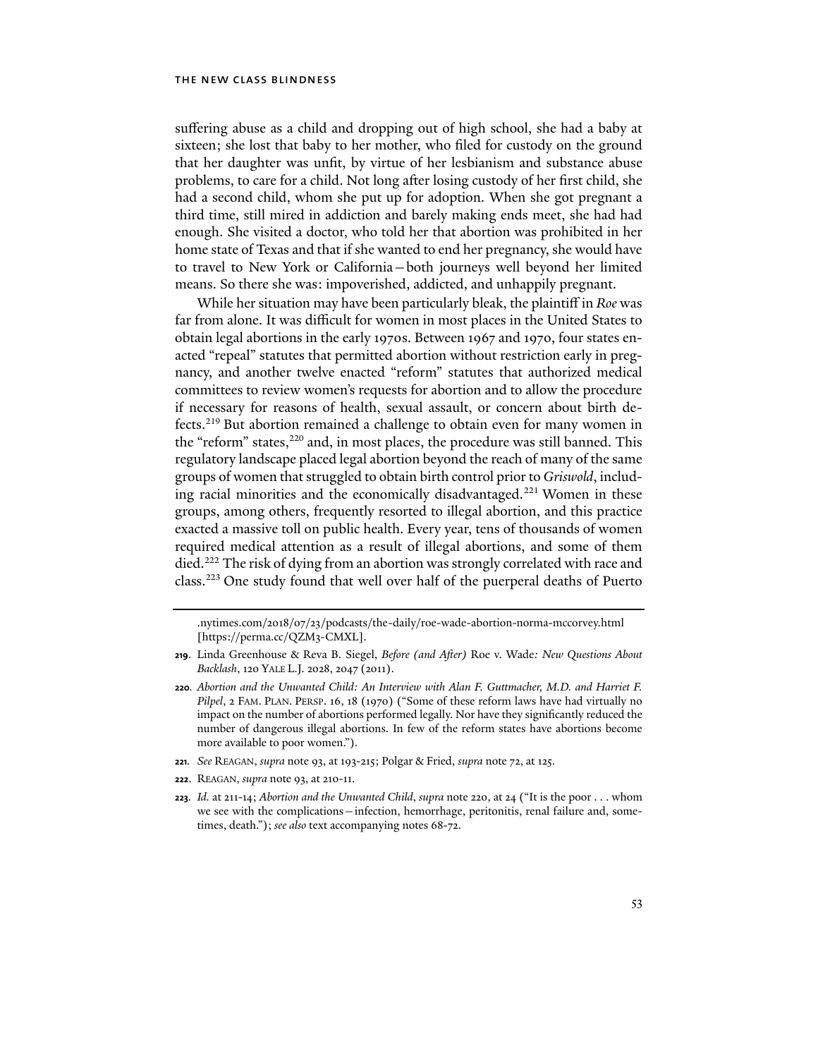suffering abuse as a child and dropping out of high school, she had a baby at sixteen; she lost that baby to her mother, who filed for custody on the ground that her daughter was unfit, by virtue of her lesbianism and substance abuse problems, to care for a child. Not long after losing custody of her first child, she had a second child, whom she put up for adoption. When she got pregnant a third time, still mired in addiction and barely making ends meet, she had had enough. She visited a doctor, who told her that abortion was prohibited in her home state of Texas and that if she wanted to end her pregnancy, she would have to travel to New York or California—both journeys well beyond her limited means. So there she was: impoverished, addicted, and unhappily pregnant.

While her situation may have been particularly bleak, the plaintiff in *Roe* was far from alone. It was difficult for women in most places in the United States to obtain legal abortions in the early 1970s. Between 1967 and 1970, four states enacted "repeal" statutes that permitted abortion without restriction early in pregnancy, and another twelve enacted "reform" statutes that authorized medical committees to review women's requests for abortion and to allow the procedure if necessary for reasons of health, sexual assault, or concern about birth defects.[219] But abortion remained a challenge to obtain even for many women in the "reform" states,[220] and, in most places, the procedure was still banned. This regulatory landscape placed legal abortion beyond the reach of many of the same groups of women that struggled to obtain birth control prior to *Griswold*, including racial minorities and the economically disadvantaged.[221] Women in these groups, among others, frequently resorted to illegal abortion, and this practice exacted a massive toll on public health. Every year, tens of thousands of women required medical attention as a result of illegal abortions, and some of them died.[222] The risk of dying from an abortion was strongly correlated with race and class.[223] One study found that well over half of the puerperal deaths of Puerto

.nytimes.com/2018/07/23/podcasts/the-daily/roe-wade-abortion-norma-mccorvey.html [https://perma.cc/QZM3-CMXL].

219. Linda Greenhouse & Reva B. Siegel, *Before (and After)* Roe v. Wade*: New Questions About Backlash*, 120 YALE L.J. 2028, 2047 (2011).

220. *Abortion and the Unwanted Child: An Interview with Alan F. Guttmacher, M.D. and Harriet F. Pilpel*, 2 FAM. PLAN. PERSP. 16, 18 (1970) ("Some of these reform laws have had virtually no impact on the number of abortions performed legally. Nor have they significantly reduced the number of dangerous illegal abortions. In few of the reform states have abortions become more available to poor women.").

221. *See* REAGAN, *supra* note 93, at 193-215; Polgar & Fried, *supra* note 72, at 125.

222. REAGAN, *supra* note 93, at 210-11.

223. *Id.* at 211-14; *Abortion and the Unwanted Child*, *supra* note 220, at 24 ("It is the poor . . . whom we see with the complications—infection, hemorrhage, peritonitis, renal failure and, sometimes, death."); *see also* text accompanying notes 68-72.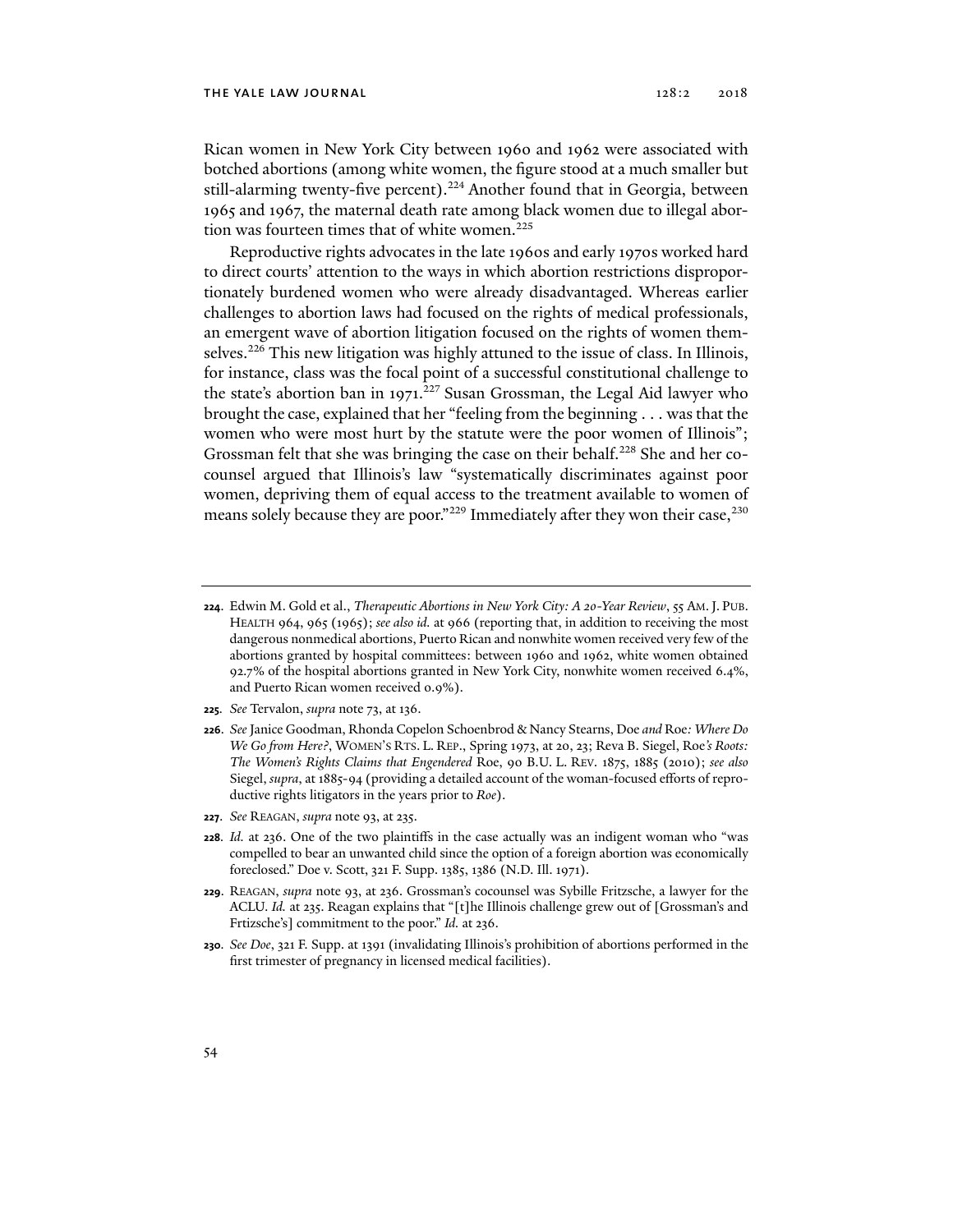Rican women in New York City between 1960 and 1962 were associated with botched abortions (among white women, the figure stood at a much smaller but still-alarming twenty-five percent).[224] Another found that in Georgia, between 1965 and 1967, the maternal death rate among black women due to illegal abortion was fourteen times that of white women.[225]

Reproductive rights advocates in the late 1960s and early 1970s worked hard to direct courts' attention to the ways in which abortion restrictions disproportionately burdened women who were already disadvantaged. Whereas earlier challenges to abortion laws had focused on the rights of medical professionals, an emergent wave of abortion litigation focused on the rights of women themselves.[226] This new litigation was highly attuned to the issue of class. In Illinois, for instance, class was the focal point of a successful constitutional challenge to the state's abortion ban in 1971.[227] Susan Grossman, the Legal Aid lawyer who brought the case, explained that her "feeling from the beginning . . . was that the women who were most hurt by the statute were the poor women of Illinois"; Grossman felt that she was bringing the case on their behalf.[228] She and her cocounsel argued that Illinois's law "systematically discriminates against poor women, depriving them of equal access to the treatment available to women of means solely because they are poor."[229] Immediately after they won their case,[230]

---

**224.** Edwin M. Gold et al., *Therapeutic Abortions in New York City: A 20-Year Review*, 55 AM. J. PUB. HEALTH 964, 965 (1965); *see also id.* at 966 (reporting that, in addition to receiving the most dangerous nonmedical abortions, Puerto Rican and nonwhite women received very few of the abortions granted by hospital committees: between 1960 and 1962, white women obtained 92.7% of the hospital abortions granted in New York City, nonwhite women received 6.4%, and Puerto Rican women received 0.9%).

**225.** *See* Tervalon, *supra* note 73, at 136.

**226.** *See* Janice Goodman, Rhonda Copelon Schoenbrod & Nancy Stearns, Doe *and* Roe*: Where Do We Go from Here?*, WOMEN'S RTS. L. REP., Spring 1973, at 20, 23; Reva B. Siegel, Roe*'s Roots: The Women's Rights Claims that Engendered* Roe, 90 B.U. L. REV. 1875, 1885 (2010); *see also* Siegel, *supra*, at 1885-94 (providing a detailed account of the woman-focused efforts of reproductive rights litigators in the years prior to *Roe*).

**227.** *See* REAGAN, *supra* note 93, at 235.

**228.** *Id.* at 236. One of the two plaintiffs in the case actually was an indigent woman who "was compelled to bear an unwanted child since the option of a foreign abortion was economically foreclosed." Doe v. Scott, 321 F. Supp. 1385, 1386 (N.D. Ill. 1971).

**229.** REAGAN, *supra* note 93, at 236. Grossman's cocounsel was Sybille Fritzsche, a lawyer for the ACLU. *Id.* at 235. Reagan explains that "[t]he Illinois challenge grew out of [Grossman's and Frtizsche's] commitment to the poor." *Id.* at 236.

**230.** *See Doe*, 321 F. Supp. at 1391 (invalidating Illinois's prohibition of abortions performed in the first trimester of pregnancy in licensed medical facilities).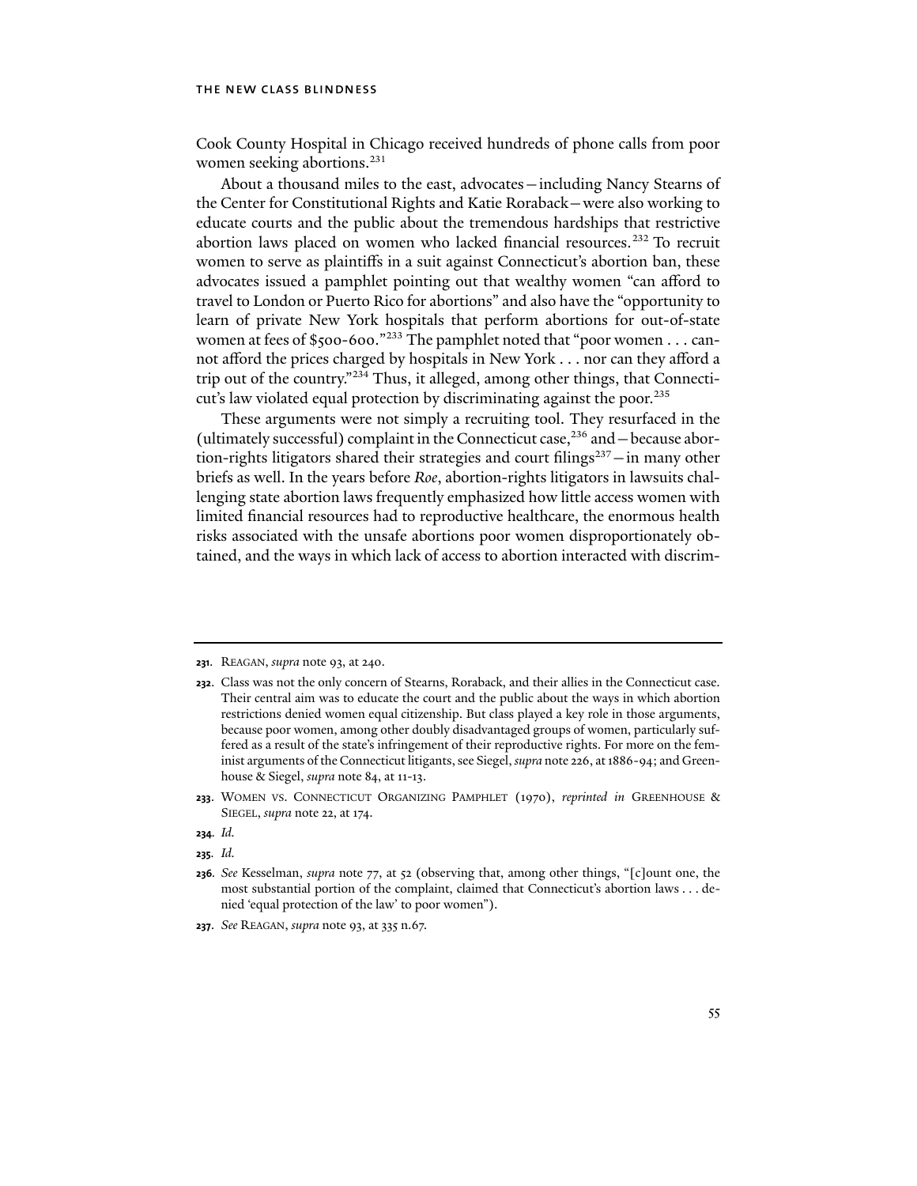Cook County Hospital in Chicago received hundreds of phone calls from poor women seeking abortions.[231]

About a thousand miles to the east, advocates—including Nancy Stearns of the Center for Constitutional Rights and Katie Roraback—were also working to educate courts and the public about the tremendous hardships that restrictive abortion laws placed on women who lacked financial resources.[232] To recruit women to serve as plaintiffs in a suit against Connecticut's abortion ban, these advocates issued a pamphlet pointing out that wealthy women "can afford to travel to London or Puerto Rico for abortions" and also have the "opportunity to learn of private New York hospitals that perform abortions for out-of-state women at fees of $500-600."[233] The pamphlet noted that "poor women . . . cannot afford the prices charged by hospitals in New York . . . nor can they afford a trip out of the country."[234] Thus, it alleged, among other things, that Connecticut's law violated equal protection by discriminating against the poor.[235]

These arguments were not simply a recruiting tool. They resurfaced in the (ultimately successful) complaint in the Connecticut case,[236] and—because abortion-rights litigators shared their strategies and court filings[237]—in many other briefs as well. In the years before *Roe*, abortion-rights litigators in lawsuits challenging state abortion laws frequently emphasized how little access women with limited financial resources had to reproductive healthcare, the enormous health risks associated with the unsafe abortions poor women disproportionately obtained, and the ways in which lack of access to abortion interacted with discrim-

---

**231.** REAGAN, *supra* note 93, at 240.

**232.** Class was not the only concern of Stearns, Roraback, and their allies in the Connecticut case. Their central aim was to educate the court and the public about the ways in which abortion restrictions denied women equal citizenship. But class played a key role in those arguments, because poor women, among other doubly disadvantaged groups of women, particularly suffered as a result of the state's infringement of their reproductive rights. For more on the feminist arguments of the Connecticut litigants, see Siegel, *supra* note 226, at 1886-94; and Greenhouse & Siegel, *supra* note 84, at 11-13.

**233.** WOMEN VS. CONNECTICUT ORGANIZING PAMPHLET (1970), *reprinted in* GREENHOUSE & SIEGEL, *supra* note 22, at 174.

**234.** *Id.*

**235.** *Id.*

**236.** *See* Kesselman, *supra* note 77, at 52 (observing that, among other things, "[c]ount one, the most substantial portion of the complaint, claimed that Connecticut's abortion laws . . . denied 'equal protection of the law' to poor women").

**237.** *See* REAGAN, *supra* note 93, at 335 n.67.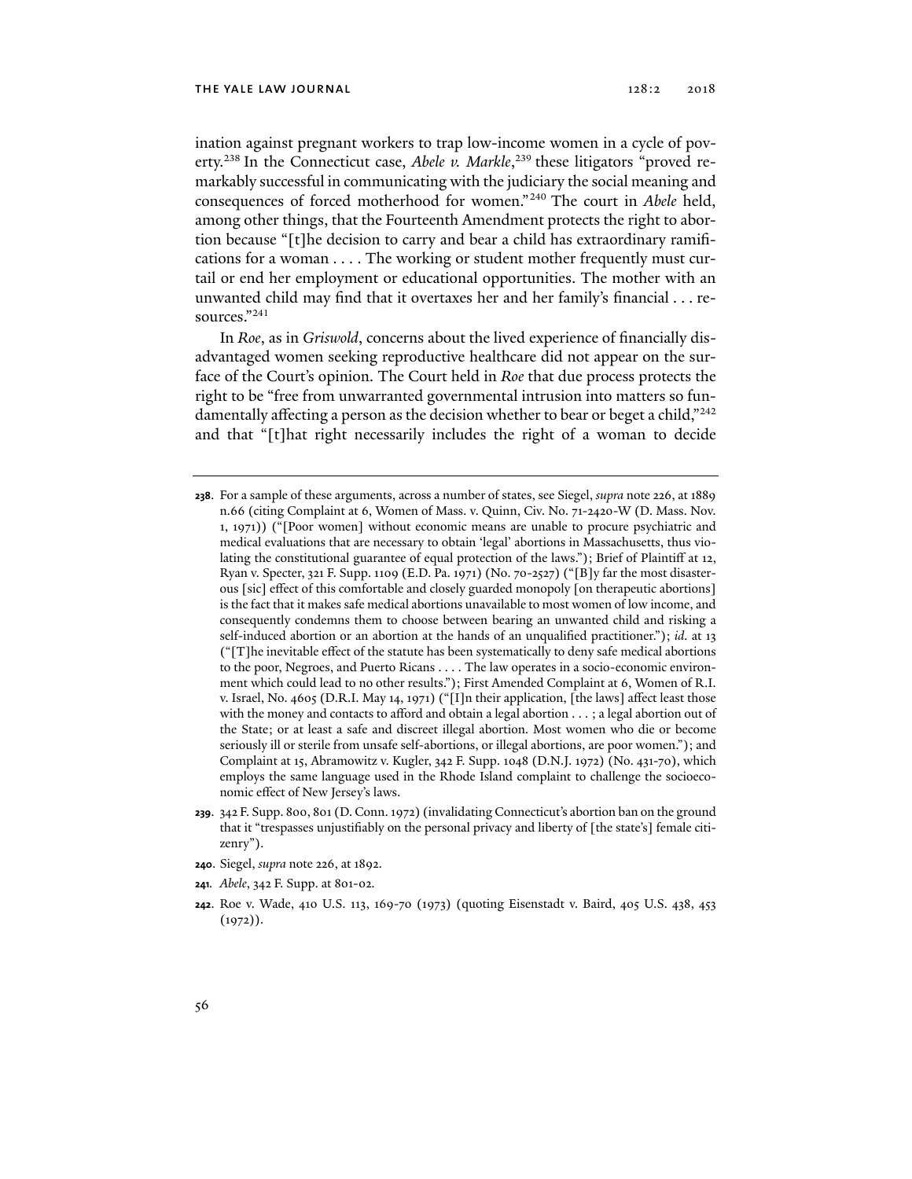ination against pregnant workers to trap low-income women in a cycle of poverty.[238] In the Connecticut case, *Abele v. Markle*,[239] these litigators "proved remarkably successful in communicating with the judiciary the social meaning and consequences of forced motherhood for women."[240] The court in *Abele* held, among other things, that the Fourteenth Amendment protects the right to abortion because "[t]he decision to carry and bear a child has extraordinary ramifications for a woman . . . . The working or student mother frequently must curtail or end her employment or educational opportunities. The mother with an unwanted child may find that it overtaxes her and her family's financial . . . resources."[241]

In *Roe*, as in *Griswold*, concerns about the lived experience of financially disadvantaged women seeking reproductive healthcare did not appear on the surface of the Court's opinion. The Court held in *Roe* that due process protects the right to be "free from unwarranted governmental intrusion into matters so fundamentally affecting a person as the decision whether to bear or beget a child,"[242] and that "[t]hat right necessarily includes the right of a woman to decide

---

**238**. For a sample of these arguments, across a number of states, see Siegel, *supra* note 226, at 1889 n.66 (citing Complaint at 6, Women of Mass. v. Quinn, Civ. No. 71-2420-W (D. Mass. Nov. 1, 1971)) ("[Poor women] without economic means are unable to procure psychiatric and medical evaluations that are necessary to obtain 'legal' abortions in Massachusetts, thus violating the constitutional guarantee of equal protection of the laws."); Brief of Plaintiff at 12, Ryan v. Specter, 321 F. Supp. 1109 (E.D. Pa. 1971) (No. 70-2527) ("[B]y far the most disasterous [sic] effect of this comfortable and closely guarded monopoly [on therapeutic abortions] is the fact that it makes safe medical abortions unavailable to most women of low income, and consequently condemns them to choose between bearing an unwanted child and risking a self-induced abortion or an abortion at the hands of an unqualified practitioner."); *id.* at 13 ("[T]he inevitable effect of the statute has been systematically to deny safe medical abortions to the poor, Negroes, and Puerto Ricans . . . . The law operates in a socio-economic environment which could lead to no other results."); First Amended Complaint at 6, Women of R.I. v. Israel, No. 4605 (D.R.I. May 14, 1971) ("[I]n their application, [the laws] affect least those with the money and contacts to afford and obtain a legal abortion . . . ; a legal abortion out of the State; or at least a safe and discreet illegal abortion. Most women who die or become seriously ill or sterile from unsafe self-abortions, or illegal abortions, are poor women."); and Complaint at 15, Abramowitz v. Kugler, 342 F. Supp. 1048 (D.N.J. 1972) (No. 431-70), which employs the same language used in the Rhode Island complaint to challenge the socioeconomic effect of New Jersey's laws.

**239**. 342 F. Supp. 800, 801 (D. Conn. 1972) (invalidating Connecticut's abortion ban on the ground that it "trespasses unjustifiably on the personal privacy and liberty of [the state's] female citizenry").

**240**. Siegel, *supra* note 226, at 1892.

**241**. *Abele*, 342 F. Supp. at 801-02.

**242**. Roe v. Wade, 410 U.S. 113, 169-70 (1973) (quoting Eisenstadt v. Baird, 405 U.S. 438, 453 (1972)).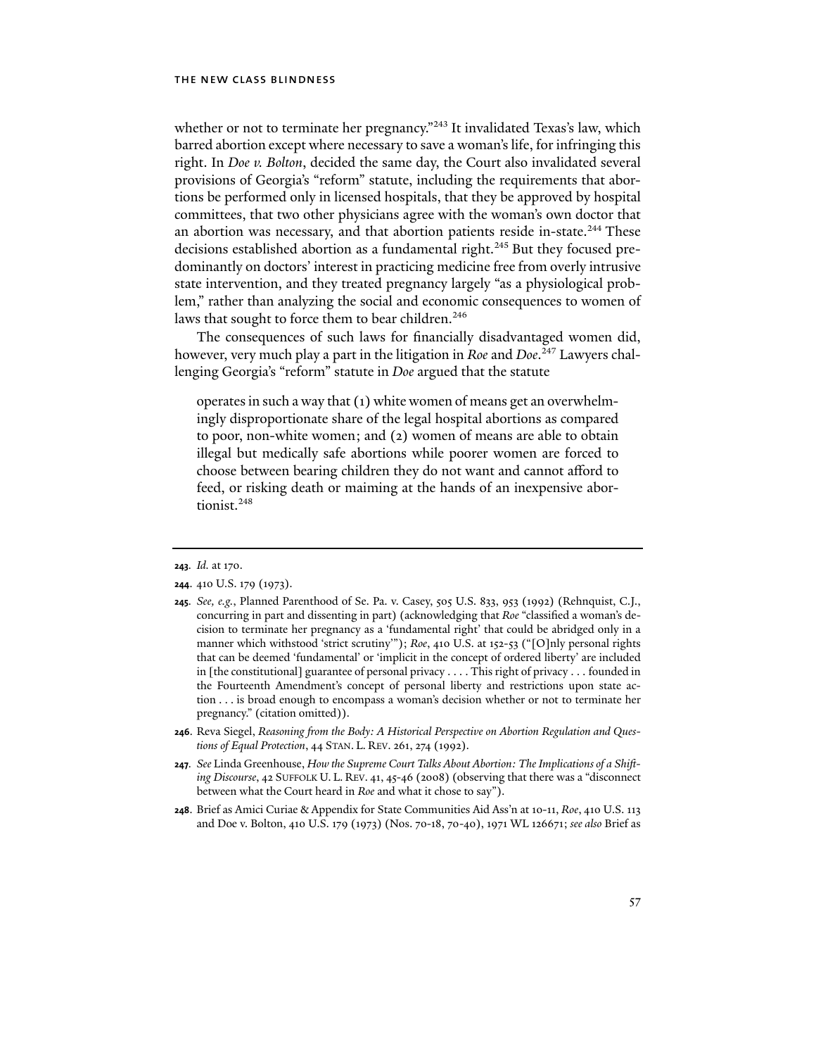whether or not to terminate her pregnancy."[243] It invalidated Texas's law, which barred abortion except where necessary to save a woman's life, for infringing this right. In *Doe v. Bolton*, decided the same day, the Court also invalidated several provisions of Georgia's "reform" statute, including the requirements that abortions be performed only in licensed hospitals, that they be approved by hospital committees, that two other physicians agree with the woman's own doctor that an abortion was necessary, and that abortion patients reside in-state.[244] These decisions established abortion as a fundamental right.[245] But they focused predominantly on doctors' interest in practicing medicine free from overly intrusive state intervention, and they treated pregnancy largely "as a physiological problem," rather than analyzing the social and economic consequences to women of laws that sought to force them to bear children.[246]

The consequences of such laws for financially disadvantaged women did, however, very much play a part in the litigation in *Roe* and *Doe*.[247] Lawyers challenging Georgia's "reform" statute in *Doe* argued that the statute

> operates in such a way that (1) white women of means get an overwhelmingly disproportionate share of the legal hospital abortions as compared to poor, non-white women; and (2) women of means are able to obtain illegal but medically safe abortions while poorer women are forced to choose between bearing children they do not want and cannot afford to feed, or risking death or maiming at the hands of an inexpensive abortionist.[248]

---

**243**. *Id.* at 170.

**244**. 410 U.S. 179 (1973).

**245**. *See, e.g.*, Planned Parenthood of Se. Pa. v. Casey, 505 U.S. 833, 953 (1992) (Rehnquist, C.J., concurring in part and dissenting in part) (acknowledging that *Roe* "classified a woman's decision to terminate her pregnancy as a 'fundamental right' that could be abridged only in a manner which withstood 'strict scrutiny'"); *Roe*, 410 U.S. at 152-53 ("[O]nly personal rights that can be deemed 'fundamental' or 'implicit in the concept of ordered liberty' are included in [the constitutional] guarantee of personal privacy . . . . This right of privacy . . . founded in the Fourteenth Amendment's concept of personal liberty and restrictions upon state action . . . is broad enough to encompass a woman's decision whether or not to terminate her pregnancy." (citation omitted)).

**246**. Reva Siegel, *Reasoning from the Body: A Historical Perspective on Abortion Regulation and Questions of Equal Protection*, 44 STAN. L. REV. 261, 274 (1992).

**247**. *See* Linda Greenhouse, *How the Supreme Court Talks About Abortion: The Implications of a Shifting Discourse*, 42 SUFFOLK U. L. REV. 41, 45-46 (2008) (observing that there was a "disconnect between what the Court heard in *Roe* and what it chose to say").

**248**. Brief as Amici Curiae & Appendix for State Communities Aid Ass'n at 10-11, *Roe*, 410 U.S. 113 and Doe v. Bolton, 410 U.S. 179 (1973) (Nos. 70-18, 70-40), 1971 WL 126671; *see also* Brief as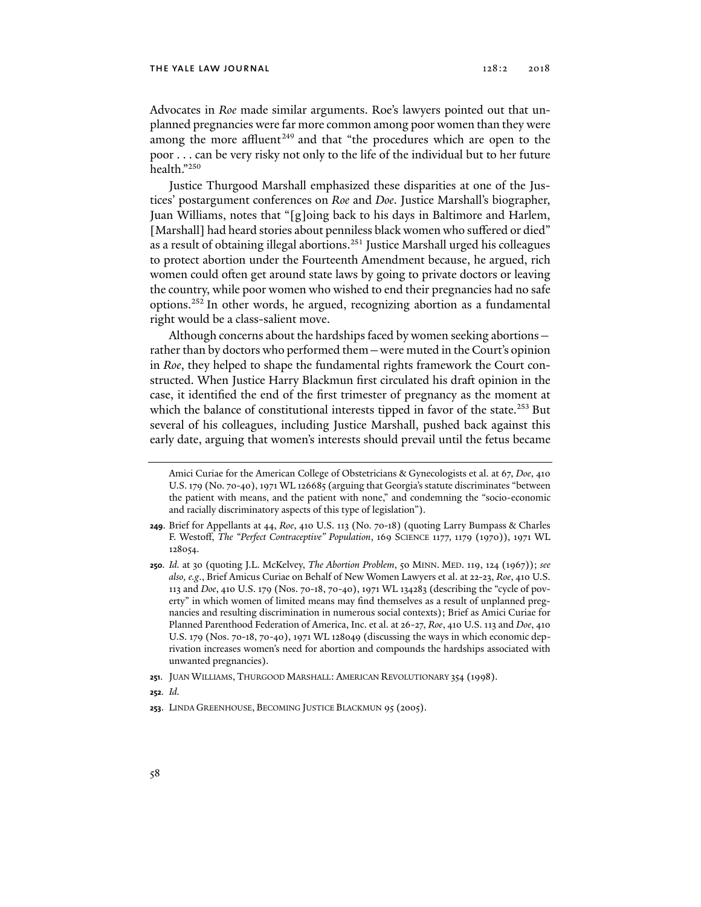Advocates in *Roe* made similar arguments. Roe's lawyers pointed out that unplanned pregnancies were far more common among poor women than they were among the more affluent[249] and that "the procedures which are open to the poor . . . can be very risky not only to the life of the individual but to her future health."[250]

Justice Thurgood Marshall emphasized these disparities at one of the Justices' postargument conferences on *Roe* and *Doe*. Justice Marshall's biographer, Juan Williams, notes that "[g]oing back to his days in Baltimore and Harlem, [Marshall] had heard stories about penniless black women who suffered or died" as a result of obtaining illegal abortions.[251] Justice Marshall urged his colleagues to protect abortion under the Fourteenth Amendment because, he argued, rich women could often get around state laws by going to private doctors or leaving the country, while poor women who wished to end their pregnancies had no safe options.[252] In other words, he argued, recognizing abortion as a fundamental right would be a class-salient move.

Although concerns about the hardships faced by women seeking abortions—rather than by doctors who performed them—were muted in the Court's opinion in *Roe*, they helped to shape the fundamental rights framework the Court constructed. When Justice Harry Blackmun first circulated his draft opinion in the case, it identified the end of the first trimester of pregnancy as the moment at which the balance of constitutional interests tipped in favor of the state.[253] But several of his colleagues, including Justice Marshall, pushed back against this early date, arguing that women's interests should prevail until the fetus became

---

Amici Curiae for the American College of Obstetricians & Gynecologists et al. at 67, *Doe*, 410 U.S. 179 (No. 70-40), 1971 WL 126685 (arguing that Georgia's statute discriminates "between the patient with means, and the patient with none," and condemning the "socio-economic and racially discriminatory aspects of this type of legislation").

**249.** Brief for Appellants at 44, *Roe*, 410 U.S. 113 (No. 70-18) (quoting Larry Bumpass & Charles F. Westoff, *The "Perfect Contraceptive" Population*, 169 SCIENCE 1177, 1179 (1970)), 1971 WL 128054.

**250.** *Id.* at 30 (quoting J.L. McKelvey, *The Abortion Problem*, 50 MINN. MED. 119, 124 (1967)); *see also, e.g.*, Brief Amicus Curiae on Behalf of New Women Lawyers et al. at 22-23, *Roe*, 410 U.S. 113 and *Doe*, 410 U.S. 179 (Nos. 70-18, 70-40), 1971 WL 134283 (describing the "cycle of poverty" in which women of limited means may find themselves as a result of unplanned pregnancies and resulting discrimination in numerous social contexts); Brief as Amici Curiae for Planned Parenthood Federation of America, Inc. et al. at 26-27, *Roe*, 410 U.S. 113 and *Doe*, 410 U.S. 179 (Nos. 70-18, 70-40), 1971 WL 128049 (discussing the ways in which economic deprivation increases women's need for abortion and compounds the hardships associated with unwanted pregnancies).

**251.** JUAN WILLIAMS, THURGOOD MARSHALL: AMERICAN REVOLUTIONARY 354 (1998).

**252.** *Id.*

**253.** LINDA GREENHOUSE, BECOMING JUSTICE BLACKMUN 95 (2005).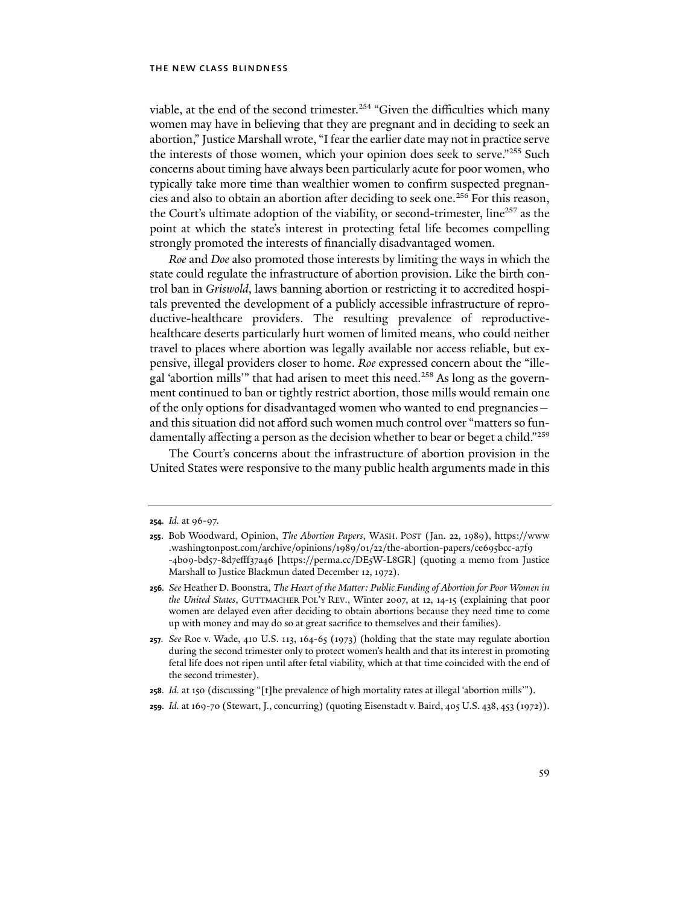viable, at the end of the second trimester.[254] "Given the difficulties which many women may have in believing that they are pregnant and in deciding to seek an abortion," Justice Marshall wrote, "I fear the earlier date may not in practice serve the interests of those women, which your opinion does seek to serve."[255] Such concerns about timing have always been particularly acute for poor women, who typically take more time than wealthier women to confirm suspected pregnancies and also to obtain an abortion after deciding to seek one.[256] For this reason, the Court's ultimate adoption of the viability, or second-trimester, line[257] as the point at which the state's interest in protecting fetal life becomes compelling strongly promoted the interests of financially disadvantaged women.

*Roe* and *Doe* also promoted those interests by limiting the ways in which the state could regulate the infrastructure of abortion provision. Like the birth control ban in *Griswold*, laws banning abortion or restricting it to accredited hospitals prevented the development of a publicly accessible infrastructure of reproductive-healthcare providers. The resulting prevalence of reproductive-healthcare deserts particularly hurt women of limited means, who could neither travel to places where abortion was legally available nor access reliable, but expensive, illegal providers closer to home. *Roe* expressed concern about the "illegal 'abortion mills'" that had arisen to meet this need.[258] As long as the government continued to ban or tightly restrict abortion, those mills would remain one of the only options for disadvantaged women who wanted to end pregnancies—and this situation did not afford such women much control over "matters so fundamentally affecting a person as the decision whether to bear or beget a child."[259]

The Court's concerns about the infrastructure of abortion provision in the United States were responsive to the many public health arguments made in this

---

**254.** *Id.* at 96-97.

**255.** Bob Woodward, Opinion, *The Abortion Papers*, WASH. POST (Jan. 22, 1989), https://www.washingtonpost.com/archive/opinions/1989/01/22/the-abortion-papers/ce695bcc-a7f9-4b09-bd57-8d7efff37a46 [https://perma.cc/DE5W-L8GR] (quoting a memo from Justice Marshall to Justice Blackmun dated December 12, 1972).

**256.** *See* Heather D. Boonstra, *The Heart of the Matter: Public Funding of Abortion for Poor Women in the United States*, GUTTMACHER POL'Y REV., Winter 2007, at 12, 14-15 (explaining that poor women are delayed even after deciding to obtain abortions because they need time to come up with money and may do so at great sacrifice to themselves and their families).

**257.** *See* Roe v. Wade, 410 U.S. 113, 164-65 (1973) (holding that the state may regulate abortion during the second trimester only to protect women's health and that its interest in promoting fetal life does not ripen until after fetal viability, which at that time coincided with the end of the second trimester).

**258.** *Id.* at 150 (discussing "[t]he prevalence of high mortality rates at illegal 'abortion mills'").

**259.** *Id.* at 169-70 (Stewart, J., concurring) (quoting Eisenstadt v. Baird, 405 U.S. 438, 453 (1972)).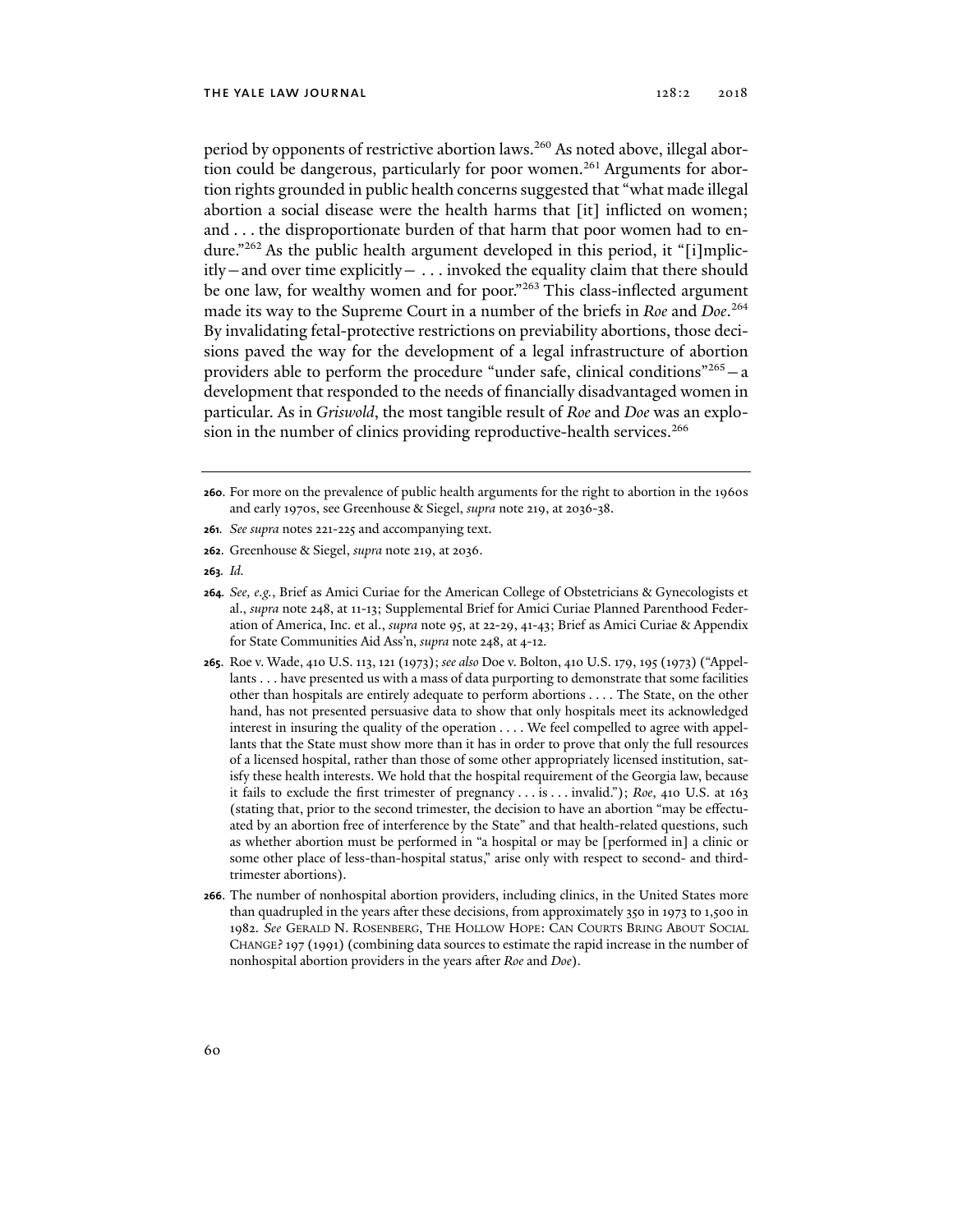period by opponents of restrictive abortion laws.[260] As noted above, illegal abortion could be dangerous, particularly for poor women.[261] Arguments for abortion rights grounded in public health concerns suggested that "what made illegal abortion a social disease were the health harms that [it] inflicted on women; and . . . the disproportionate burden of that harm that poor women had to endure."[262] As the public health argument developed in this period, it "[i]mplicitly—and over time explicitly— . . . invoked the equality claim that there should be one law, for wealthy women and for poor."[263] This class-inflected argument made its way to the Supreme Court in a number of the briefs in *Roe* and *Doe*.[264] By invalidating fetal-protective restrictions on previability abortions, those decisions paved the way for the development of a legal infrastructure of abortion providers able to perform the procedure "under safe, clinical conditions"[265]—a development that responded to the needs of financially disadvantaged women in particular. As in *Griswold*, the most tangible result of *Roe* and *Doe* was an explosion in the number of clinics providing reproductive-health services.[266]

---

**260.** For more on the prevalence of public health arguments for the right to abortion in the 1960s and early 1970s, see Greenhouse & Siegel, *supra* note 219, at 2036-38.

**261.** *See supra* notes 221-225 and accompanying text.

**262.** Greenhouse & Siegel, *supra* note 219, at 2036.

**263.** *Id.*

**264.** *See, e.g.*, Brief as Amici Curiae for the American College of Obstetricians & Gynecologists et al., *supra* note 248, at 11-13; Supplemental Brief for Amici Curiae Planned Parenthood Federation of America, Inc. et al., *supra* note 95, at 22-29, 41-43; Brief as Amici Curiae & Appendix for State Communities Aid Ass'n, *supra* note 248, at 4-12.

**265.** Roe v. Wade, 410 U.S. 113, 121 (1973); *see also* Doe v. Bolton, 410 U.S. 179, 195 (1973) ("Appellants . . . have presented us with a mass of data purporting to demonstrate that some facilities other than hospitals are entirely adequate to perform abortions . . . . The State, on the other hand, has not presented persuasive data to show that only hospitals meet its acknowledged interest in insuring the quality of the operation . . . . We feel compelled to agree with appellants that the State must show more than it has in order to prove that only the full resources of a licensed hospital, rather than those of some other appropriately licensed institution, satisfy these health interests. We hold that the hospital requirement of the Georgia law, because it fails to exclude the first trimester of pregnancy . . . is . . . invalid."); *Roe*, 410 U.S. at 163 (stating that, prior to the second trimester, the decision to have an abortion "may be effectuated by an abortion free of interference by the State" and that health-related questions, such as whether abortion must be performed in "a hospital or may be [performed in] a clinic or some other place of less-than-hospital status," arise only with respect to second- and third-trimester abortions).

**266.** The number of nonhospital abortion providers, including clinics, in the United States more than quadrupled in the years after these decisions, from approximately 350 in 1973 to 1,500 in 1982. *See* Gerald N. Rosenberg, The Hollow Hope: Can Courts Bring About Social Change? 197 (1991) (combining data sources to estimate the rapid increase in the number of nonhospital abortion providers in the years after *Roe* and *Doe*).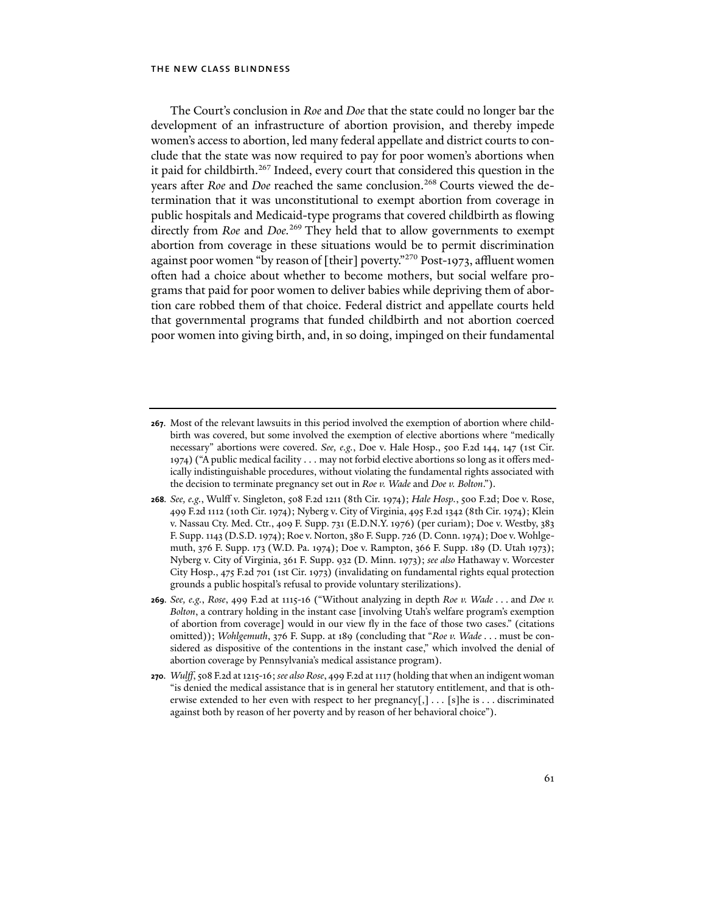The Court's conclusion in *Roe* and *Doe* that the state could no longer bar the development of an infrastructure of abortion provision, and thereby impede women's access to abortion, led many federal appellate and district courts to conclude that the state was now required to pay for poor women's abortions when it paid for childbirth.[267] Indeed, every court that considered this question in the years after *Roe* and *Doe* reached the same conclusion.[268] Courts viewed the determination that it was unconstitutional to exempt abortion from coverage in public hospitals and Medicaid-type programs that covered childbirth as flowing directly from *Roe* and *Doe*.[269] They held that to allow governments to exempt abortion from coverage in these situations would be to permit discrimination against poor women "by reason of [their] poverty."[270] Post-1973, affluent women often had a choice about whether to become mothers, but social welfare programs that paid for poor women to deliver babies while depriving them of abortion care robbed them of that choice. Federal district and appellate courts held that governmental programs that funded childbirth and not abortion coerced poor women into giving birth, and, in so doing, impinged on their fundamental

---

**267.** Most of the relevant lawsuits in this period involved the exemption of abortion where childbirth was covered, but some involved the exemption of elective abortions where "medically necessary" abortions were covered. *See, e.g.*, Doe v. Hale Hosp., 500 F.2d 144, 147 (1st Cir. 1974) ("A public medical facility . . . may not forbid elective abortions so long as it offers medically indistinguishable procedures, without violating the fundamental rights associated with the decision to terminate pregnancy set out in *Roe v. Wade* and *Doe v. Bolton*.").

**268.** *See, e.g.*, Wulff v. Singleton, 508 F.2d 1211 (8th Cir. 1974); *Hale Hosp.*, 500 F.2d; Doe v. Rose, 499 F.2d 1112 (10th Cir. 1974); Nyberg v. City of Virginia, 495 F.2d 1342 (8th Cir. 1974); Klein v. Nassau Cty. Med. Ctr., 409 F. Supp. 731 (E.D.N.Y. 1976) (per curiam); Doe v. Westby, 383 F. Supp. 1143 (D.S.D. 1974); Roe v. Norton, 380 F. Supp. 726 (D. Conn. 1974); Doe v. Wohlgemuth, 376 F. Supp. 173 (W.D. Pa. 1974); Doe v. Rampton, 366 F. Supp. 189 (D. Utah 1973); Nyberg v. City of Virginia, 361 F. Supp. 932 (D. Minn. 1973); *see also* Hathaway v. Worcester City Hosp., 475 F.2d 701 (1st Cir. 1973) (invalidating on fundamental rights equal protection grounds a public hospital's refusal to provide voluntary sterilizations).

**269.** *See, e.g.*, *Rose*, 499 F.2d at 1115-16 ("Without analyzing in depth *Roe v. Wade* . . . and *Doe v. Bolton*, a contrary holding in the instant case [involving Utah's welfare program's exemption of abortion from coverage] would in our view fly in the face of those two cases." (citations omitted)); *Wohlgemuth*, 376 F. Supp. at 189 (concluding that "*Roe v. Wade* . . . must be considered as dispositive of the contentions in the instant case," which involved the denial of abortion coverage by Pennsylvania's medical assistance program).

**270.** *Wulff*, 508 F.2d at 1215-16; *see also Rose*, 499 F.2d at 1117 (holding that when an indigent woman "is denied the medical assistance that is in general her statutory entitlement, and that is otherwise extended to her even with respect to her pregnancy[,] . . . [s]he is . . . discriminated against both by reason of her poverty and by reason of her behavioral choice").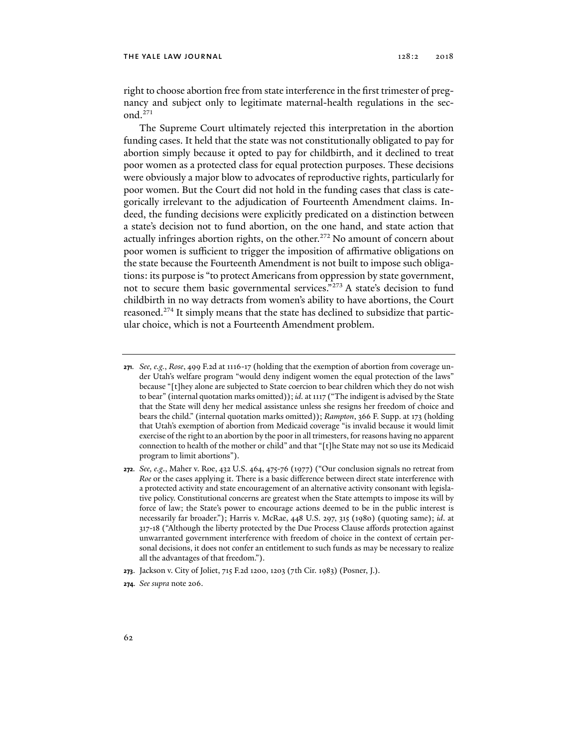right to choose abortion free from state interference in the first trimester of pregnancy and subject only to legitimate maternal-health regulations in the second.[271]

The Supreme Court ultimately rejected this interpretation in the abortion funding cases. It held that the state was not constitutionally obligated to pay for abortion simply because it opted to pay for childbirth, and it declined to treat poor women as a protected class for equal protection purposes. These decisions were obviously a major blow to advocates of reproductive rights, particularly for poor women. But the Court did not hold in the funding cases that class is categorically irrelevant to the adjudication of Fourteenth Amendment claims. Indeed, the funding decisions were explicitly predicated on a distinction between a state's decision not to fund abortion, on the one hand, and state action that actually infringes abortion rights, on the other.[272] No amount of concern about poor women is sufficient to trigger the imposition of affirmative obligations on the state because the Fourteenth Amendment is not built to impose such obligations: its purpose is "to protect Americans from oppression by state government, not to secure them basic governmental services."[273] A state's decision to fund childbirth in no way detracts from women's ability to have abortions, the Court reasoned.[274] It simply means that the state has declined to subsidize that particular choice, which is not a Fourteenth Amendment problem.

---

**271.** *See, e.g.*, *Rose*, 499 F.2d at 1116-17 (holding that the exemption of abortion from coverage under Utah's welfare program "would deny indigent women the equal protection of the laws" because "[t]hey alone are subjected to State coercion to bear children which they do not wish to bear" (internal quotation marks omitted)); *id.* at 1117 ("The indigent is advised by the State that the State will deny her medical assistance unless she resigns her freedom of choice and bears the child." (internal quotation marks omitted)); *Rampton*, 366 F. Supp. at 173 (holding that Utah's exemption of abortion from Medicaid coverage "is invalid because it would limit exercise of the right to an abortion by the poor in all trimesters, for reasons having no apparent connection to health of the mother or child" and that "[t]he State may not so use its Medicaid program to limit abortions").

**272.** *See, e.g.*, Maher v. Roe, 432 U.S. 464, 475-76 (1977) ("Our conclusion signals no retreat from *Roe* or the cases applying it. There is a basic difference between direct state interference with a protected activity and state encouragement of an alternative activity consonant with legislative policy. Constitutional concerns are greatest when the State attempts to impose its will by force of law; the State's power to encourage actions deemed to be in the public interest is necessarily far broader."); Harris v. McRae, 448 U.S. 297, 315 (1980) (quoting same); *id.* at 317-18 ("Although the liberty protected by the Due Process Clause affords protection against unwarranted government interference with freedom of choice in the context of certain personal decisions, it does not confer an entitlement to such funds as may be necessary to realize all the advantages of that freedom.").

**273.** Jackson v. City of Joliet, 715 F.2d 1200, 1203 (7th Cir. 1983) (Posner, J.).

**274.** *See supra* note 206.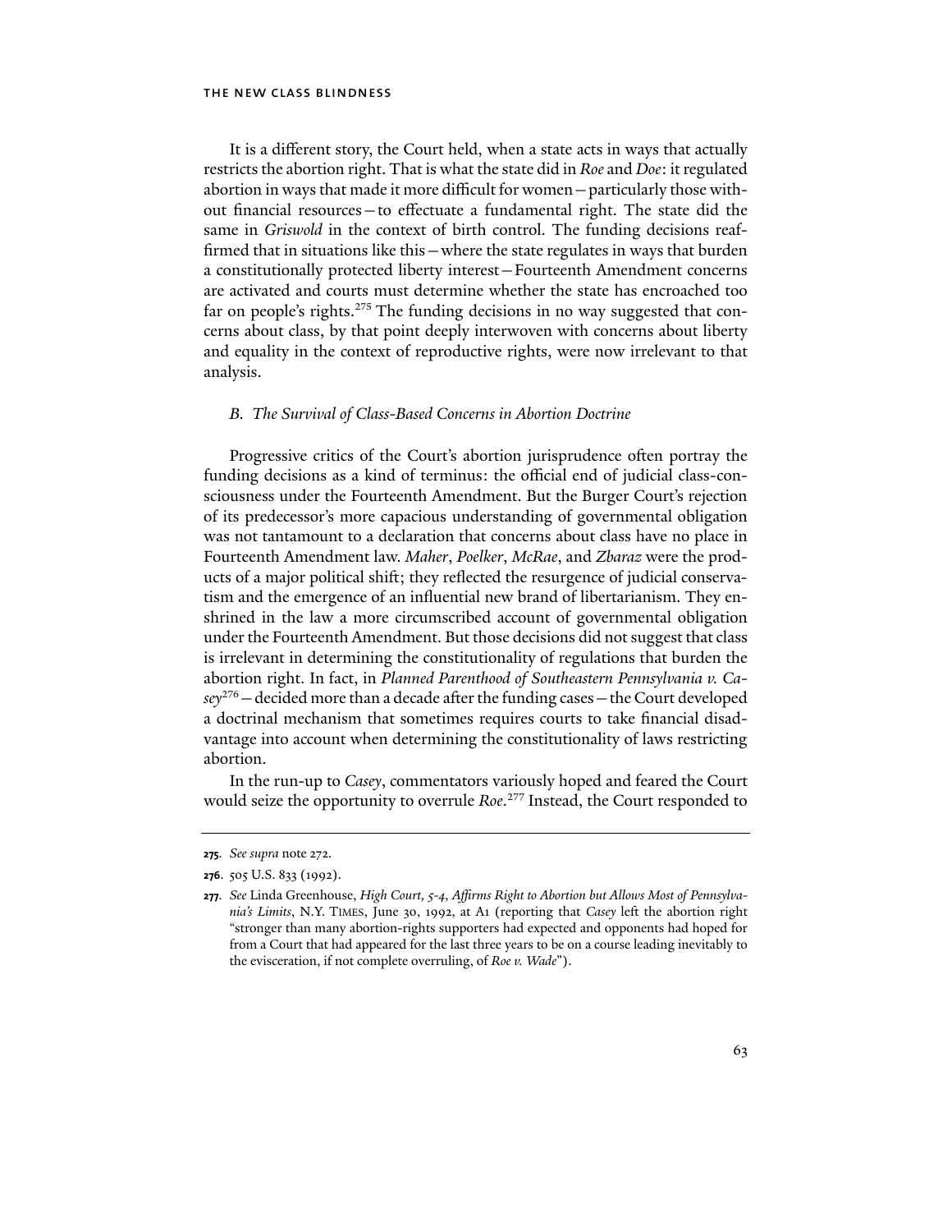It is a different story, the Court held, when a state acts in ways that actually restricts the abortion right. That is what the state did in *Roe* and *Doe*: it regulated abortion in ways that made it more difficult for women—particularly those without financial resources—to effectuate a fundamental right. The state did the same in *Griswold* in the context of birth control. The funding decisions reaffirmed that in situations like this—where the state regulates in ways that burden a constitutionally protected liberty interest—Fourteenth Amendment concerns are activated and courts must determine whether the state has encroached too far on people's rights.[275] The funding decisions in no way suggested that concerns about class, by that point deeply interwoven with concerns about liberty and equality in the context of reproductive rights, were now irrelevant to that analysis.

### *B. The Survival of Class-Based Concerns in Abortion Doctrine*

Progressive critics of the Court's abortion jurisprudence often portray the funding decisions as a kind of terminus: the official end of judicial class-consciousness under the Fourteenth Amendment. But the Burger Court's rejection of its predecessor's more capacious understanding of governmental obligation was not tantamount to a declaration that concerns about class have no place in Fourteenth Amendment law. *Maher*, *Poelker*, *McRae*, and *Zbaraz* were the products of a major political shift; they reflected the resurgence of judicial conservatism and the emergence of an influential new brand of libertarianism. They enshrined in the law a more circumscribed account of governmental obligation under the Fourteenth Amendment. But those decisions did not suggest that class is irrelevant in determining the constitutionality of regulations that burden the abortion right. In fact, in *Planned Parenthood of Southeastern Pennsylvania v. Casey*[276]—decided more than a decade after the funding cases—the Court developed a doctrinal mechanism that sometimes requires courts to take financial disadvantage into account when determining the constitutionality of laws restricting abortion.

In the run-up to *Casey*, commentators variously hoped and feared the Court would seize the opportunity to overrule *Roe*.[277] Instead, the Court responded to

---

**275**. *See supra* note 272.

**276**. 505 U.S. 833 (1992).

**277**. *See* Linda Greenhouse, *High Court, 5-4, Affirms Right to Abortion but Allows Most of Pennsylvania's Limits*, N.Y. TIMES, June 30, 1992, at A1 (reporting that *Casey* left the abortion right "stronger than many abortion-rights supporters had expected and opponents had hoped for from a Court that had appeared for the last three years to be on a course leading inevitably to the evisceration, if not complete overruling, of *Roe v. Wade*").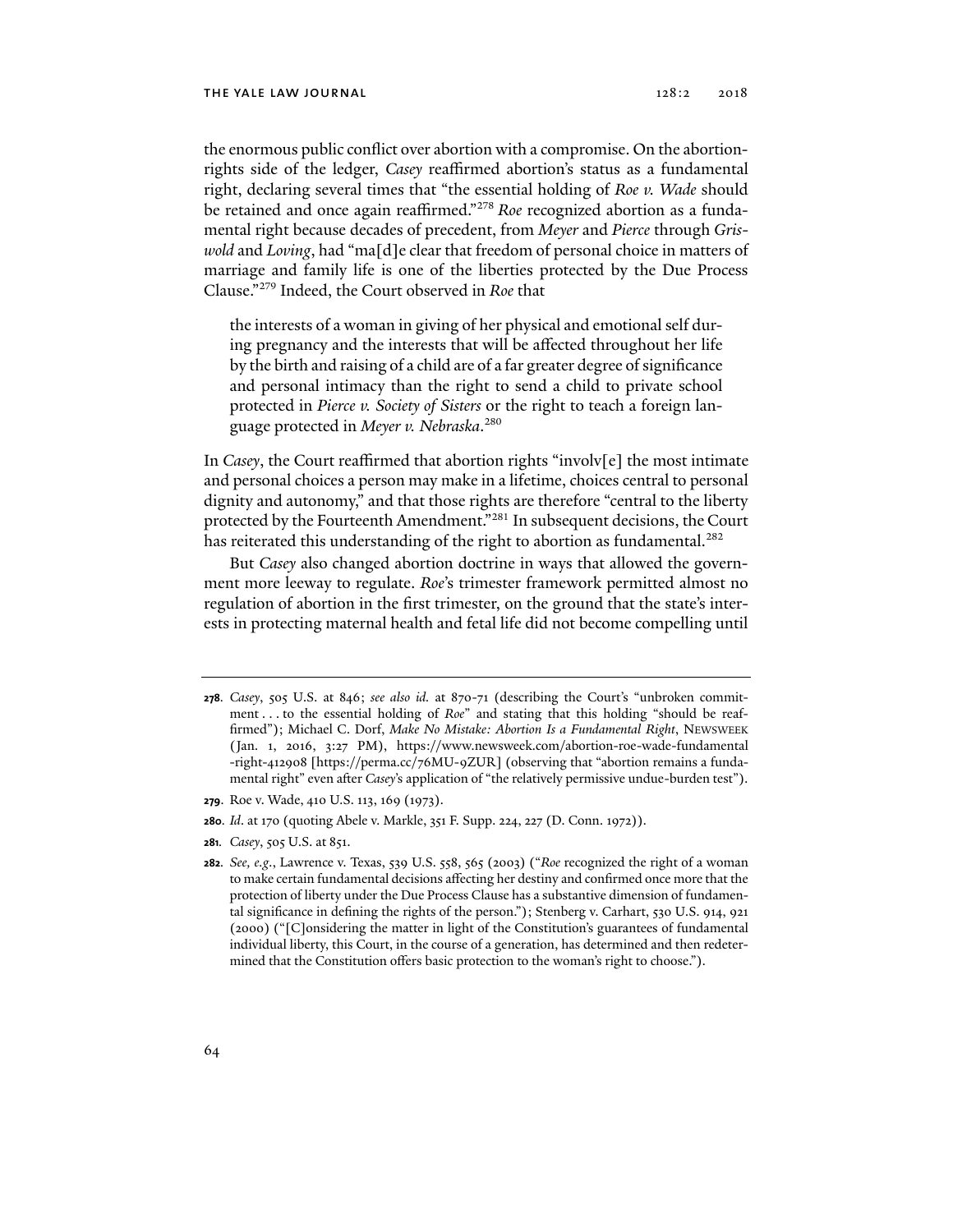the enormous public conflict over abortion with a compromise. On the abortion-rights side of the ledger, *Casey* reaffirmed abortion's status as a fundamental right, declaring several times that "the essential holding of *Roe v. Wade* should be retained and once again reaffirmed."[278] *Roe* recognized abortion as a fundamental right because decades of precedent, from *Meyer* and *Pierce* through *Griswold* and *Loving*, had "ma[d]e clear that freedom of personal choice in matters of marriage and family life is one of the liberties protected by the Due Process Clause."[279] Indeed, the Court observed in *Roe* that

> the interests of a woman in giving of her physical and emotional self during pregnancy and the interests that will be affected throughout her life by the birth and raising of a child are of a far greater degree of significance and personal intimacy than the right to send a child to private school protected in *Pierce v. Society of Sisters* or the right to teach a foreign language protected in *Meyer v. Nebraska*.[280]

In *Casey*, the Court reaffirmed that abortion rights "involv[e] the most intimate and personal choices a person may make in a lifetime, choices central to personal dignity and autonomy," and that those rights are therefore "central to the liberty protected by the Fourteenth Amendment."[281] In subsequent decisions, the Court has reiterated this understanding of the right to abortion as fundamental.[282]

But *Casey* also changed abortion doctrine in ways that allowed the government more leeway to regulate. *Roe*'s trimester framework permitted almost no regulation of abortion in the first trimester, on the ground that the state's interests in protecting maternal health and fetal life did not become compelling until

---

**278.** *Casey*, 505 U.S. at 846; *see also id.* at 870-71 (describing the Court's "unbroken commitment . . . to the essential holding of *Roe*" and stating that this holding "should be reaffirmed"); Michael C. Dorf, *Make No Mistake: Abortion Is a Fundamental Right*, NEWSWEEK (Jan. 1, 2016, 3:27 PM), https://www.newsweek.com/abortion-roe-wade-fundamental-right-412908 [https://perma.cc/76MU-9ZUR] (observing that "abortion remains a fundamental right" even after *Casey*'s application of "the relatively permissive undue-burden test").

**279.** Roe v. Wade, 410 U.S. 113, 169 (1973).

**280.** *Id.* at 170 (quoting Abele v. Markle, 351 F. Supp. 224, 227 (D. Conn. 1972)).

**281.** *Casey*, 505 U.S. at 851.

**282.** *See, e.g.*, Lawrence v. Texas, 539 U.S. 558, 565 (2003) ("*Roe* recognized the right of a woman to make certain fundamental decisions affecting her destiny and confirmed once more that the protection of liberty under the Due Process Clause has a substantive dimension of fundamental significance in defining the rights of the person."); Stenberg v. Carhart, 530 U.S. 914, 921 (2000) ("[C]onsidering the matter in light of the Constitution's guarantees of fundamental individual liberty, this Court, in the course of a generation, has determined and then redetermined that the Constitution offers basic protection to the woman's right to choose.").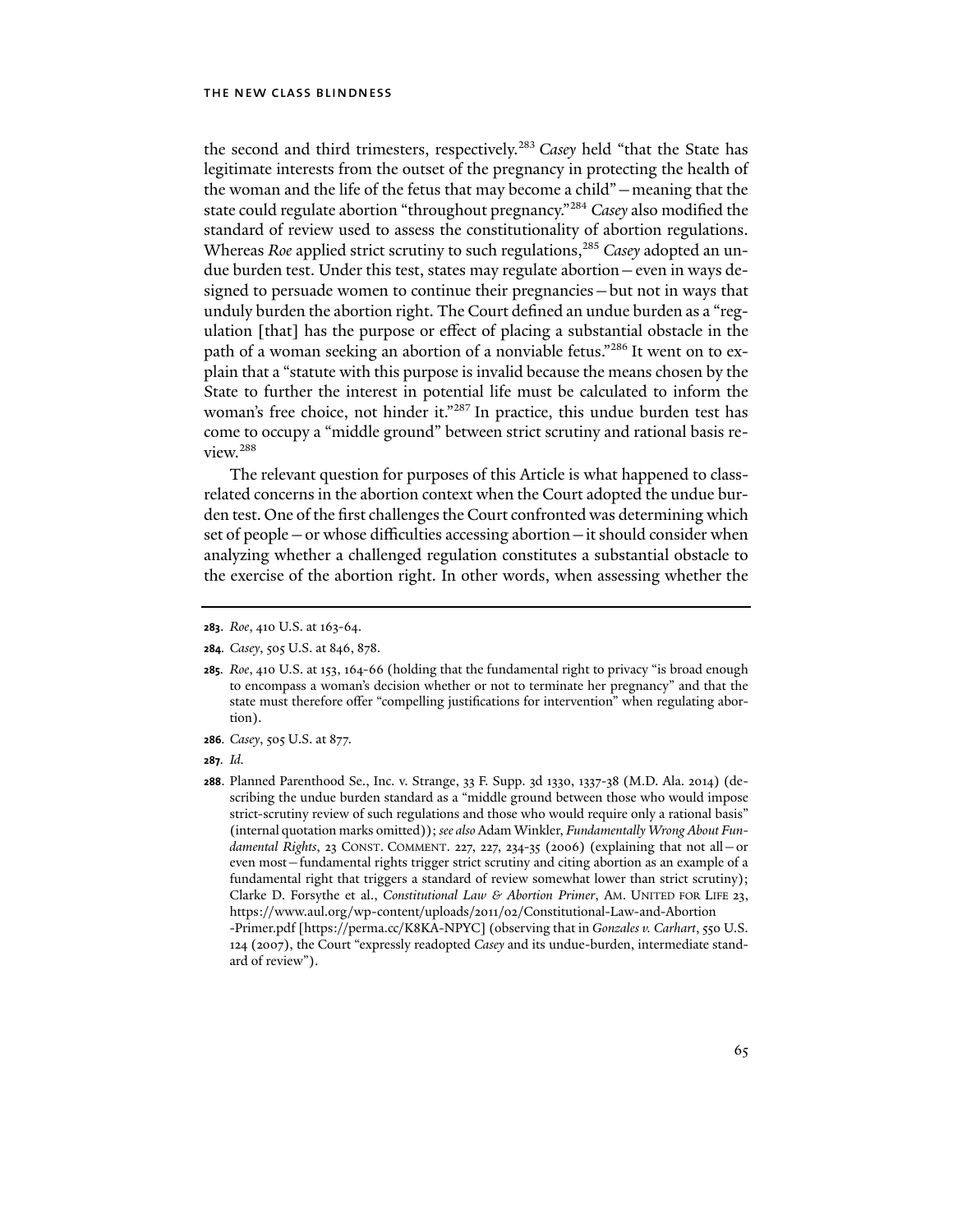the second and third trimesters, respectively.[283] *Casey* held "that the State has legitimate interests from the outset of the pregnancy in protecting the health of the woman and the life of the fetus that may become a child"—meaning that the state could regulate abortion "throughout pregnancy."[284] *Casey* also modified the standard of review used to assess the constitutionality of abortion regulations. Whereas *Roe* applied strict scrutiny to such regulations,[285] *Casey* adopted an undue burden test. Under this test, states may regulate abortion—even in ways designed to persuade women to continue their pregnancies—but not in ways that unduly burden the abortion right. The Court defined an undue burden as a "regulation [that] has the purpose or effect of placing a substantial obstacle in the path of a woman seeking an abortion of a nonviable fetus."[286] It went on to explain that a "statute with this purpose is invalid because the means chosen by the State to further the interest in potential life must be calculated to inform the woman's free choice, not hinder it."[287] In practice, this undue burden test has come to occupy a "middle ground" between strict scrutiny and rational basis review.[288]

The relevant question for purposes of this Article is what happened to class-related concerns in the abortion context when the Court adopted the undue burden test. One of the first challenges the Court confronted was determining which set of people—or whose difficulties accessing abortion—it should consider when analyzing whether a challenged regulation constitutes a substantial obstacle to the exercise of the abortion right. In other words, when assessing whether the

---

**283**. *Roe*, 410 U.S. at 163-64.

**284**. *Casey*, 505 U.S. at 846, 878.

**285**. *Roe*, 410 U.S. at 153, 164-66 (holding that the fundamental right to privacy "is broad enough to encompass a woman's decision whether or not to terminate her pregnancy" and that the state must therefore offer "compelling justifications for intervention" when regulating abortion).

**286**. *Casey*, 505 U.S. at 877.

**287**. *Id.*

**288**. Planned Parenthood Se., Inc. v. Strange, 33 F. Supp. 3d 1330, 1337-38 (M.D. Ala. 2014) (describing the undue burden standard as a "middle ground between those who would impose strict-scrutiny review of such regulations and those who would require only a rational basis" (internal quotation marks omitted)); *see also* Adam Winkler, *Fundamentally Wrong About Fundamental Rights*, 23 CONST. COMMENT. 227, 227, 234-35 (2006) (explaining that not all—or even most—fundamental rights trigger strict scrutiny and citing abortion as an example of a fundamental right that triggers a standard of review somewhat lower than strict scrutiny); Clarke D. Forsythe et al., *Constitutional Law & Abortion Primer*, AM. UNITED FOR LIFE 23, https://www.aul.org/wp-content/uploads/2011/02/Constitutional-Law-and-Abortion-Primer.pdf [https://perma.cc/K8KA-NPYC] (observing that in *Gonzales v. Carhart*, 550 U.S. 124 (2007), the Court "expressly readopted *Casey* and its undue-burden, intermediate standard of review").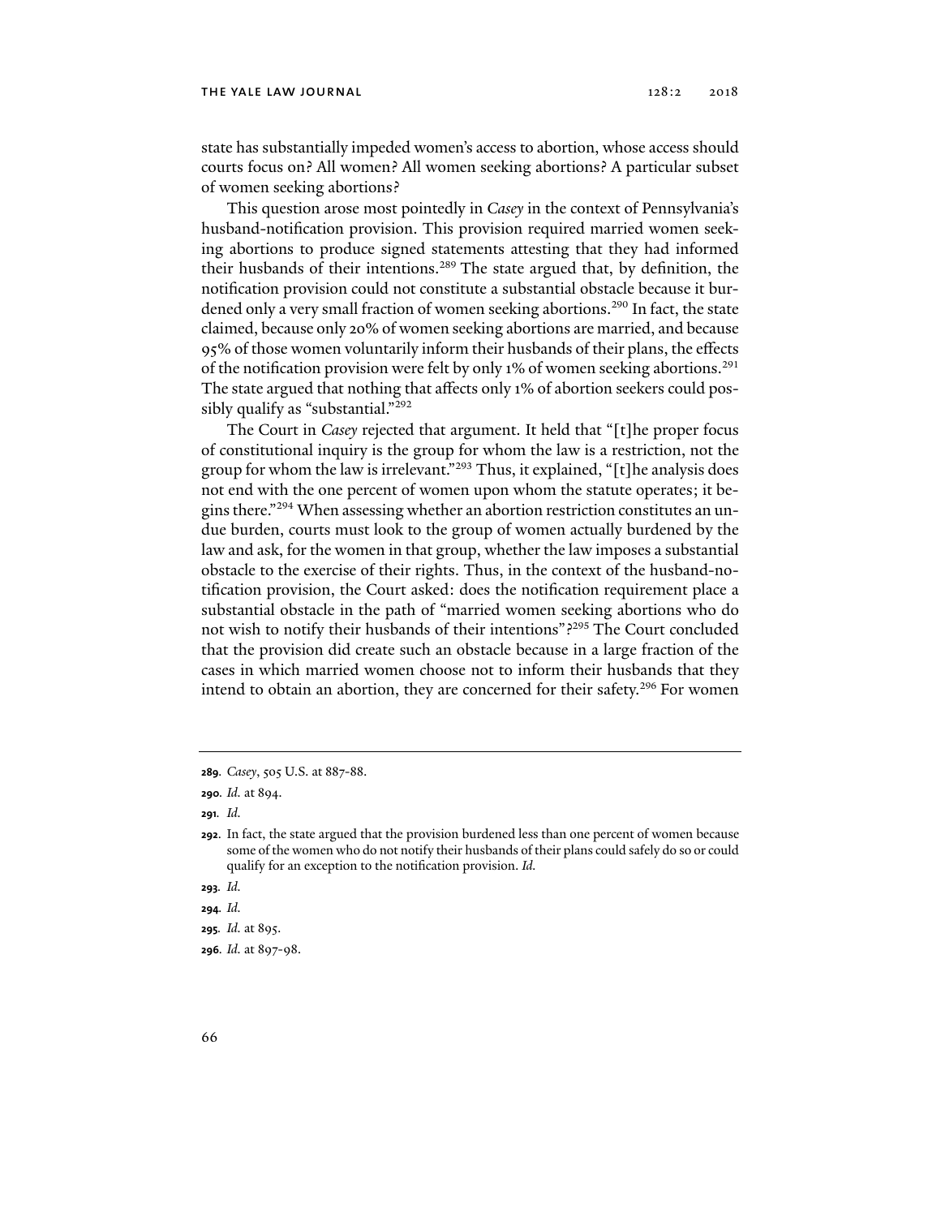state has substantially impeded women's access to abortion, whose access should courts focus on? All women? All women seeking abortions? A particular subset of women seeking abortions?

This question arose most pointedly in *Casey* in the context of Pennsylvania's husband-notification provision. This provision required married women seeking abortions to produce signed statements attesting that they had informed their husbands of their intentions.[289] The state argued that, by definition, the notification provision could not constitute a substantial obstacle because it burdened only a very small fraction of women seeking abortions.[290] In fact, the state claimed, because only 20% of women seeking abortions are married, and because 95% of those women voluntarily inform their husbands of their plans, the effects of the notification provision were felt by only 1% of women seeking abortions.[291] The state argued that nothing that affects only 1% of abortion seekers could possibly qualify as "substantial."[292]

The Court in *Casey* rejected that argument. It held that "[t]he proper focus of constitutional inquiry is the group for whom the law is a restriction, not the group for whom the law is irrelevant."[293] Thus, it explained, "[t]he analysis does not end with the one percent of women upon whom the statute operates; it begins there."[294] When assessing whether an abortion restriction constitutes an undue burden, courts must look to the group of women actually burdened by the law and ask, for the women in that group, whether the law imposes a substantial obstacle to the exercise of their rights. Thus, in the context of the husband-notification provision, the Court asked: does the notification requirement place a substantial obstacle in the path of "married women seeking abortions who do not wish to notify their husbands of their intentions"?[295] The Court concluded that the provision did create such an obstacle because in a large fraction of the cases in which married women choose not to inform their husbands that they intend to obtain an abortion, they are concerned for their safety.[296] For women

---

**289.** *Casey*, 505 U.S. at 887-88.

**290.** *Id.* at 894.

**291.** *Id.*

**292.** In fact, the state argued that the provision burdened less than one percent of women because some of the women who do not notify their husbands of their plans could safely do so or could qualify for an exception to the notification provision. *Id.*

**293.** *Id.*

**294.** *Id.*

**295.** *Id.* at 895.

**296.** *Id.* at 897-98.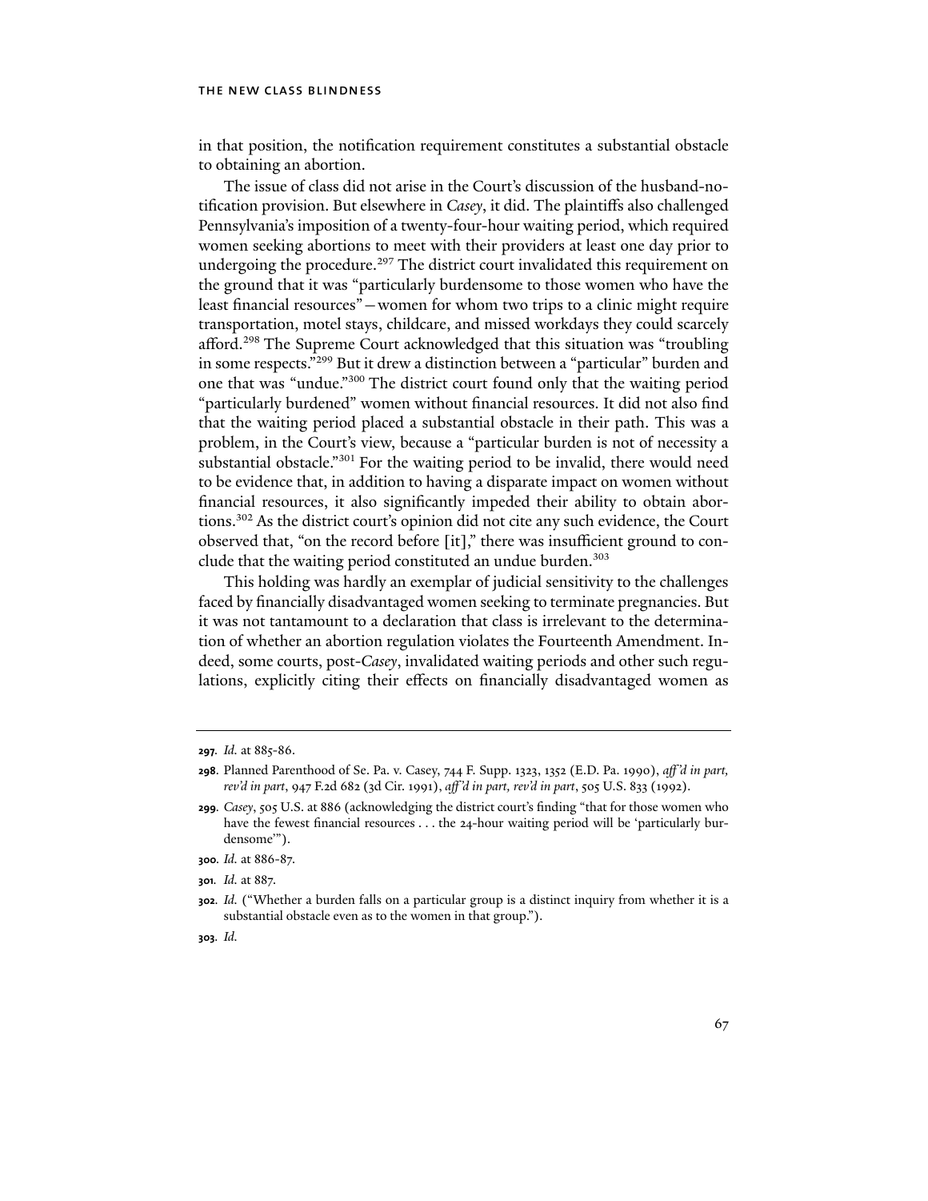in that position, the notification requirement constitutes a substantial obstacle to obtaining an abortion.

The issue of class did not arise in the Court's discussion of the husband-notification provision. But elsewhere in *Casey*, it did. The plaintiffs also challenged Pennsylvania's imposition of a twenty-four-hour waiting period, which required women seeking abortions to meet with their providers at least one day prior to undergoing the procedure.[297] The district court invalidated this requirement on the ground that it was "particularly burdensome to those women who have the least financial resources"—women for whom two trips to a clinic might require transportation, motel stays, childcare, and missed workdays they could scarcely afford.[298] The Supreme Court acknowledged that this situation was "troubling in some respects."[299] But it drew a distinction between a "particular" burden and one that was "undue."[300] The district court found only that the waiting period "particularly burdened" women without financial resources. It did not also find that the waiting period placed a substantial obstacle in their path. This was a problem, in the Court's view, because a "particular burden is not of necessity a substantial obstacle."[301] For the waiting period to be invalid, there would need to be evidence that, in addition to having a disparate impact on women without financial resources, it also significantly impeded their ability to obtain abortions.[302] As the district court's opinion did not cite any such evidence, the Court observed that, "on the record before [it]," there was insufficient ground to conclude that the waiting period constituted an undue burden.[303]

This holding was hardly an exemplar of judicial sensitivity to the challenges faced by financially disadvantaged women seeking to terminate pregnancies. But it was not tantamount to a declaration that class is irrelevant to the determination of whether an abortion regulation violates the Fourteenth Amendment. Indeed, some courts, post-*Casey*, invalidated waiting periods and other such regulations, explicitly citing their effects on financially disadvantaged women as

---

**297.** *Id.* at 885-86.

**298.** Planned Parenthood of Se. Pa. v. Casey, 744 F. Supp. 1323, 1352 (E.D. Pa. 1990), *aff'd in part, rev'd in part*, 947 F.2d 682 (3d Cir. 1991), *aff'd in part, rev'd in part*, 505 U.S. 833 (1992).

**299.** *Casey*, 505 U.S. at 886 (acknowledging the district court's finding "that for those women who have the fewest financial resources . . . the 24-hour waiting period will be 'particularly burdensome'").

**300.** *Id.* at 886-87.

**301.** *Id.* at 887.

**302.** *Id.* ("Whether a burden falls on a particular group is a distinct inquiry from whether it is a substantial obstacle even as to the women in that group.").

**303.** *Id.*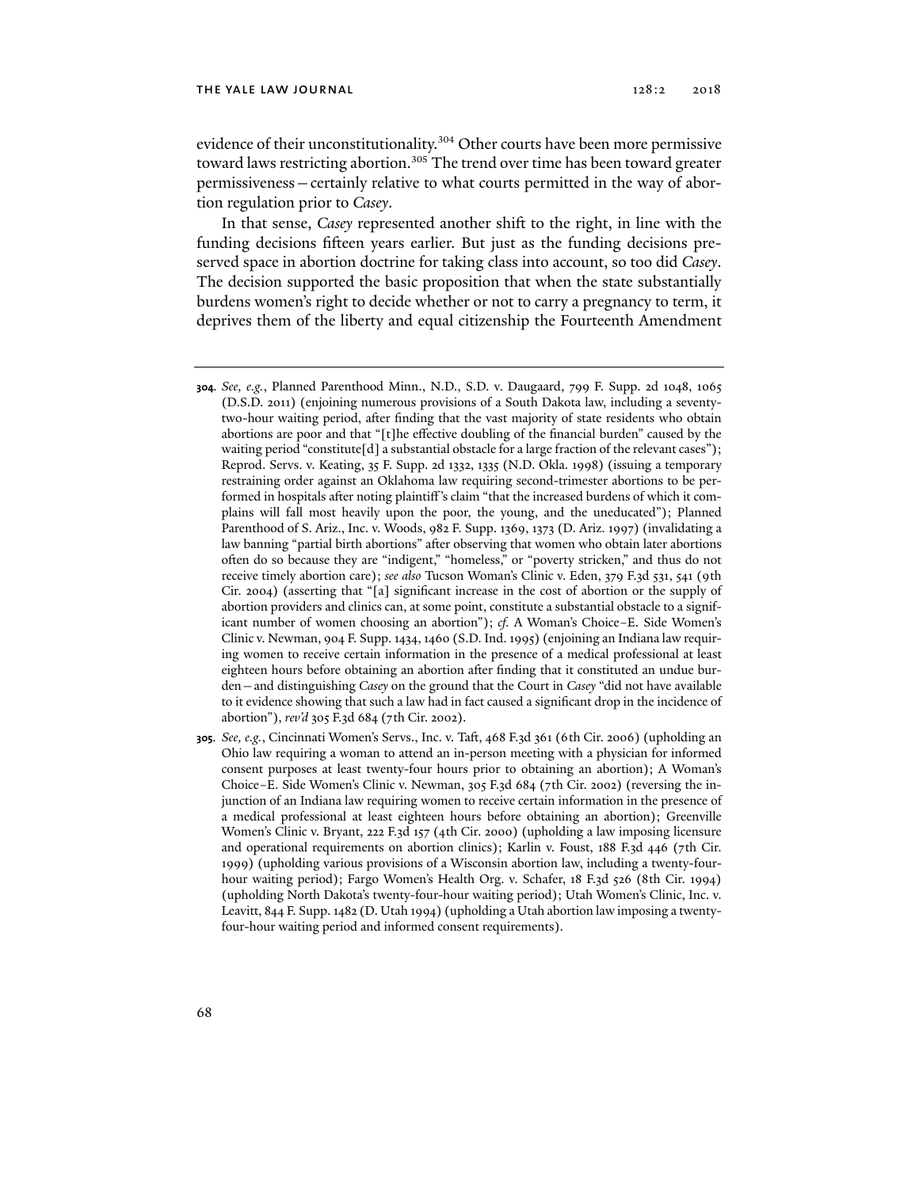evidence of their unconstitutionality.[304] Other courts have been more permissive toward laws restricting abortion.[305] The trend over time has been toward greater permissiveness—certainly relative to what courts permitted in the way of abortion regulation prior to *Casey*.

In that sense, *Casey* represented another shift to the right, in line with the funding decisions fifteen years earlier. But just as the funding decisions preserved space in abortion doctrine for taking class into account, so too did *Casey*. The decision supported the basic proposition that when the state substantially burdens women's right to decide whether or not to carry a pregnancy to term, it deprives them of the liberty and equal citizenship the Fourteenth Amendment

---

**304.** *See, e.g.*, Planned Parenthood Minn., N.D., S.D. v. Daugaard, 799 F. Supp. 2d 1048, 1065 (D.S.D. 2011) (enjoining numerous provisions of a South Dakota law, including a seventy-two-hour waiting period, after finding that the vast majority of state residents who obtain abortions are poor and that "[t]he effective doubling of the financial burden" caused by the waiting period "constitute[d] a substantial obstacle for a large fraction of the relevant cases"); Reprod. Servs. v. Keating, 35 F. Supp. 2d 1332, 1335 (N.D. Okla. 1998) (issuing a temporary restraining order against an Oklahoma law requiring second-trimester abortions to be performed in hospitals after noting plaintiff's claim "that the increased burdens of which it complains will fall most heavily upon the poor, the young, and the uneducated"); Planned Parenthood of S. Ariz., Inc. v. Woods, 982 F. Supp. 1369, 1373 (D. Ariz. 1997) (invalidating a law banning "partial birth abortions" after observing that women who obtain later abortions often do so because they are "indigent," "homeless," or "poverty stricken," and thus do not receive timely abortion care); *see also* Tucson Woman's Clinic v. Eden, 379 F.3d 531, 541 (9th Cir. 2004) (asserting that "[a] significant increase in the cost of abortion or the supply of abortion providers and clinics can, at some point, constitute a substantial obstacle to a significant number of women choosing an abortion"); *cf.* A Woman's Choice–E. Side Women's Clinic v. Newman, 904 F. Supp. 1434, 1460 (S.D. Ind. 1995) (enjoining an Indiana law requiring women to receive certain information in the presence of a medical professional at least eighteen hours before obtaining an abortion after finding that it constituted an undue burden—and distinguishing *Casey* on the ground that the Court in *Casey* "did not have available to it evidence showing that such a law had in fact caused a significant drop in the incidence of abortion"), *rev'd* 305 F.3d 684 (7th Cir. 2002).

**305.** *See, e.g.*, Cincinnati Women's Servs., Inc. v. Taft, 468 F.3d 361 (6th Cir. 2006) (upholding an Ohio law requiring a woman to attend an in-person meeting with a physician for informed consent purposes at least twenty-four hours prior to obtaining an abortion); A Woman's Choice–E. Side Women's Clinic v. Newman, 305 F.3d 684 (7th Cir. 2002) (reversing the injunction of an Indiana law requiring women to receive certain information in the presence of a medical professional at least eighteen hours before obtaining an abortion); Greenville Women's Clinic v. Bryant, 222 F.3d 157 (4th Cir. 2000) (upholding a law imposing licensure and operational requirements on abortion clinics); Karlin v. Foust, 188 F.3d 446 (7th Cir. 1999) (upholding various provisions of a Wisconsin abortion law, including a twenty-four-hour waiting period); Fargo Women's Health Org. v. Schafer, 18 F.3d 526 (8th Cir. 1994) (upholding North Dakota's twenty-four-hour waiting period); Utah Women's Clinic, Inc. v. Leavitt, 844 F. Supp. 1482 (D. Utah 1994) (upholding a Utah abortion law imposing a twenty-four-hour waiting period and informed consent requirements).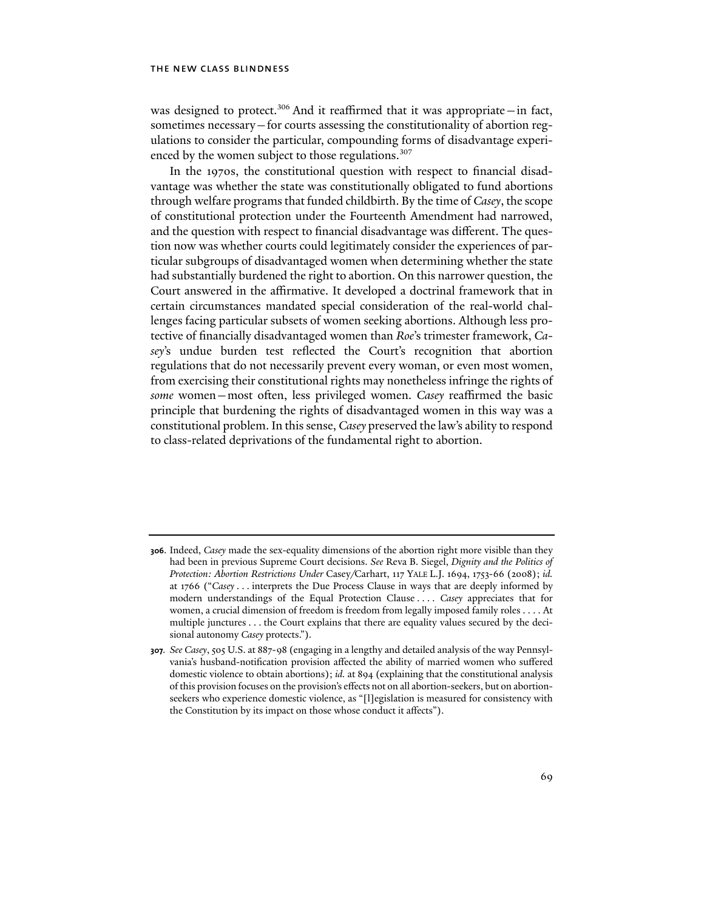was designed to protect.[306] And it reaffirmed that it was appropriate—in fact, sometimes necessary—for courts assessing the constitutionality of abortion regulations to consider the particular, compounding forms of disadvantage experienced by the women subject to those regulations.[307]

In the 1970s, the constitutional question with respect to financial disadvantage was whether the state was constitutionally obligated to fund abortions through welfare programs that funded childbirth. By the time of *Casey*, the scope of constitutional protection under the Fourteenth Amendment had narrowed, and the question with respect to financial disadvantage was different. The question now was whether courts could legitimately consider the experiences of particular subgroups of disadvantaged women when determining whether the state had substantially burdened the right to abortion. On this narrower question, the Court answered in the affirmative. It developed a doctrinal framework that in certain circumstances mandated special consideration of the real-world challenges facing particular subsets of women seeking abortions. Although less protective of financially disadvantaged women than *Roe*'s trimester framework, *Casey*'s undue burden test reflected the Court's recognition that abortion regulations that do not necessarily prevent every woman, or even most women, from exercising their constitutional rights may nonetheless infringe the rights of *some* women—most often, less privileged women. *Casey* reaffirmed the basic principle that burdening the rights of disadvantaged women in this way was a constitutional problem. In this sense, *Casey* preserved the law's ability to respond to class-related deprivations of the fundamental right to abortion.

---

**306.** Indeed, *Casey* made the sex-equality dimensions of the abortion right more visible than they had been in previous Supreme Court decisions. *See* Reva B. Siegel, *Dignity and the Politics of Protection: Abortion Restrictions Under* Casey/Carhart, 117 YALE L.J. 1694, 1753-66 (2008); *id.* at 1766 ("*Casey* . . . interprets the Due Process Clause in ways that are deeply informed by modern understandings of the Equal Protection Clause . . . . *Casey* appreciates that for women, a crucial dimension of freedom is freedom from legally imposed family roles . . . . At multiple junctures . . . the Court explains that there are equality values secured by the decisional autonomy *Casey* protects.").

**307.** *See Casey*, 505 U.S. at 887-98 (engaging in a lengthy and detailed analysis of the way Pennsylvania's husband-notification provision affected the ability of married women who suffered domestic violence to obtain abortions); *id.* at 894 (explaining that the constitutional analysis of this provision focuses on the provision's effects not on all abortion-seekers, but on abortion-seekers who experience domestic violence, as "[l]egislation is measured for consistency with the Constitution by its impact on those whose conduct it affects").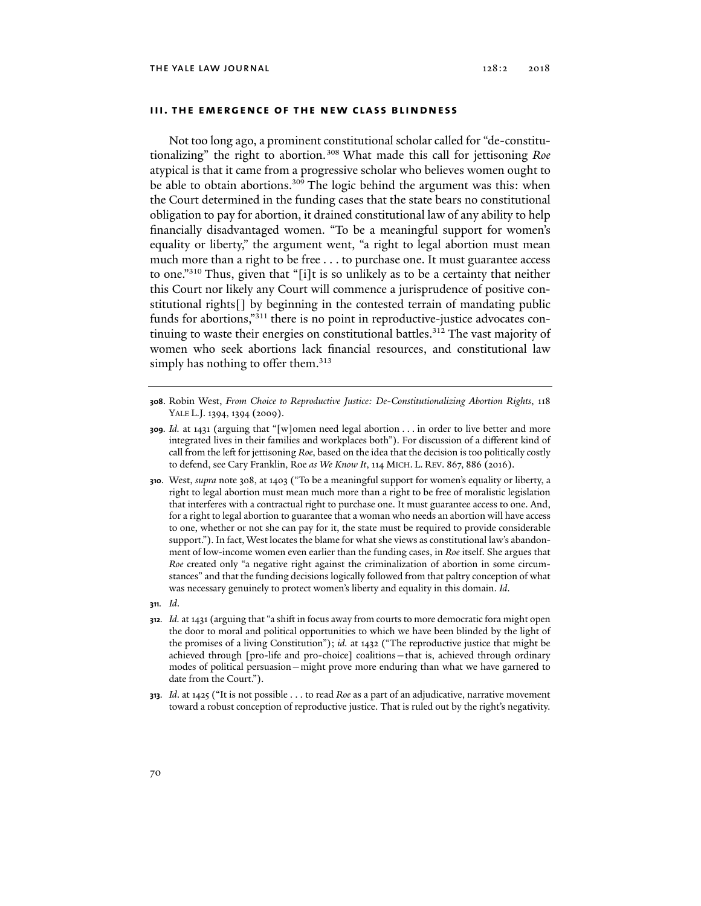## III. THE EMERGENCE OF THE NEW CLASS BLINDNESS

Not too long ago, a prominent constitutional scholar called for "de-constitutionalizing" the right to abortion.[308] What made this call for jettisoning *Roe* atypical is that it came from a progressive scholar who believes women ought to be able to obtain abortions.[309] The logic behind the argument was this: when the Court determined in the funding cases that the state bears no constitutional obligation to pay for abortion, it drained constitutional law of any ability to help financially disadvantaged women. "To be a meaningful support for women's equality or liberty," the argument went, "a right to legal abortion must mean much more than a right to be free . . . to purchase one. It must guarantee access to one."[310] Thus, given that "[i]t is so unlikely as to be a certainty that neither this Court nor likely any Court will commence a jurisprudence of positive constitutional rights[] by beginning in the contested terrain of mandating public funds for abortions,"[311] there is no point in reproductive-justice advocates continuing to waste their energies on constitutional battles.[312] The vast majority of women who seek abortions lack financial resources, and constitutional law simply has nothing to offer them.[313]

---

308. Robin West, *From Choice to Reproductive Justice: De-Constitutionalizing Abortion Rights*, 118 YALE L.J. 1394, 1394 (2009).

309. *Id.* at 1431 (arguing that "[w]omen need legal abortion . . . in order to live better and more integrated lives in their families and workplaces both"). For discussion of a different kind of call from the left for jettisoning *Roe*, based on the idea that the decision is too politically costly to defend, see Cary Franklin, Roe *as We Know It*, 114 MICH. L. REV. 867, 886 (2016).

310. West, *supra* note 308, at 1403 ("To be a meaningful support for women's equality or liberty, a right to legal abortion must mean much more than a right to be free of moralistic legislation that interferes with a contractual right to purchase one. It must guarantee access to one. And, for a right to legal abortion to guarantee that a woman who needs an abortion will have access to one, whether or not she can pay for it, the state must be required to provide considerable support."). In fact, West locates the blame for what she views as constitutional law's abandonment of low-income women even earlier than the funding cases, in *Roe* itself. She argues that *Roe* created only "a negative right against the criminalization of abortion in some circumstances" and that the funding decisions logically followed from that paltry conception of what was necessary genuinely to protect women's liberty and equality in this domain. *Id.*

311. *Id.*

312. *Id.* at 1431 (arguing that "a shift in focus away from courts to more democratic fora might open the door to moral and political opportunities to which we have been blinded by the light of the promises of a living Constitution"); *id.* at 1432 ("The reproductive justice that might be achieved through [pro-life and pro-choice] coalitions—that is, achieved through ordinary modes of political persuasion—might prove more enduring than what we have garnered to date from the Court.").

313. *Id.* at 1425 ("It is not possible . . . to read *Roe* as a part of an adjudicative, narrative movement toward a robust conception of reproductive justice. That is ruled out by the right's negativity.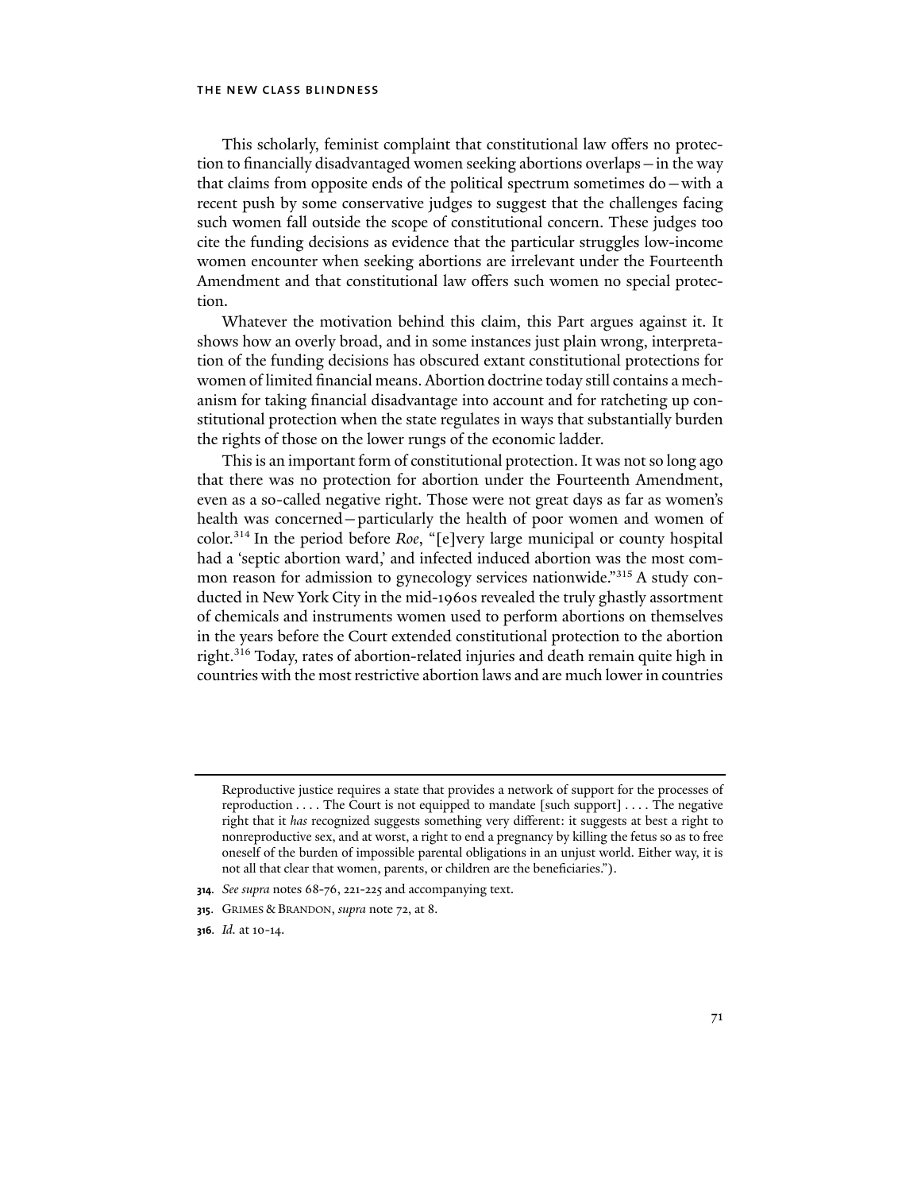This scholarly, feminist complaint that constitutional law offers no protection to financially disadvantaged women seeking abortions overlaps—in the way that claims from opposite ends of the political spectrum sometimes do—with a recent push by some conservative judges to suggest that the challenges facing such women fall outside the scope of constitutional concern. These judges too cite the funding decisions as evidence that the particular struggles low-income women encounter when seeking abortions are irrelevant under the Fourteenth Amendment and that constitutional law offers such women no special protection.

Whatever the motivation behind this claim, this Part argues against it. It shows how an overly broad, and in some instances just plain wrong, interpretation of the funding decisions has obscured extant constitutional protections for women of limited financial means. Abortion doctrine today still contains a mechanism for taking financial disadvantage into account and for ratcheting up constitutional protection when the state regulates in ways that substantially burden the rights of those on the lower rungs of the economic ladder.

This is an important form of constitutional protection. It was not so long ago that there was no protection for abortion under the Fourteenth Amendment, even as a so-called negative right. Those were not great days as far as women's health was concerned—particularly the health of poor women and women of color.[314] In the period before *Roe*, "[e]very large municipal or county hospital had a 'septic abortion ward,' and infected induced abortion was the most common reason for admission to gynecology services nationwide."[315] A study conducted in New York City in the mid-1960s revealed the truly ghastly assortment of chemicals and instruments women used to perform abortions on themselves in the years before the Court extended constitutional protection to the abortion right.[316] Today, rates of abortion-related injuries and death remain quite high in countries with the most restrictive abortion laws and are much lower in countries

---

Reproductive justice requires a state that provides a network of support for the processes of reproduction . . . . The Court is not equipped to mandate [such support] . . . . The negative right that it *has* recognized suggests something very different: it suggests at best a right to nonreproductive sex, and at worst, a right to end a pregnancy by killing the fetus so as to free oneself of the burden of impossible parental obligations in an unjust world. Either way, it is not all that clear that women, parents, or children are the beneficiaries.").

**314**. *See supra* notes 68-76, 221-225 and accompanying text.

**315**. GRIMES & BRANDON, *supra* note 72, at 8.

**316**. *Id.* at 10-14.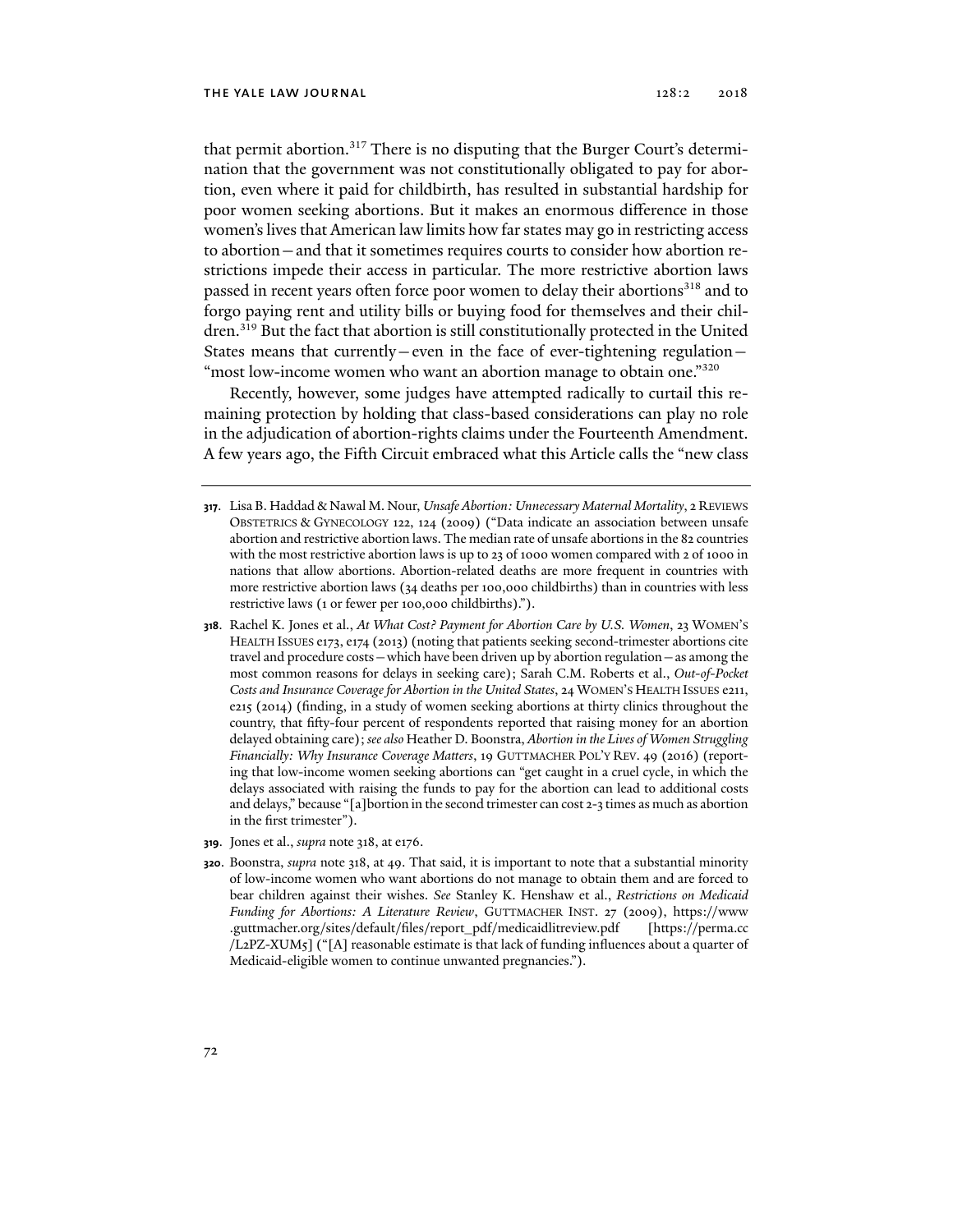that permit abortion.[317] There is no disputing that the Burger Court's determination that the government was not constitutionally obligated to pay for abortion, even where it paid for childbirth, has resulted in substantial hardship for poor women seeking abortions. But it makes an enormous difference in those women's lives that American law limits how far states may go in restricting access to abortion—and that it sometimes requires courts to consider how abortion restrictions impede their access in particular. The more restrictive abortion laws passed in recent years often force poor women to delay their abortions[318] and to forgo paying rent and utility bills or buying food for themselves and their children.[319] But the fact that abortion is still constitutionally protected in the United States means that currently—even in the face of ever-tightening regulation—"most low-income women who want an abortion manage to obtain one."[320]

Recently, however, some judges have attempted radically to curtail this remaining protection by holding that class-based considerations can play no role in the adjudication of abortion-rights claims under the Fourteenth Amendment. A few years ago, the Fifth Circuit embraced what this Article calls the "new class

---

**317.** Lisa B. Haddad & Nawal M. Nour, *Unsafe Abortion: Unnecessary Maternal Mortality*, 2 REVIEWS OBSTETRICS & GYNECOLOGY 122, 124 (2009) ("Data indicate an association between unsafe abortion and restrictive abortion laws. The median rate of unsafe abortions in the 82 countries with the most restrictive abortion laws is up to 23 of 1000 women compared with 2 of 1000 in nations that allow abortions. Abortion-related deaths are more frequent in countries with more restrictive abortion laws (34 deaths per 100,000 childbirths) than in countries with less restrictive laws (1 or fewer per 100,000 childbirths).").

**318.** Rachel K. Jones et al., *At What Cost? Payment for Abortion Care by U.S. Women*, 23 WOMEN'S HEALTH ISSUES e173, e174 (2013) (noting that patients seeking second-trimester abortions cite travel and procedure costs—which have been driven up by abortion regulation—as among the most common reasons for delays in seeking care); Sarah C.M. Roberts et al., *Out-of-Pocket Costs and Insurance Coverage for Abortion in the United States*, 24 WOMEN'S HEALTH ISSUES e211, e215 (2014) (finding, in a study of women seeking abortions at thirty clinics throughout the country, that fifty-four percent of respondents reported that raising money for an abortion delayed obtaining care); *see also* Heather D. Boonstra, *Abortion in the Lives of Women Struggling Financially: Why Insurance Coverage Matters*, 19 GUTTMACHER POL'Y REV. 49 (2016) (reporting that low-income women seeking abortions can "get caught in a cruel cycle, in which the delays associated with raising the funds to pay for the abortion can lead to additional costs and delays," because "[a]bortion in the second trimester can cost 2-3 times as much as abortion in the first trimester").

**319.** Jones et al., *supra* note 318, at e176.

**320.** Boonstra, *supra* note 318, at 49. That said, it is important to note that a substantial minority of low-income women who want abortions do not manage to obtain them and are forced to bear children against their wishes. *See* Stanley K. Henshaw et al., *Restrictions on Medicaid Funding for Abortions: A Literature Review*, GUTTMACHER INST. 27 (2009), https://www.guttmacher.org/sites/default/files/report_pdf/medicaidlitreview.pdf [https://perma.cc/L2PZ-XUM5] ("[A] reasonable estimate is that lack of funding influences about a quarter of Medicaid-eligible women to continue unwanted pregnancies.").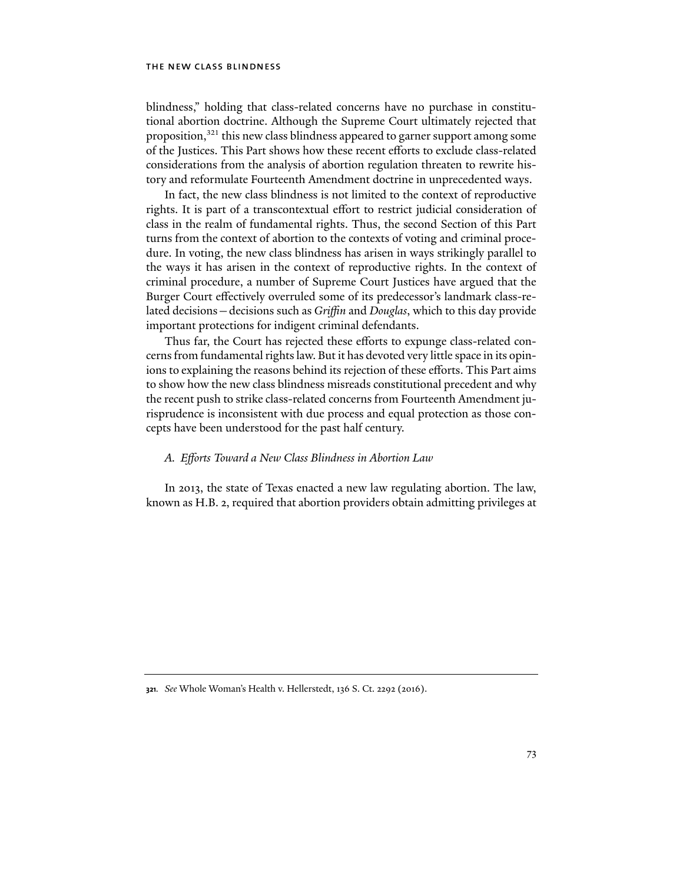blindness," holding that class-related concerns have no purchase in constitutional abortion doctrine. Although the Supreme Court ultimately rejected that proposition,[321] this new class blindness appeared to garner support among some of the Justices. This Part shows how these recent efforts to exclude class-related considerations from the analysis of abortion regulation threaten to rewrite history and reformulate Fourteenth Amendment doctrine in unprecedented ways.

In fact, the new class blindness is not limited to the context of reproductive rights. It is part of a transcontextual effort to restrict judicial consideration of class in the realm of fundamental rights. Thus, the second Section of this Part turns from the context of abortion to the contexts of voting and criminal procedure. In voting, the new class blindness has arisen in ways strikingly parallel to the ways it has arisen in the context of reproductive rights. In the context of criminal procedure, a number of Supreme Court Justices have argued that the Burger Court effectively overruled some of its predecessor's landmark class-related decisions—decisions such as *Griffin* and *Douglas*, which to this day provide important protections for indigent criminal defendants.

Thus far, the Court has rejected these efforts to expunge class-related concerns from fundamental rights law. But it has devoted very little space in its opinions to explaining the reasons behind its rejection of these efforts. This Part aims to show how the new class blindness misreads constitutional precedent and why the recent push to strike class-related concerns from Fourteenth Amendment jurisprudence is inconsistent with due process and equal protection as those concepts have been understood for the past half century.

### *A. Efforts Toward a New Class Blindness in Abortion Law*

In 2013, the state of Texas enacted a new law regulating abortion. The law, known as H.B. 2, required that abortion providers obtain admitting privileges at

---

**321.** *See* Whole Woman's Health v. Hellerstedt, 136 S. Ct. 2292 (2016).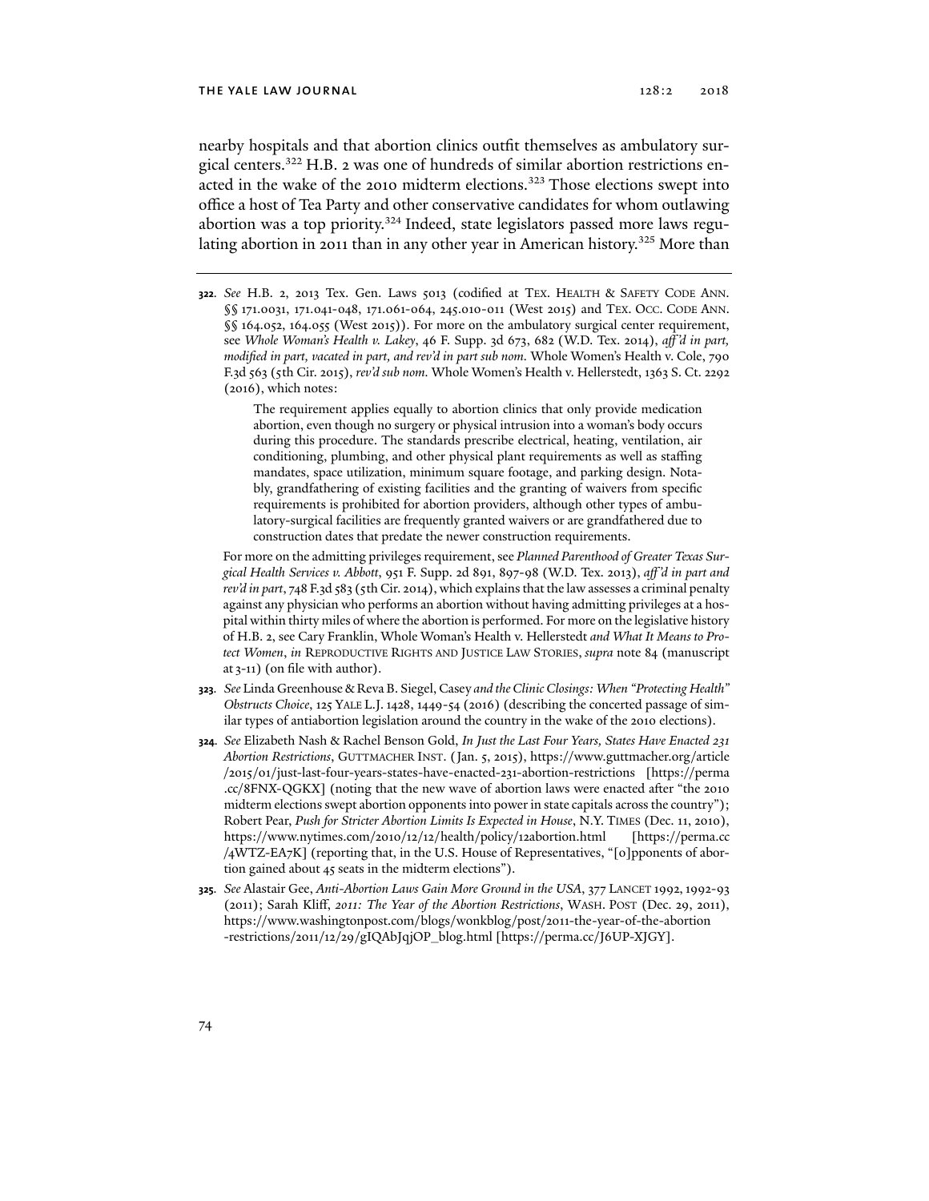nearby hospitals and that abortion clinics outfit themselves as ambulatory surgical centers.[322] H.B. 2 was one of hundreds of similar abortion restrictions enacted in the wake of the 2010 midterm elections.[323] Those elections swept into office a host of Tea Party and other conservative candidates for whom outlawing abortion was a top priority.[324] Indeed, state legislators passed more laws regulating abortion in 2011 than in any other year in American history.[325] More than

---

**322**. *See* H.B. 2, 2013 Tex. Gen. Laws 5013 (codified at TEX. HEALTH & SAFETY CODE ANN. §§ 171.0031, 171.041-048, 171.061-064, 245.010-011 (West 2015) and TEX. OCC. CODE ANN. §§ 164.052, 164.055 (West 2015)). For more on the ambulatory surgical center requirement, see *Whole Woman's Health v. Lakey*, 46 F. Supp. 3d 673, 682 (W.D. Tex. 2014), *aff'd in part, modified in part, vacated in part, and rev'd in part sub nom.* Whole Women's Health v. Cole, 790 F.3d 563 (5th Cir. 2015), *rev'd sub nom.* Whole Women's Health v. Hellerstedt, 1363 S. Ct. 2292 (2016), which notes:

> The requirement applies equally to abortion clinics that only provide medication abortion, even though no surgery or physical intrusion into a woman's body occurs during this procedure. The standards prescribe electrical, heating, ventilation, air conditioning, plumbing, and other physical plant requirements as well as staffing mandates, space utilization, minimum square footage, and parking design. Notably, grandfathering of existing facilities and the granting of waivers from specific requirements is prohibited for abortion providers, although other types of ambulatory-surgical facilities are frequently granted waivers or are grandfathered due to construction dates that predate the newer construction requirements.

For more on the admitting privileges requirement, see *Planned Parenthood of Greater Texas Surgical Health Services v. Abbott*, 951 F. Supp. 2d 891, 897-98 (W.D. Tex. 2013), *aff'd in part and rev'd in part*, 748 F.3d 583 (5th Cir. 2014), which explains that the law assesses a criminal penalty against any physician who performs an abortion without having admitting privileges at a hospital within thirty miles of where the abortion is performed. For more on the legislative history of H.B. 2, see Cary Franklin, Whole Woman's Health v. Hellerstedt *and What It Means to Protect Women*, *in* REPRODUCTIVE RIGHTS AND JUSTICE LAW STORIES, *supra* note 84 (manuscript at 3-11) (on file with author).

**323**. *See* Linda Greenhouse & Reva B. Siegel, Casey *and the Clinic Closings: When "Protecting Health" Obstructs Choice*, 125 YALE L.J. 1428, 1449-54 (2016) (describing the concerted passage of similar types of antiabortion legislation around the country in the wake of the 2010 elections).

**324**. *See* Elizabeth Nash & Rachel Benson Gold, *In Just the Last Four Years, States Have Enacted 231 Abortion Restrictions*, GUTTMACHER INST. (Jan. 5, 2015), https://www.guttmacher.org/article/2015/01/just-last-four-years-states-have-enacted-231-abortion-restrictions [https://perma.cc/8FNX-QGKX] (noting that the new wave of abortion laws were enacted after "the 2010 midterm elections swept abortion opponents into power in state capitals across the country"); Robert Pear, *Push for Stricter Abortion Limits Is Expected in House*, N.Y. TIMES (Dec. 11, 2010), https://www.nytimes.com/2010/12/12/health/policy/12abortion.html [https://perma.cc/4WTZ-EA7K] (reporting that, in the U.S. House of Representatives, "[o]pponents of abortion gained about 45 seats in the midterm elections").

**325**. *See* Alastair Gee, *Anti-Abortion Laws Gain More Ground in the USA*, 377 LANCET 1992, 1992-93 (2011); Sarah Kliff, *2011: The Year of the Abortion Restrictions*, WASH. POST (Dec. 29, 2011), https://www.washingtonpost.com/blogs/wonkblog/post/2011-the-year-of-the-abortion-restrictions/2011/12/29/gIQAbJqjOP_blog.html [https://perma.cc/J6UP-XJGY].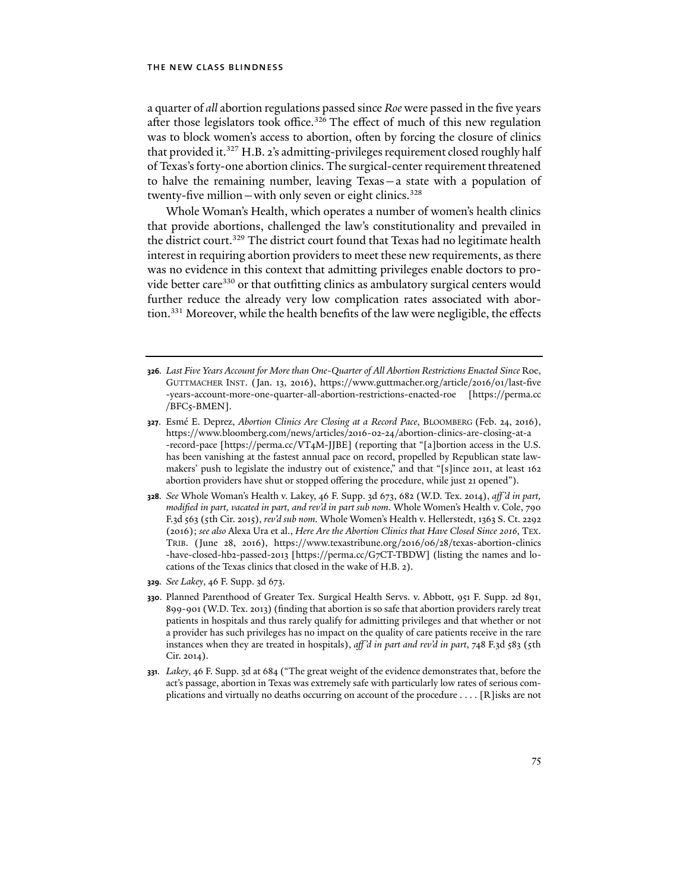a quarter of *all* abortion regulations passed since *Roe* were passed in the five years after those legislators took office.[326] The effect of much of this new regulation was to block women's access to abortion, often by forcing the closure of clinics that provided it.[327] H.B. 2's admitting-privileges requirement closed roughly half of Texas's forty-one abortion clinics. The surgical-center requirement threatened to halve the remaining number, leaving Texas—a state with a population of twenty-five million—with only seven or eight clinics.[328]

Whole Woman's Health, which operates a number of women's health clinics that provide abortions, challenged the law's constitutionality and prevailed in the district court.[329] The district court found that Texas had no legitimate health interest in requiring abortion providers to meet these new requirements, as there was no evidence in this context that admitting privileges enable doctors to provide better care[330] or that outfitting clinics as ambulatory surgical centers would further reduce the already very low complication rates associated with abortion.[331] Moreover, while the health benefits of the law were negligible, the effects

---

**326.** *Last Five Years Account for More than One-Quarter of All Abortion Restrictions Enacted Since* Roe, GUTTMACHER INST. (Jan. 13, 2016), https://www.guttmacher.org/article/2016/01/last-five-years-account-more-one-quarter-all-abortion-restrictions-enacted-roe [https://perma.cc/BFC5-BMEN].

**327.** Esmé E. Deprez, *Abortion Clinics Are Closing at a Record Pace*, BLOOMBERG (Feb. 24, 2016), https://www.bloomberg.com/news/articles/2016-02-24/abortion-clinics-are-closing-at-a-record-pace [https://perma.cc/VT4M-JJBE] (reporting that "[a]bortion access in the U.S. has been vanishing at the fastest annual pace on record, propelled by Republican state lawmakers' push to legislate the industry out of existence," and that "[s]ince 2011, at least 162 abortion providers have shut or stopped offering the procedure, while just 21 opened").

**328.** *See* Whole Woman's Health v. Lakey, 46 F. Supp. 3d 673, 682 (W.D. Tex. 2014), *aff'd in part, modified in part, vacated in part, and rev'd in part sub nom.* Whole Women's Health v. Cole, 790 F.3d 563 (5th Cir. 2015), *rev'd sub nom.* Whole Women's Health v. Hellerstedt, 1363 S. Ct. 2292 (2016); *see also* Alexa Ura et al., *Here Are the Abortion Clinics that Have Closed Since 2016*, TEX. TRIB. (June 28, 2016), https://www.texastribune.org/2016/06/28/texas-abortion-clinics-have-closed-hb2-passed-2013 [https://perma.cc/G7CT-TBDW] (listing the names and locations of the Texas clinics that closed in the wake of H.B. 2).

**329.** *See Lakey*, 46 F. Supp. 3d 673.

**330.** Planned Parenthood of Greater Tex. Surgical Health Servs. v. Abbott, 951 F. Supp. 2d 891, 899-901 (W.D. Tex. 2013) (finding that abortion is so safe that abortion providers rarely treat patients in hospitals and thus rarely qualify for admitting privileges and that whether or not a provider has such privileges has no impact on the quality of care patients receive in the rare instances when they are treated in hospitals), *aff'd in part and rev'd in part*, 748 F.3d 583 (5th Cir. 2014).

**331.** *Lakey*, 46 F. Supp. 3d at 684 ("The great weight of the evidence demonstrates that, before the act's passage, abortion in Texas was extremely safe with particularly low rates of serious complications and virtually no deaths occurring on account of the procedure . . . . [R]isks are not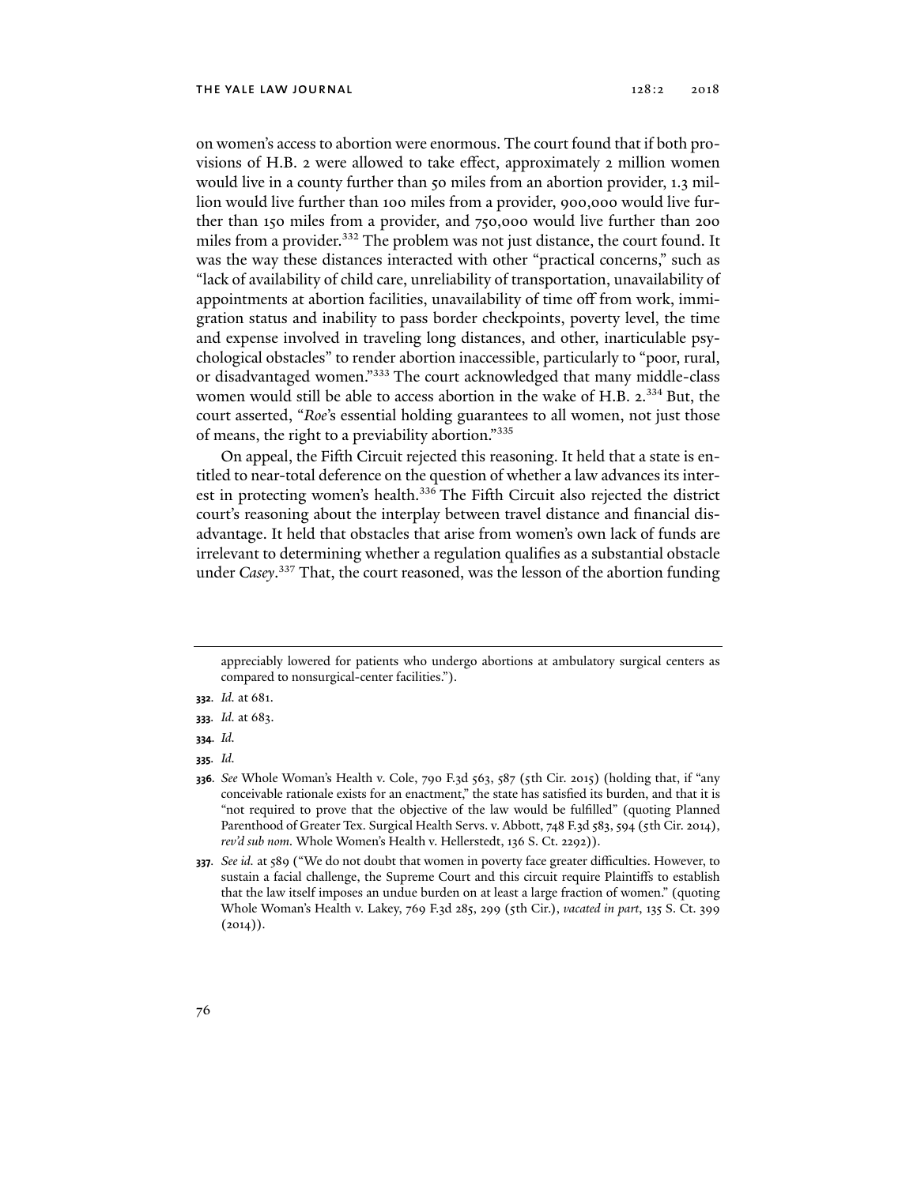on women's access to abortion were enormous. The court found that if both provisions of H.B. 2 were allowed to take effect, approximately 2 million women would live in a county further than 50 miles from an abortion provider, 1.3 million would live further than 100 miles from a provider, 900,000 would live further than 150 miles from a provider, and 750,000 would live further than 200 miles from a provider.[332] The problem was not just distance, the court found. It was the way these distances interacted with other "practical concerns," such as "lack of availability of child care, unreliability of transportation, unavailability of appointments at abortion facilities, unavailability of time off from work, immigration status and inability to pass border checkpoints, poverty level, the time and expense involved in traveling long distances, and other, inarticulable psychological obstacles" to render abortion inaccessible, particularly to "poor, rural, or disadvantaged women."[333] The court acknowledged that many middle-class women would still be able to access abortion in the wake of H.B. 2.[334] But, the court asserted, "*Roe*'s essential holding guarantees to all women, not just those of means, the right to a previability abortion."[335]

On appeal, the Fifth Circuit rejected this reasoning. It held that a state is entitled to near-total deference on the question of whether a law advances its interest in protecting women's health.[336] The Fifth Circuit also rejected the district court's reasoning about the interplay between travel distance and financial disadvantage. It held that obstacles that arise from women's own lack of funds are irrelevant to determining whether a regulation qualifies as a substantial obstacle under *Casey*.[337] That, the court reasoned, was the lesson of the abortion funding

---

appreciably lowered for patients who undergo abortions at ambulatory surgical centers as compared to nonsurgical-center facilities.").

**332.** *Id.* at 681.

**333.** *Id.* at 683.

**334.** *Id.*

**335.** *Id.*

**336.** *See* Whole Woman's Health v. Cole, 790 F.3d 563, 587 (5th Cir. 2015) (holding that, if "any conceivable rationale exists for an enactment," the state has satisfied its burden, and that it is "not required to prove that the objective of the law would be fulfilled" (quoting Planned Parenthood of Greater Tex. Surgical Health Servs. v. Abbott, 748 F.3d 583, 594 (5th Cir. 2014), *rev'd sub nom.* Whole Women's Health v. Hellerstedt, 136 S. Ct. 2292)).

**337.** *See id.* at 589 ("We do not doubt that women in poverty face greater difficulties. However, to sustain a facial challenge, the Supreme Court and this circuit require Plaintiffs to establish that the law itself imposes an undue burden on at least a large fraction of women." (quoting Whole Woman's Health v. Lakey, 769 F.3d 285, 299 (5th Cir.), *vacated in part*, 135 S. Ct. 399 (2014)).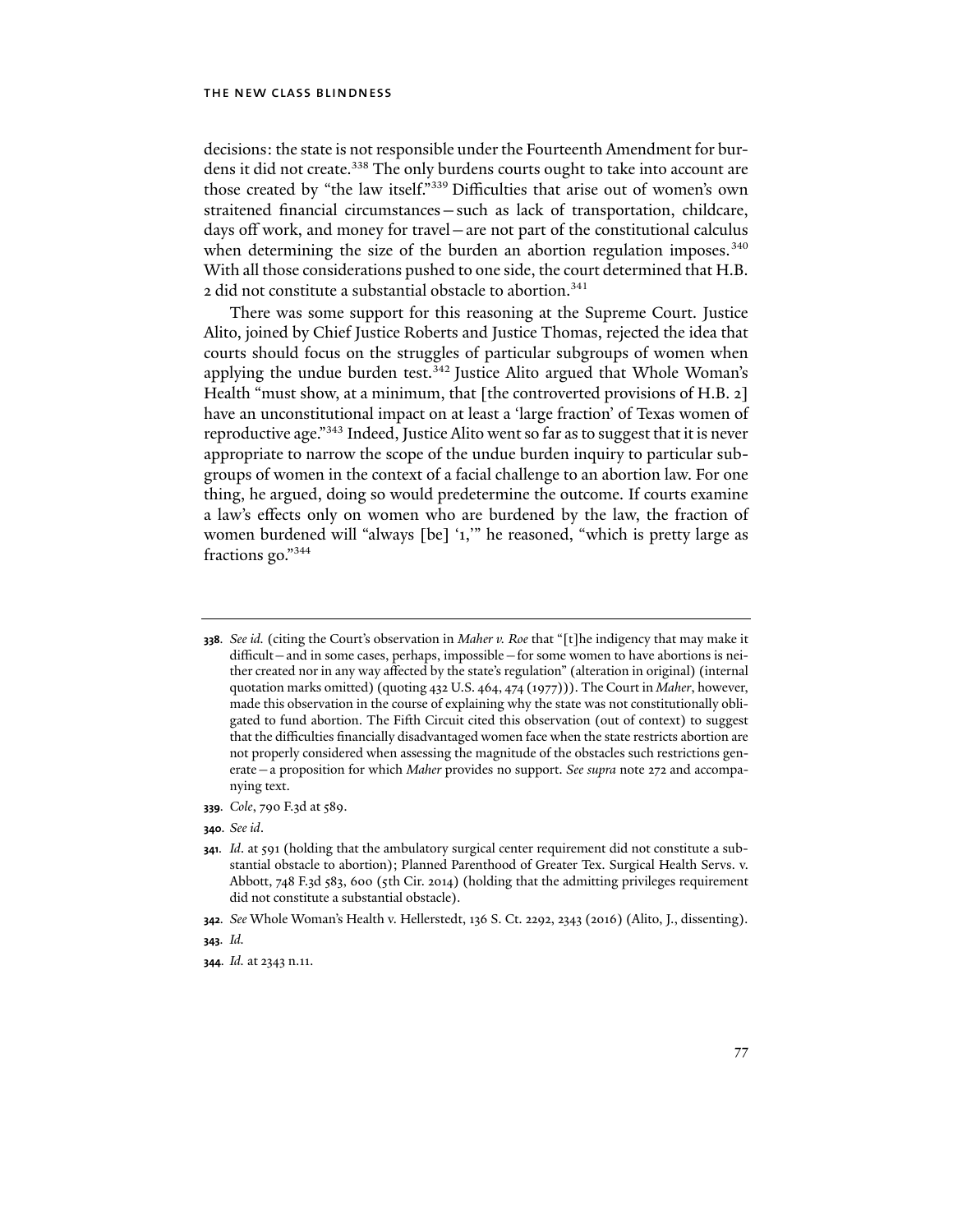decisions: the state is not responsible under the Fourteenth Amendment for burdens it did not create.[338] The only burdens courts ought to take into account are those created by "the law itself."[339] Difficulties that arise out of women's own straitened financial circumstances—such as lack of transportation, childcare, days off work, and money for travel—are not part of the constitutional calculus when determining the size of the burden an abortion regulation imposes.[340] With all those considerations pushed to one side, the court determined that H.B. 2 did not constitute a substantial obstacle to abortion.[341]

There was some support for this reasoning at the Supreme Court. Justice Alito, joined by Chief Justice Roberts and Justice Thomas, rejected the idea that courts should focus on the struggles of particular subgroups of women when applying the undue burden test.[342] Justice Alito argued that Whole Woman's Health "must show, at a minimum, that [the controverted provisions of H.B. 2] have an unconstitutional impact on at least a 'large fraction' of Texas women of reproductive age."[343] Indeed, Justice Alito went so far as to suggest that it is never appropriate to narrow the scope of the undue burden inquiry to particular subgroups of women in the context of a facial challenge to an abortion law. For one thing, he argued, doing so would predetermine the outcome. If courts examine a law's effects only on women who are burdened by the law, the fraction of women burdened will "always [be] '1,'" he reasoned, "which is pretty large as fractions go."[344]

---

**338.** *See id.* (citing the Court's observation in *Maher v. Roe* that "[t]he indigency that may make it difficult—and in some cases, perhaps, impossible—for some women to have abortions is neither created nor in any way affected by the state's regulation" (alteration in original) (internal quotation marks omitted) (quoting 432 U.S. 464, 474 (1977))). The Court in *Maher*, however, made this observation in the course of explaining why the state was not constitutionally obligated to fund abortion. The Fifth Circuit cited this observation (out of context) to suggest that the difficulties financially disadvantaged women face when the state restricts abortion are not properly considered when assessing the magnitude of the obstacles such restrictions generate—a proposition for which *Maher* provides no support. *See supra* note 272 and accompanying text.

**339.** *Cole*, 790 F.3d at 589.

**340.** *See id*.

**341.** *Id*. at 591 (holding that the ambulatory surgical center requirement did not constitute a substantial obstacle to abortion); Planned Parenthood of Greater Tex. Surgical Health Servs. v. Abbott, 748 F.3d 583, 600 (5th Cir. 2014) (holding that the admitting privileges requirement did not constitute a substantial obstacle).

**342.** *See* Whole Woman's Health v. Hellerstedt, 136 S. Ct. 2292, 2343 (2016) (Alito, J., dissenting).

**343.** *Id.*

**344.** *Id.* at 2343 n.11.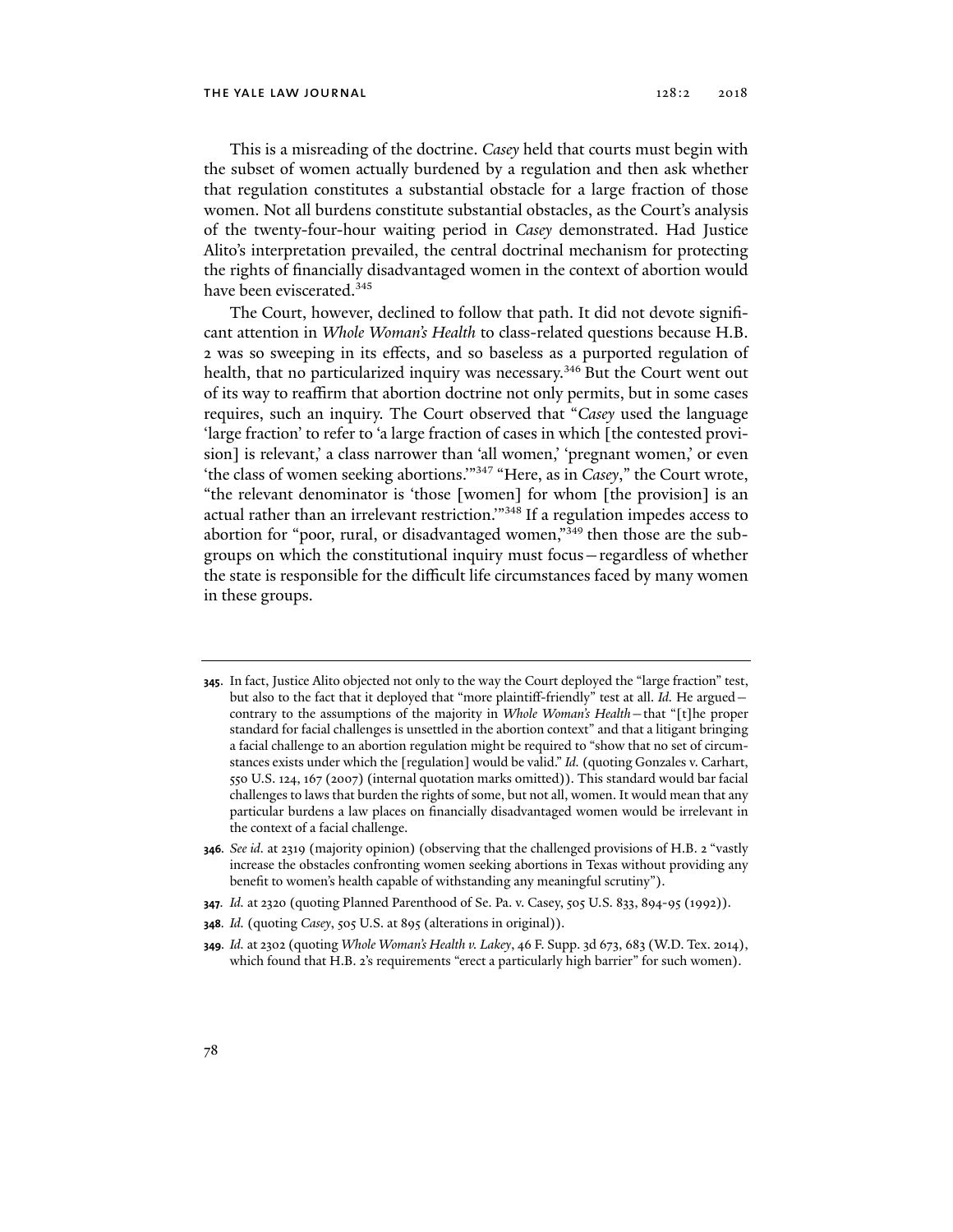This is a misreading of the doctrine. *Casey* held that courts must begin with the subset of women actually burdened by a regulation and then ask whether that regulation constitutes a substantial obstacle for a large fraction of those women. Not all burdens constitute substantial obstacles, as the Court's analysis of the twenty-four-hour waiting period in *Casey* demonstrated. Had Justice Alito's interpretation prevailed, the central doctrinal mechanism for protecting the rights of financially disadvantaged women in the context of abortion would have been eviscerated.[345]

The Court, however, declined to follow that path. It did not devote significant attention in *Whole Woman's Health* to class-related questions because H.B. 2 was so sweeping in its effects, and so baseless as a purported regulation of health, that no particularized inquiry was necessary.[346] But the Court went out of its way to reaffirm that abortion doctrine not only permits, but in some cases requires, such an inquiry. The Court observed that "*Casey* used the language 'large fraction' to refer to 'a large fraction of cases in which [the contested provision] is relevant,' a class narrower than 'all women,' 'pregnant women,' or even 'the class of women seeking abortions.'"[347] "Here, as in *Casey*," the Court wrote, "the relevant denominator is 'those [women] for whom [the provision] is an actual rather than an irrelevant restriction.'"[348] If a regulation impedes access to abortion for "poor, rural, or disadvantaged women,"[349] then those are the subgroups on which the constitutional inquiry must focus—regardless of whether the state is responsible for the difficult life circumstances faced by many women in these groups.

---

**345.** In fact, Justice Alito objected not only to the way the Court deployed the "large fraction" test, but also to the fact that it deployed that "more plaintiff-friendly" test at all. *Id.* He argued—contrary to the assumptions of the majority in *Whole Woman's Health*—that "[t]he proper standard for facial challenges is unsettled in the abortion context" and that a litigant bringing a facial challenge to an abortion regulation might be required to "show that no set of circumstances exists under which the [regulation] would be valid." *Id.* (quoting Gonzales v. Carhart, 550 U.S. 124, 167 (2007) (internal quotation marks omitted)). This standard would bar facial challenges to laws that burden the rights of some, but not all, women. It would mean that any particular burdens a law places on financially disadvantaged women would be irrelevant in the context of a facial challenge.

**346.** *See id.* at 2319 (majority opinion) (observing that the challenged provisions of H.B. 2 "vastly increase the obstacles confronting women seeking abortions in Texas without providing any benefit to women's health capable of withstanding any meaningful scrutiny").

**347.** *Id.* at 2320 (quoting Planned Parenthood of Se. Pa. v. Casey, 505 U.S. 833, 894-95 (1992)).

**348.** *Id.* (quoting *Casey*, 505 U.S. at 895 (alterations in original)).

**349.** *Id.* at 2302 (quoting *Whole Woman's Health v. Lakey*, 46 F. Supp. 3d 673, 683 (W.D. Tex. 2014), which found that H.B. 2's requirements "erect a particularly high barrier" for such women).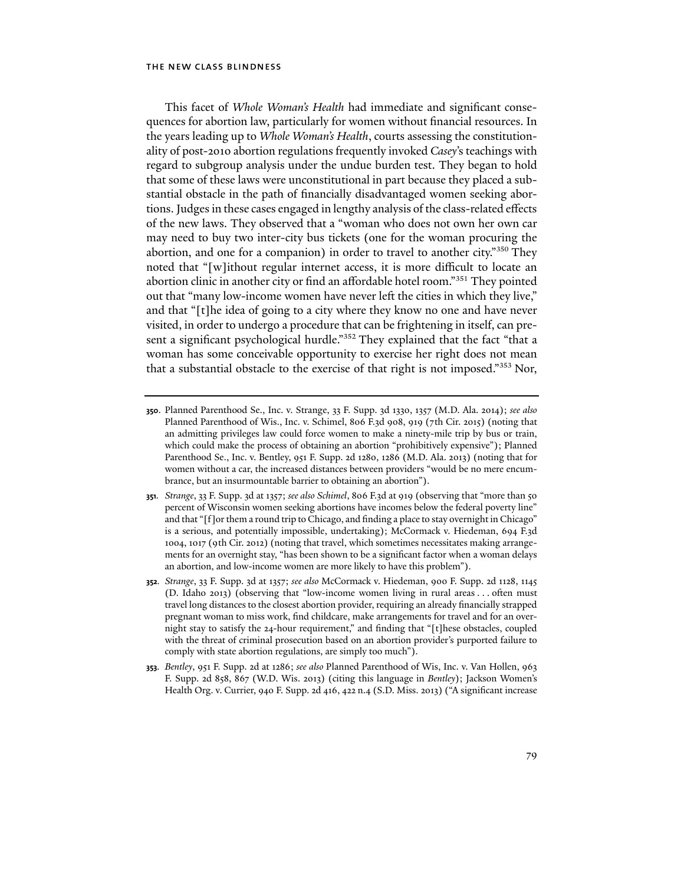This facet of *Whole Woman's Health* had immediate and significant consequences for abortion law, particularly for women without financial resources. In the years leading up to *Whole Woman's Health*, courts assessing the constitutionality of post-2010 abortion regulations frequently invoked *Casey*'s teachings with regard to subgroup analysis under the undue burden test. They began to hold that some of these laws were unconstitutional in part because they placed a substantial obstacle in the path of financially disadvantaged women seeking abortions. Judges in these cases engaged in lengthy analysis of the class-related effects of the new laws. They observed that a "woman who does not own her own car may need to buy two inter-city bus tickets (one for the woman procuring the abortion, and one for a companion) in order to travel to another city."[350] They noted that "[w]ithout regular internet access, it is more difficult to locate an abortion clinic in another city or find an affordable hotel room."[351] They pointed out that "many low-income women have never left the cities in which they live," and that "[t]he idea of going to a city where they know no one and have never visited, in order to undergo a procedure that can be frightening in itself, can present a significant psychological hurdle."[352] They explained that the fact "that a woman has some conceivable opportunity to exercise her right does not mean that a substantial obstacle to the exercise of that right is not imposed."[353] Nor,

---

**350.** Planned Parenthood Se., Inc. v. Strange, 33 F. Supp. 3d 1330, 1357 (M.D. Ala. 2014); *see also* Planned Parenthood of Wis., Inc. v. Schimel, 806 F.3d 908, 919 (7th Cir. 2015) (noting that an admitting privileges law could force women to make a ninety-mile trip by bus or train, which could make the process of obtaining an abortion "prohibitively expensive"); Planned Parenthood Se., Inc. v. Bentley, 951 F. Supp. 2d 1280, 1286 (M.D. Ala. 2013) (noting that for women without a car, the increased distances between providers "would be no mere encumbrance, but an insurmountable barrier to obtaining an abortion").

**351.** *Strange*, 33 F. Supp. 3d at 1357; *see also Schimel*, 806 F.3d at 919 (observing that "more than 50 percent of Wisconsin women seeking abortions have incomes below the federal poverty line" and that "[f]or them a round trip to Chicago, and finding a place to stay overnight in Chicago" is a serious, and potentially impossible, undertaking); McCormack v. Hiedeman, 694 F.3d 1004, 1017 (9th Cir. 2012) (noting that travel, which sometimes necessitates making arrangements for an overnight stay, "has been shown to be a significant factor when a woman delays an abortion, and low-income women are more likely to have this problem").

**352.** *Strange*, 33 F. Supp. 3d at 1357; *see also* McCormack v. Hiedeman, 900 F. Supp. 2d 1128, 1145 (D. Idaho 2013) (observing that "low-income women living in rural areas . . . often must travel long distances to the closest abortion provider, requiring an already financially strapped pregnant woman to miss work, find childcare, make arrangements for travel and for an overnight stay to satisfy the 24-hour requirement," and finding that "[t]hese obstacles, coupled with the threat of criminal prosecution based on an abortion provider's purported failure to comply with state abortion regulations, are simply too much").

**353.** *Bentley*, 951 F. Supp. 2d at 1286; *see also* Planned Parenthood of Wis, Inc. v. Van Hollen, 963 F. Supp. 2d 858, 867 (W.D. Wis. 2013) (citing this language in *Bentley*); Jackson Women's Health Org. v. Currier, 940 F. Supp. 2d 416, 422 n.4 (S.D. Miss. 2013) ("A significant increase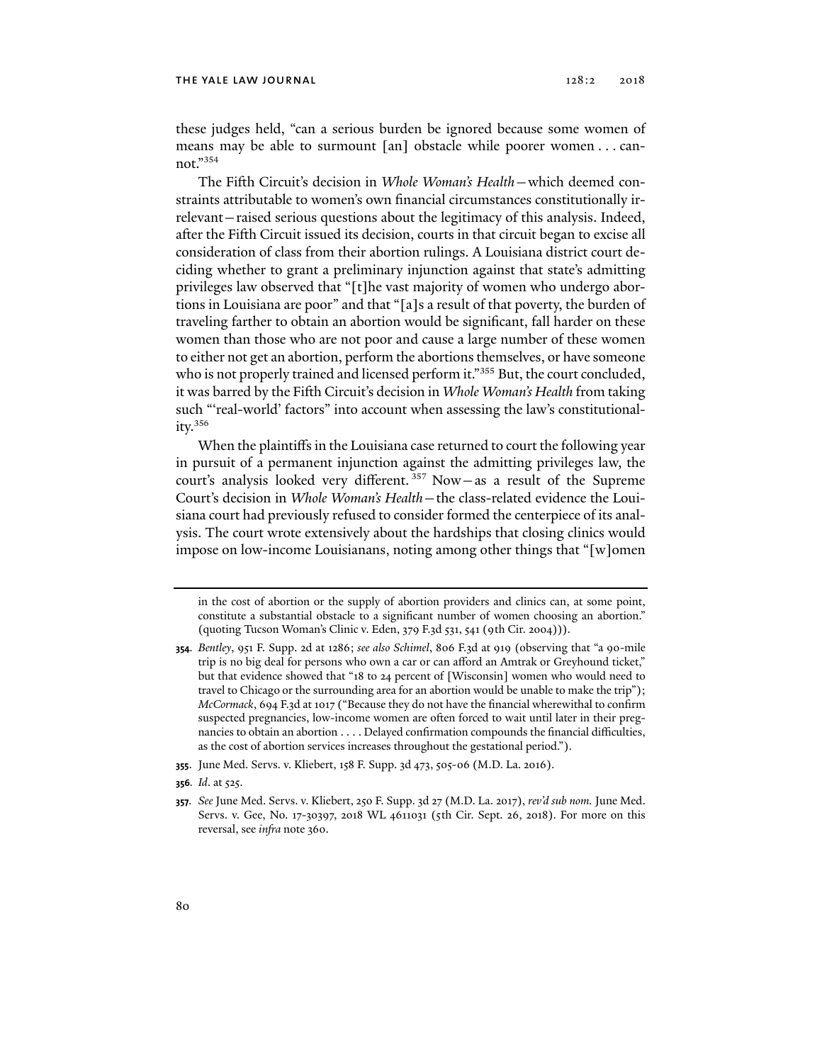these judges held, "can a serious burden be ignored because some women of means may be able to surmount [an] obstacle while poorer women . . . cannot."[354]

The Fifth Circuit's decision in *Whole Woman's Health*—which deemed constraints attributable to women's own financial circumstances constitutionally irrelevant—raised serious questions about the legitimacy of this analysis. Indeed, after the Fifth Circuit issued its decision, courts in that circuit began to excise all consideration of class from their abortion rulings. A Louisiana district court deciding whether to grant a preliminary injunction against that state's admitting privileges law observed that "[t]he vast majority of women who undergo abortions in Louisiana are poor" and that "[a]s a result of that poverty, the burden of traveling farther to obtain an abortion would be significant, fall harder on these women than those who are not poor and cause a large number of these women to either not get an abortion, perform the abortions themselves, or have someone who is not properly trained and licensed perform it."[355] But, the court concluded, it was barred by the Fifth Circuit's decision in *Whole Woman's Health* from taking such "'real-world' factors" into account when assessing the law's constitutionality.[356]

When the plaintiffs in the Louisiana case returned to court the following year in pursuit of a permanent injunction against the admitting privileges law, the court's analysis looked very different.[357] Now—as a result of the Supreme Court's decision in *Whole Woman's Health*—the class-related evidence the Louisiana court had previously refused to consider formed the centerpiece of its analysis. The court wrote extensively about the hardships that closing clinics would impose on low-income Louisianans, noting among other things that "[w]omen

---

in the cost of abortion or the supply of abortion providers and clinics can, at some point, constitute a substantial obstacle to a significant number of women choosing an abortion." (quoting Tucson Woman's Clinic v. Eden, 379 F.3d 531, 541 (9th Cir. 2004))).

354. *Bentley*, 951 F. Supp. 2d at 1286; *see also Schimel*, 806 F.3d at 919 (observing that "a 90-mile trip is no big deal for persons who own a car or can afford an Amtrak or Greyhound ticket," but that evidence showed that "18 to 24 percent of [Wisconsin] women who would need to travel to Chicago or the surrounding area for an abortion would be unable to make the trip"); *McCormack*, 694 F.3d at 1017 ("Because they do not have the financial wherewithal to confirm suspected pregnancies, low-income women are often forced to wait until later in their pregnancies to obtain an abortion . . . . Delayed confirmation compounds the financial difficulties, as the cost of abortion services increases throughout the gestational period.").

355. June Med. Servs. v. Kliebert, 158 F. Supp. 3d 473, 505-06 (M.D. La. 2016).

356. *Id*. at 525.

357. *See* June Med. Servs. v. Kliebert, 250 F. Supp. 3d 27 (M.D. La. 2017), *rev'd sub nom.* June Med. Servs. v. Gee, No. 17-30397, 2018 WL 4611031 (5th Cir. Sept. 26, 2018). For more on this reversal, see *infra* note 360.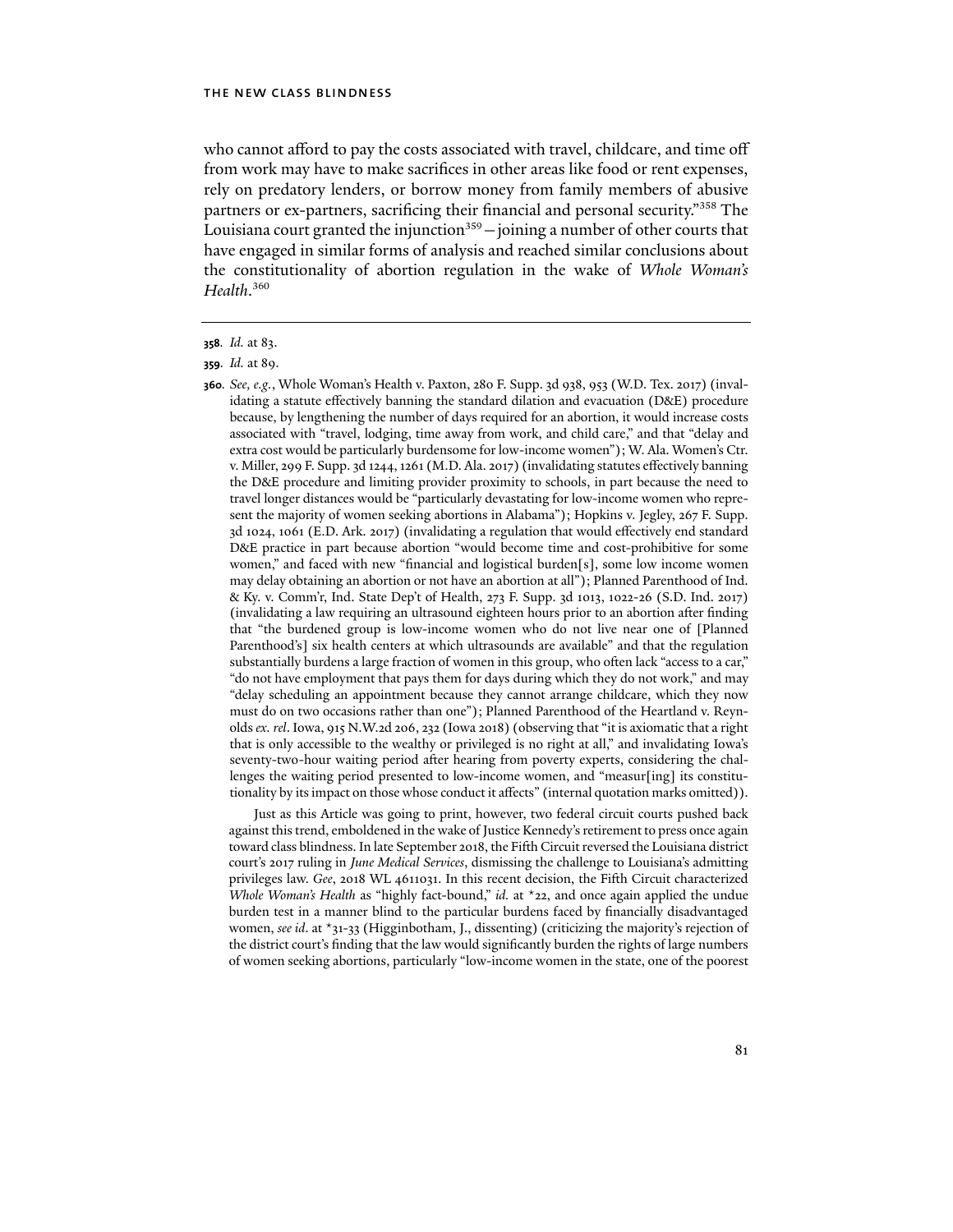who cannot afford to pay the costs associated with travel, childcare, and time off from work may have to make sacrifices in other areas like food or rent expenses, rely on predatory lenders, or borrow money from family members of abusive partners or ex-partners, sacrificing their financial and personal security."[358] The Louisiana court granted the injunction[359]—joining a number of other courts that have engaged in similar forms of analysis and reached similar conclusions about the constitutionality of abortion regulation in the wake of *Whole Woman's Health*.[360]

---

**358.** *Id.* at 83.

**359.** *Id.* at 89.

**360.** *See, e.g.*, Whole Woman's Health v. Paxton, 280 F. Supp. 3d 938, 953 (W.D. Tex. 2017) (invalidating a statute effectively banning the standard dilation and evacuation (D&E) procedure because, by lengthening the number of days required for an abortion, it would increase costs associated with "travel, lodging, time away from work, and child care," and that "delay and extra cost would be particularly burdensome for low-income women"); W. Ala. Women's Ctr. v. Miller, 299 F. Supp. 3d 1244, 1261 (M.D. Ala. 2017) (invalidating statutes effectively banning the D&E procedure and limiting provider proximity to schools, in part because the need to travel longer distances would be "particularly devastating for low-income women who represent the majority of women seeking abortions in Alabama"); Hopkins v. Jegley, 267 F. Supp. 3d 1024, 1061 (E.D. Ark. 2017) (invalidating a regulation that would effectively end standard D&E practice in part because abortion "would become time and cost-prohibitive for some women," and faced with new "financial and logistical burden[s], some low income women may delay obtaining an abortion or not have an abortion at all"); Planned Parenthood of Ind. & Ky. v. Comm'r, Ind. State Dep't of Health, 273 F. Supp. 3d 1013, 1022-26 (S.D. Ind. 2017) (invalidating a law requiring an ultrasound eighteen hours prior to an abortion after finding that "the burdened group is low-income women who do not live near one of [Planned Parenthood's] six health centers at which ultrasounds are available" and that the regulation substantially burdens a large fraction of women in this group, who often lack "access to a car," "do not have employment that pays them for days during which they do not work," and may "delay scheduling an appointment because they cannot arrange childcare, which they now must do on two occasions rather than one"); Planned Parenthood of the Heartland v. Reynolds *ex. rel*. Iowa, 915 N.W.2d 206, 232 (Iowa 2018) (observing that "it is axiomatic that a right that is only accessible to the wealthy or privileged is no right at all," and invalidating Iowa's seventy-two-hour waiting period after hearing from poverty experts, considering the challenges the waiting period presented to low-income women, and "measur[ing] its constitutionality by its impact on those whose conduct it affects" (internal quotation marks omitted)).

Just as this Article was going to print, however, two federal circuit courts pushed back against this trend, emboldened in the wake of Justice Kennedy's retirement to press once again toward class blindness. In late September 2018, the Fifth Circuit reversed the Louisiana district court's 2017 ruling in *June Medical Services*, dismissing the challenge to Louisiana's admitting privileges law. *Gee*, 2018 WL 4611031. In this recent decision, the Fifth Circuit characterized *Whole Woman's Health* as "highly fact-bound," *id.* at *22, and once again applied the undue burden test in a manner blind to the particular burdens faced by financially disadvantaged women, *see id*. at *31-33 (Higginbotham, J., dissenting) (criticizing the majority's rejection of the district court's finding that the law would significantly burden the rights of large numbers of women seeking abortions, particularly "low-income women in the state, one of the poorest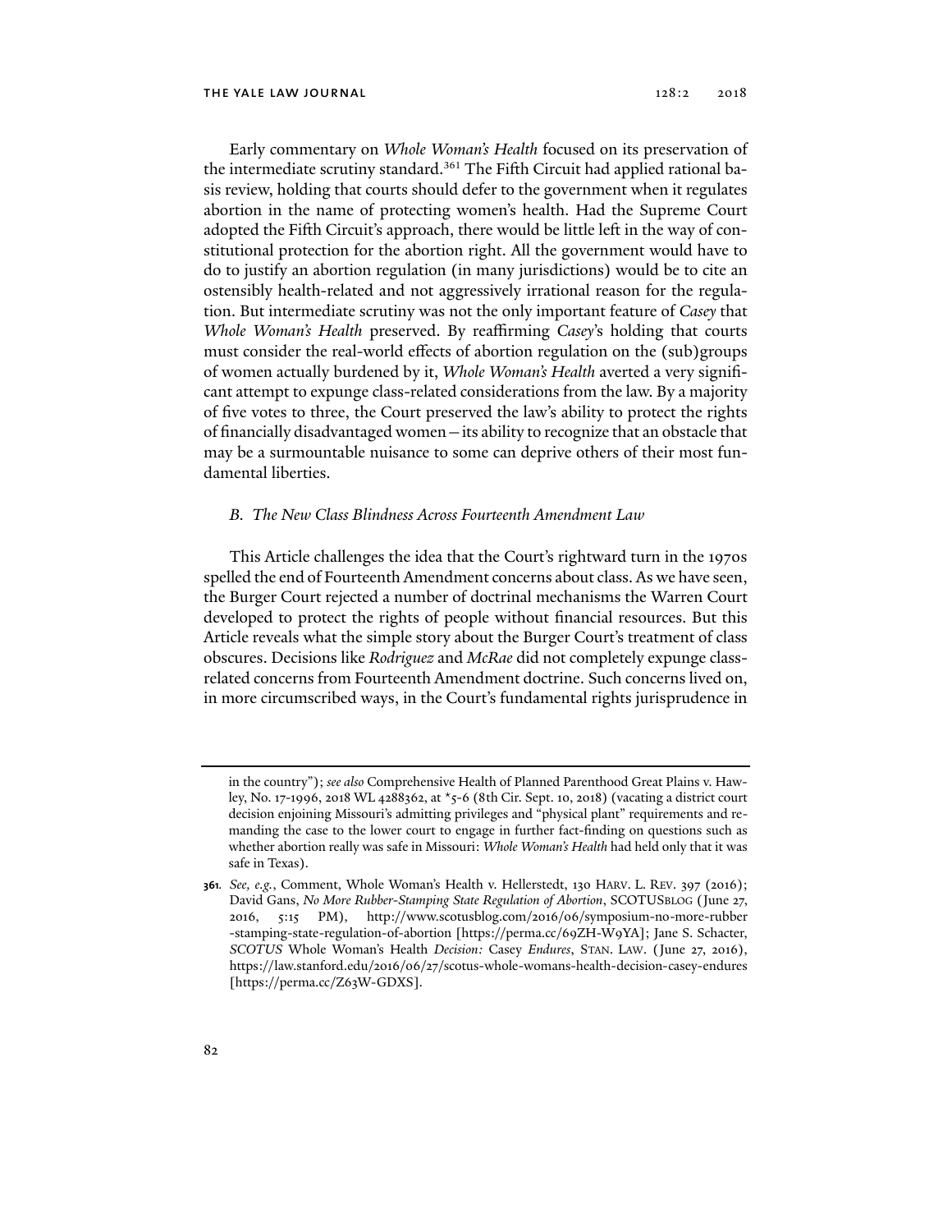Early commentary on *Whole Woman's Health* focused on its preservation of the intermediate scrutiny standard.[361] The Fifth Circuit had applied rational basis review, holding that courts should defer to the government when it regulates abortion in the name of protecting women's health. Had the Supreme Court adopted the Fifth Circuit's approach, there would be little left in the way of constitutional protection for the abortion right. All the government would have to do to justify an abortion regulation (in many jurisdictions) would be to cite an ostensibly health-related and not aggressively irrational reason for the regulation. But intermediate scrutiny was not the only important feature of *Casey* that *Whole Woman's Health* preserved. By reaffirming *Casey*'s holding that courts must consider the real-world effects of abortion regulation on the (sub)groups of women actually burdened by it, *Whole Woman's Health* averted a very significant attempt to expunge class-related considerations from the law. By a majority of five votes to three, the Court preserved the law's ability to protect the rights of financially disadvantaged women—its ability to recognize that an obstacle that may be a surmountable nuisance to some can deprive others of their most fundamental liberties.

### *B. The New Class Blindness Across Fourteenth Amendment Law*

This Article challenges the idea that the Court's rightward turn in the 1970s spelled the end of Fourteenth Amendment concerns about class. As we have seen, the Burger Court rejected a number of doctrinal mechanisms the Warren Court developed to protect the rights of people without financial resources. But this Article reveals what the simple story about the Burger Court's treatment of class obscures. Decisions like *Rodriguez* and *McRae* did not completely expunge class-related concerns from Fourteenth Amendment doctrine. Such concerns lived on, in more circumscribed ways, in the Court's fundamental rights jurisprudence in

---

in the country"); *see also* Comprehensive Health of Planned Parenthood Great Plains v. Hawley, No. 17-1996, 2018 WL 4288362, at *5-6 (8th Cir. Sept. 10, 2018) (vacating a district court decision enjoining Missouri's admitting privileges and "physical plant" requirements and remanding the case to the lower court to engage in further fact-finding on questions such as whether abortion really was safe in Missouri: *Whole Woman's Health* had held only that it was safe in Texas).

361. *See, e.g.*, Comment, Whole Woman's Health v. Hellerstedt, 130 HARV. L. REV. 397 (2016); David Gans, *No More Rubber-Stamping State Regulation of Abortion*, SCOTUSBLOG (June 27, 2016, 5:15 PM), http://www.scotusblog.com/2016/06/symposium-no-more-rubber-stamping-state-regulation-of-abortion [https://perma.cc/69ZH-W9YA]; Jane S. Schacter, *SCOTUS* Whole Woman's Health *Decision:* Casey *Endures*, STAN. LAW. (June 27, 2016), https://law.stanford.edu/2016/06/27/scotus-whole-womans-health-decision-casey-endures [https://perma.cc/Z63W-GDXS].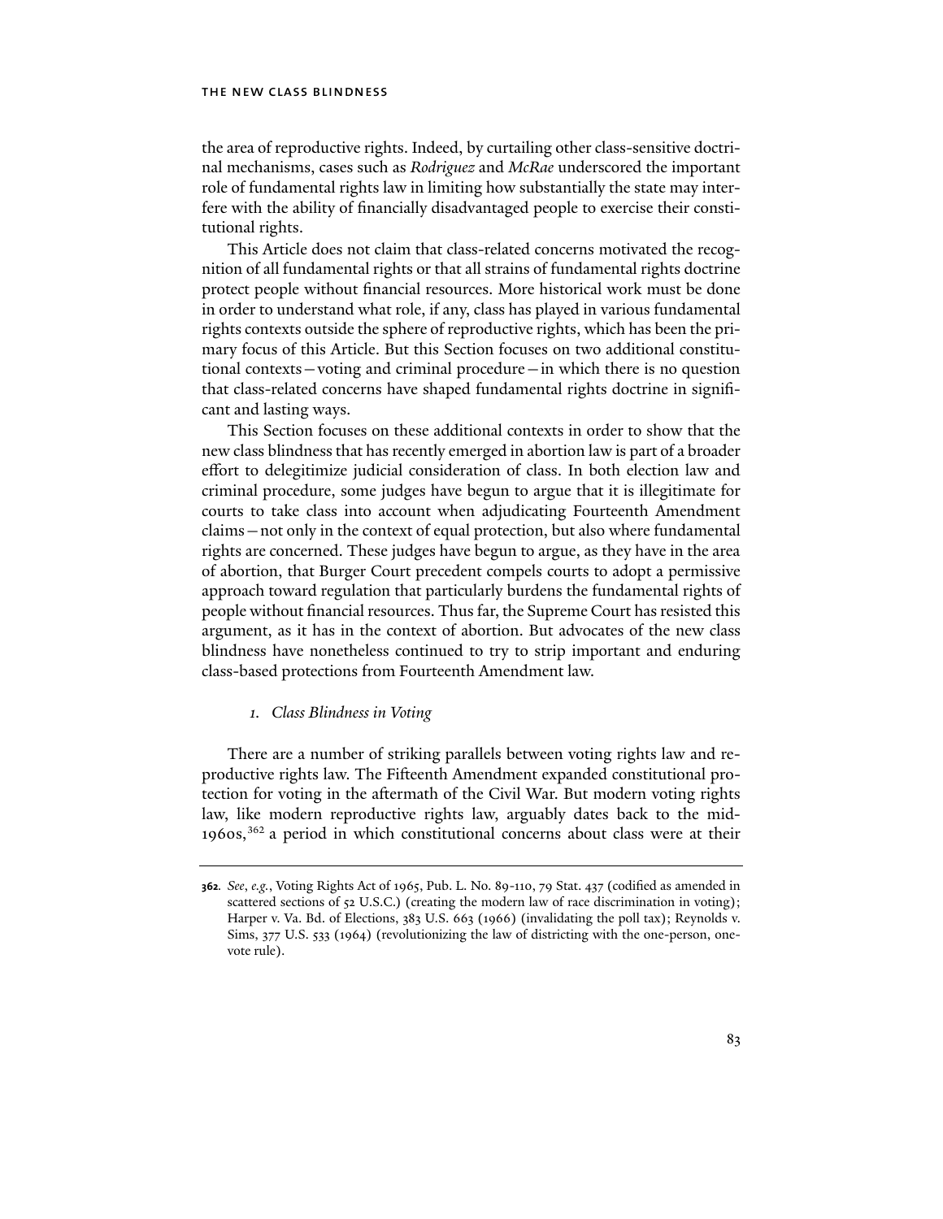the area of reproductive rights. Indeed, by curtailing other class-sensitive doctrinal mechanisms, cases such as *Rodriguez* and *McRae* underscored the important role of fundamental rights law in limiting how substantially the state may interfere with the ability of financially disadvantaged people to exercise their constitutional rights.

This Article does not claim that class-related concerns motivated the recognition of all fundamental rights or that all strains of fundamental rights doctrine protect people without financial resources. More historical work must be done in order to understand what role, if any, class has played in various fundamental rights contexts outside the sphere of reproductive rights, which has been the primary focus of this Article. But this Section focuses on two additional constitutional contexts—voting and criminal procedure—in which there is no question that class-related concerns have shaped fundamental rights doctrine in significant and lasting ways.

This Section focuses on these additional contexts in order to show that the new class blindness that has recently emerged in abortion law is part of a broader effort to delegitimize judicial consideration of class. In both election law and criminal procedure, some judges have begun to argue that it is illegitimate for courts to take class into account when adjudicating Fourteenth Amendment claims—not only in the context of equal protection, but also where fundamental rights are concerned. These judges have begun to argue, as they have in the area of abortion, that Burger Court precedent compels courts to adopt a permissive approach toward regulation that particularly burdens the fundamental rights of people without financial resources. Thus far, the Supreme Court has resisted this argument, as it has in the context of abortion. But advocates of the new class blindness have nonetheless continued to try to strip important and enduring class-based protections from Fourteenth Amendment law.

### 1. *Class Blindness in Voting*

There are a number of striking parallels between voting rights law and reproductive rights law. The Fifteenth Amendment expanded constitutional protection for voting in the aftermath of the Civil War. But modern voting rights law, like modern reproductive rights law, arguably dates back to the mid-1960s,[362] a period in which constitutional concerns about class were at their

---

**362.** *See*, *e.g.*, Voting Rights Act of 1965, Pub. L. No. 89-110, 79 Stat. 437 (codified as amended in scattered sections of 52 U.S.C.) (creating the modern law of race discrimination in voting); Harper v. Va. Bd. of Elections, 383 U.S. 663 (1966) (invalidating the poll tax); Reynolds v. Sims, 377 U.S. 533 (1964) (revolutionizing the law of districting with the one-person, one-vote rule).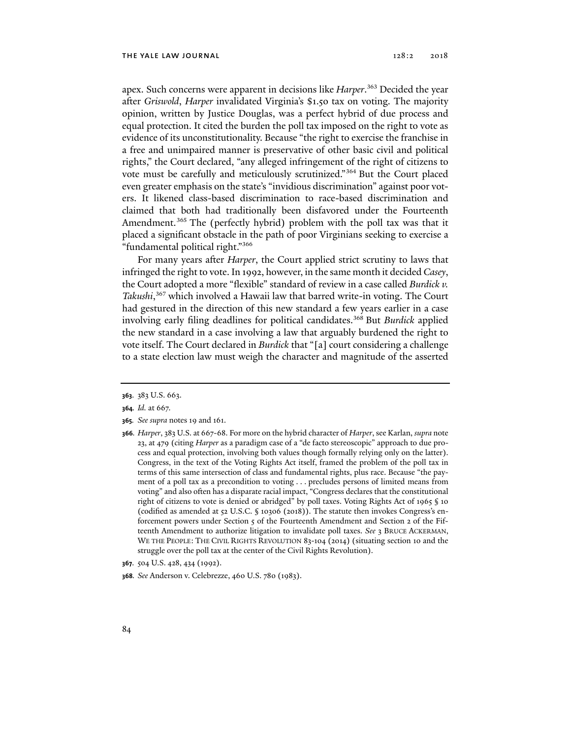apex. Such concerns were apparent in decisions like *Harper*.[363] Decided the year after *Griswold*, *Harper* invalidated Virginia's $1.50 tax on voting. The majority opinion, written by Justice Douglas, was a perfect hybrid of due process and equal protection. It cited the burden the poll tax imposed on the right to vote as evidence of its unconstitutionality. Because "the right to exercise the franchise in a free and unimpaired manner is preservative of other basic civil and political rights," the Court declared, "any alleged infringement of the right of citizens to vote must be carefully and meticulously scrutinized."[364] But the Court placed even greater emphasis on the state's "invidious discrimination" against poor voters. It likened class-based discrimination to race-based discrimination and claimed that both had traditionally been disfavored under the Fourteenth Amendment.[365] The (perfectly hybrid) problem with the poll tax was that it placed a significant obstacle in the path of poor Virginians seeking to exercise a "fundamental political right."[366]

For many years after *Harper*, the Court applied strict scrutiny to laws that infringed the right to vote. In 1992, however, in the same month it decided *Casey*, the Court adopted a more "flexible" standard of review in a case called *Burdick v. Takushi*,[367] which involved a Hawaii law that barred write-in voting. The Court had gestured in the direction of this new standard a few years earlier in a case involving early filing deadlines for political candidates.[368] But *Burdick* applied the new standard in a case involving a law that arguably burdened the right to vote itself. The Court declared in *Burdick* that "[a] court considering a challenge to a state election law must weigh the character and magnitude of the asserted

---

**363.** 383 U.S. 663.

**364.** *Id.* at 667.

**365.** *See supra* notes 19 and 161.

**366.** *Harper*, 383 U.S. at 667-68. For more on the hybrid character of *Harper*, see Karlan, *supra* note 23, at 479 (citing *Harper* as a paradigm case of a "de facto stereoscopic" approach to due process and equal protection, involving both values though formally relying only on the latter). Congress, in the text of the Voting Rights Act itself, framed the problem of the poll tax in terms of this same intersection of class and fundamental rights, plus race. Because "the payment of a poll tax as a precondition to voting . . . precludes persons of limited means from voting" and also often has a disparate racial impact, "Congress declares that the constitutional right of citizens to vote is denied or abridged" by poll taxes. Voting Rights Act of 1965 § 10 (codified as amended at 52 U.S.C. § 10306 (2018)). The statute then invokes Congress's enforcement powers under Section 5 of the Fourteenth Amendment and Section 2 of the Fifteenth Amendment to authorize litigation to invalidate poll taxes. *See* 3 BRUCE ACKERMAN, WE THE PEOPLE: THE CIVIL RIGHTS REVOLUTION 83-104 (2014) (situating section 10 and the struggle over the poll tax at the center of the Civil Rights Revolution).

**367.** 504 U.S. 428, 434 (1992).

**368.** *See* Anderson v. Celebrezze, 460 U.S. 780 (1983).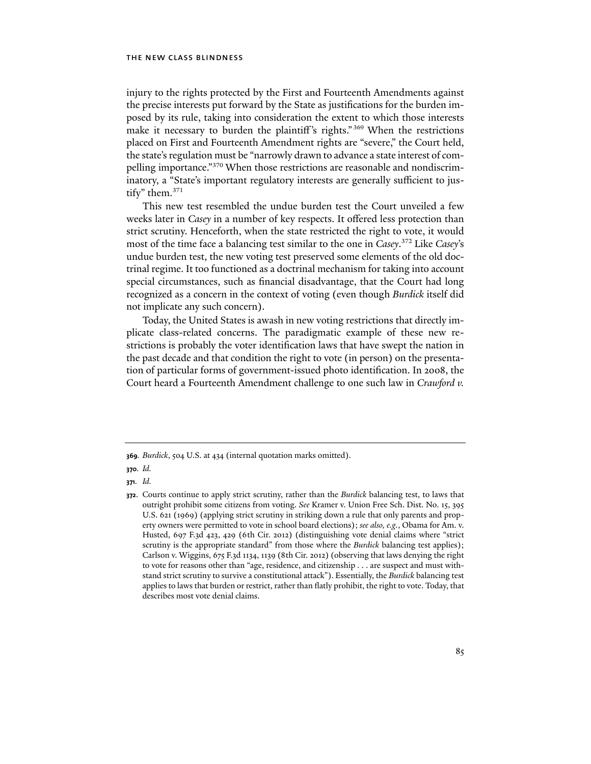injury to the rights protected by the First and Fourteenth Amendments against the precise interests put forward by the State as justifications for the burden imposed by its rule, taking into consideration the extent to which those interests make it necessary to burden the plaintiff's rights."[369] When the restrictions placed on First and Fourteenth Amendment rights are "severe," the Court held, the state's regulation must be "narrowly drawn to advance a state interest of compelling importance."[370] When those restrictions are reasonable and nondiscriminatory, a "State's important regulatory interests are generally sufficient to justify" them.[371]

This new test resembled the undue burden test the Court unveiled a few weeks later in *Casey* in a number of key respects. It offered less protection than strict scrutiny. Henceforth, when the state restricted the right to vote, it would most of the time face a balancing test similar to the one in *Casey*.[372] Like *Casey*'s undue burden test, the new voting test preserved some elements of the old doctrinal regime. It too functioned as a doctrinal mechanism for taking into account special circumstances, such as financial disadvantage, that the Court had long recognized as a concern in the context of voting (even though *Burdick* itself did not implicate any such concern).

Today, the United States is awash in new voting restrictions that directly implicate class-related concerns. The paradigmatic example of these new restrictions is probably the voter identification laws that have swept the nation in the past decade and that condition the right to vote (in person) on the presentation of particular forms of government-issued photo identification. In 2008, the Court heard a Fourteenth Amendment challenge to one such law in *Crawford v.*

---

**369**. *Burdick*, 504 U.S. at 434 (internal quotation marks omitted).

**370**. *Id.*

**371**. *Id.*

**372**. Courts continue to apply strict scrutiny, rather than the *Burdick* balancing test, to laws that outright prohibit some citizens from voting. *See* Kramer v. Union Free Sch. Dist. No. 15, 395 U.S. 621 (1969) (applying strict scrutiny in striking down a rule that only parents and property owners were permitted to vote in school board elections); *see also, e.g.*, Obama for Am. v. Husted, 697 F.3d 423, 429 (6th Cir. 2012) (distinguishing vote denial claims where "strict scrutiny is the appropriate standard" from those where the *Burdick* balancing test applies); Carlson v. Wiggins, 675 F.3d 1134, 1139 (8th Cir. 2012) (observing that laws denying the right to vote for reasons other than "age, residence, and citizenship . . . are suspect and must withstand strict scrutiny to survive a constitutional attack"). Essentially, the *Burdick* balancing test applies to laws that burden or restrict, rather than flatly prohibit, the right to vote. Today, that describes most vote denial claims.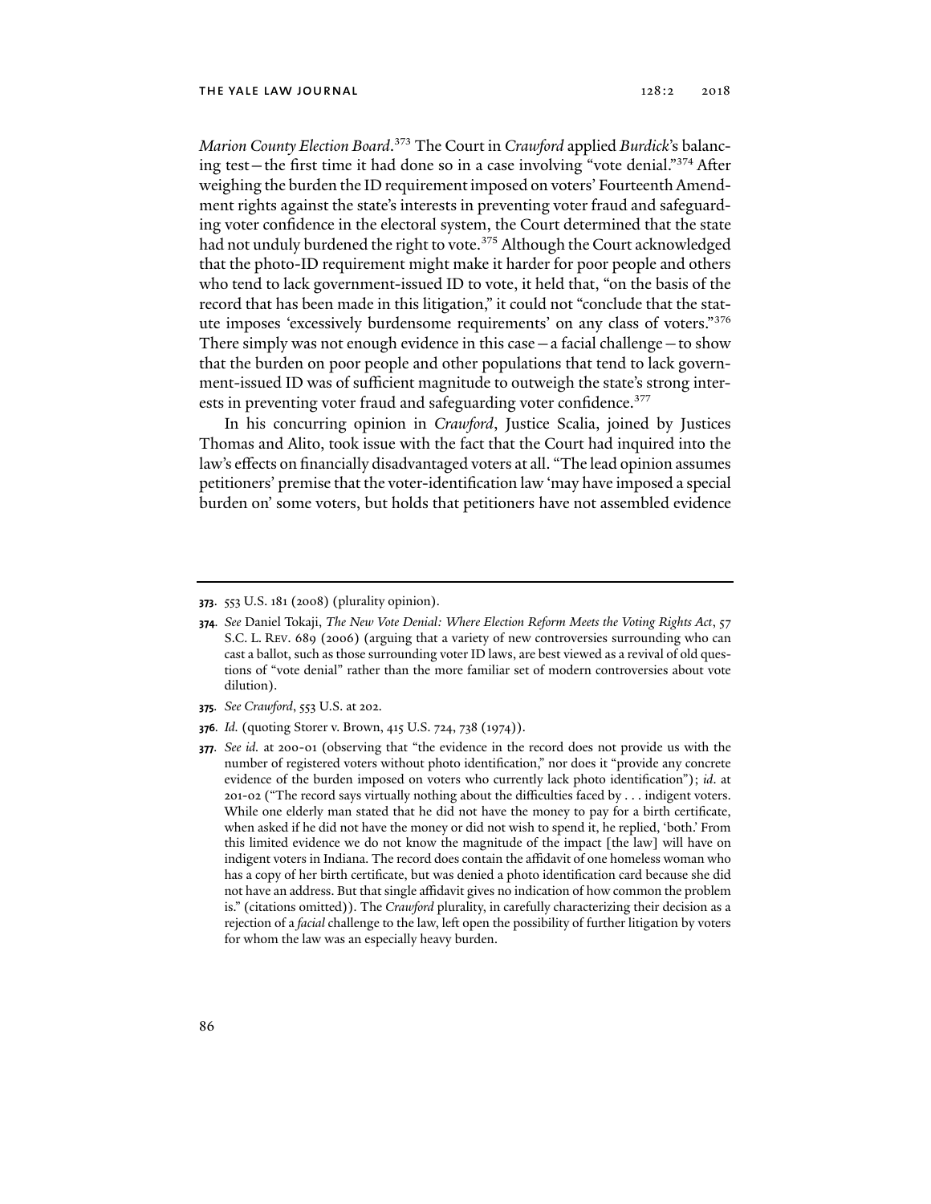*Marion County Election Board*.[373] The Court in *Crawford* applied *Burdick*'s balancing test—the first time it had done so in a case involving "vote denial."[374] After weighing the burden the ID requirement imposed on voters' Fourteenth Amendment rights against the state's interests in preventing voter fraud and safeguarding voter confidence in the electoral system, the Court determined that the state had not unduly burdened the right to vote.[375] Although the Court acknowledged that the photo-ID requirement might make it harder for poor people and others who tend to lack government-issued ID to vote, it held that, "on the basis of the record that has been made in this litigation," it could not "conclude that the statute imposes 'excessively burdensome requirements' on any class of voters."[376] There simply was not enough evidence in this case—a facial challenge—to show that the burden on poor people and other populations that tend to lack government-issued ID was of sufficient magnitude to outweigh the state's strong interests in preventing voter fraud and safeguarding voter confidence.[377]

In his concurring opinion in *Crawford*, Justice Scalia, joined by Justices Thomas and Alito, took issue with the fact that the Court had inquired into the law's effects on financially disadvantaged voters at all. "The lead opinion assumes petitioners' premise that the voter-identification law 'may have imposed a special burden on' some voters, but holds that petitioners have not assembled evidence

---

**373.** 553 U.S. 181 (2008) (plurality opinion).

**374.** *See* Daniel Tokaji, *The New Vote Denial: Where Election Reform Meets the Voting Rights Act*, 57 S.C. L. REV. 689 (2006) (arguing that a variety of new controversies surrounding who can cast a ballot, such as those surrounding voter ID laws, are best viewed as a revival of old questions of "vote denial" rather than the more familiar set of modern controversies about vote dilution).

**375.** *See Crawford*, 553 U.S. at 202.

**376.** *Id.* (quoting Storer v. Brown, 415 U.S. 724, 738 (1974)).

**377.** *See id.* at 200-01 (observing that "the evidence in the record does not provide us with the number of registered voters without photo identification," nor does it "provide any concrete evidence of the burden imposed on voters who currently lack photo identification"); *id.* at 201-02 ("The record says virtually nothing about the difficulties faced by . . . indigent voters. While one elderly man stated that he did not have the money to pay for a birth certificate, when asked if he did not have the money or did not wish to spend it, he replied, 'both.' From this limited evidence we do not know the magnitude of the impact [the law] will have on indigent voters in Indiana. The record does contain the affidavit of one homeless woman who has a copy of her birth certificate, but was denied a photo identification card because she did not have an address. But that single affidavit gives no indication of how common the problem is." (citations omitted)). The *Crawford* plurality, in carefully characterizing their decision as a rejection of a *facial* challenge to the law, left open the possibility of further litigation by voters for whom the law was an especially heavy burden.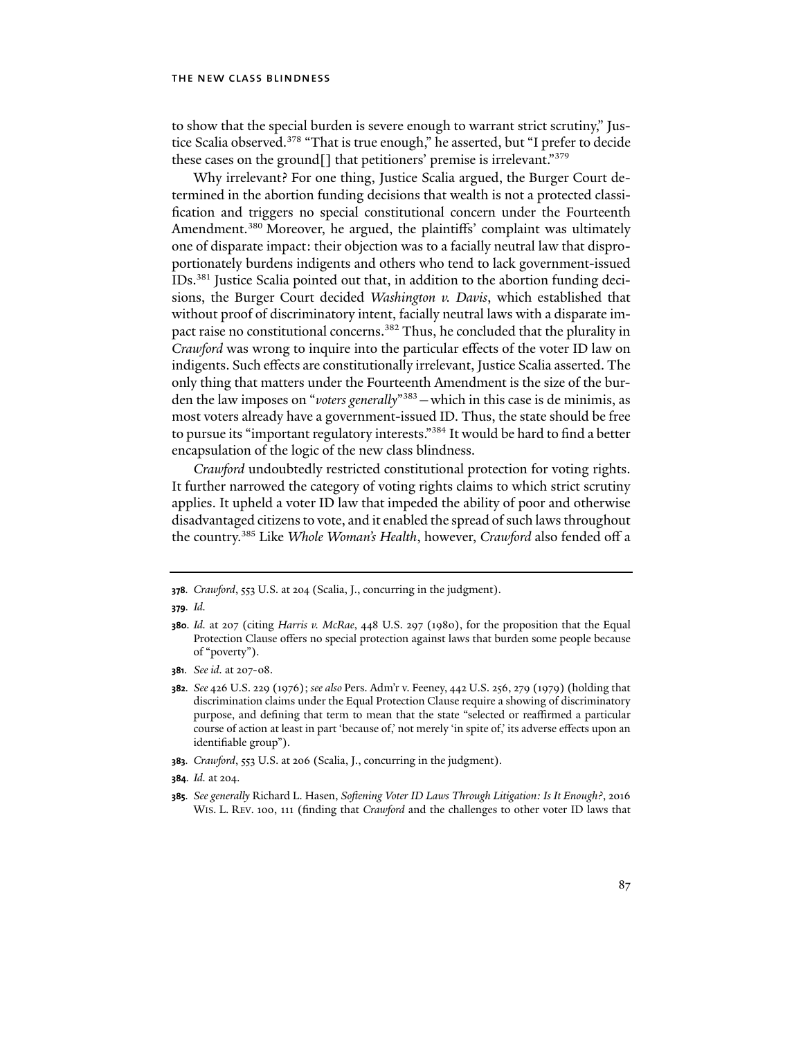to show that the special burden is severe enough to warrant strict scrutiny," Justice Scalia observed.[378] "That is true enough," he asserted, but "I prefer to decide these cases on the ground[] that petitioners' premise is irrelevant."[379]

Why irrelevant? For one thing, Justice Scalia argued, the Burger Court determined in the abortion funding decisions that wealth is not a protected classification and triggers no special constitutional concern under the Fourteenth Amendment.[380] Moreover, he argued, the plaintiffs' complaint was ultimately one of disparate impact: their objection was to a facially neutral law that disproportionately burdens indigents and others who tend to lack government-issued IDs.[381] Justice Scalia pointed out that, in addition to the abortion funding decisions, the Burger Court decided *Washington v. Davis*, which established that without proof of discriminatory intent, facially neutral laws with a disparate impact raise no constitutional concerns.[382] Thus, he concluded that the plurality in *Crawford* was wrong to inquire into the particular effects of the voter ID law on indigents. Such effects are constitutionally irrelevant, Justice Scalia asserted. The only thing that matters under the Fourteenth Amendment is the size of the burden the law imposes on "*voters generally*"[383]—which in this case is de minimis, as most voters already have a government-issued ID. Thus, the state should be free to pursue its "important regulatory interests."[384] It would be hard to find a better encapsulation of the logic of the new class blindness.

*Crawford* undoubtedly restricted constitutional protection for voting rights. It further narrowed the category of voting rights claims to which strict scrutiny applies. It upheld a voter ID law that impeded the ability of poor and otherwise disadvantaged citizens to vote, and it enabled the spread of such laws throughout the country.[385] Like *Whole Woman's Health*, however, *Crawford* also fended off a

---

**378.** *Crawford*, 553 U.S. at 204 (Scalia, J., concurring in the judgment).

**379.** *Id.*

**380.** *Id.* at 207 (citing *Harris v. McRae*, 448 U.S. 297 (1980), for the proposition that the Equal Protection Clause offers no special protection against laws that burden some people because of "poverty").

**381.** *See id.* at 207-08.

**382.** *See* 426 U.S. 229 (1976); *see also* Pers. Adm'r v. Feeney, 442 U.S. 256, 279 (1979) (holding that discrimination claims under the Equal Protection Clause require a showing of discriminatory purpose, and defining that term to mean that the state "selected or reaffirmed a particular course of action at least in part 'because of,' not merely 'in spite of,' its adverse effects upon an identifiable group").

**383.** *Crawford*, 553 U.S. at 206 (Scalia, J., concurring in the judgment).

**384.** *Id.* at 204.

**385.** *See generally* Richard L. Hasen, *Softening Voter ID Laws Through Litigation: Is It Enough?*, 2016 WIS. L. REV. 100, 111 (finding that *Crawford* and the challenges to other voter ID laws that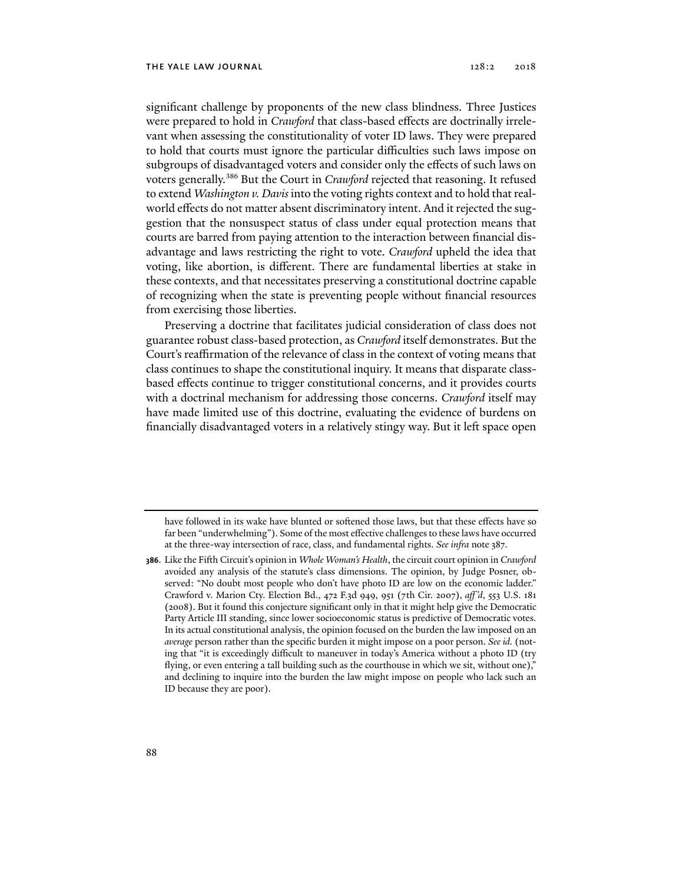significant challenge by proponents of the new class blindness. Three Justices were prepared to hold in *Crawford* that class-based effects are doctrinally irrelevant when assessing the constitutionality of voter ID laws. They were prepared to hold that courts must ignore the particular difficulties such laws impose on subgroups of disadvantaged voters and consider only the effects of such laws on voters generally.[386] But the Court in *Crawford* rejected that reasoning. It refused to extend *Washington v. Davis* into the voting rights context and to hold that real-world effects do not matter absent discriminatory intent. And it rejected the suggestion that the nonsuspect status of class under equal protection means that courts are barred from paying attention to the interaction between financial disadvantage and laws restricting the right to vote. *Crawford* upheld the idea that voting, like abortion, is different. There are fundamental liberties at stake in these contexts, and that necessitates preserving a constitutional doctrine capable of recognizing when the state is preventing people without financial resources from exercising those liberties.

Preserving a doctrine that facilitates judicial consideration of class does not guarantee robust class-based protection, as *Crawford* itself demonstrates. But the Court's reaffirmation of the relevance of class in the context of voting means that class continues to shape the constitutional inquiry. It means that disparate class-based effects continue to trigger constitutional concerns, and it provides courts with a doctrinal mechanism for addressing those concerns. *Crawford* itself may have made limited use of this doctrine, evaluating the evidence of burdens on financially disadvantaged voters in a relatively stingy way. But it left space open

---

have followed in its wake have blunted or softened those laws, but that these effects have so far been "underwhelming"). Some of the most effective challenges to these laws have occurred at the three-way intersection of race, class, and fundamental rights. *See infra* note 387.

**386.** Like the Fifth Circuit's opinion in *Whole Woman's Health*, the circuit court opinion in *Crawford* avoided any analysis of the statute's class dimensions. The opinion, by Judge Posner, observed: "No doubt most people who don't have photo ID are low on the economic ladder." Crawford v. Marion Cty. Election Bd., 472 F.3d 949, 951 (7th Cir. 2007), *aff'd*, 553 U.S. 181 (2008). But it found this conjecture significant only in that it might help give the Democratic Party Article III standing, since lower socioeconomic status is predictive of Democratic votes. In its actual constitutional analysis, the opinion focused on the burden the law imposed on an *average* person rather than the specific burden it might impose on a poor person. *See id.* (noting that "it is exceedingly difficult to maneuver in today's America without a photo ID (try flying, or even entering a tall building such as the courthouse in which we sit, without one)," and declining to inquire into the burden the law might impose on people who lack such an ID because they are poor).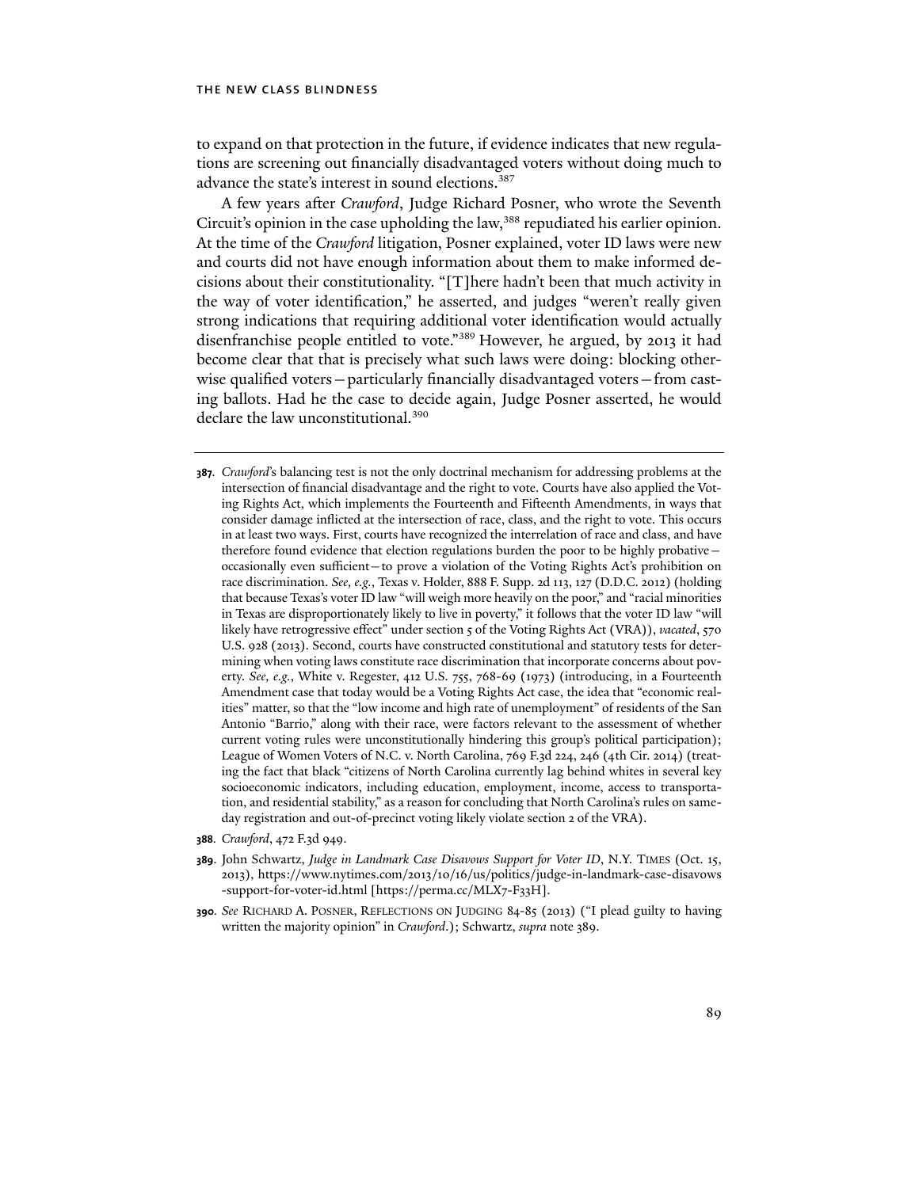to expand on that protection in the future, if evidence indicates that new regulations are screening out financially disadvantaged voters without doing much to advance the state's interest in sound elections.[387]

A few years after *Crawford*, Judge Richard Posner, who wrote the Seventh Circuit's opinion in the case upholding the law,[388] repudiated his earlier opinion. At the time of the *Crawford* litigation, Posner explained, voter ID laws were new and courts did not have enough information about them to make informed decisions about their constitutionality. "[T]here hadn't been that much activity in the way of voter identification," he asserted, and judges "weren't really given strong indications that requiring additional voter identification would actually disenfranchise people entitled to vote."[389] However, he argued, by 2013 it had become clear that that is precisely what such laws were doing: blocking otherwise qualified voters—particularly financially disadvantaged voters—from casting ballots. Had he the case to decide again, Judge Posner asserted, he would declare the law unconstitutional.[390]

**387.** *Crawford*'s balancing test is not the only doctrinal mechanism for addressing problems at the intersection of financial disadvantage and the right to vote. Courts have also applied the Voting Rights Act, which implements the Fourteenth and Fifteenth Amendments, in ways that consider damage inflicted at the intersection of race, class, and the right to vote. This occurs in at least two ways. First, courts have recognized the interrelation of race and class, and have therefore found evidence that election regulations burden the poor to be highly probative—occasionally even sufficient—to prove a violation of the Voting Rights Act's prohibition on race discrimination. *See, e.g.*, Texas v. Holder, 888 F. Supp. 2d 113, 127 (D.D.C. 2012) (holding that because Texas's voter ID law "will weigh more heavily on the poor," and "racial minorities in Texas are disproportionately likely to live in poverty," it follows that the voter ID law "will likely have retrogressive effect" under section 5 of the Voting Rights Act (VRA)), *vacated*, 570 U.S. 928 (2013). Second, courts have constructed constitutional and statutory tests for determining when voting laws constitute race discrimination that incorporate concerns about poverty. *See, e.g.*, White v. Regester, 412 U.S. 755, 768-69 (1973) (introducing, in a Fourteenth Amendment case that today would be a Voting Rights Act case, the idea that "economic realities" matter, so that the "low income and high rate of unemployment" of residents of the San Antonio "Barrio," along with their race, were factors relevant to the assessment of whether current voting rules were unconstitutionally hindering this group's political participation); League of Women Voters of N.C. v. North Carolina, 769 F.3d 224, 246 (4th Cir. 2014) (treating the fact that black "citizens of North Carolina currently lag behind whites in several key socioeconomic indicators, including education, employment, income, access to transportation, and residential stability," as a reason for concluding that North Carolina's rules on same-day registration and out-of-precinct voting likely violate section 2 of the VRA).

**388.** *Crawford*, 472 F.3d 949.

**389.** John Schwartz, *Judge in Landmark Case Disavows Support for Voter ID*, N.Y. TIMES (Oct. 15, 2013), https://www.nytimes.com/2013/10/16/us/politics/judge-in-landmark-case-disavows-support-for-voter-id.html [https://perma.cc/MLX7-F33H].

**390.** *See* RICHARD A. POSNER, REFLECTIONS ON JUDGING 84-85 (2013) ("I plead guilty to having written the majority opinion" in *Crawford*.); Schwartz, *supra* note 389.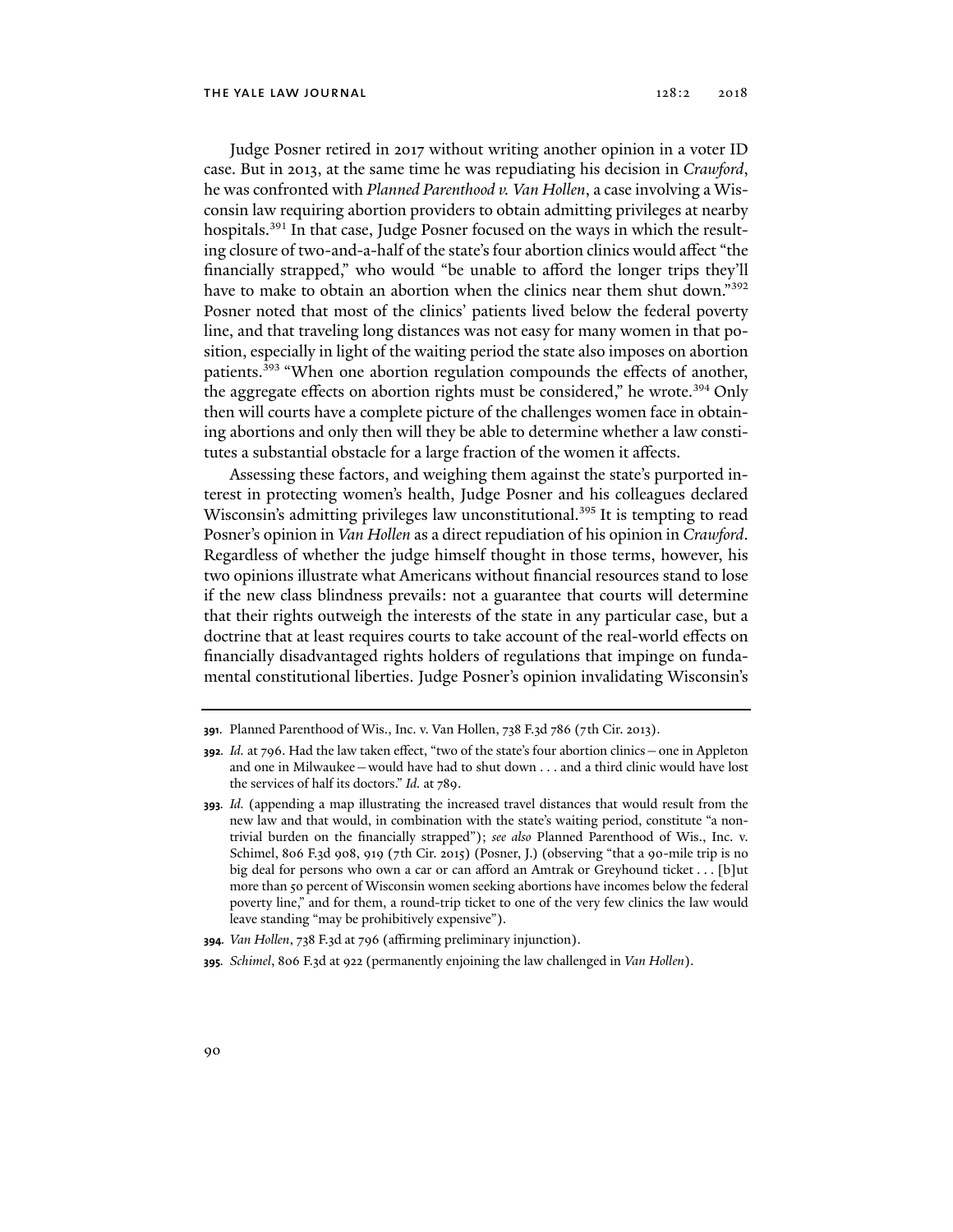Judge Posner retired in 2017 without writing another opinion in a voter ID case. But in 2013, at the same time he was repudiating his decision in *Crawford*, he was confronted with *Planned Parenthood v. Van Hollen*, a case involving a Wisconsin law requiring abortion providers to obtain admitting privileges at nearby hospitals.[391] In that case, Judge Posner focused on the ways in which the resulting closure of two-and-a-half of the state's four abortion clinics would affect "the financially strapped," who would "be unable to afford the longer trips they'll have to make to obtain an abortion when the clinics near them shut down."[392] Posner noted that most of the clinics' patients lived below the federal poverty line, and that traveling long distances was not easy for many women in that position, especially in light of the waiting period the state also imposes on abortion patients.[393] "When one abortion regulation compounds the effects of another, the aggregate effects on abortion rights must be considered," he wrote.[394] Only then will courts have a complete picture of the challenges women face in obtaining abortions and only then will they be able to determine whether a law constitutes a substantial obstacle for a large fraction of the women it affects.

Assessing these factors, and weighing them against the state's purported interest in protecting women's health, Judge Posner and his colleagues declared Wisconsin's admitting privileges law unconstitutional.[395] It is tempting to read Posner's opinion in *Van Hollen* as a direct repudiation of his opinion in *Crawford*. Regardless of whether the judge himself thought in those terms, however, his two opinions illustrate what Americans without financial resources stand to lose if the new class blindness prevails: not a guarantee that courts will determine that their rights outweigh the interests of the state in any particular case, but a doctrine that at least requires courts to take account of the real-world effects on financially disadvantaged rights holders of regulations that impinge on fundamental constitutional liberties. Judge Posner's opinion invalidating Wisconsin's

---

**391.** Planned Parenthood of Wis., Inc. v. Van Hollen, 738 F.3d 786 (7th Cir. 2013).

**392.** *Id.* at 796. Had the law taken effect, "two of the state's four abortion clinics—one in Appleton and one in Milwaukee—would have had to shut down . . . and a third clinic would have lost the services of half its doctors." *Id.* at 789.

**393.** *Id.* (appending a map illustrating the increased travel distances that would result from the new law and that would, in combination with the state's waiting period, constitute "a nontrivial burden on the financially strapped"); *see also* Planned Parenthood of Wis., Inc. v. Schimel, 806 F.3d 908, 919 (7th Cir. 2015) (Posner, J.) (observing "that a 90-mile trip is no big deal for persons who own a car or can afford an Amtrak or Greyhound ticket . . . [b]ut more than 50 percent of Wisconsin women seeking abortions have incomes below the federal poverty line," and for them, a round-trip ticket to one of the very few clinics the law would leave standing "may be prohibitively expensive").

**394.** *Van Hollen*, 738 F.3d at 796 (affirming preliminary injunction).

**395.** *Schimel*, 806 F.3d at 922 (permanently enjoining the law challenged in *Van Hollen*).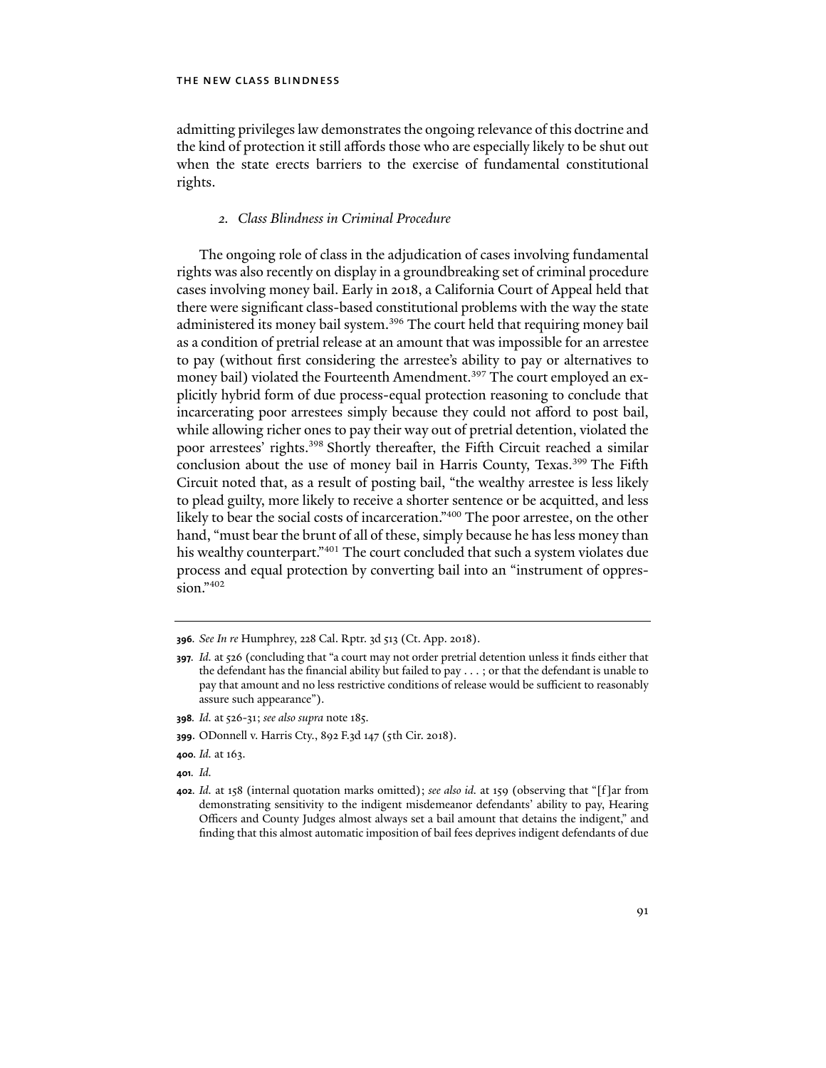admitting privileges law demonstrates the ongoing relevance of this doctrine and the kind of protection it still affords those who are especially likely to be shut out when the state erects barriers to the exercise of fundamental constitutional rights.

### *2. Class Blindness in Criminal Procedure*

The ongoing role of class in the adjudication of cases involving fundamental rights was also recently on display in a groundbreaking set of criminal procedure cases involving money bail. Early in 2018, a California Court of Appeal held that there were significant class-based constitutional problems with the way the state administered its money bail system.[396] The court held that requiring money bail as a condition of pretrial release at an amount that was impossible for an arrestee to pay (without first considering the arrestee's ability to pay or alternatives to money bail) violated the Fourteenth Amendment.[397] The court employed an explicitly hybrid form of due process-equal protection reasoning to conclude that incarcerating poor arrestees simply because they could not afford to post bail, while allowing richer ones to pay their way out of pretrial detention, violated the poor arrestees' rights.[398] Shortly thereafter, the Fifth Circuit reached a similar conclusion about the use of money bail in Harris County, Texas.[399] The Fifth Circuit noted that, as a result of posting bail, "the wealthy arrestee is less likely to plead guilty, more likely to receive a shorter sentence or be acquitted, and less likely to bear the social costs of incarceration."[400] The poor arrestee, on the other hand, "must bear the brunt of all of these, simply because he has less money than his wealthy counterpart."[401] The court concluded that such a system violates due process and equal protection by converting bail into an "instrument of oppression."[402]

---

**396**. *See In re* Humphrey, 228 Cal. Rptr. 3d 513 (Ct. App. 2018).

**397**. *Id.* at 526 (concluding that "a court may not order pretrial detention unless it finds either that the defendant has the financial ability but failed to pay . . . ; or that the defendant is unable to pay that amount and no less restrictive conditions of release would be sufficient to reasonably assure such appearance").

**398**. *Id.* at 526-31; *see also supra* note 185.

**399**. ODonnell v. Harris Cty., 892 F.3d 147 (5th Cir. 2018).

**400**. *Id.* at 163.

**401**. *Id.*

**402**. *Id.* at 158 (internal quotation marks omitted); *see also id.* at 159 (observing that "[f]ar from demonstrating sensitivity to the indigent misdemeanor defendants' ability to pay, Hearing Officers and County Judges almost always set a bail amount that detains the indigent," and finding that this almost automatic imposition of bail fees deprives indigent defendants of due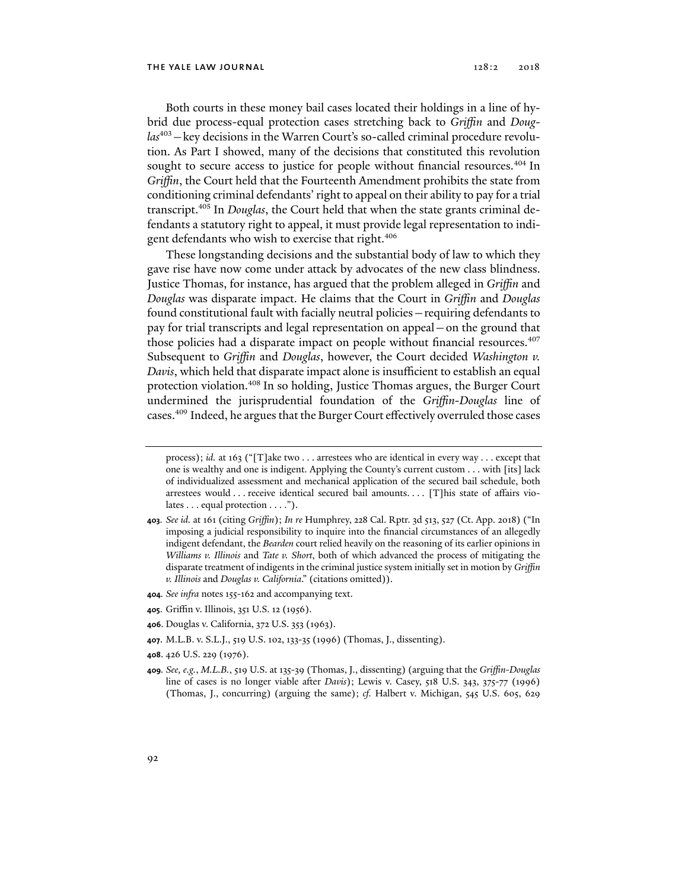Both courts in these money bail cases located their holdings in a line of hybrid due process-equal protection cases stretching back to *Griffin* and *Douglas*[403]—key decisions in the Warren Court's so-called criminal procedure revolution. As Part I showed, many of the decisions that constituted this revolution sought to secure access to justice for people without financial resources.[404] In *Griffin*, the Court held that the Fourteenth Amendment prohibits the state from conditioning criminal defendants' right to appeal on their ability to pay for a trial transcript.[405] In *Douglas*, the Court held that when the state grants criminal defendants a statutory right to appeal, it must provide legal representation to indigent defendants who wish to exercise that right.[406]

These longstanding decisions and the substantial body of law to which they gave rise have now come under attack by advocates of the new class blindness. Justice Thomas, for instance, has argued that the problem alleged in *Griffin* and *Douglas* was disparate impact. He claims that the Court in *Griffin* and *Douglas* found constitutional fault with facially neutral policies—requiring defendants to pay for trial transcripts and legal representation on appeal—on the ground that those policies had a disparate impact on people without financial resources.[407] Subsequent to *Griffin* and *Douglas*, however, the Court decided *Washington v. Davis*, which held that disparate impact alone is insufficient to establish an equal protection violation.[408] In so holding, Justice Thomas argues, the Burger Court undermined the jurisprudential foundation of the *Griffin-Douglas* line of cases.[409] Indeed, he argues that the Burger Court effectively overruled those cases

---

process); *id.* at 163 ("[T]ake two . . . arrestees who are identical in every way . . . except that one is wealthy and one is indigent. Applying the County's current custom . . . with [its] lack of individualized assessment and mechanical application of the secured bail schedule, both arrestees would . . . receive identical secured bail amounts. . . . [T]his state of affairs violates . . . equal protection . . . .").

**403.** *See id.* at 161 (citing *Griffin*); *In re* Humphrey, 228 Cal. Rptr. 3d 513, 527 (Ct. App. 2018) ("In imposing a judicial responsibility to inquire into the financial circumstances of an allegedly indigent defendant, the *Bearden* court relied heavily on the reasoning of its earlier opinions in *Williams v. Illinois* and *Tate v. Short*, both of which advanced the process of mitigating the disparate treatment of indigents in the criminal justice system initially set in motion by *Griffin v. Illinois* and *Douglas v. California*." (citations omitted)).

**404.** *See infra* notes 155-162 and accompanying text.

**405.** Griffin v. Illinois, 351 U.S. 12 (1956).

**406.** Douglas v. California, 372 U.S. 353 (1963).

**407.** M.L.B. v. S.L.J., 519 U.S. 102, 133-35 (1996) (Thomas, J., dissenting).

**408.** 426 U.S. 229 (1976).

**409.** *See, e.g.*, *M.L.B.*, 519 U.S. at 135-39 (Thomas, J., dissenting) (arguing that the *Griffin-Douglas* line of cases is no longer viable after *Davis*); Lewis v. Casey, 518 U.S. 343, 375-77 (1996) (Thomas, J., concurring) (arguing the same); *cf.* Halbert v. Michigan, 545 U.S. 605, 629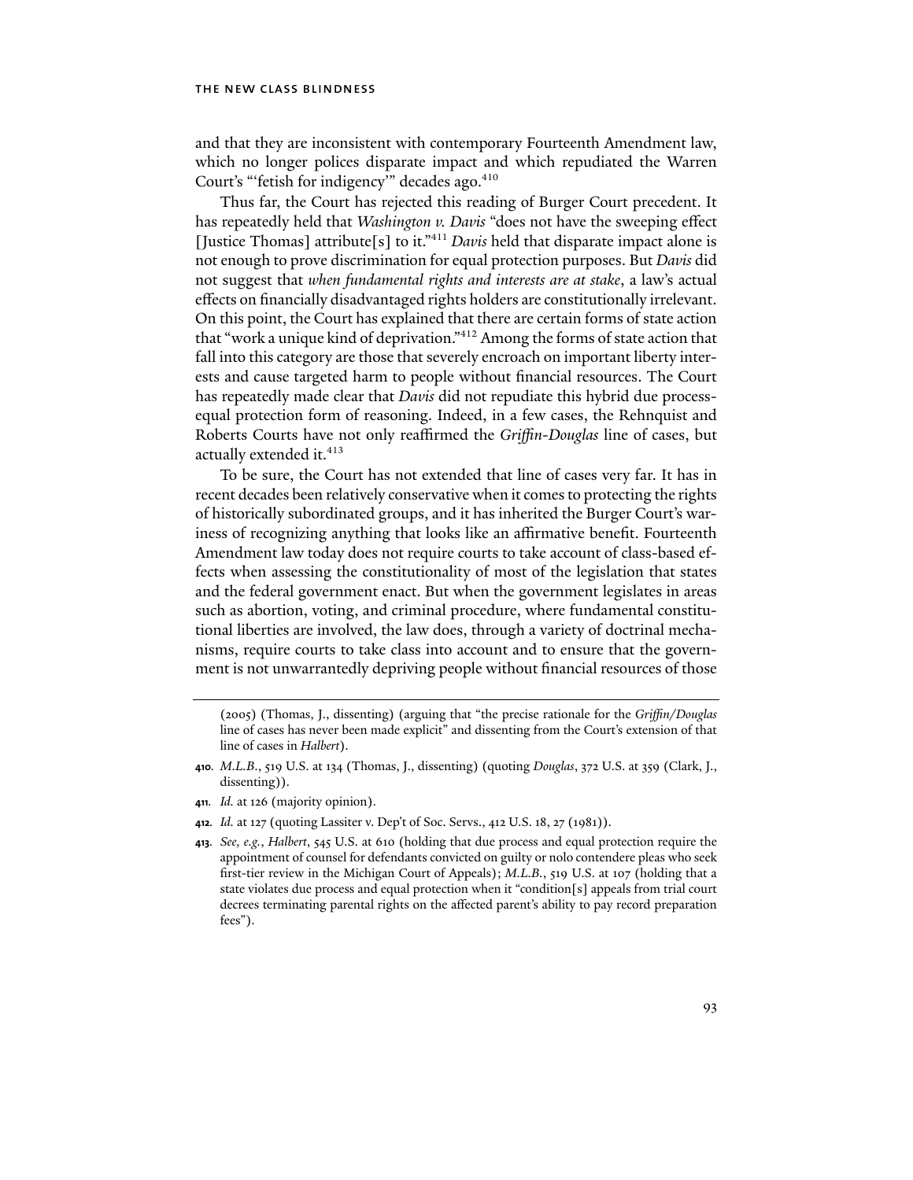and that they are inconsistent with contemporary Fourteenth Amendment law, which no longer polices disparate impact and which repudiated the Warren Court's "'fetish for indigency'" decades ago.[410]

Thus far, the Court has rejected this reading of Burger Court precedent. It has repeatedly held that *Washington v. Davis* "does not have the sweeping effect [Justice Thomas] attribute[s] to it."[411] *Davis* held that disparate impact alone is not enough to prove discrimination for equal protection purposes. But *Davis* did not suggest that *when fundamental rights and interests are at stake*, a law's actual effects on financially disadvantaged rights holders are constitutionally irrelevant. On this point, the Court has explained that there are certain forms of state action that "work a unique kind of deprivation."[412] Among the forms of state action that fall into this category are those that severely encroach on important liberty interests and cause targeted harm to people without financial resources. The Court has repeatedly made clear that *Davis* did not repudiate this hybrid due process-equal protection form of reasoning. Indeed, in a few cases, the Rehnquist and Roberts Courts have not only reaffirmed the *Griffin-Douglas* line of cases, but actually extended it.[413]

To be sure, the Court has not extended that line of cases very far. It has in recent decades been relatively conservative when it comes to protecting the rights of historically subordinated groups, and it has inherited the Burger Court's wariness of recognizing anything that looks like an affirmative benefit. Fourteenth Amendment law today does not require courts to take account of class-based effects when assessing the constitutionality of most of the legislation that states and the federal government enact. But when the government legislates in areas such as abortion, voting, and criminal procedure, where fundamental constitutional liberties are involved, the law does, through a variety of doctrinal mechanisms, require courts to take class into account and to ensure that the government is not unwarrantedly depriving people without financial resources of those

---

(2005) (Thomas, J., dissenting) (arguing that "the precise rationale for the *Griffin/Douglas* line of cases has never been made explicit" and dissenting from the Court's extension of that line of cases in *Halbert*).

410. *M.L.B.*, 519 U.S. at 134 (Thomas, J., dissenting) (quoting *Douglas*, 372 U.S. at 359 (Clark, J., dissenting)).

411. *Id.* at 126 (majority opinion).

412. *Id.* at 127 (quoting Lassiter v. Dep't of Soc. Servs., 412 U.S. 18, 27 (1981)).

413. *See, e.g.*, *Halbert*, 545 U.S. at 610 (holding that due process and equal protection require the appointment of counsel for defendants convicted on guilty or nolo contendere pleas who seek first-tier review in the Michigan Court of Appeals); *M.L.B.*, 519 U.S. at 107 (holding that a state violates due process and equal protection when it "condition[s] appeals from trial court decrees terminating parental rights on the affected parent's ability to pay record preparation fees").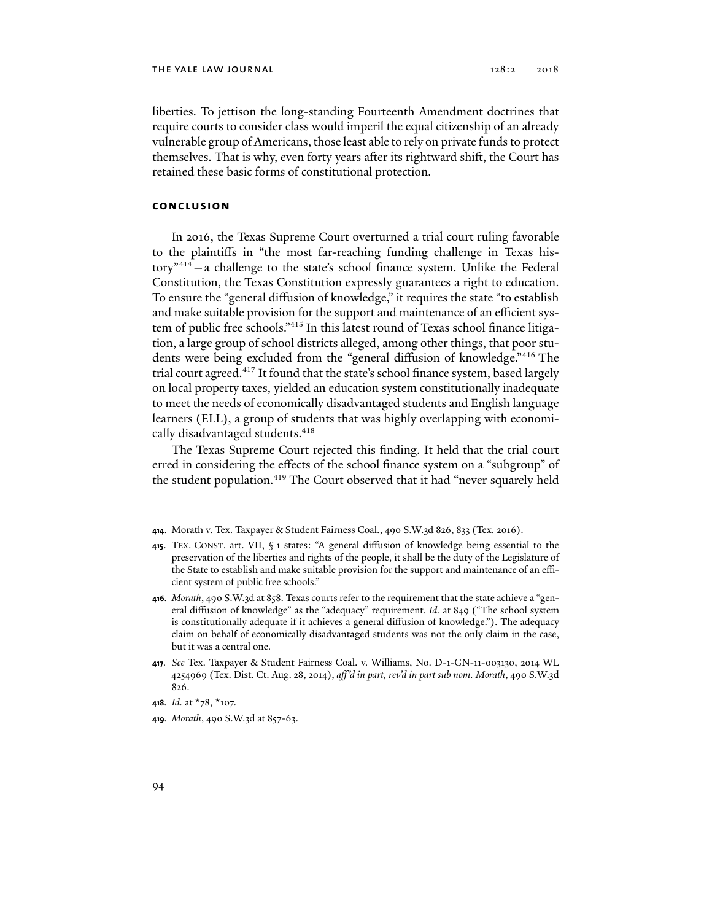liberties. To jettison the long-standing Fourteenth Amendment doctrines that require courts to consider class would imperil the equal citizenship of an already vulnerable group of Americans, those least able to rely on private funds to protect themselves. That is why, even forty years after its rightward shift, the Court has retained these basic forms of constitutional protection.

## CONCLUSION

In 2016, the Texas Supreme Court overturned a trial court ruling favorable to the plaintiffs in "the most far-reaching funding challenge in Texas history"[414]—a challenge to the state's school finance system. Unlike the Federal Constitution, the Texas Constitution expressly guarantees a right to education. To ensure the "general diffusion of knowledge," it requires the state "to establish and make suitable provision for the support and maintenance of an efficient system of public free schools."[415] In this latest round of Texas school finance litigation, a large group of school districts alleged, among other things, that poor students were being excluded from the "general diffusion of knowledge."[416] The trial court agreed.[417] It found that the state's school finance system, based largely on local property taxes, yielded an education system constitutionally inadequate to meet the needs of economically disadvantaged students and English language learners (ELL), a group of students that was highly overlapping with economically disadvantaged students.[418]

The Texas Supreme Court rejected this finding. It held that the trial court erred in considering the effects of the school finance system on a "subgroup" of the student population.[419] The Court observed that it had "never squarely held

---

**414.** Morath v. Tex. Taxpayer & Student Fairness Coal., 490 S.W.3d 826, 833 (Tex. 2016).

**415.** TEX. CONST. art. VII, § 1 states: "A general diffusion of knowledge being essential to the preservation of the liberties and rights of the people, it shall be the duty of the Legislature of the State to establish and make suitable provision for the support and maintenance of an efficient system of public free schools."

**416.** *Morath*, 490 S.W.3d at 858. Texas courts refer to the requirement that the state achieve a "general diffusion of knowledge" as the "adequacy" requirement. *Id.* at 849 ("The school system is constitutionally adequate if it achieves a general diffusion of knowledge."). The adequacy claim on behalf of economically disadvantaged students was not the only claim in the case, but it was a central one.

**417.** *See* Tex. Taxpayer & Student Fairness Coal. v. Williams, No. D-1-GN-11-003130, 2014 WL 4254969 (Tex. Dist. Ct. Aug. 28, 2014), *aff'd in part, rev'd in part sub nom. Morath*, 490 S.W.3d 826.

**418.** *Id.* at *78, *107.

**419.** *Morath*, 490 S.W.3d at 857-63.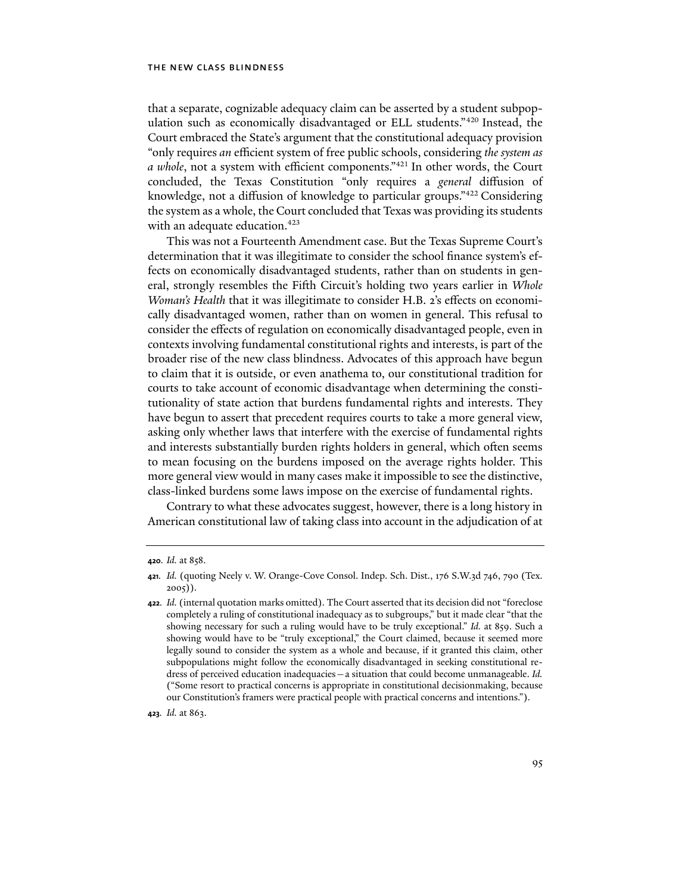that a separate, cognizable adequacy claim can be asserted by a student subpopulation such as economically disadvantaged or ELL students."[420] Instead, the Court embraced the State's argument that the constitutional adequacy provision "only requires *an* efficient system of free public schools, considering *the system as a whole*, not a system with efficient components."[421] In other words, the Court concluded, the Texas Constitution "only requires a *general* diffusion of knowledge, not a diffusion of knowledge to particular groups."[422] Considering the system as a whole, the Court concluded that Texas was providing its students with an adequate education.[423]

This was not a Fourteenth Amendment case. But the Texas Supreme Court's determination that it was illegitimate to consider the school finance system's effects on economically disadvantaged students, rather than on students in general, strongly resembles the Fifth Circuit's holding two years earlier in *Whole Woman's Health* that it was illegitimate to consider H.B. 2's effects on economically disadvantaged women, rather than on women in general. This refusal to consider the effects of regulation on economically disadvantaged people, even in contexts involving fundamental constitutional rights and interests, is part of the broader rise of the new class blindness. Advocates of this approach have begun to claim that it is outside, or even anathema to, our constitutional tradition for courts to take account of economic disadvantage when determining the constitutionality of state action that burdens fundamental rights and interests. They have begun to assert that precedent requires courts to take a more general view, asking only whether laws that interfere with the exercise of fundamental rights and interests substantially burden rights holders in general, which often seems to mean focusing on the burdens imposed on the average rights holder. This more general view would in many cases make it impossible to see the distinctive, class-linked burdens some laws impose on the exercise of fundamental rights.

Contrary to what these advocates suggest, however, there is a long history in American constitutional law of taking class into account in the adjudication of at

---

**420.** *Id.* at 858.

**421.** *Id.* (quoting Neely v. W. Orange-Cove Consol. Indep. Sch. Dist., 176 S.W.3d 746, 790 (Tex. 2005)).

**422.** *Id.* (internal quotation marks omitted). The Court asserted that its decision did not "foreclose completely a ruling of constitutional inadequacy as to subgroups," but it made clear "that the showing necessary for such a ruling would have to be truly exceptional." *Id.* at 859. Such a showing would have to be "truly exceptional," the Court claimed, because it seemed more legally sound to consider the system as a whole and because, if it granted this claim, other subpopulations might follow the economically disadvantaged in seeking constitutional redress of perceived education inadequacies—a situation that could become unmanageable. *Id.* ("Some resort to practical concerns is appropriate in constitutional decisionmaking, because our Constitution's framers were practical people with practical concerns and intentions.").

**423.** *Id.* at 863.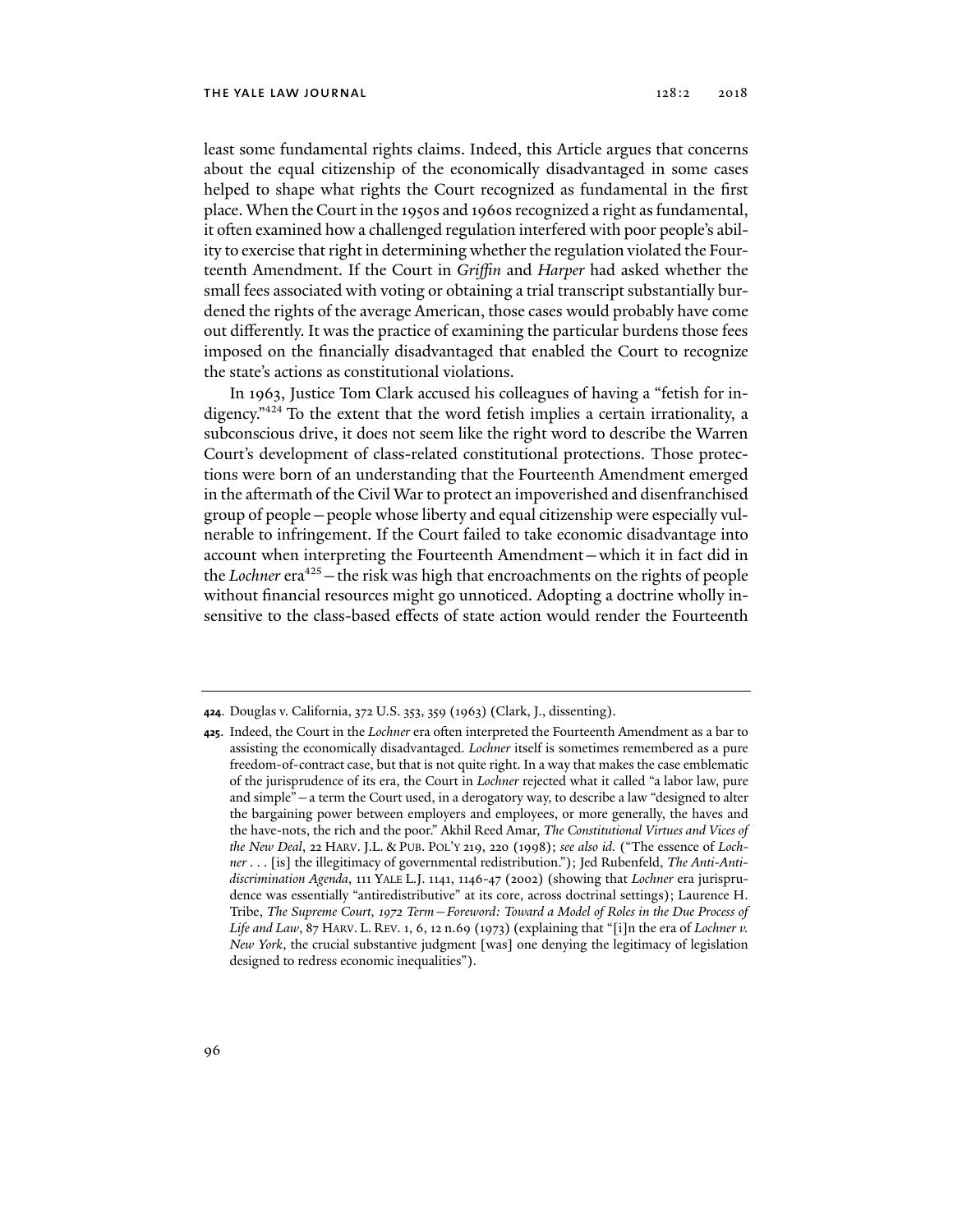least some fundamental rights claims. Indeed, this Article argues that concerns about the equal citizenship of the economically disadvantaged in some cases helped to shape what rights the Court recognized as fundamental in the first place. When the Court in the 1950s and 1960s recognized a right as fundamental, it often examined how a challenged regulation interfered with poor people's ability to exercise that right in determining whether the regulation violated the Fourteenth Amendment. If the Court in *Griffin* and *Harper* had asked whether the small fees associated with voting or obtaining a trial transcript substantially burdened the rights of the average American, those cases would probably have come out differently. It was the practice of examining the particular burdens those fees imposed on the financially disadvantaged that enabled the Court to recognize the state's actions as constitutional violations.

In 1963, Justice Tom Clark accused his colleagues of having a "fetish for indigency."[424] To the extent that the word fetish implies a certain irrationality, a subconscious drive, it does not seem like the right word to describe the Warren Court's development of class-related constitutional protections. Those protections were born of an understanding that the Fourteenth Amendment emerged in the aftermath of the Civil War to protect an impoverished and disenfranchised group of people—people whose liberty and equal citizenship were especially vulnerable to infringement. If the Court failed to take economic disadvantage into account when interpreting the Fourteenth Amendment—which it in fact did in the *Lochner* era[425]—the risk was high that encroachments on the rights of people without financial resources might go unnoticed. Adopting a doctrine wholly insensitive to the class-based effects of state action would render the Fourteenth

---

**424**. Douglas v. California, 372 U.S. 353, 359 (1963) (Clark, J., dissenting).

**425**. Indeed, the Court in the *Lochner* era often interpreted the Fourteenth Amendment as a bar to assisting the economically disadvantaged. *Lochner* itself is sometimes remembered as a pure freedom-of-contract case, but that is not quite right. In a way that makes the case emblematic of the jurisprudence of its era, the Court in *Lochner* rejected what it called "a labor law, pure and simple"—a term the Court used, in a derogatory way, to describe a law "designed to alter the bargaining power between employers and employees, or more generally, the haves and the have-nots, the rich and the poor." Akhil Reed Amar, *The Constitutional Virtues and Vices of the New Deal*, 22 HARV. J.L. & PUB. POL'Y 219, 220 (1998); *see also id.* ("The essence of *Lochner* . . . [is] the illegitimacy of governmental redistribution."); Jed Rubenfeld, *The Anti-Antidiscrimination Agenda*, 111 YALE L.J. 1141, 1146-47 (2002) (showing that *Lochner* era jurisprudence was essentially "antiredistributive" at its core, across doctrinal settings); Laurence H. Tribe, *The Supreme Court, 1972 Term—Foreword: Toward a Model of Roles in the Due Process of Life and Law*, 87 HARV. L. REV. 1, 6, 12 n.69 (1973) (explaining that "[i]n the era of *Lochner v. New York*, the crucial substantive judgment [was] one denying the legitimacy of legislation designed to redress economic inequalities").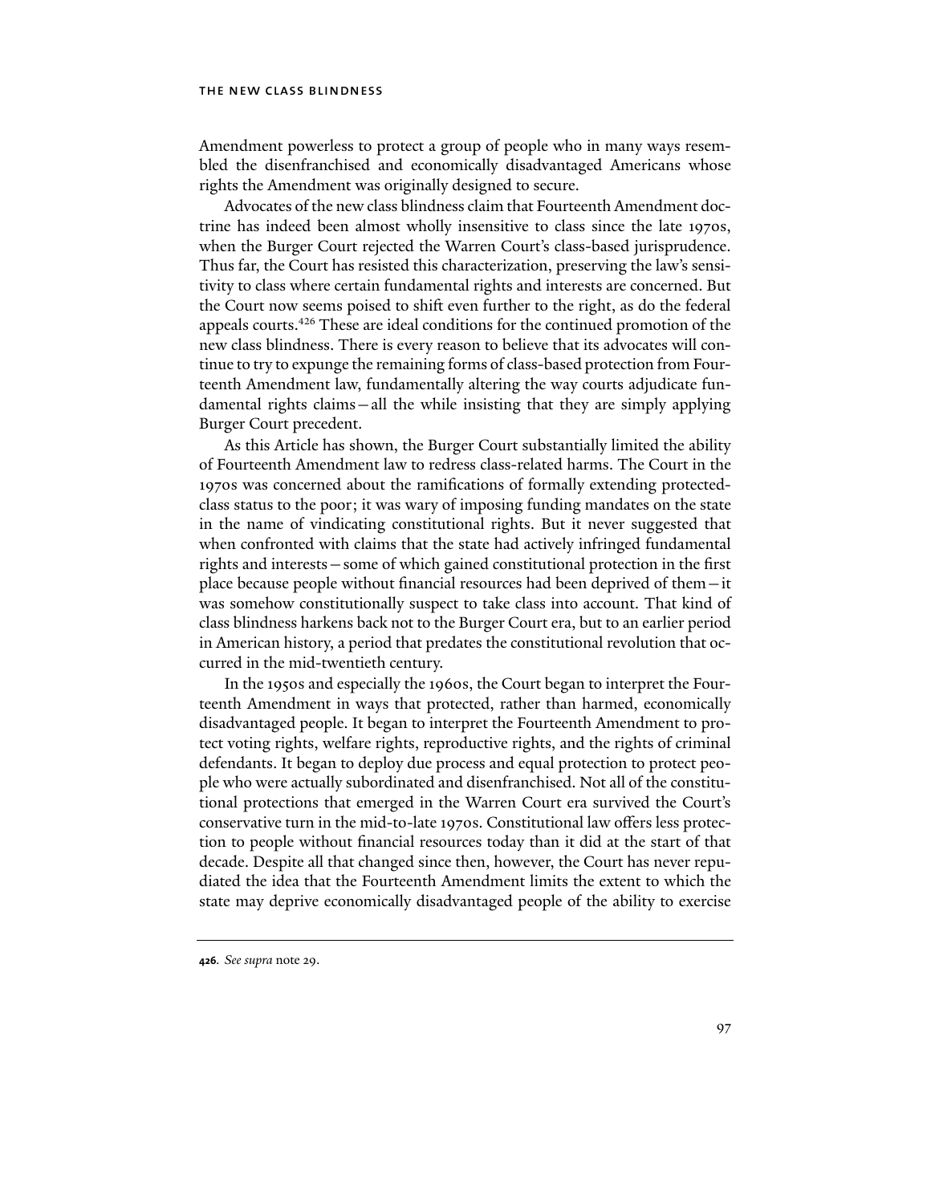Amendment powerless to protect a group of people who in many ways resembled the disenfranchised and economically disadvantaged Americans whose rights the Amendment was originally designed to secure.

Advocates of the new class blindness claim that Fourteenth Amendment doctrine has indeed been almost wholly insensitive to class since the late 1970s, when the Burger Court rejected the Warren Court's class-based jurisprudence. Thus far, the Court has resisted this characterization, preserving the law's sensitivity to class where certain fundamental rights and interests are concerned. But the Court now seems poised to shift even further to the right, as do the federal appeals courts.[426] These are ideal conditions for the continued promotion of the new class blindness. There is every reason to believe that its advocates will continue to try to expunge the remaining forms of class-based protection from Fourteenth Amendment law, fundamentally altering the way courts adjudicate fundamental rights claims—all the while insisting that they are simply applying Burger Court precedent.

As this Article has shown, the Burger Court substantially limited the ability of Fourteenth Amendment law to redress class-related harms. The Court in the 1970s was concerned about the ramifications of formally extending protected-class status to the poor; it was wary of imposing funding mandates on the state in the name of vindicating constitutional rights. But it never suggested that when confronted with claims that the state had actively infringed fundamental rights and interests—some of which gained constitutional protection in the first place because people without financial resources had been deprived of them—it was somehow constitutionally suspect to take class into account. That kind of class blindness harkens back not to the Burger Court era, but to an earlier period in American history, a period that predates the constitutional revolution that occurred in the mid-twentieth century.

In the 1950s and especially the 1960s, the Court began to interpret the Fourteenth Amendment in ways that protected, rather than harmed, economically disadvantaged people. It began to interpret the Fourteenth Amendment to protect voting rights, welfare rights, reproductive rights, and the rights of criminal defendants. It began to deploy due process and equal protection to protect people who were actually subordinated and disenfranchised. Not all of the constitutional protections that emerged in the Warren Court era survived the Court's conservative turn in the mid-to-late 1970s. Constitutional law offers less protection to people without financial resources today than it did at the start of that decade. Despite all that changed since then, however, the Court has never repudiated the idea that the Fourteenth Amendment limits the extent to which the state may deprive economically disadvantaged people of the ability to exercise

---

**426**. *See supra* note 29.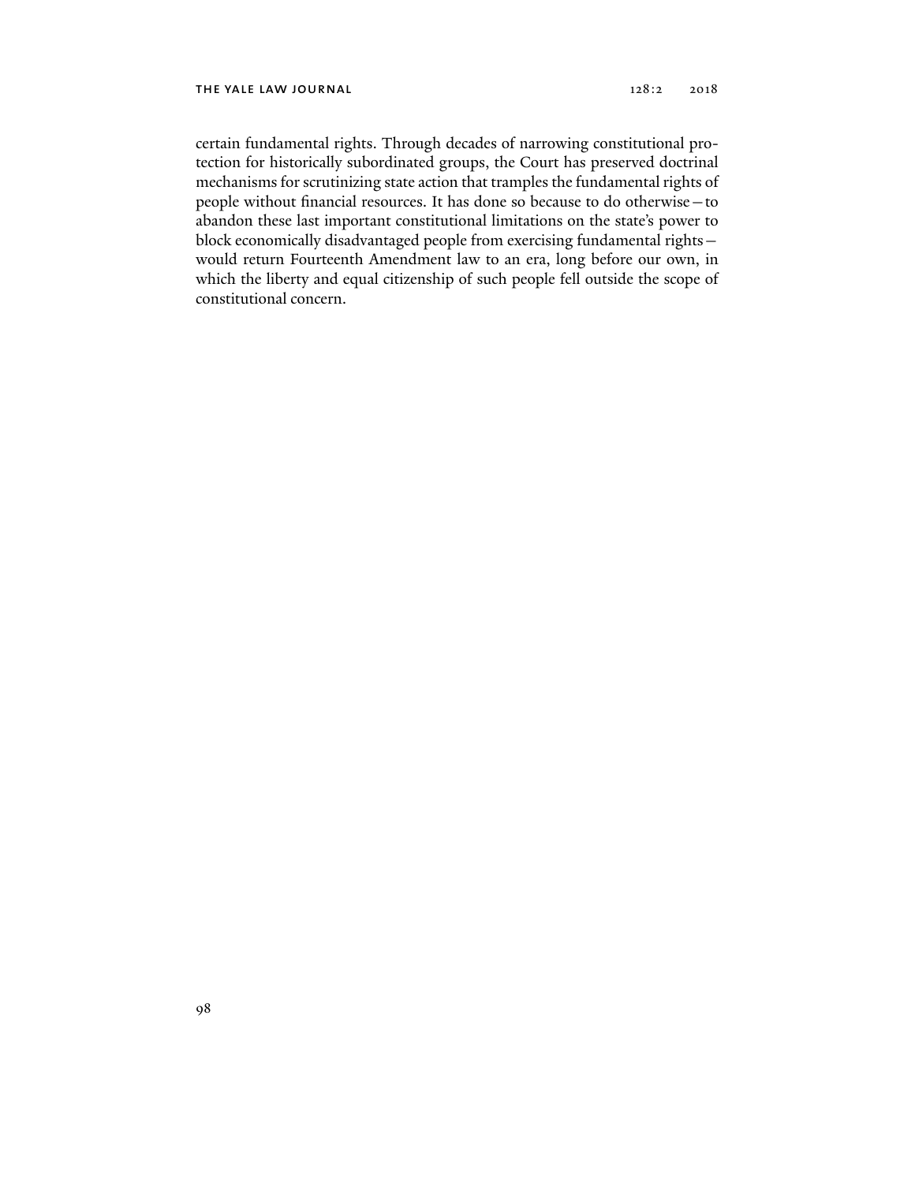certain fundamental rights. Through decades of narrowing constitutional protection for historically subordinated groups, the Court has preserved doctrinal mechanisms for scrutinizing state action that tramples the fundamental rights of people without financial resources. It has done so because to do otherwise—to abandon these last important constitutional limitations on the state's power to block economically disadvantaged people from exercising fundamental rights—would return Fourteenth Amendment law to an era, long before our own, in which the liberty and equal citizenship of such people fell outside the scope of constitutional concern.